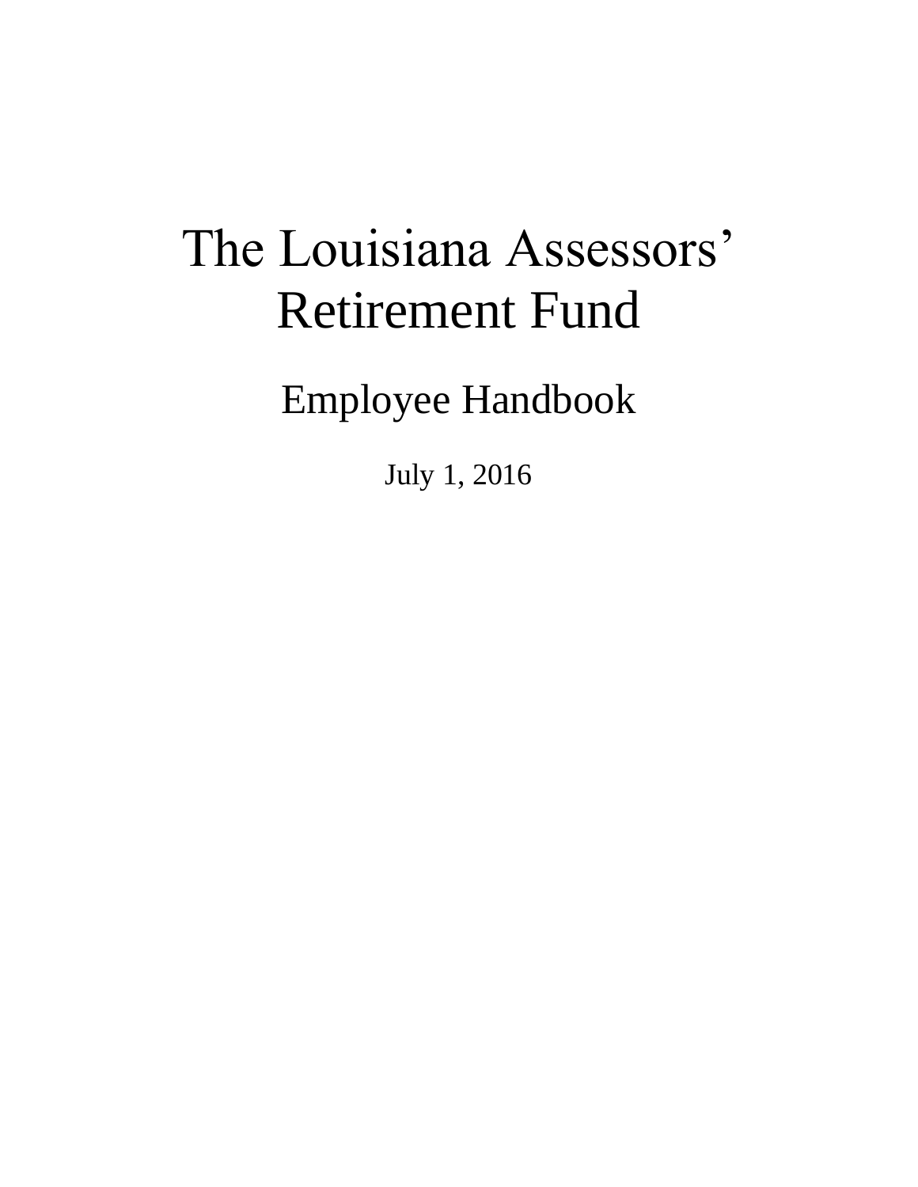# The Louisiana Assessors' Retirement Fund

## Employee Handbook

July 1, 2016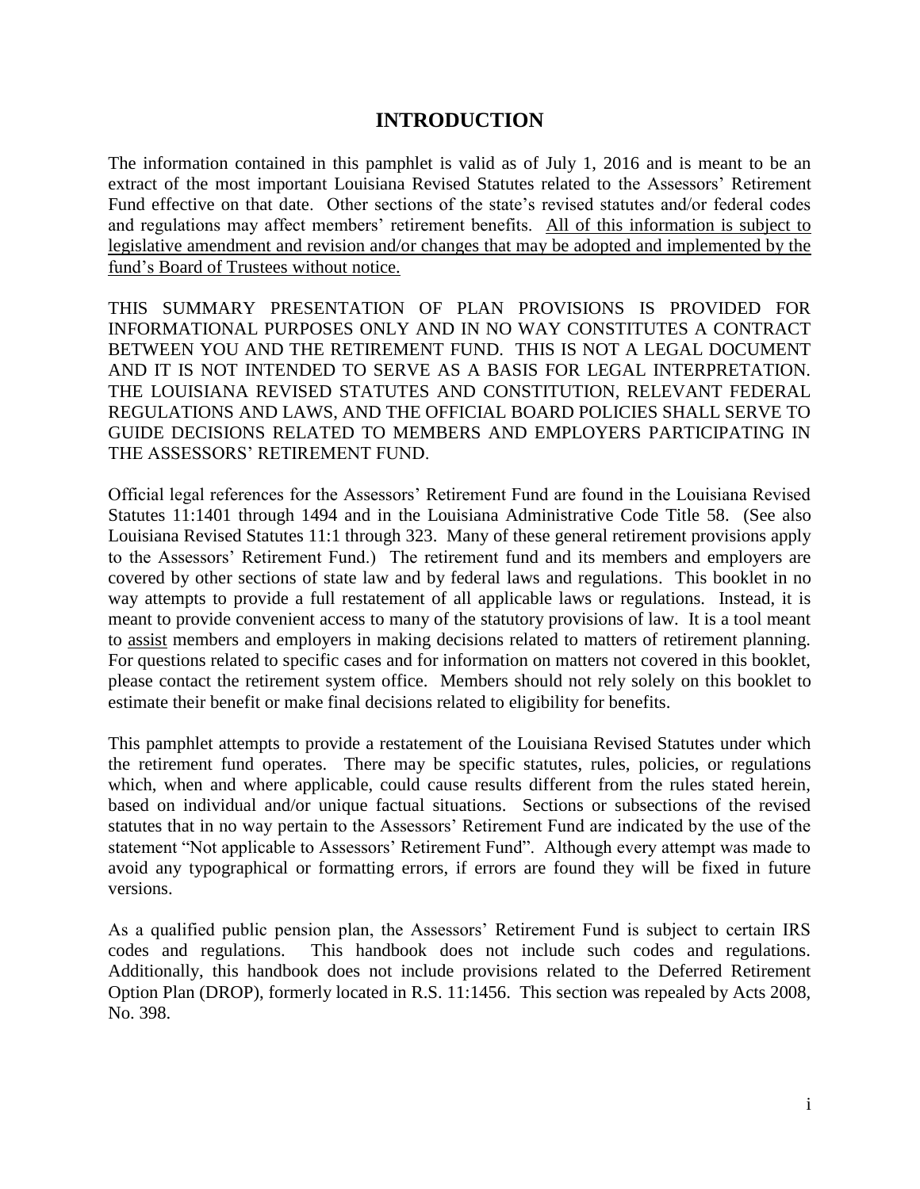# INTRODUCTION

The information contained in this pamphlet is valid as of July 1, 2016 and is meant to be an extract of the most important Louisiana Revised Statutes related to the Assessors' Retirement Fund effective on that date. Other sections of the state's revised statutes and/or federal codes and regulations may affect members' retirement benefits. <u>All of this information is subject to legislative amendment and revision and/or changes that may be adopted and implemented by the fund's Board of Trustees without notice.</u>

THIS SUMMARY PRESENTATION OF PLAN PROVISIONS IS PROVIDED FOR INFORMATIONAL PURPOSES ONLY AND IN NO WAY CONSTITUTES A CONTRACT BETWEEN YOU AND THE RETIREMENT FUND. THIS IS NOT A LEGAL DOCUMENT AND IT IS NOT INTENDED TO SERVE AS A BASIS FOR LEGAL INTERPRETATION. THE LOUISIANA REVISED STATUTES AND CONSTITUTION, RELEVANT FEDERAL REGULATIONS AND LAWS, AND THE OFFICIAL BOARD POLICIES SHALL SERVE TO GUIDE DECISIONS RELATED TO MEMBERS AND EMPLOYERS PARTICIPATING IN THE ASSESSORS' RETIREMENT FUND.

Official legal references for the Assessors' Retirement Fund are found in the Louisiana Revised Statutes 11:1401 through 1494 and in the Louisiana Administrative Code Title 58. (See also Louisiana Revised Statutes 11:1 through 323. Many of these general retirement provisions apply to the Assessors' Retirement Fund.) The retirement fund and its members and employers are covered by other sections of state law and by federal laws and regulations. This booklet in no way attempts to provide a full restatement of all applicable laws or regulations. Instead, it is meant to provide convenient access to many of the statutory provisions of law. It is a tool meant to <u>assist</u> members and employers in making decisions related to matters of retirement planning. For questions related to specific cases and for information on matters not covered in this booklet, please contact the retirement system office. Members should not rely solely on this booklet to estimate their benefit or make final decisions related to eligibility for benefits.

This pamphlet attempts to provide a restatement of the Louisiana Revised Statutes under which the retirement fund operates. There may be specific statutes, rules, policies, or regulations which, when and where applicable, could cause results different from the rules stated herein, based on individual and/or unique factual situations. Sections or subsections of the revised statutes that in no way pertain to the Assessors' Retirement Fund are indicated by the use of the statement "Not applicable to Assessors' Retirement Fund". Although every attempt was made to avoid any typographical or formatting errors, if errors are found they will be fixed in future versions.

As a qualified public pension plan, the Assessors' Retirement Fund is subject to certain IRS codes and regulations. This handbook does not include such codes and regulations. Additionally, this handbook does not include provisions related to the Deferred Retirement Option Plan (DROP), formerly located in R.S. 11:1456. This section was repealed by Acts 2008, No. 398.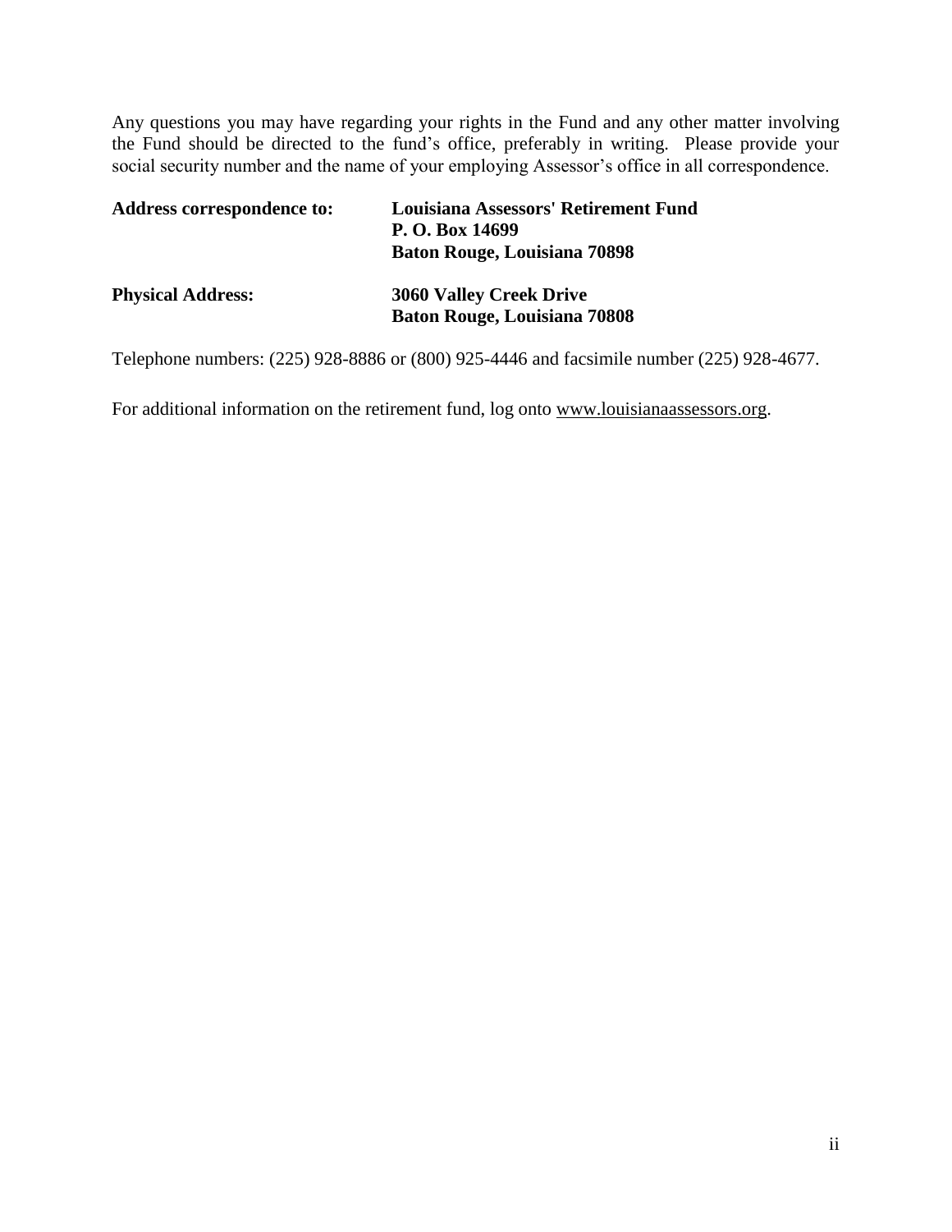Any questions you may have regarding your rights in the Fund and any other matter involving the Fund should be directed to the fund's office, preferably in writing. Please provide your social security number and the name of your employing Assessor's office in all correspondence.

**Address correspondence to:** **Louisiana Assessors' Retirement Fund**
**P. O. Box 14699**
**Baton Rouge, Louisiana 70898**

**Physical Address:** **3060 Valley Creek Drive**
**Baton Rouge, Louisiana 70808**

Telephone numbers: (225) 928-8886 or (800) 925-4446 and facsimile number (225) 928-4677.

For additional information on the retirement fund, log onto www.louisianaassessors.org.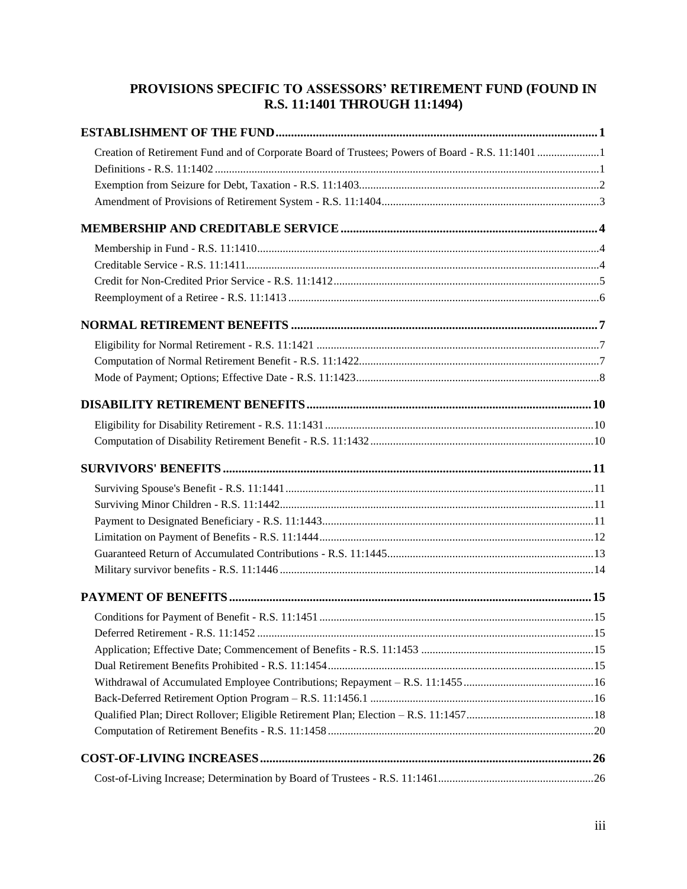# PROVISIONS SPECIFIC TO ASSESSORS' RETIREMENT FUND (FOUND IN R.S. 11:1401 THROUGH 11:1494)

**ESTABLISHMENT OF THE FUND** ........................................ 1

- Creation of Retirement Fund and of Corporate Board of Trustees; Powers of Board - R.S. 11:1401 ........ 1
- Definitions - R.S. 11:1402 ........ 1
- Exemption from Seizure for Debt, Taxation - R.S. 11:1403 ........ 2
- Amendment of Provisions of Retirement System - R.S. 11:1404 ........ 3

**MEMBERSHIP AND CREDITABLE SERVICE** ........................................ 4

- Membership in Fund - R.S. 11:1410 ........ 4
- Creditable Service - R.S. 11:1411 ........ 4
- Credit for Non-Credited Prior Service - R.S. 11:1412 ........ 5
- Reemployment of a Retiree - R.S. 11:1413 ........ 6

**NORMAL RETIREMENT BENEFITS** ........................................ 7

- Eligibility for Normal Retirement - R.S. 11:1421 ........ 7
- Computation of Normal Retirement Benefit - R.S. 11:1422 ........ 7
- Mode of Payment; Options; Effective Date - R.S. 11:1423 ........ 8

**DISABILITY RETIREMENT BENEFITS** ........................................ 10

- Eligibility for Disability Retirement - R.S. 11:1431 ........ 10
- Computation of Disability Retirement Benefit - R.S. 11:1432 ........ 10

**SURVIVORS' BENEFITS** ........................................ 11

- Surviving Spouse's Benefit - R.S. 11:1441 ........ 11
- Surviving Minor Children - R.S. 11:1442 ........ 11
- Payment to Designated Beneficiary - R.S. 11:1443 ........ 11
- Limitation on Payment of Benefits - R.S. 11:1444 ........ 12
- Guaranteed Return of Accumulated Contributions - R.S. 11:1445 ........ 13
- Military survivor benefits - R.S. 11:1446 ........ 14

**PAYMENT OF BENEFITS** ........................................ 15

- Conditions for Payment of Benefit - R.S. 11:1451 ........ 15
- Deferred Retirement - R.S. 11:1452 ........ 15
- Application; Effective Date; Commencement of Benefits - R.S. 11:1453 ........ 15
- Dual Retirement Benefits Prohibited - R.S. 11:1454 ........ 15
- Withdrawal of Accumulated Employee Contributions; Repayment – R.S. 11:1455 ........ 16
- Back-Deferred Retirement Option Program – R.S. 11:1456.1 ........ 16
- Qualified Plan; Direct Rollover; Eligible Retirement Plan; Election – R.S. 11:1457 ........ 18
- Computation of Retirement Benefits - R.S. 11:1458 ........ 20

**COST-OF-LIVING INCREASES** ........................................ 26

- Cost-of-Living Increase; Determination by Board of Trustees - R.S. 11:1461 ........ 26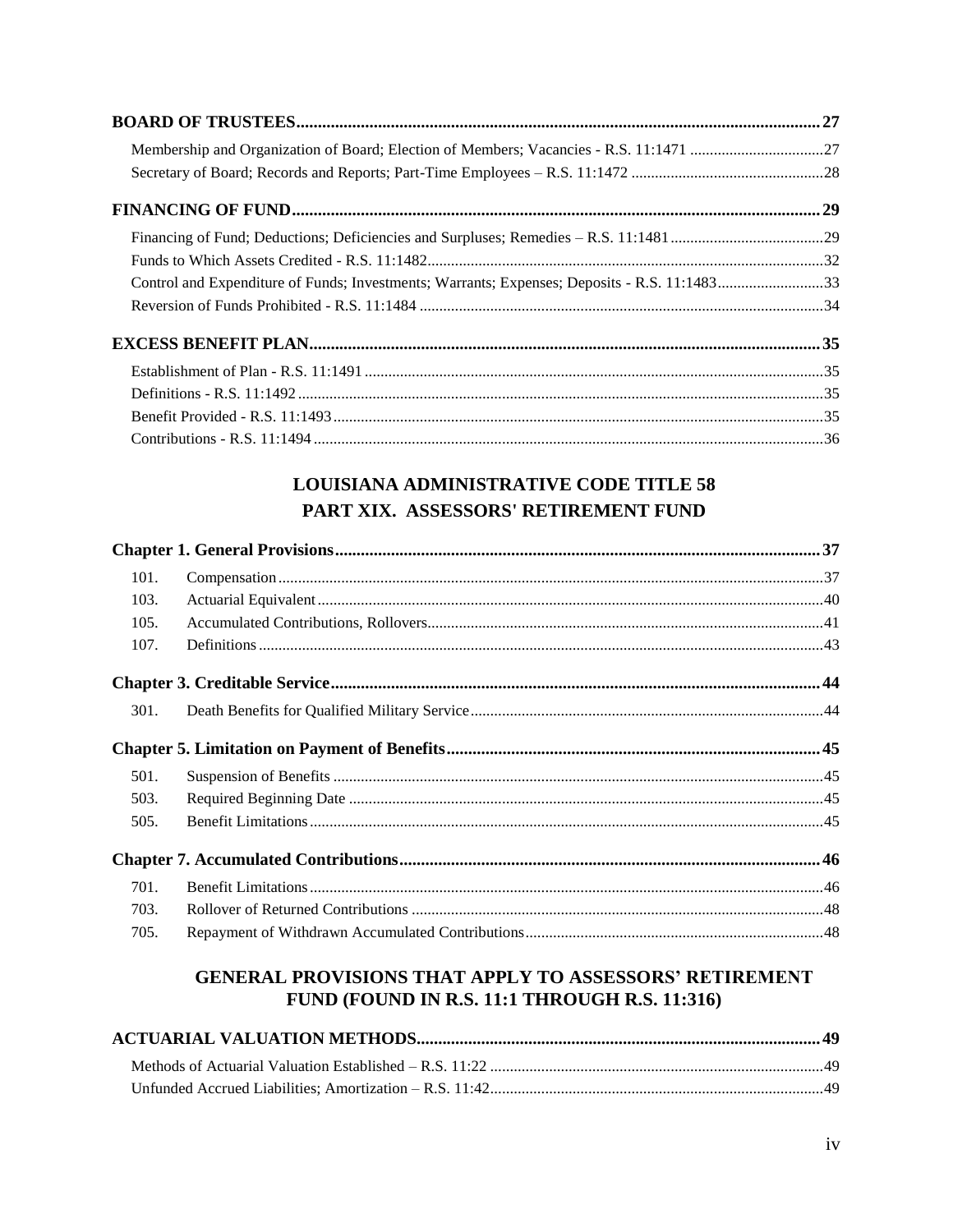**BOARD OF TRUSTEES** .......... 27

Membership and Organization of Board; Election of Members; Vacancies - R.S. 11:1471 .......... 27

Secretary of Board; Records and Reports; Part-Time Employees – R.S. 11:1472 .......... 28

**FINANCING OF FUND** .......... 29

Financing of Fund; Deductions; Deficiencies and Surpluses; Remedies – R.S. 11:1481 .......... 29

Funds to Which Assets Credited - R.S. 11:1482 .......... 32

Control and Expenditure of Funds; Investments; Warrants; Expenses; Deposits - R.S. 11:1483 .......... 33

Reversion of Funds Prohibited - R.S. 11:1484 .......... 34

**EXCESS BENEFIT PLAN** .......... 35

Establishment of Plan - R.S. 11:1491 .......... 35

Definitions - R.S. 11:1492 .......... 35

Benefit Provided - R.S. 11:1493 .......... 35

Contributions - R.S. 11:1494 .......... 36

## LOUISIANA ADMINISTRATIVE CODE TITLE 58
## PART XIX. ASSESSORS' RETIREMENT FUND

**Chapter 1. General Provisions** .......... 37

101. Compensation .......... 37

103. Actuarial Equivalent .......... 40

105. Accumulated Contributions, Rollovers .......... 41

107. Definitions .......... 43

**Chapter 3. Creditable Service** .......... 44

301. Death Benefits for Qualified Military Service .......... 44

**Chapter 5. Limitation on Payment of Benefits** .......... 45

501. Suspension of Benefits .......... 45

503. Required Beginning Date .......... 45

505. Benefit Limitations .......... 45

**Chapter 7. Accumulated Contributions** .......... 46

701. Benefit Limitations .......... 46

703. Rollover of Returned Contributions .......... 48

705. Repayment of Withdrawn Accumulated Contributions .......... 48

## GENERAL PROVISIONS THAT APPLY TO ASSESSORS' RETIREMENT FUND (FOUND IN R.S. 11:1 THROUGH R.S. 11:316)

**ACTUARIAL VALUATION METHODS** .......... 49

Methods of Actuarial Valuation Established – R.S. 11:22 .......... 49

Unfunded Accrued Liabilities; Amortization – R.S. 11:42 .......... 49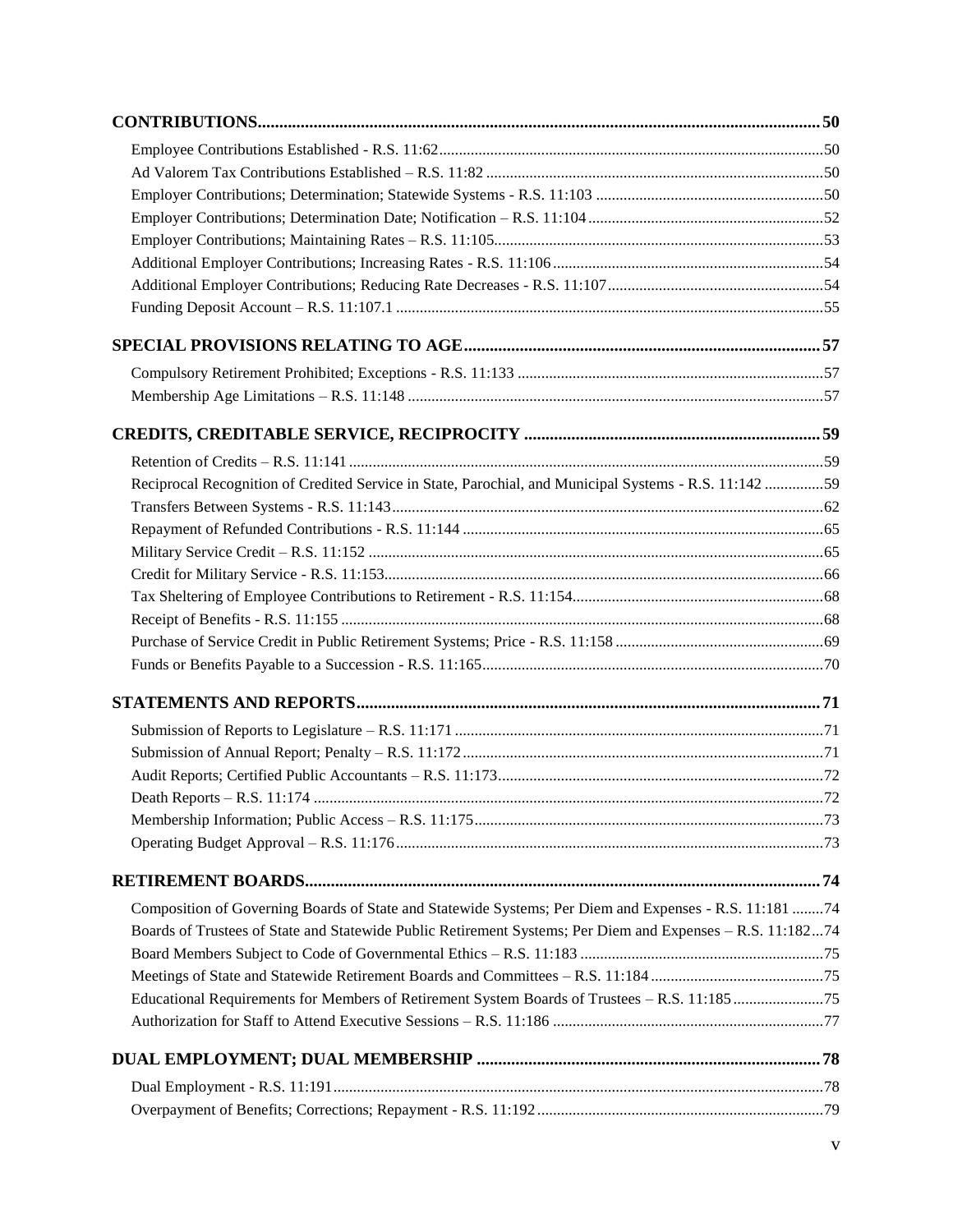**CONTRIBUTIONS** ..................................................................................................................................... 50

- Employee Contributions Established - R.S. 11:62 ................................................................................. 50
- Ad Valorem Tax Contributions Established – R.S. 11:82 ..................................................................... 50
- Employer Contributions; Determination; Statewide Systems - R.S. 11:103 .......................................... 50
- Employer Contributions; Determination Date; Notification – R.S. 11:104 ........................................... 52
- Employer Contributions; Maintaining Rates – R.S. 11:105 .................................................................... 53
- Additional Employer Contributions; Increasing Rates - R.S. 11:106 ..................................................... 54
- Additional Employer Contributions; Reducing Rate Decreases - R.S. 11:107 ....................................... 54
- Funding Deposit Account – R.S. 11:107.1 ............................................................................................. 55

**SPECIAL PROVISIONS RELATING TO AGE** ............................................................................... 57

- Compulsory Retirement Prohibited; Exceptions - R.S. 11:133 .............................................................. 57
- Membership Age Limitations – R.S. 11:148 .......................................................................................... 57

**CREDITS, CREDITABLE SERVICE, RECIPROCITY** ..................................................................... 59

- Retention of Credits – R.S. 11:141 ......................................................................................................... 59
- Reciprocal Recognition of Credited Service in State, Parochial, and Municipal Systems - R.S. 11:142 ............... 59
- Transfers Between Systems - R.S. 11:143 .............................................................................................. 62
- Repayment of Refunded Contributions - R.S. 11:144 ............................................................................ 65
- Military Service Credit – R.S. 11:152 .................................................................................................... 65
- Credit for Military Service - R.S. 11:153 ................................................................................................ 66
- Tax Sheltering of Employee Contributions to Retirement - R.S. 11:154 ................................................ 68
- Receipt of Benefits - R.S. 11:155 ........................................................................................................... 68
- Purchase of Service Credit in Public Retirement Systems; Price - R.S. 11:158 ..................................... 69
- Funds or Benefits Payable to a Succession - R.S. 11:165 ....................................................................... 70

**STATEMENTS AND REPORTS** ............................................................................................................ 71

- Submission of Reports to Legislature – R.S. 11:171 .............................................................................. 71
- Submission of Annual Report; Penalty – R.S. 11:172 ............................................................................ 71
- Audit Reports; Certified Public Accountants – R.S. 11:173 ................................................................... 72
- Death Reports – R.S. 11:174 .................................................................................................................. 72
- Membership Information; Public Access – R.S. 11:175 ......................................................................... 73
- Operating Budget Approval – R.S. 11:176 ............................................................................................. 73

**RETIREMENT BOARDS** ......................................................................................................................... 74

- Composition of Governing Boards of State and Statewide Systems; Per Diem and Expenses - R.S. 11:181 ........ 74
- Boards of Trustees of State and Statewide Public Retirement Systems; Per Diem and Expenses – R.S. 11:182 ... 74
- Board Members Subject to Code of Governmental Ethics – R.S. 11:183 .............................................. 75
- Meetings of State and Statewide Retirement Boards and Committees – R.S. 11:184 ............................ 75
- Educational Requirements for Members of Retirement System Boards of Trustees – R.S. 11:185 ....................... 75
- Authorization for Staff to Attend Executive Sessions – R.S. 11:186 ..................................................... 77

**DUAL EMPLOYMENT; DUAL MEMBERSHIP** ................................................................................ 78

- Dual Employment - R.S. 11:191 ............................................................................................................. 78
- Overpayment of Benefits; Corrections; Repayment - R.S. 11:192 ......................................................... 79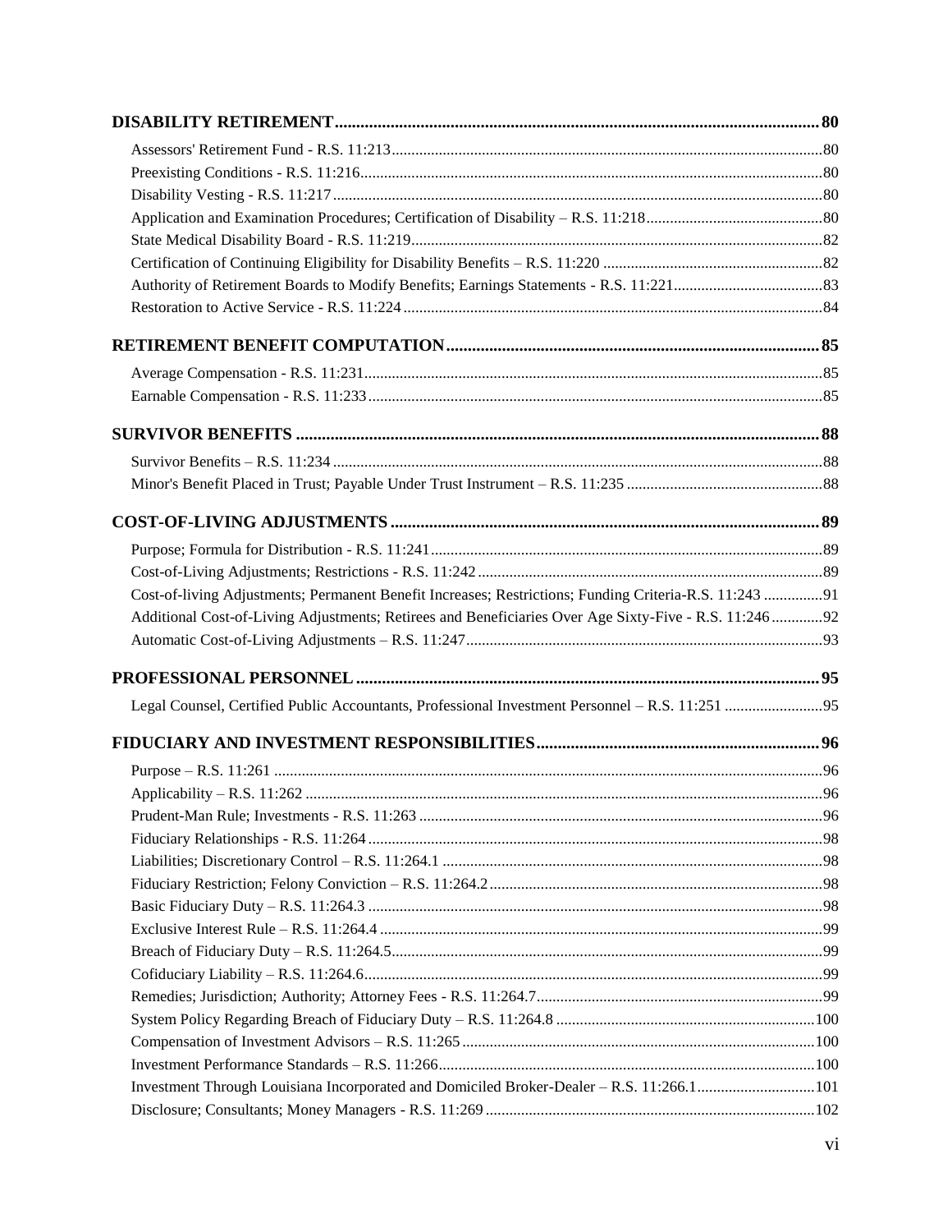**DISABILITY RETIREMENT** ..................................................................... 80

Assessors' Retirement Fund - R.S. 11:213 ..................................................................... 80
Preexisting Conditions - R.S. 11:216 ..................................................................... 80
Disability Vesting - R.S. 11:217 ..................................................................... 80
Application and Examination Procedures; Certification of Disability – R.S. 11:218 ..................................................................... 80
State Medical Disability Board - R.S. 11:219 ..................................................................... 82
Certification of Continuing Eligibility for Disability Benefits – R.S. 11:220 ..................................................................... 82
Authority of Retirement Boards to Modify Benefits; Earnings Statements - R.S. 11:221 ..................................................................... 83
Restoration to Active Service - R.S. 11:224 ..................................................................... 84

**RETIREMENT BENEFIT COMPUTATION** ..................................................................... 85

Average Compensation - R.S. 11:231 ..................................................................... 85
Earnable Compensation - R.S. 11:233 ..................................................................... 85

**SURVIVOR BENEFITS** ..................................................................... 88

Survivor Benefits – R.S. 11:234 ..................................................................... 88
Minor's Benefit Placed in Trust; Payable Under Trust Instrument – R.S. 11:235 ..................................................................... 88

**COST-OF-LIVING ADJUSTMENTS** ..................................................................... 89

Purpose; Formula for Distribution - R.S. 11:241 ..................................................................... 89
Cost-of-Living Adjustments; Restrictions - R.S. 11:242 ..................................................................... 89
Cost-of-living Adjustments; Permanent Benefit Increases; Restrictions; Funding Criteria-R.S. 11:243 ..................................................................... 91
Additional Cost-of-Living Adjustments; Retirees and Beneficiaries Over Age Sixty-Five - R.S. 11:246 ..................................................................... 92
Automatic Cost-of-Living Adjustments – R.S. 11:247 ..................................................................... 93

**PROFESSIONAL PERSONNEL** ..................................................................... 95

Legal Counsel, Certified Public Accountants, Professional Investment Personnel – R.S. 11:251 ..................................................................... 95

**FIDUCIARY AND INVESTMENT RESPONSIBILITIES** ..................................................................... 96

Purpose – R.S. 11:261 ..................................................................... 96
Applicability – R.S. 11:262 ..................................................................... 96
Prudent-Man Rule; Investments - R.S. 11:263 ..................................................................... 96
Fiduciary Relationships - R.S. 11:264 ..................................................................... 98
Liabilities; Discretionary Control – R.S. 11:264.1 ..................................................................... 98
Fiduciary Restriction; Felony Conviction – R.S. 11:264.2 ..................................................................... 98
Basic Fiduciary Duty – R.S. 11:264.3 ..................................................................... 98
Exclusive Interest Rule – R.S. 11:264.4 ..................................................................... 99
Breach of Fiduciary Duty – R.S. 11:264.5 ..................................................................... 99
Cofiduciary Liability – R.S. 11:264.6 ..................................................................... 99
Remedies; Jurisdiction; Authority; Attorney Fees - R.S. 11:264.7 ..................................................................... 99
System Policy Regarding Breach of Fiduciary Duty – R.S. 11:264.8 ..................................................................... 100
Compensation of Investment Advisors – R.S. 11:265 ..................................................................... 100
Investment Performance Standards – R.S. 11:266 ..................................................................... 100
Investment Through Louisiana Incorporated and Domiciled Broker-Dealer – R.S. 11:266.1 ..................................................................... 101
Disclosure; Consultants; Money Managers - R.S. 11:269 ..................................................................... 102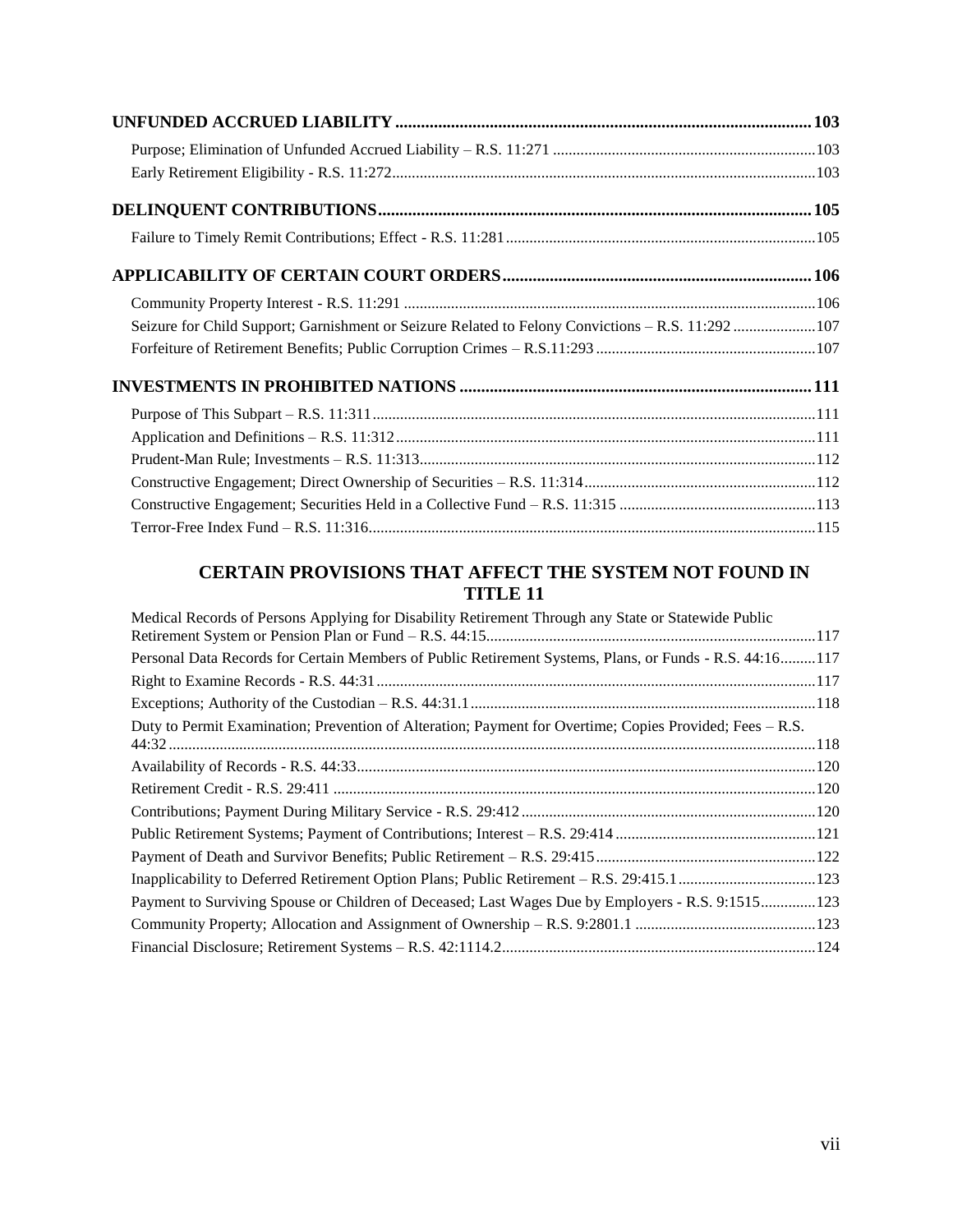**UNFUNDED ACCRUED LIABILITY** ........ 103

Purpose; Elimination of Unfunded Accrued Liability – R.S. 11:271 ........ 103

Early Retirement Eligibility - R.S. 11:272 ........ 103

**DELINQUENT CONTRIBUTIONS** ........ 105

Failure to Timely Remit Contributions; Effect - R.S. 11:281 ........ 105

**APPLICABILITY OF CERTAIN COURT ORDERS** ........ 106

Community Property Interest - R.S. 11:291 ........ 106

Seizure for Child Support; Garnishment or Seizure Related to Felony Convictions – R.S. 11:292 ........ 107

Forfeiture of Retirement Benefits; Public Corruption Crimes – R.S.11:293 ........ 107

**INVESTMENTS IN PROHIBITED NATIONS** ........ 111

Purpose of This Subpart – R.S. 11:311 ........ 111

Application and Definitions – R.S. 11:312 ........ 111

Prudent-Man Rule; Investments – R.S. 11:313 ........ 112

Constructive Engagement; Direct Ownership of Securities – R.S. 11:314 ........ 112

Constructive Engagement; Securities Held in a Collective Fund – R.S. 11:315 ........ 113

Terror-Free Index Fund – R.S. 11:316 ........ 115

## CERTAIN PROVISIONS THAT AFFECT THE SYSTEM NOT FOUND IN TITLE 11

Medical Records of Persons Applying for Disability Retirement Through any State or Statewide Public Retirement System or Pension Plan or Fund – R.S. 44:15 ........ 117

Personal Data Records for Certain Members of Public Retirement Systems, Plans, or Funds - R.S. 44:16 ........ 117

Right to Examine Records - R.S. 44:31 ........ 117

Exceptions; Authority of the Custodian – R.S. 44:31.1 ........ 118

Duty to Permit Examination; Prevention of Alteration; Payment for Overtime; Copies Provided; Fees – R.S. 44:32 ........ 118

Availability of Records - R.S. 44:33 ........ 120

Retirement Credit - R.S. 29:411 ........ 120

Contributions; Payment During Military Service - R.S. 29:412 ........ 120

Public Retirement Systems; Payment of Contributions; Interest – R.S. 29:414 ........ 121

Payment of Death and Survivor Benefits; Public Retirement – R.S. 29:415 ........ 122

Inapplicability to Deferred Retirement Option Plans; Public Retirement – R.S. 29:415.1 ........ 123

Payment to Surviving Spouse or Children of Deceased; Last Wages Due by Employers - R.S. 9:1515 ........ 123

Community Property; Allocation and Assignment of Ownership – R.S. 9:2801.1 ........ 123

Financial Disclosure; Retirement Systems – R.S. 42:1114.2 ........ 124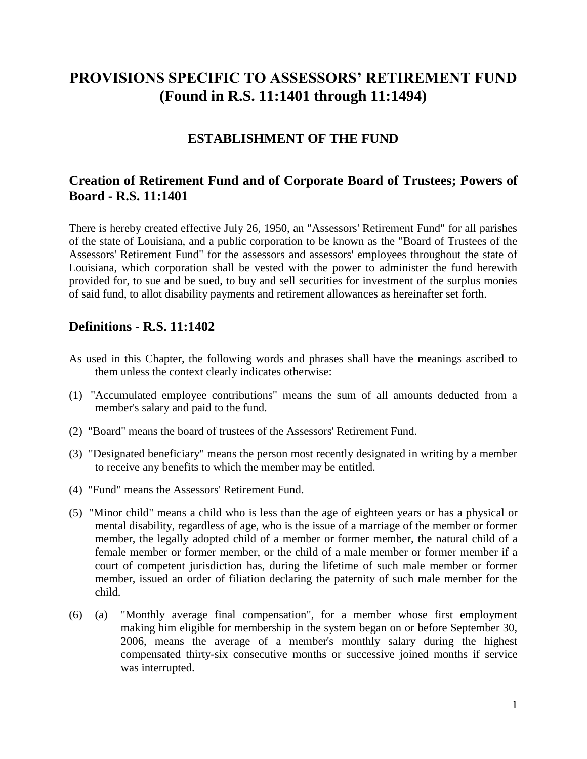# PROVISIONS SPECIFIC TO ASSESSORS' RETIREMENT FUND (Found in R.S. 11:1401 through 11:1494)

## ESTABLISHMENT OF THE FUND

### Creation of Retirement Fund and of Corporate Board of Trustees; Powers of Board - R.S. 11:1401

There is hereby created effective July 26, 1950, an "Assessors' Retirement Fund" for all parishes of the state of Louisiana, and a public corporation to be known as the "Board of Trustees of the Assessors' Retirement Fund" for the assessors and assessors' employees throughout the state of Louisiana, which corporation shall be vested with the power to administer the fund herewith provided for, to sue and be sued, to buy and sell securities for investment of the surplus monies of said fund, to allot disability payments and retirement allowances as hereinafter set forth.

### Definitions - R.S. 11:1402

As used in this Chapter, the following words and phrases shall have the meanings ascribed to them unless the context clearly indicates otherwise:

(1) "Accumulated employee contributions" means the sum of all amounts deducted from a member's salary and paid to the fund.

(2) "Board" means the board of trustees of the Assessors' Retirement Fund.

(3) "Designated beneficiary" means the person most recently designated in writing by a member to receive any benefits to which the member may be entitled.

(4) "Fund" means the Assessors' Retirement Fund.

(5) "Minor child" means a child who is less than the age of eighteen years or has a physical or mental disability, regardless of age, who is the issue of a marriage of the member or former member, the legally adopted child of a member or former member, the natural child of a female member or former member, or the child of a male member or former member if a court of competent jurisdiction has, during the lifetime of such male member or former member, issued an order of filiation declaring the paternity of such male member for the child.

(6) (a) "Monthly average final compensation", for a member whose first employment making him eligible for membership in the system began on or before September 30, 2006, means the average of a member's monthly salary during the highest compensated thirty-six consecutive months or successive joined months if service was interrupted.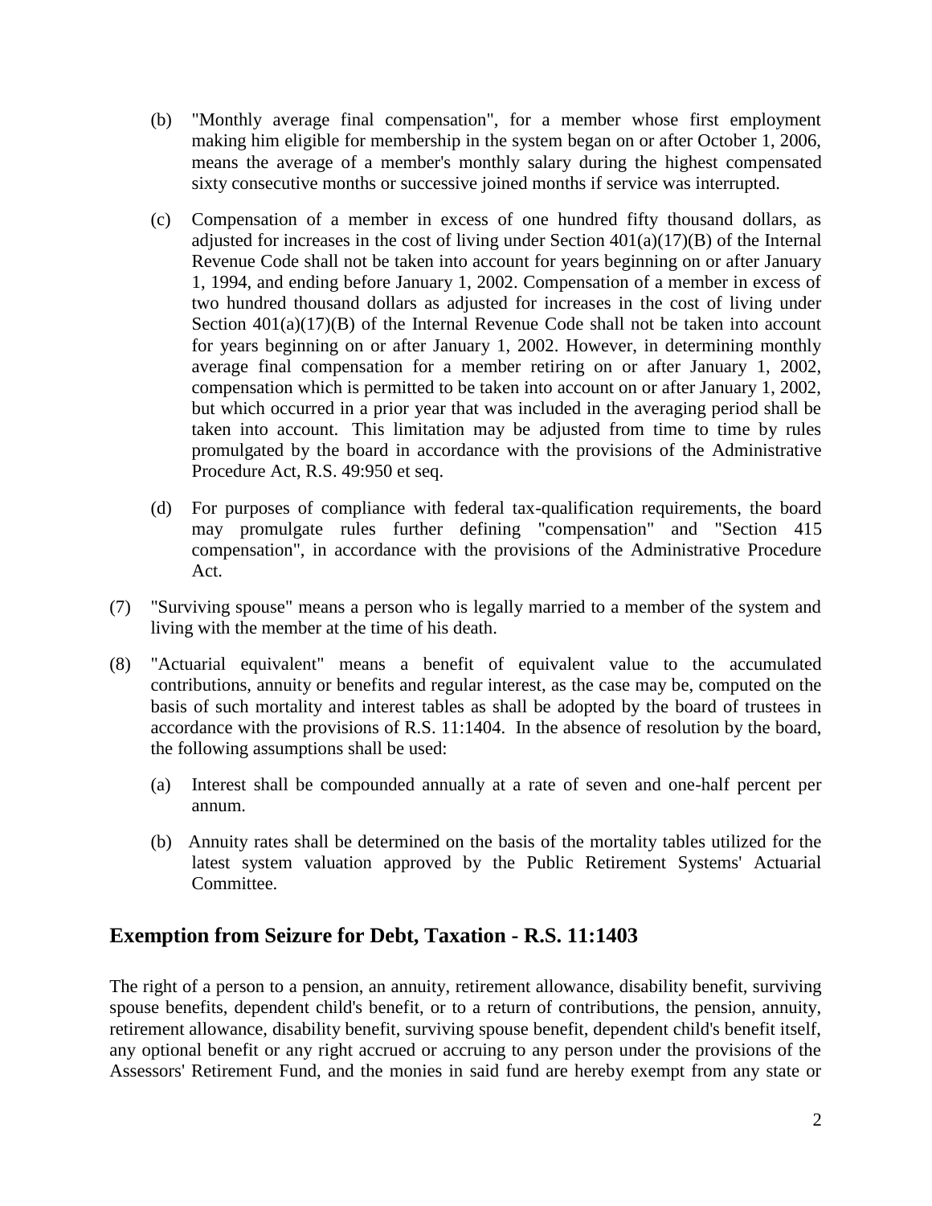(b) "Monthly average final compensation", for a member whose first employment making him eligible for membership in the system began on or after October 1, 2006, means the average of a member's monthly salary during the highest compensated sixty consecutive months or successive joined months if service was interrupted.

(c) Compensation of a member in excess of one hundred fifty thousand dollars, as adjusted for increases in the cost of living under Section 401(a)(17)(B) of the Internal Revenue Code shall not be taken into account for years beginning on or after January 1, 1994, and ending before January 1, 2002. Compensation of a member in excess of two hundred thousand dollars as adjusted for increases in the cost of living under Section 401(a)(17)(B) of the Internal Revenue Code shall not be taken into account for years beginning on or after January 1, 2002. However, in determining monthly average final compensation for a member retiring on or after January 1, 2002, compensation which is permitted to be taken into account on or after January 1, 2002, but which occurred in a prior year that was included in the averaging period shall be taken into account. This limitation may be adjusted from time to time by rules promulgated by the board in accordance with the provisions of the Administrative Procedure Act, R.S. 49:950 et seq.

(d) For purposes of compliance with federal tax-qualification requirements, the board may promulgate rules further defining "compensation" and "Section 415 compensation", in accordance with the provisions of the Administrative Procedure Act.

(7) "Surviving spouse" means a person who is legally married to a member of the system and living with the member at the time of his death.

(8) "Actuarial equivalent" means a benefit of equivalent value to the accumulated contributions, annuity or benefits and regular interest, as the case may be, computed on the basis of such mortality and interest tables as shall be adopted by the board of trustees in accordance with the provisions of R.S. 11:1404. In the absence of resolution by the board, the following assumptions shall be used:

(a) Interest shall be compounded annually at a rate of seven and one-half percent per annum.

(b) Annuity rates shall be determined on the basis of the mortality tables utilized for the latest system valuation approved by the Public Retirement Systems' Actuarial Committee.

## Exemption from Seizure for Debt, Taxation - R.S. 11:1403

The right of a person to a pension, an annuity, retirement allowance, disability benefit, surviving spouse benefits, dependent child's benefit, or to a return of contributions, the pension, annuity, retirement allowance, disability benefit, surviving spouse benefit, dependent child's benefit itself, any optional benefit or any right accrued or accruing to any person under the provisions of the Assessors' Retirement Fund, and the monies in said fund are hereby exempt from any state or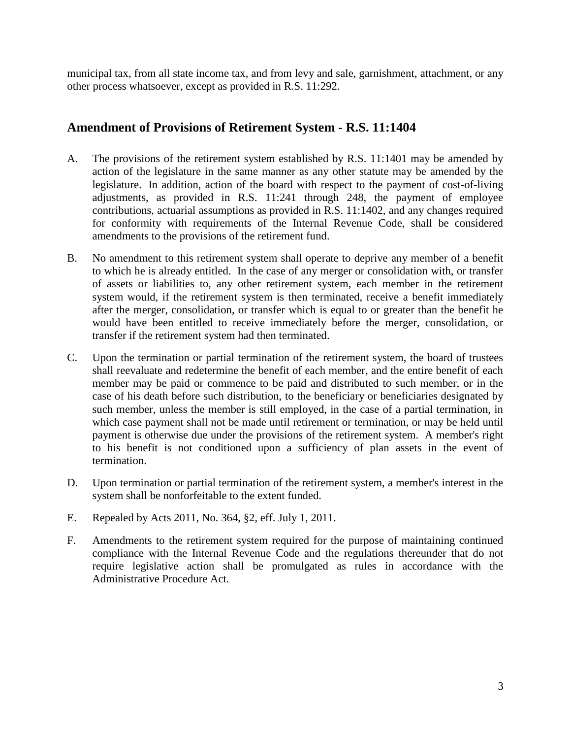municipal tax, from all state income tax, and from levy and sale, garnishment, attachment, or any other process whatsoever, except as provided in R.S. 11:292.

## Amendment of Provisions of Retirement System - R.S. 11:1404

A. The provisions of the retirement system established by R.S. 11:1401 may be amended by action of the legislature in the same manner as any other statute may be amended by the legislature. In addition, action of the board with respect to the payment of cost-of-living adjustments, as provided in R.S. 11:241 through 248, the payment of employee contributions, actuarial assumptions as provided in R.S. 11:1402, and any changes required for conformity with requirements of the Internal Revenue Code, shall be considered amendments to the provisions of the retirement fund.

B. No amendment to this retirement system shall operate to deprive any member of a benefit to which he is already entitled. In the case of any merger or consolidation with, or transfer of assets or liabilities to, any other retirement system, each member in the retirement system would, if the retirement system is then terminated, receive a benefit immediately after the merger, consolidation, or transfer which is equal to or greater than the benefit he would have been entitled to receive immediately before the merger, consolidation, or transfer if the retirement system had then terminated.

C. Upon the termination or partial termination of the retirement system, the board of trustees shall reevaluate and redetermine the benefit of each member, and the entire benefit of each member may be paid or commence to be paid and distributed to such member, or in the case of his death before such distribution, to the beneficiary or beneficiaries designated by such member, unless the member is still employed, in the case of a partial termination, in which case payment shall not be made until retirement or termination, or may be held until payment is otherwise due under the provisions of the retirement system. A member's right to his benefit is not conditioned upon a sufficiency of plan assets in the event of termination.

D. Upon termination or partial termination of the retirement system, a member's interest in the system shall be nonforfeitable to the extent funded.

E. Repealed by Acts 2011, No. 364, §2, eff. July 1, 2011.

F. Amendments to the retirement system required for the purpose of maintaining continued compliance with the Internal Revenue Code and the regulations thereunder that do not require legislative action shall be promulgated as rules in accordance with the Administrative Procedure Act.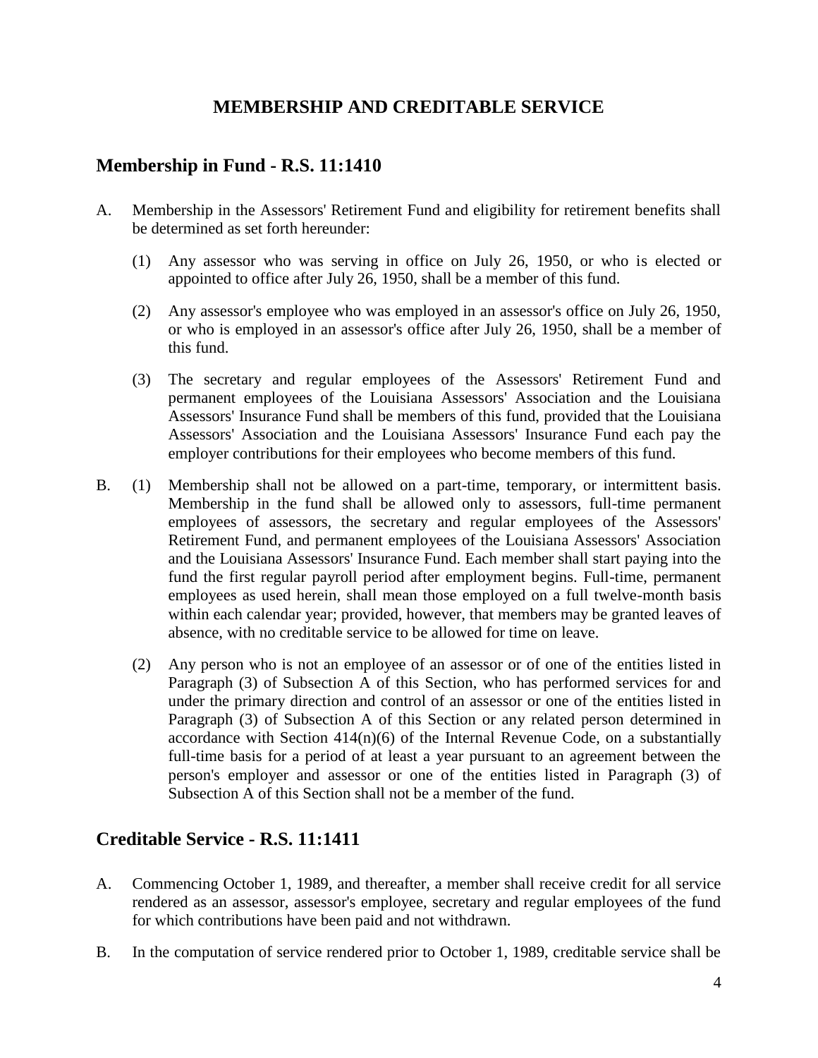# MEMBERSHIP AND CREDITABLE SERVICE

## Membership in Fund - R.S. 11:1410

A. Membership in the Assessors' Retirement Fund and eligibility for retirement benefits shall be determined as set forth hereunder:

   (1) Any assessor who was serving in office on July 26, 1950, or who is elected or appointed to office after July 26, 1950, shall be a member of this fund.

   (2) Any assessor's employee who was employed in an assessor's office on July 26, 1950, or who is employed in an assessor's office after July 26, 1950, shall be a member of this fund.

   (3) The secretary and regular employees of the Assessors' Retirement Fund and permanent employees of the Louisiana Assessors' Association and the Louisiana Assessors' Insurance Fund shall be members of this fund, provided that the Louisiana Assessors' Association and the Louisiana Assessors' Insurance Fund each pay the employer contributions for their employees who become members of this fund.

B. (1) Membership shall not be allowed on a part-time, temporary, or intermittent basis. Membership in the fund shall be allowed only to assessors, full-time permanent employees of assessors, the secretary and regular employees of the Assessors' Retirement Fund, and permanent employees of the Louisiana Assessors' Association and the Louisiana Assessors' Insurance Fund. Each member shall start paying into the fund the first regular payroll period after employment begins. Full-time, permanent employees as used herein, shall mean those employed on a full twelve-month basis within each calendar year; provided, however, that members may be granted leaves of absence, with no creditable service to be allowed for time on leave.

   (2) Any person who is not an employee of an assessor or of one of the entities listed in Paragraph (3) of Subsection A of this Section, who has performed services for and under the primary direction and control of an assessor or one of the entities listed in Paragraph (3) of Subsection A of this Section or any related person determined in accordance with Section 414(n)(6) of the Internal Revenue Code, on a substantially full-time basis for a period of at least a year pursuant to an agreement between the person's employer and assessor or one of the entities listed in Paragraph (3) of Subsection A of this Section shall not be a member of the fund.

## Creditable Service - R.S. 11:1411

A. Commencing October 1, 1989, and thereafter, a member shall receive credit for all service rendered as an assessor, assessor's employee, secretary and regular employees of the fund for which contributions have been paid and not withdrawn.

B. In the computation of service rendered prior to October 1, 1989, creditable service shall be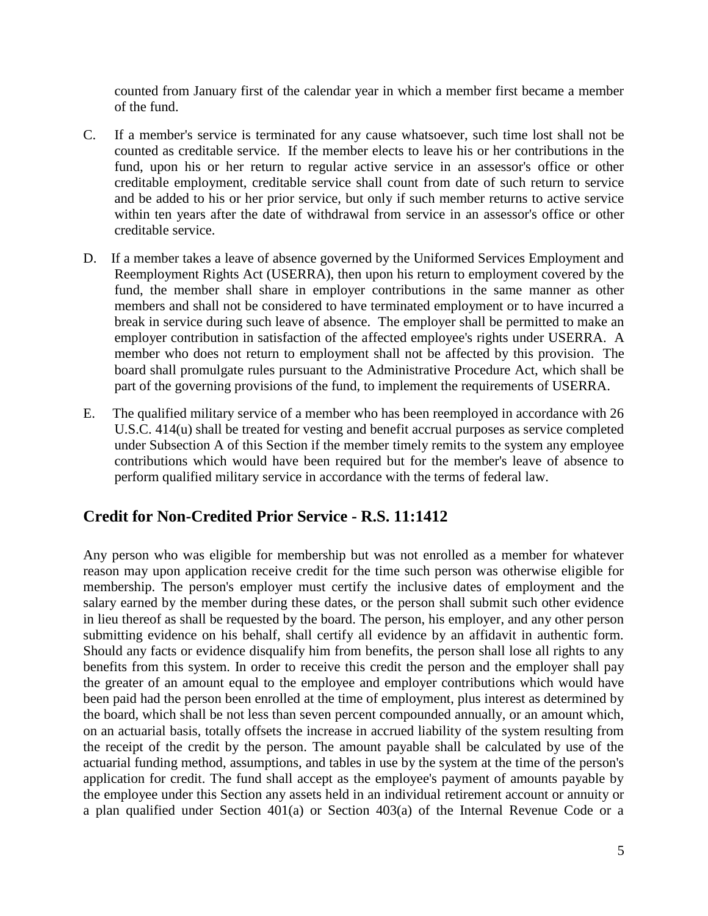counted from January first of the calendar year in which a member first became a member of the fund.

C. If a member's service is terminated for any cause whatsoever, such time lost shall not be counted as creditable service. If the member elects to leave his or her contributions in the fund, upon his or her return to regular active service in an assessor's office or other creditable employment, creditable service shall count from date of such return to service and be added to his or her prior service, but only if such member returns to active service within ten years after the date of withdrawal from service in an assessor's office or other creditable service.

D. If a member takes a leave of absence governed by the Uniformed Services Employment and Reemployment Rights Act (USERRA), then upon his return to employment covered by the fund, the member shall share in employer contributions in the same manner as other members and shall not be considered to have terminated employment or to have incurred a break in service during such leave of absence. The employer shall be permitted to make an employer contribution in satisfaction of the affected employee's rights under USERRA. A member who does not return to employment shall not be affected by this provision. The board shall promulgate rules pursuant to the Administrative Procedure Act, which shall be part of the governing provisions of the fund, to implement the requirements of USERRA.

E. The qualified military service of a member who has been reemployed in accordance with 26 U.S.C. 414(u) shall be treated for vesting and benefit accrual purposes as service completed under Subsection A of this Section if the member timely remits to the system any employee contributions which would have been required but for the member's leave of absence to perform qualified military service in accordance with the terms of federal law.

## Credit for Non-Credited Prior Service - R.S. 11:1412

Any person who was eligible for membership but was not enrolled as a member for whatever reason may upon application receive credit for the time such person was otherwise eligible for membership. The person's employer must certify the inclusive dates of employment and the salary earned by the member during these dates, or the person shall submit such other evidence in lieu thereof as shall be requested by the board. The person, his employer, and any other person submitting evidence on his behalf, shall certify all evidence by an affidavit in authentic form. Should any facts or evidence disqualify him from benefits, the person shall lose all rights to any benefits from this system. In order to receive this credit the person and the employer shall pay the greater of an amount equal to the employee and employer contributions which would have been paid had the person been enrolled at the time of employment, plus interest as determined by the board, which shall be not less than seven percent compounded annually, or an amount which, on an actuarial basis, totally offsets the increase in accrued liability of the system resulting from the receipt of the credit by the person. The amount payable shall be calculated by use of the actuarial funding method, assumptions, and tables in use by the system at the time of the person's application for credit. The fund shall accept as the employee's payment of amounts payable by the employee under this Section any assets held in an individual retirement account or annuity or a plan qualified under Section 401(a) or Section 403(a) of the Internal Revenue Code or a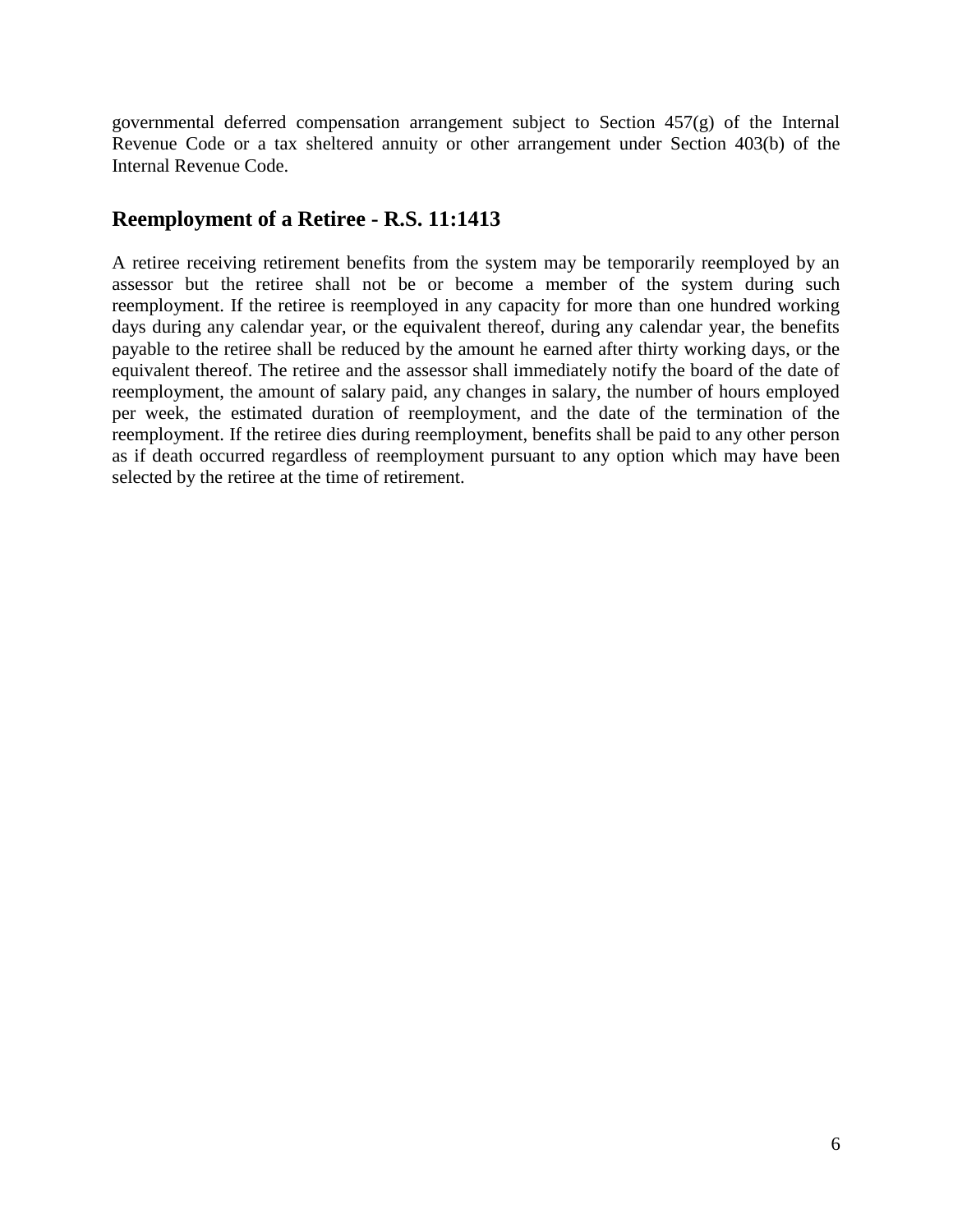governmental deferred compensation arrangement subject to Section 457(g) of the Internal Revenue Code or a tax sheltered annuity or other arrangement under Section 403(b) of the Internal Revenue Code.

## Reemployment of a Retiree - R.S. 11:1413

A retiree receiving retirement benefits from the system may be temporarily reemployed by an assessor but the retiree shall not be or become a member of the system during such reemployment. If the retiree is reemployed in any capacity for more than one hundred working days during any calendar year, or the equivalent thereof, during any calendar year, the benefits payable to the retiree shall be reduced by the amount he earned after thirty working days, or the equivalent thereof. The retiree and the assessor shall immediately notify the board of the date of reemployment, the amount of salary paid, any changes in salary, the number of hours employed per week, the estimated duration of reemployment, and the date of the termination of the reemployment. If the retiree dies during reemployment, benefits shall be paid to any other person as if death occurred regardless of reemployment pursuant to any option which may have been selected by the retiree at the time of retirement.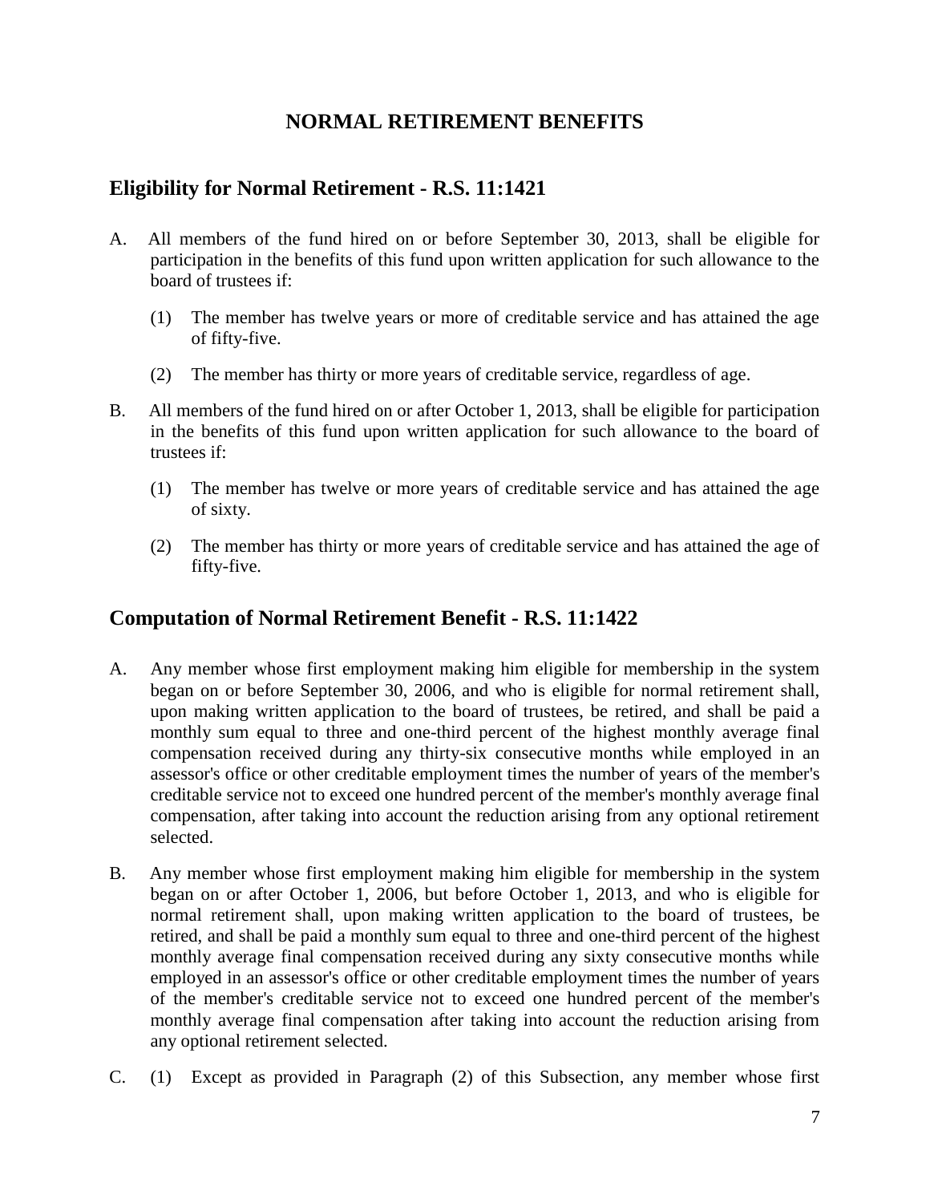# NORMAL RETIREMENT BENEFITS

## Eligibility for Normal Retirement - R.S. 11:1421

A. All members of the fund hired on or before September 30, 2013, shall be eligible for participation in the benefits of this fund upon written application for such allowance to the board of trustees if:

(1) The member has twelve years or more of creditable service and has attained the age of fifty-five.

(2) The member has thirty or more years of creditable service, regardless of age.

B. All members of the fund hired on or after October 1, 2013, shall be eligible for participation in the benefits of this fund upon written application for such allowance to the board of trustees if:

(1) The member has twelve or more years of creditable service and has attained the age of sixty.

(2) The member has thirty or more years of creditable service and has attained the age of fifty-five.

## Computation of Normal Retirement Benefit - R.S. 11:1422

A. Any member whose first employment making him eligible for membership in the system began on or before September 30, 2006, and who is eligible for normal retirement shall, upon making written application to the board of trustees, be retired, and shall be paid a monthly sum equal to three and one-third percent of the highest monthly average final compensation received during any thirty-six consecutive months while employed in an assessor's office or other creditable employment times the number of years of the member's creditable service not to exceed one hundred percent of the member's monthly average final compensation, after taking into account the reduction arising from any optional retirement selected.

B. Any member whose first employment making him eligible for membership in the system began on or after October 1, 2006, but before October 1, 2013, and who is eligible for normal retirement shall, upon making written application to the board of trustees, be retired, and shall be paid a monthly sum equal to three and one-third percent of the highest monthly average final compensation received during any sixty consecutive months while employed in an assessor's office or other creditable employment times the number of years of the member's creditable service not to exceed one hundred percent of the member's monthly average final compensation after taking into account the reduction arising from any optional retirement selected.

C. (1) Except as provided in Paragraph (2) of this Subsection, any member whose first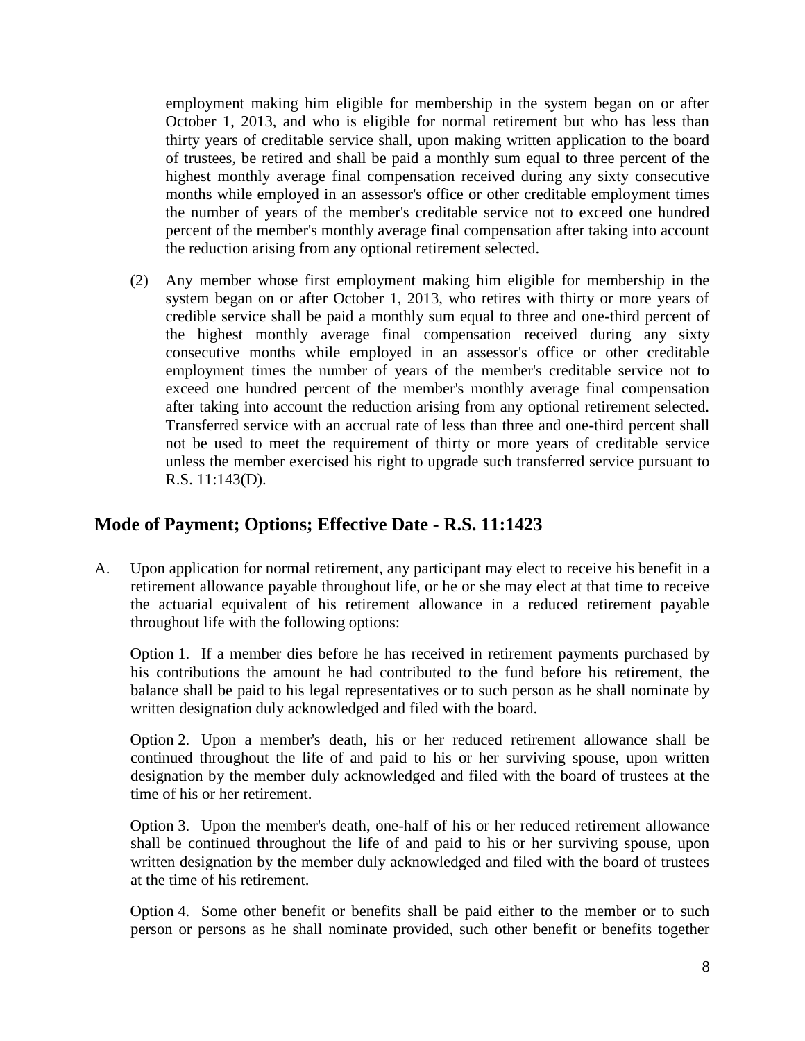employment making him eligible for membership in the system began on or after October 1, 2013, and who is eligible for normal retirement but who has less than thirty years of creditable service shall, upon making written application to the board of trustees, be retired and shall be paid a monthly sum equal to three percent of the highest monthly average final compensation received during any sixty consecutive months while employed in an assessor's office or other creditable employment times the number of years of the member's creditable service not to exceed one hundred percent of the member's monthly average final compensation after taking into account the reduction arising from any optional retirement selected.

(2) Any member whose first employment making him eligible for membership in the system began on or after October 1, 2013, who retires with thirty or more years of credible service shall be paid a monthly sum equal to three and one-third percent of the highest monthly average final compensation received during any sixty consecutive months while employed in an assessor's office or other creditable employment times the number of years of the member's creditable service not to exceed one hundred percent of the member's monthly average final compensation after taking into account the reduction arising from any optional retirement selected. Transferred service with an accrual rate of less than three and one-third percent shall not be used to meet the requirement of thirty or more years of creditable service unless the member exercised his right to upgrade such transferred service pursuant to R.S. 11:143(D).

## Mode of Payment; Options; Effective Date - R.S. 11:1423

A. Upon application for normal retirement, any participant may elect to receive his benefit in a retirement allowance payable throughout life, or he or she may elect at that time to receive the actuarial equivalent of his retirement allowance in a reduced retirement payable throughout life with the following options:

Option 1. If a member dies before he has received in retirement payments purchased by his contributions the amount he had contributed to the fund before his retirement, the balance shall be paid to his legal representatives or to such person as he shall nominate by written designation duly acknowledged and filed with the board.

Option 2. Upon a member's death, his or her reduced retirement allowance shall be continued throughout the life of and paid to his or her surviving spouse, upon written designation by the member duly acknowledged and filed with the board of trustees at the time of his or her retirement.

Option 3. Upon the member's death, one-half of his or her reduced retirement allowance shall be continued throughout the life of and paid to his or her surviving spouse, upon written designation by the member duly acknowledged and filed with the board of trustees at the time of his retirement.

Option 4. Some other benefit or benefits shall be paid either to the member or to such person or persons as he shall nominate provided, such other benefit or benefits together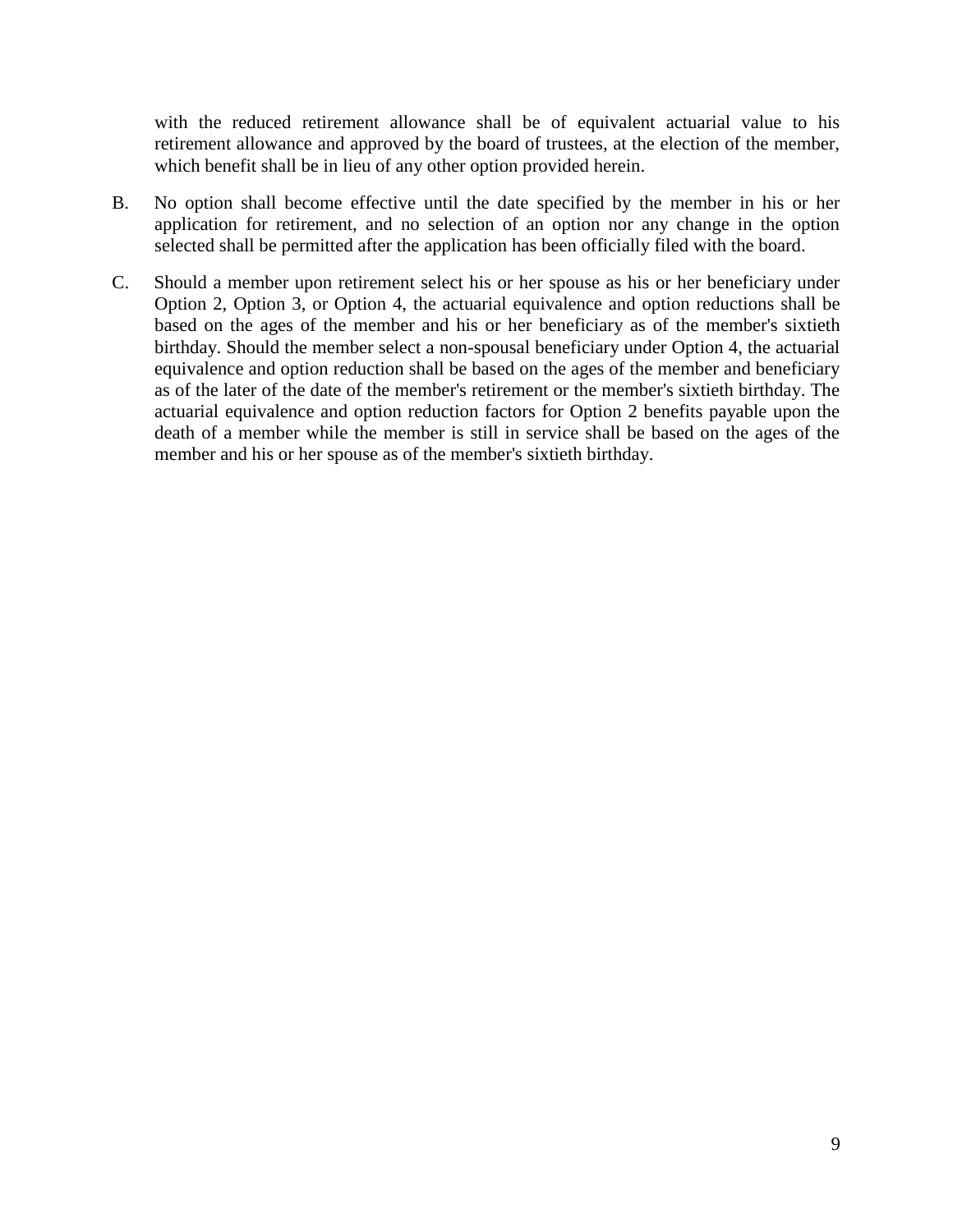with the reduced retirement allowance shall be of equivalent actuarial value to his retirement allowance and approved by the board of trustees, at the election of the member, which benefit shall be in lieu of any other option provided herein.

B. No option shall become effective until the date specified by the member in his or her application for retirement, and no selection of an option nor any change in the option selected shall be permitted after the application has been officially filed with the board.

C. Should a member upon retirement select his or her spouse as his or her beneficiary under Option 2, Option 3, or Option 4, the actuarial equivalence and option reductions shall be based on the ages of the member and his or her beneficiary as of the member's sixtieth birthday. Should the member select a non-spousal beneficiary under Option 4, the actuarial equivalence and option reduction shall be based on the ages of the member and beneficiary as of the later of the date of the member's retirement or the member's sixtieth birthday. The actuarial equivalence and option reduction factors for Option 2 benefits payable upon the death of a member while the member is still in service shall be based on the ages of the member and his or her spouse as of the member's sixtieth birthday.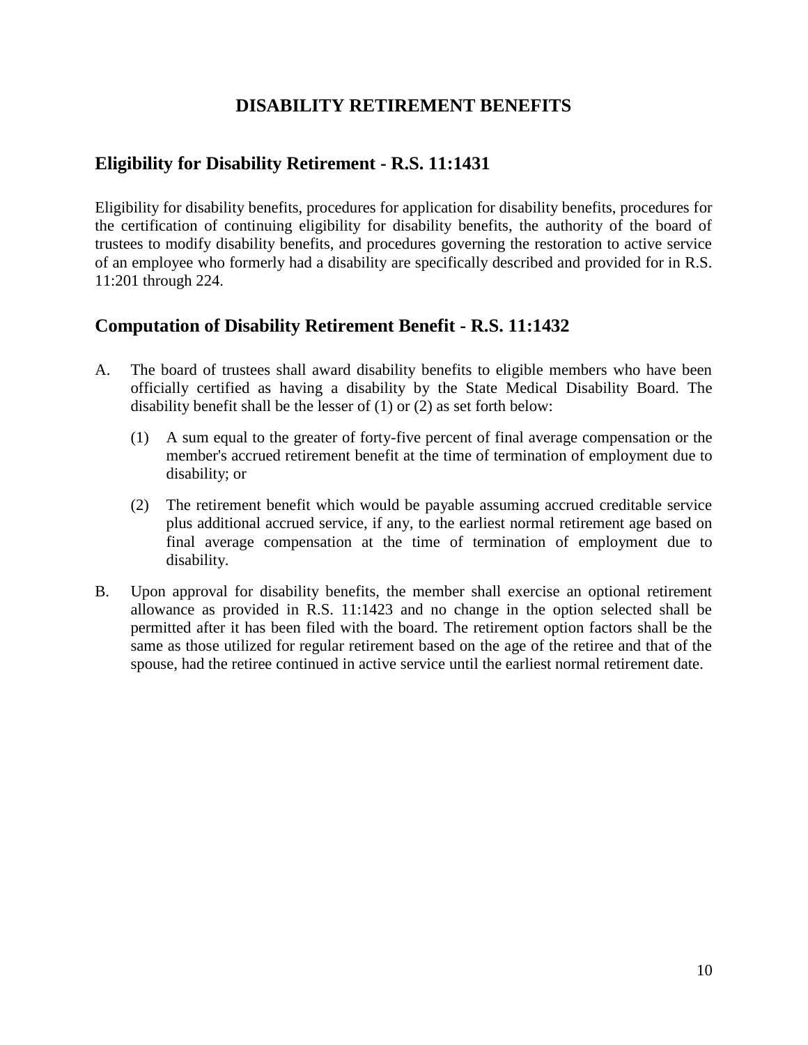# DISABILITY RETIREMENT BENEFITS

## Eligibility for Disability Retirement - R.S. 11:1431

Eligibility for disability benefits, procedures for application for disability benefits, procedures for the certification of continuing eligibility for disability benefits, the authority of the board of trustees to modify disability benefits, and procedures governing the restoration to active service of an employee who formerly had a disability are specifically described and provided for in R.S. 11:201 through 224.

## Computation of Disability Retirement Benefit - R.S. 11:1432

A. The board of trustees shall award disability benefits to eligible members who have been officially certified as having a disability by the State Medical Disability Board. The disability benefit shall be the lesser of (1) or (2) as set forth below:

   (1) A sum equal to the greater of forty-five percent of final average compensation or the member's accrued retirement benefit at the time of termination of employment due to disability; or

   (2) The retirement benefit which would be payable assuming accrued creditable service plus additional accrued service, if any, to the earliest normal retirement age based on final average compensation at the time of termination of employment due to disability.

B. Upon approval for disability benefits, the member shall exercise an optional retirement allowance as provided in R.S. 11:1423 and no change in the option selected shall be permitted after it has been filed with the board. The retirement option factors shall be the same as those utilized for regular retirement based on the age of the retiree and that of the spouse, had the retiree continued in active service until the earliest normal retirement date.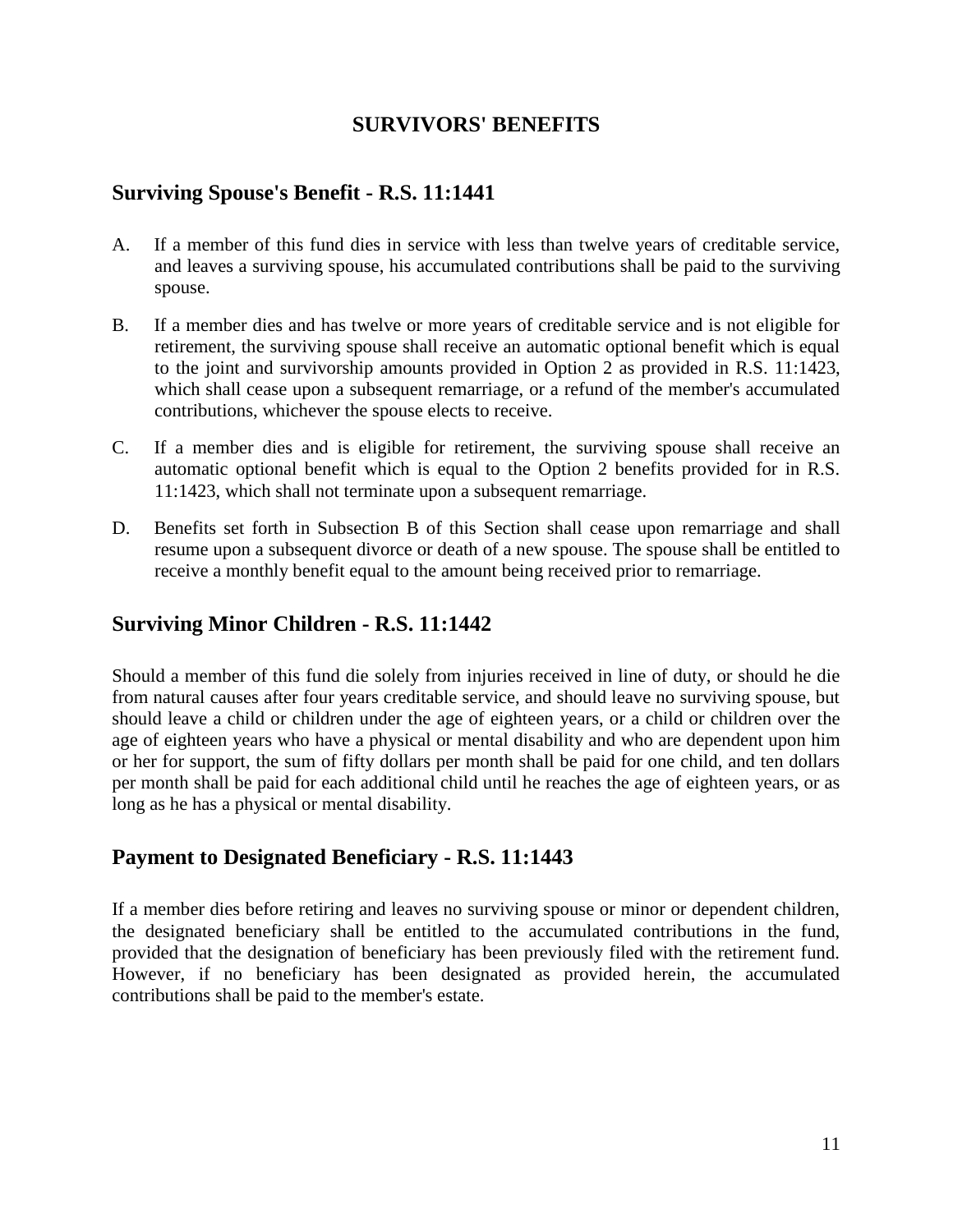# SURVIVORS' BENEFITS

## Surviving Spouse's Benefit - R.S. 11:1441

A. If a member of this fund dies in service with less than twelve years of creditable service, and leaves a surviving spouse, his accumulated contributions shall be paid to the surviving spouse.

B. If a member dies and has twelve or more years of creditable service and is not eligible for retirement, the surviving spouse shall receive an automatic optional benefit which is equal to the joint and survivorship amounts provided in Option 2 as provided in R.S. 11:1423, which shall cease upon a subsequent remarriage, or a refund of the member's accumulated contributions, whichever the spouse elects to receive.

C. If a member dies and is eligible for retirement, the surviving spouse shall receive an automatic optional benefit which is equal to the Option 2 benefits provided for in R.S. 11:1423, which shall not terminate upon a subsequent remarriage.

D. Benefits set forth in Subsection B of this Section shall cease upon remarriage and shall resume upon a subsequent divorce or death of a new spouse. The spouse shall be entitled to receive a monthly benefit equal to the amount being received prior to remarriage.

## Surviving Minor Children - R.S. 11:1442

Should a member of this fund die solely from injuries received in line of duty, or should he die from natural causes after four years creditable service, and should leave no surviving spouse, but should leave a child or children under the age of eighteen years, or a child or children over the age of eighteen years who have a physical or mental disability and who are dependent upon him or her for support, the sum of fifty dollars per month shall be paid for one child, and ten dollars per month shall be paid for each additional child until he reaches the age of eighteen years, or as long as he has a physical or mental disability.

## Payment to Designated Beneficiary - R.S. 11:1443

If a member dies before retiring and leaves no surviving spouse or minor or dependent children, the designated beneficiary shall be entitled to the accumulated contributions in the fund, provided that the designation of beneficiary has been previously filed with the retirement fund. However, if no beneficiary has been designated as provided herein, the accumulated contributions shall be paid to the member's estate.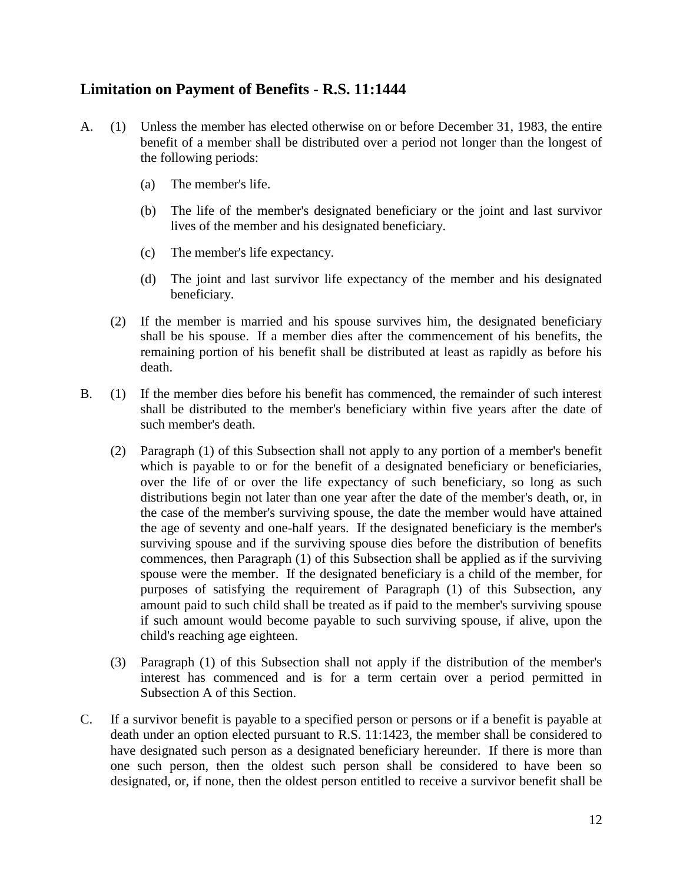## Limitation on Payment of Benefits - R.S. 11:1444

A. (1) Unless the member has elected otherwise on or before December 31, 1983, the entire benefit of a member shall be distributed over a period not longer than the longest of the following periods:

   (a) The member's life.

   (b) The life of the member's designated beneficiary or the joint and last survivor lives of the member and his designated beneficiary.

   (c) The member's life expectancy.

   (d) The joint and last survivor life expectancy of the member and his designated beneficiary.

   (2) If the member is married and his spouse survives him, the designated beneficiary shall be his spouse. If a member dies after the commencement of his benefits, the remaining portion of his benefit shall be distributed at least as rapidly as before his death.

B. (1) If the member dies before his benefit has commenced, the remainder of such interest shall be distributed to the member's beneficiary within five years after the date of such member's death.

   (2) Paragraph (1) of this Subsection shall not apply to any portion of a member's benefit which is payable to or for the benefit of a designated beneficiary or beneficiaries, over the life of or over the life expectancy of such beneficiary, so long as such distributions begin not later than one year after the date of the member's death, or, in the case of the member's surviving spouse, the date the member would have attained the age of seventy and one-half years. If the designated beneficiary is the member's surviving spouse and if the surviving spouse dies before the distribution of benefits commences, then Paragraph (1) of this Subsection shall be applied as if the surviving spouse were the member. If the designated beneficiary is a child of the member, for purposes of satisfying the requirement of Paragraph (1) of this Subsection, any amount paid to such child shall be treated as if paid to the member's surviving spouse if such amount would become payable to such surviving spouse, if alive, upon the child's reaching age eighteen.

   (3) Paragraph (1) of this Subsection shall not apply if the distribution of the member's interest has commenced and is for a term certain over a period permitted in Subsection A of this Section.

C. If a survivor benefit is payable to a specified person or persons or if a benefit is payable at death under an option elected pursuant to R.S. 11:1423, the member shall be considered to have designated such person as a designated beneficiary hereunder. If there is more than one such person, then the oldest such person shall be considered to have been so designated, or, if none, then the oldest person entitled to receive a survivor benefit shall be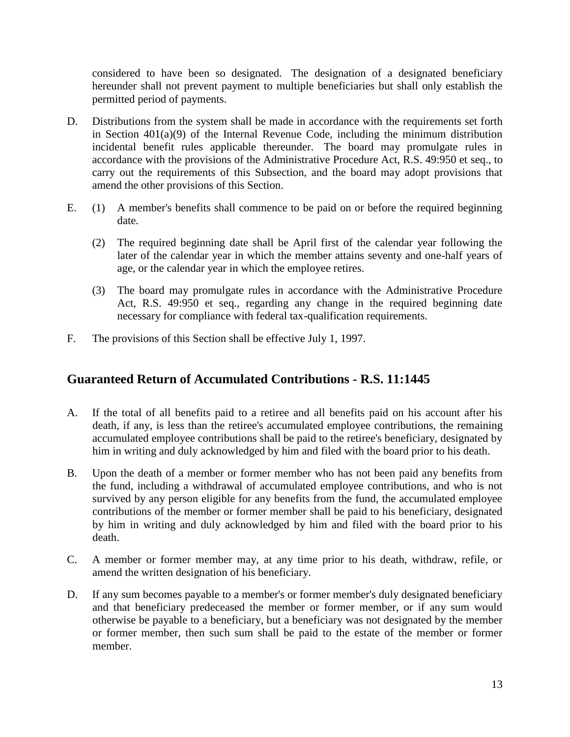considered to have been so designated. The designation of a designated beneficiary hereunder shall not prevent payment to multiple beneficiaries but shall only establish the permitted period of payments.

D. Distributions from the system shall be made in accordance with the requirements set forth in Section 401(a)(9) of the Internal Revenue Code, including the minimum distribution incidental benefit rules applicable thereunder. The board may promulgate rules in accordance with the provisions of the Administrative Procedure Act, R.S. 49:950 et seq., to carry out the requirements of this Subsection, and the board may adopt provisions that amend the other provisions of this Section.

E. (1) A member's benefits shall commence to be paid on or before the required beginning date.

   (2) The required beginning date shall be April first of the calendar year following the later of the calendar year in which the member attains seventy and one-half years of age, or the calendar year in which the employee retires.

   (3) The board may promulgate rules in accordance with the Administrative Procedure Act, R.S. 49:950 et seq., regarding any change in the required beginning date necessary for compliance with federal tax-qualification requirements.

F. The provisions of this Section shall be effective July 1, 1997.

## Guaranteed Return of Accumulated Contributions - R.S. 11:1445

A. If the total of all benefits paid to a retiree and all benefits paid on his account after his death, if any, is less than the retiree's accumulated employee contributions, the remaining accumulated employee contributions shall be paid to the retiree's beneficiary, designated by him in writing and duly acknowledged by him and filed with the board prior to his death.

B. Upon the death of a member or former member who has not been paid any benefits from the fund, including a withdrawal of accumulated employee contributions, and who is not survived by any person eligible for any benefits from the fund, the accumulated employee contributions of the member or former member shall be paid to his beneficiary, designated by him in writing and duly acknowledged by him and filed with the board prior to his death.

C. A member or former member may, at any time prior to his death, withdraw, refile, or amend the written designation of his beneficiary.

D. If any sum becomes payable to a member's or former member's duly designated beneficiary and that beneficiary predeceased the member or former member, or if any sum would otherwise be payable to a beneficiary, but a beneficiary was not designated by the member or former member, then such sum shall be paid to the estate of the member or former member.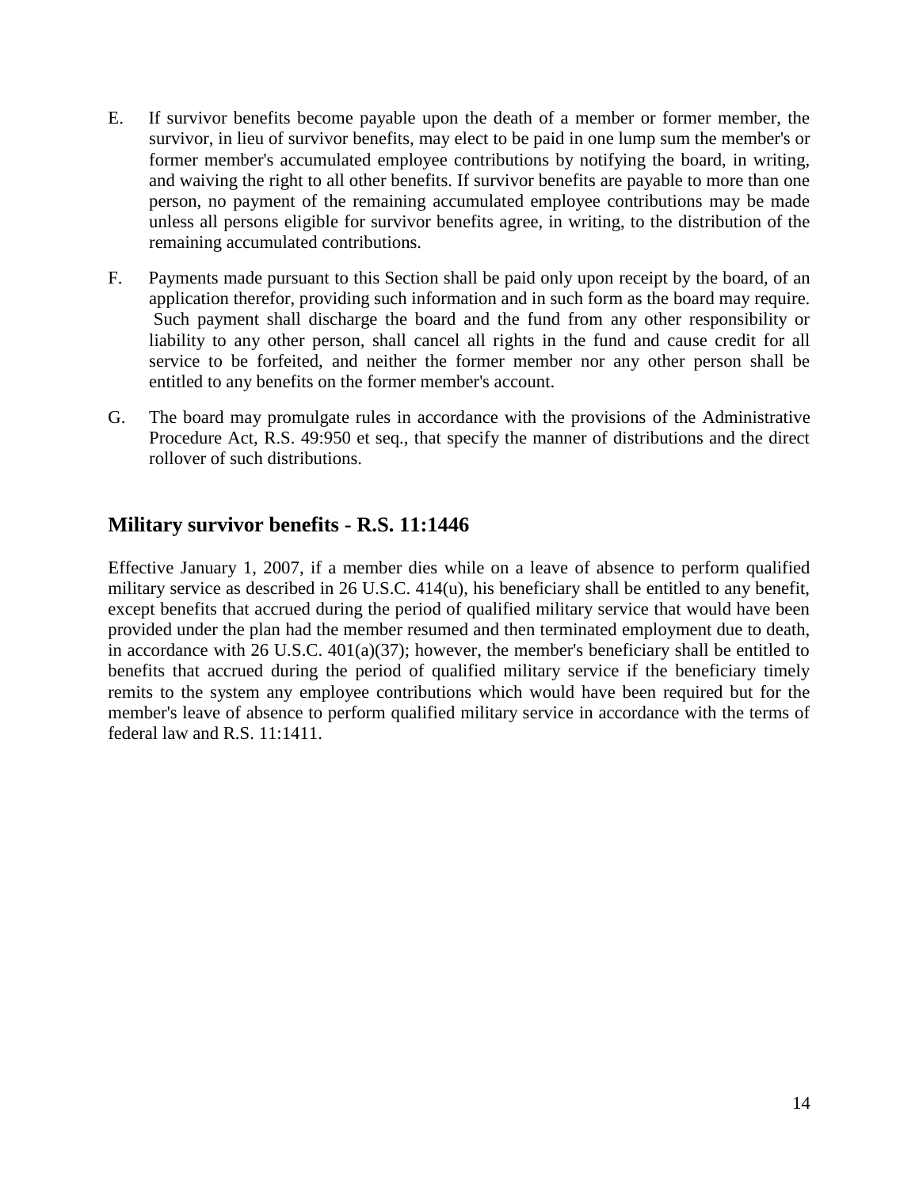E. If survivor benefits become payable upon the death of a member or former member, the survivor, in lieu of survivor benefits, may elect to be paid in one lump sum the member's or former member's accumulated employee contributions by notifying the board, in writing, and waiving the right to all other benefits. If survivor benefits are payable to more than one person, no payment of the remaining accumulated employee contributions may be made unless all persons eligible for survivor benefits agree, in writing, to the distribution of the remaining accumulated contributions.

F. Payments made pursuant to this Section shall be paid only upon receipt by the board, of an application therefor, providing such information and in such form as the board may require. Such payment shall discharge the board and the fund from any other responsibility or liability to any other person, shall cancel all rights in the fund and cause credit for all service to be forfeited, and neither the former member nor any other person shall be entitled to any benefits on the former member's account.

G. The board may promulgate rules in accordance with the provisions of the Administrative Procedure Act, R.S. 49:950 et seq., that specify the manner of distributions and the direct rollover of such distributions.

## Military survivor benefits - R.S. 11:1446

Effective January 1, 2007, if a member dies while on a leave of absence to perform qualified military service as described in 26 U.S.C. 414(u), his beneficiary shall be entitled to any benefit, except benefits that accrued during the period of qualified military service that would have been provided under the plan had the member resumed and then terminated employment due to death, in accordance with 26 U.S.C. 401(a)(37); however, the member's beneficiary shall be entitled to benefits that accrued during the period of qualified military service if the beneficiary timely remits to the system any employee contributions which would have been required but for the member's leave of absence to perform qualified military service in accordance with the terms of federal law and R.S. 11:1411.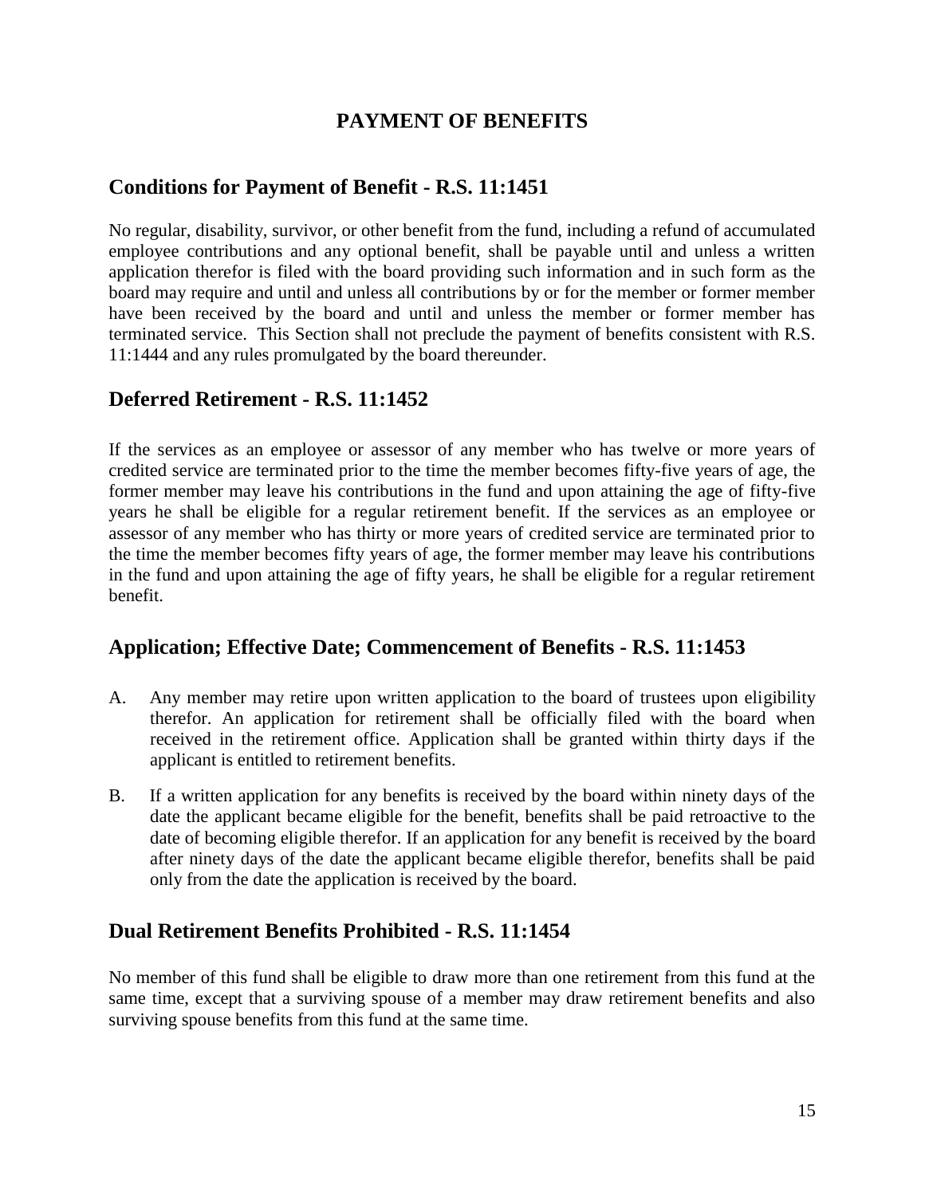# PAYMENT OF BENEFITS

## Conditions for Payment of Benefit - R.S. 11:1451

No regular, disability, survivor, or other benefit from the fund, including a refund of accumulated employee contributions and any optional benefit, shall be payable until and unless a written application therefor is filed with the board providing such information and in such form as the board may require and until and unless all contributions by or for the member or former member have been received by the board and until and unless the member or former member has terminated service. This Section shall not preclude the payment of benefits consistent with R.S. 11:1444 and any rules promulgated by the board thereunder.

## Deferred Retirement - R.S. 11:1452

If the services as an employee or assessor of any member who has twelve or more years of credited service are terminated prior to the time the member becomes fifty-five years of age, the former member may leave his contributions in the fund and upon attaining the age of fifty-five years he shall be eligible for a regular retirement benefit. If the services as an employee or assessor of any member who has thirty or more years of credited service are terminated prior to the time the member becomes fifty years of age, the former member may leave his contributions in the fund and upon attaining the age of fifty years, he shall be eligible for a regular retirement benefit.

## Application; Effective Date; Commencement of Benefits - R.S. 11:1453

A. Any member may retire upon written application to the board of trustees upon eligibility therefor. An application for retirement shall be officially filed with the board when received in the retirement office. Application shall be granted within thirty days if the applicant is entitled to retirement benefits.

B. If a written application for any benefits is received by the board within ninety days of the date the applicant became eligible for the benefit, benefits shall be paid retroactive to the date of becoming eligible therefor. If an application for any benefit is received by the board after ninety days of the date the applicant became eligible therefor, benefits shall be paid only from the date the application is received by the board.

## Dual Retirement Benefits Prohibited - R.S. 11:1454

No member of this fund shall be eligible to draw more than one retirement from this fund at the same time, except that a surviving spouse of a member may draw retirement benefits and also surviving spouse benefits from this fund at the same time.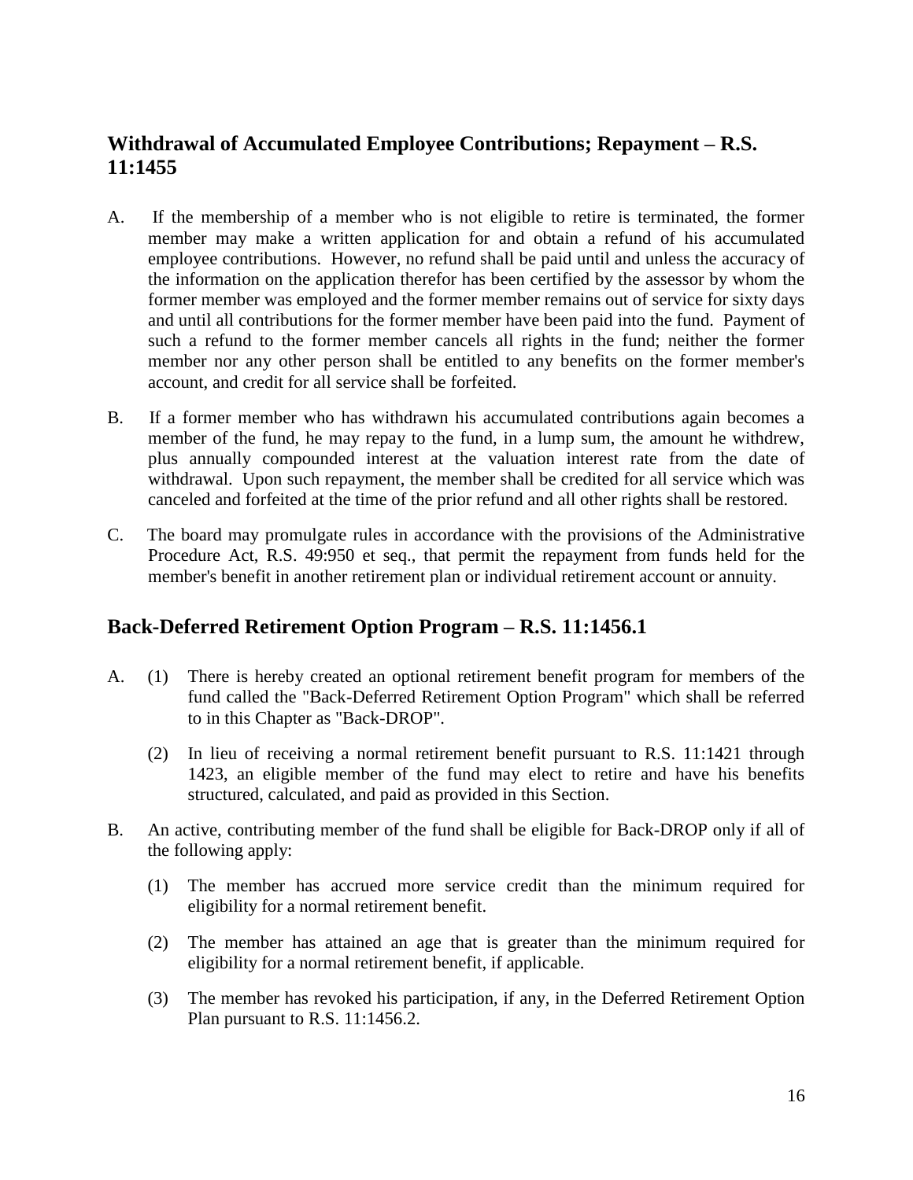## Withdrawal of Accumulated Employee Contributions; Repayment – R.S. 11:1455

A. If the membership of a member who is not eligible to retire is terminated, the former member may make a written application for and obtain a refund of his accumulated employee contributions. However, no refund shall be paid until and unless the accuracy of the information on the application therefor has been certified by the assessor by whom the former member was employed and the former member remains out of service for sixty days and until all contributions for the former member have been paid into the fund. Payment of such a refund to the former member cancels all rights in the fund; neither the former member nor any other person shall be entitled to any benefits on the former member's account, and credit for all service shall be forfeited.

B. If a former member who has withdrawn his accumulated contributions again becomes a member of the fund, he may repay to the fund, in a lump sum, the amount he withdrew, plus annually compounded interest at the valuation interest rate from the date of withdrawal. Upon such repayment, the member shall be credited for all service which was canceled and forfeited at the time of the prior refund and all other rights shall be restored.

C. The board may promulgate rules in accordance with the provisions of the Administrative Procedure Act, R.S. 49:950 et seq., that permit the repayment from funds held for the member's benefit in another retirement plan or individual retirement account or annuity.

## Back-Deferred Retirement Option Program – R.S. 11:1456.1

A. (1) There is hereby created an optional retirement benefit program for members of the fund called the "Back-Deferred Retirement Option Program" which shall be referred to in this Chapter as "Back-DROP".

(2) In lieu of receiving a normal retirement benefit pursuant to R.S. 11:1421 through 1423, an eligible member of the fund may elect to retire and have his benefits structured, calculated, and paid as provided in this Section.

B. An active, contributing member of the fund shall be eligible for Back-DROP only if all of the following apply:

(1) The member has accrued more service credit than the minimum required for eligibility for a normal retirement benefit.

(2) The member has attained an age that is greater than the minimum required for eligibility for a normal retirement benefit, if applicable.

(3) The member has revoked his participation, if any, in the Deferred Retirement Option Plan pursuant to R.S. 11:1456.2.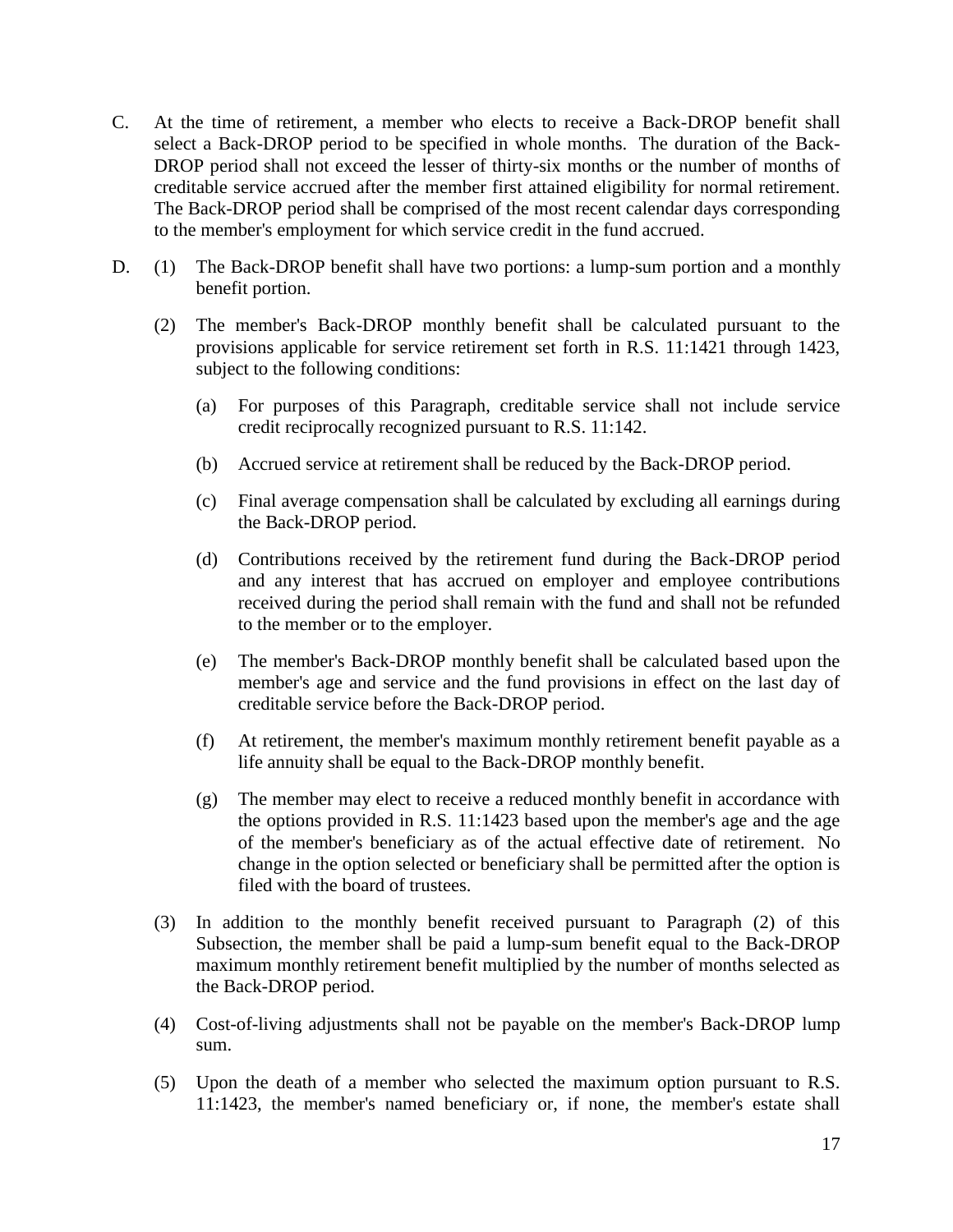C. At the time of retirement, a member who elects to receive a Back-DROP benefit shall select a Back-DROP period to be specified in whole months. The duration of the Back-DROP period shall not exceed the lesser of thirty-six months or the number of months of creditable service accrued after the member first attained eligibility for normal retirement. The Back-DROP period shall be comprised of the most recent calendar days corresponding to the member's employment for which service credit in the fund accrued.

D. (1) The Back-DROP benefit shall have two portions: a lump-sum portion and a monthly benefit portion.

(2) The member's Back-DROP monthly benefit shall be calculated pursuant to the provisions applicable for service retirement set forth in R.S. 11:1421 through 1423, subject to the following conditions:

(a) For purposes of this Paragraph, creditable service shall not include service credit reciprocally recognized pursuant to R.S. 11:142.

(b) Accrued service at retirement shall be reduced by the Back-DROP period.

(c) Final average compensation shall be calculated by excluding all earnings during the Back-DROP period.

(d) Contributions received by the retirement fund during the Back-DROP period and any interest that has accrued on employer and employee contributions received during the period shall remain with the fund and shall not be refunded to the member or to the employer.

(e) The member's Back-DROP monthly benefit shall be calculated based upon the member's age and service and the fund provisions in effect on the last day of creditable service before the Back-DROP period.

(f) At retirement, the member's maximum monthly retirement benefit payable as a life annuity shall be equal to the Back-DROP monthly benefit.

(g) The member may elect to receive a reduced monthly benefit in accordance with the options provided in R.S. 11:1423 based upon the member's age and the age of the member's beneficiary as of the actual effective date of retirement. No change in the option selected or beneficiary shall be permitted after the option is filed with the board of trustees.

(3) In addition to the monthly benefit received pursuant to Paragraph (2) of this Subsection, the member shall be paid a lump-sum benefit equal to the Back-DROP maximum monthly retirement benefit multiplied by the number of months selected as the Back-DROP period.

(4) Cost-of-living adjustments shall not be payable on the member's Back-DROP lump sum.

(5) Upon the death of a member who selected the maximum option pursuant to R.S. 11:1423, the member's named beneficiary or, if none, the member's estate shall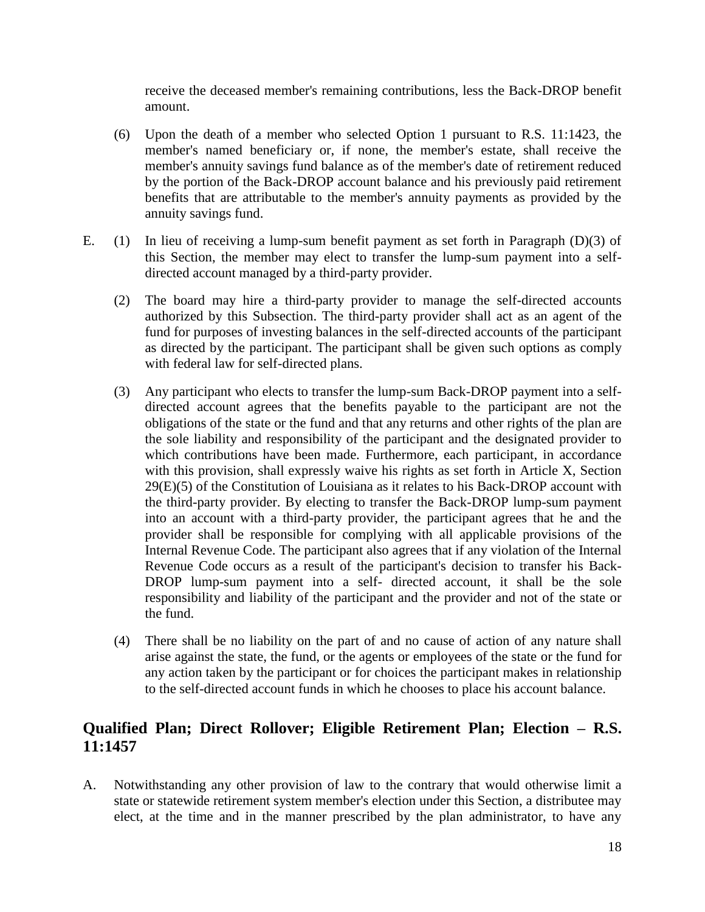receive the deceased member's remaining contributions, less the Back-DROP benefit amount.

(6) Upon the death of a member who selected Option 1 pursuant to R.S. 11:1423, the member's named beneficiary or, if none, the member's estate, shall receive the member's annuity savings fund balance as of the member's date of retirement reduced by the portion of the Back-DROP account balance and his previously paid retirement benefits that are attributable to the member's annuity payments as provided by the annuity savings fund.

E. (1) In lieu of receiving a lump-sum benefit payment as set forth in Paragraph (D)(3) of this Section, the member may elect to transfer the lump-sum payment into a self-directed account managed by a third-party provider.

(2) The board may hire a third-party provider to manage the self-directed accounts authorized by this Subsection. The third-party provider shall act as an agent of the fund for purposes of investing balances in the self-directed accounts of the participant as directed by the participant. The participant shall be given such options as comply with federal law for self-directed plans.

(3) Any participant who elects to transfer the lump-sum Back-DROP payment into a self-directed account agrees that the benefits payable to the participant are not the obligations of the state or the fund and that any returns and other rights of the plan are the sole liability and responsibility of the participant and the designated provider to which contributions have been made. Furthermore, each participant, in accordance with this provision, shall expressly waive his rights as set forth in Article X, Section 29(E)(5) of the Constitution of Louisiana as it relates to his Back-DROP account with the third-party provider. By electing to transfer the Back-DROP lump-sum payment into an account with a third-party provider, the participant agrees that he and the provider shall be responsible for complying with all applicable provisions of the Internal Revenue Code. The participant also agrees that if any violation of the Internal Revenue Code occurs as a result of the participant's decision to transfer his Back-DROP lump-sum payment into a self- directed account, it shall be the sole responsibility and liability of the participant and the provider and not of the state or the fund.

(4) There shall be no liability on the part of and no cause of action of any nature shall arise against the state, the fund, or the agents or employees of the state or the fund for any action taken by the participant or for choices the participant makes in relationship to the self-directed account funds in which he chooses to place his account balance.

## Qualified Plan; Direct Rollover; Eligible Retirement Plan; Election – R.S. 11:1457

A. Notwithstanding any other provision of law to the contrary that would otherwise limit a state or statewide retirement system member's election under this Section, a distributee may elect, at the time and in the manner prescribed by the plan administrator, to have any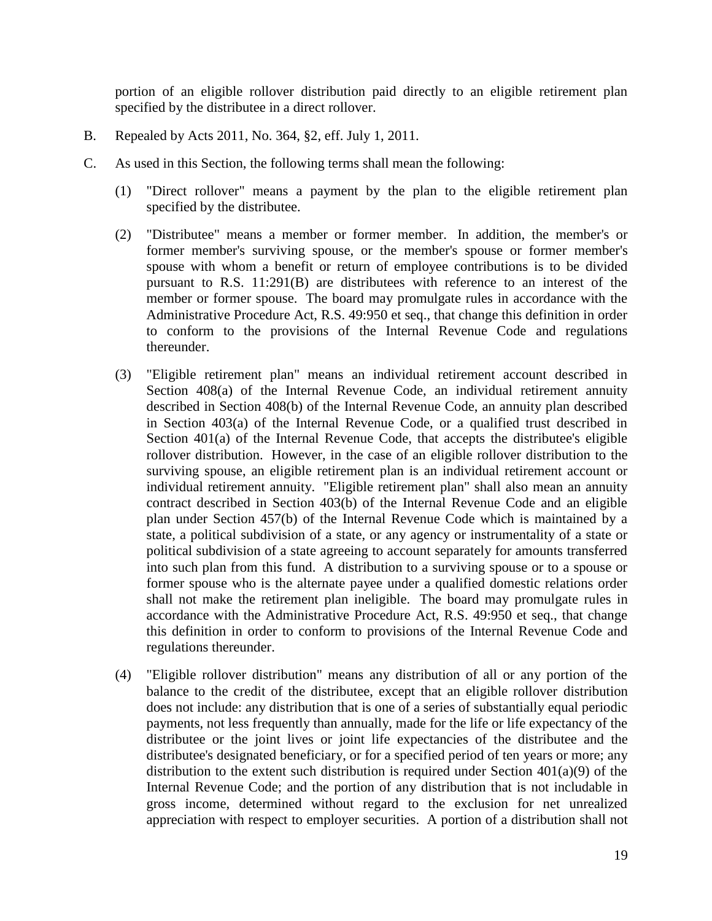portion of an eligible rollover distribution paid directly to an eligible retirement plan specified by the distributee in a direct rollover.

B. Repealed by Acts 2011, No. 364, §2, eff. July 1, 2011.

C. As used in this Section, the following terms shall mean the following:

(1) "Direct rollover" means a payment by the plan to the eligible retirement plan specified by the distributee.

(2) "Distributee" means a member or former member. In addition, the member's or former member's surviving spouse, or the member's spouse or former member's spouse with whom a benefit or return of employee contributions is to be divided pursuant to R.S. 11:291(B) are distributees with reference to an interest of the member or former spouse. The board may promulgate rules in accordance with the Administrative Procedure Act, R.S. 49:950 et seq., that change this definition in order to conform to the provisions of the Internal Revenue Code and regulations thereunder.

(3) "Eligible retirement plan" means an individual retirement account described in Section 408(a) of the Internal Revenue Code, an individual retirement annuity described in Section 408(b) of the Internal Revenue Code, an annuity plan described in Section 403(a) of the Internal Revenue Code, or a qualified trust described in Section 401(a) of the Internal Revenue Code, that accepts the distributee's eligible rollover distribution. However, in the case of an eligible rollover distribution to the surviving spouse, an eligible retirement plan is an individual retirement account or individual retirement annuity. "Eligible retirement plan" shall also mean an annuity contract described in Section 403(b) of the Internal Revenue Code and an eligible plan under Section 457(b) of the Internal Revenue Code which is maintained by a state, a political subdivision of a state, or any agency or instrumentality of a state or political subdivision of a state agreeing to account separately for amounts transferred into such plan from this fund. A distribution to a surviving spouse or to a spouse or former spouse who is the alternate payee under a qualified domestic relations order shall not make the retirement plan ineligible. The board may promulgate rules in accordance with the Administrative Procedure Act, R.S. 49:950 et seq., that change this definition in order to conform to provisions of the Internal Revenue Code and regulations thereunder.

(4) "Eligible rollover distribution" means any distribution of all or any portion of the balance to the credit of the distributee, except that an eligible rollover distribution does not include: any distribution that is one of a series of substantially equal periodic payments, not less frequently than annually, made for the life or life expectancy of the distributee or the joint lives or joint life expectancies of the distributee and the distributee's designated beneficiary, or for a specified period of ten years or more; any distribution to the extent such distribution is required under Section 401(a)(9) of the Internal Revenue Code; and the portion of any distribution that is not includable in gross income, determined without regard to the exclusion for net unrealized appreciation with respect to employer securities. A portion of a distribution shall not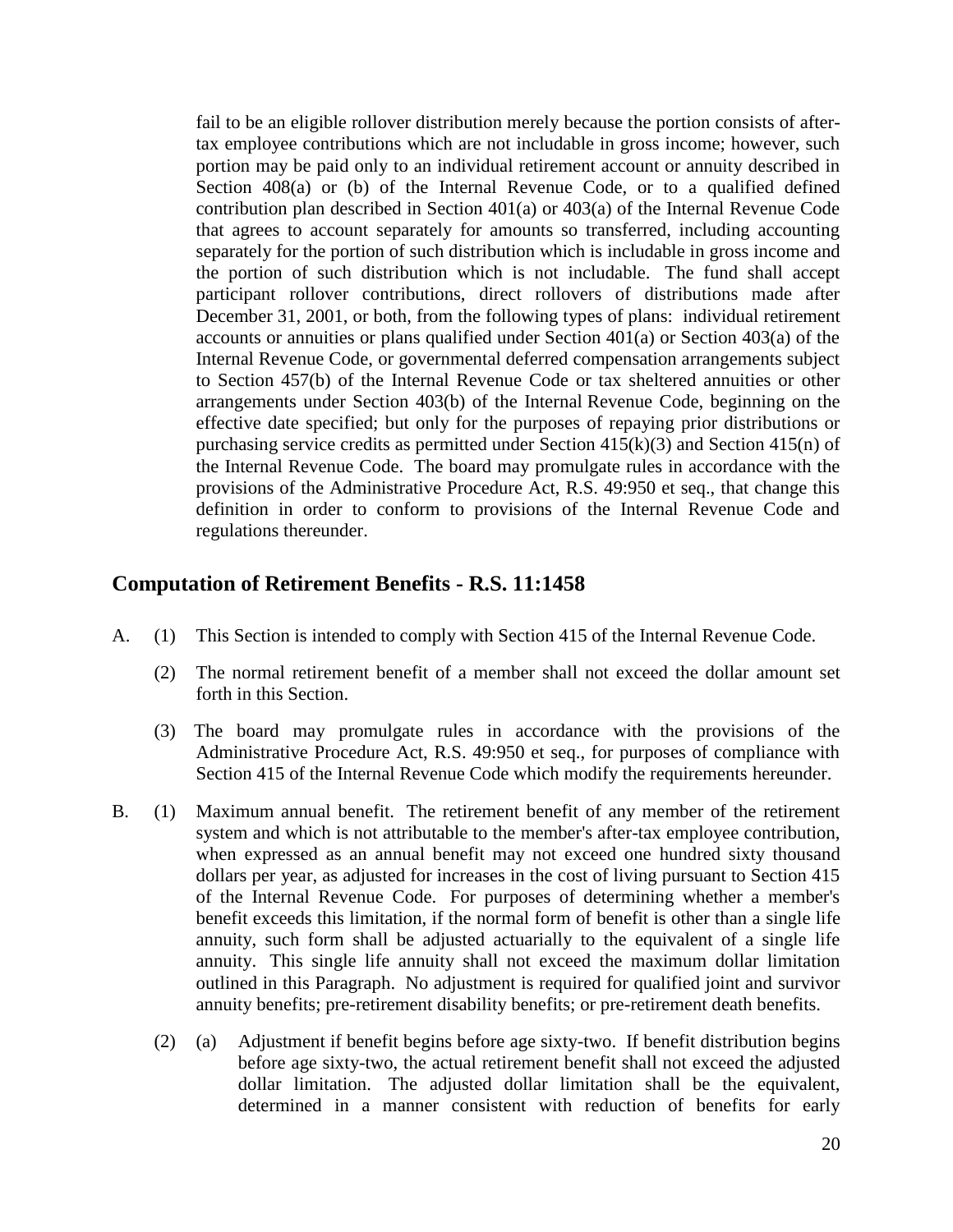fail to be an eligible rollover distribution merely because the portion consists of after-tax employee contributions which are not includable in gross income; however, such portion may be paid only to an individual retirement account or annuity described in Section 408(a) or (b) of the Internal Revenue Code, or to a qualified defined contribution plan described in Section 401(a) or 403(a) of the Internal Revenue Code that agrees to account separately for amounts so transferred, including accounting separately for the portion of such distribution which is includable in gross income and the portion of such distribution which is not includable. The fund shall accept participant rollover contributions, direct rollovers of distributions made after December 31, 2001, or both, from the following types of plans: individual retirement accounts or annuities or plans qualified under Section 401(a) or Section 403(a) of the Internal Revenue Code, or governmental deferred compensation arrangements subject to Section 457(b) of the Internal Revenue Code or tax sheltered annuities or other arrangements under Section 403(b) of the Internal Revenue Code, beginning on the effective date specified; but only for the purposes of repaying prior distributions or purchasing service credits as permitted under Section 415(k)(3) and Section 415(n) of the Internal Revenue Code. The board may promulgate rules in accordance with the provisions of the Administrative Procedure Act, R.S. 49:950 et seq., that change this definition in order to conform to provisions of the Internal Revenue Code and regulations thereunder.

## Computation of Retirement Benefits - R.S. 11:1458

A. (1) This Section is intended to comply with Section 415 of the Internal Revenue Code.

(2) The normal retirement benefit of a member shall not exceed the dollar amount set forth in this Section.

(3) The board may promulgate rules in accordance with the provisions of the Administrative Procedure Act, R.S. 49:950 et seq., for purposes of compliance with Section 415 of the Internal Revenue Code which modify the requirements hereunder.

B. (1) Maximum annual benefit. The retirement benefit of any member of the retirement system and which is not attributable to the member's after-tax employee contribution, when expressed as an annual benefit may not exceed one hundred sixty thousand dollars per year, as adjusted for increases in the cost of living pursuant to Section 415 of the Internal Revenue Code. For purposes of determining whether a member's benefit exceeds this limitation, if the normal form of benefit is other than a single life annuity, such form shall be adjusted actuarially to the equivalent of a single life annuity. This single life annuity shall not exceed the maximum dollar limitation outlined in this Paragraph. No adjustment is required for qualified joint and survivor annuity benefits; pre-retirement disability benefits; or pre-retirement death benefits.

(2) (a) Adjustment if benefit begins before age sixty-two. If benefit distribution begins before age sixty-two, the actual retirement benefit shall not exceed the adjusted dollar limitation. The adjusted dollar limitation shall be the equivalent, determined in a manner consistent with reduction of benefits for early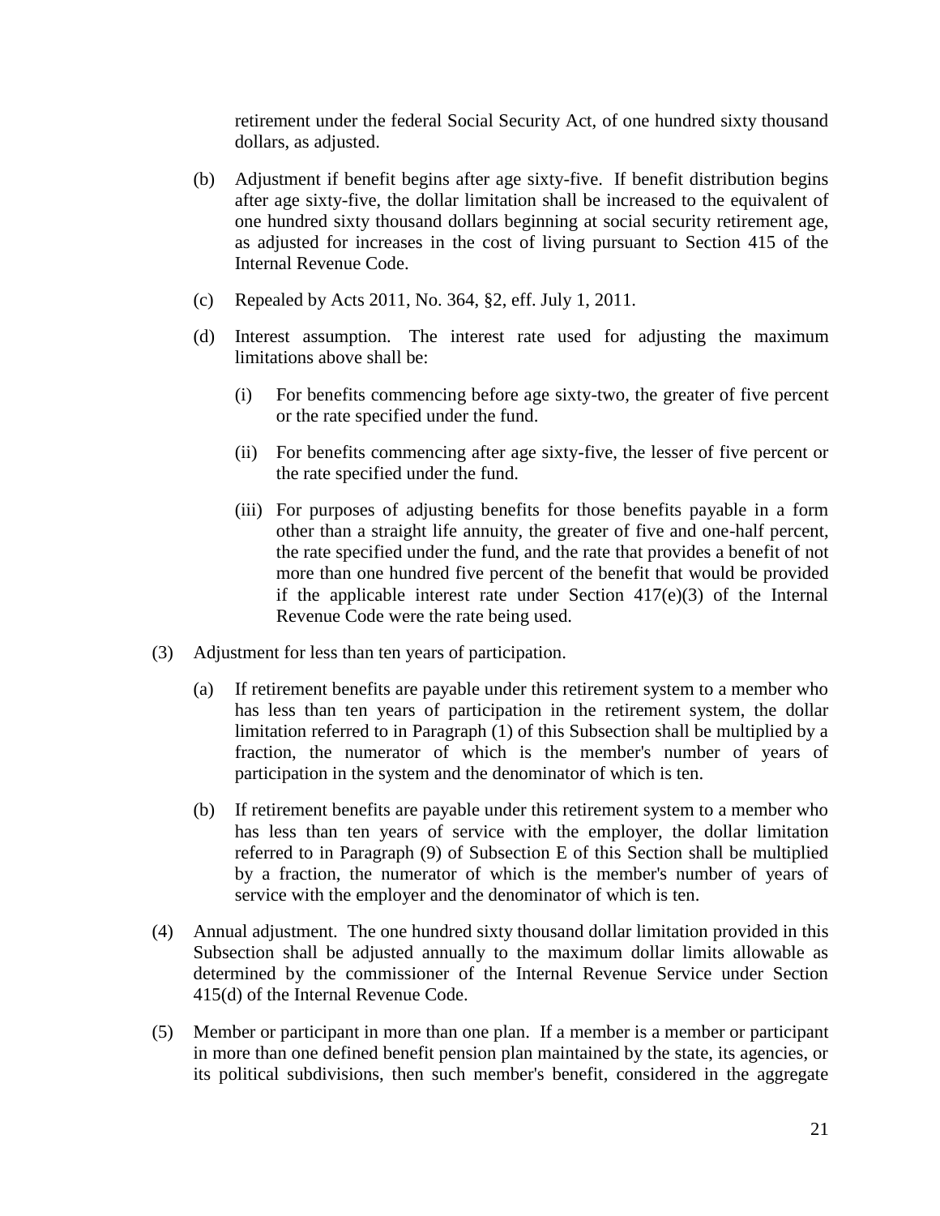retirement under the federal Social Security Act, of one hundred sixty thousand dollars, as adjusted.

(b) Adjustment if benefit begins after age sixty-five. If benefit distribution begins after age sixty-five, the dollar limitation shall be increased to the equivalent of one hundred sixty thousand dollars beginning at social security retirement age, as adjusted for increases in the cost of living pursuant to Section 415 of the Internal Revenue Code.

(c) Repealed by Acts 2011, No. 364, §2, eff. July 1, 2011.

(d) Interest assumption. The interest rate used for adjusting the maximum limitations above shall be:

(i) For benefits commencing before age sixty-two, the greater of five percent or the rate specified under the fund.

(ii) For benefits commencing after age sixty-five, the lesser of five percent or the rate specified under the fund.

(iii) For purposes of adjusting benefits for those benefits payable in a form other than a straight life annuity, the greater of five and one-half percent, the rate specified under the fund, and the rate that provides a benefit of not more than one hundred five percent of the benefit that would be provided if the applicable interest rate under Section 417(e)(3) of the Internal Revenue Code were the rate being used.

(3) Adjustment for less than ten years of participation.

(a) If retirement benefits are payable under this retirement system to a member who has less than ten years of participation in the retirement system, the dollar limitation referred to in Paragraph (1) of this Subsection shall be multiplied by a fraction, the numerator of which is the member's number of years of participation in the system and the denominator of which is ten.

(b) If retirement benefits are payable under this retirement system to a member who has less than ten years of service with the employer, the dollar limitation referred to in Paragraph (9) of Subsection E of this Section shall be multiplied by a fraction, the numerator of which is the member's number of years of service with the employer and the denominator of which is ten.

(4) Annual adjustment. The one hundred sixty thousand dollar limitation provided in this Subsection shall be adjusted annually to the maximum dollar limits allowable as determined by the commissioner of the Internal Revenue Service under Section 415(d) of the Internal Revenue Code.

(5) Member or participant in more than one plan. If a member is a member or participant in more than one defined benefit pension plan maintained by the state, its agencies, or its political subdivisions, then such member's benefit, considered in the aggregate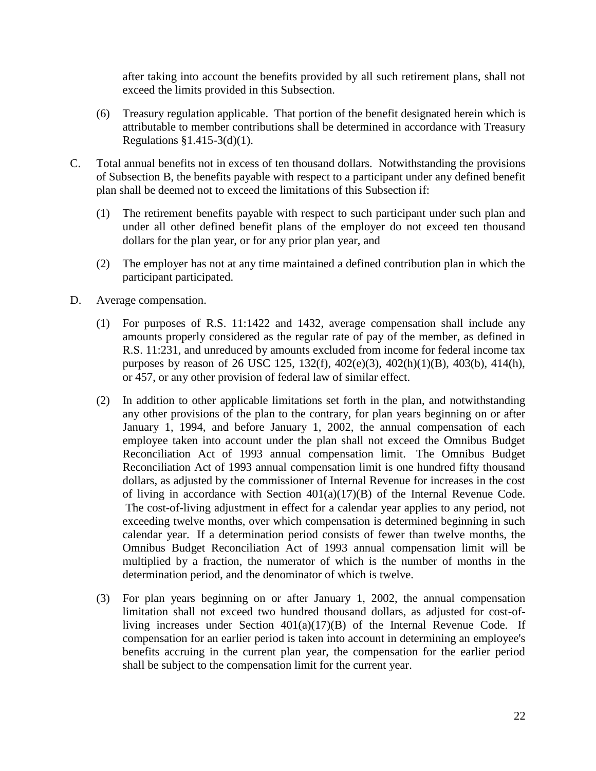after taking into account the benefits provided by all such retirement plans, shall not exceed the limits provided in this Subsection.

(6) Treasury regulation applicable. That portion of the benefit designated herein which is attributable to member contributions shall be determined in accordance with Treasury Regulations §1.415-3(d)(1).

C. Total annual benefits not in excess of ten thousand dollars. Notwithstanding the provisions of Subsection B, the benefits payable with respect to a participant under any defined benefit plan shall be deemed not to exceed the limitations of this Subsection if:

(1) The retirement benefits payable with respect to such participant under such plan and under all other defined benefit plans of the employer do not exceed ten thousand dollars for the plan year, or for any prior plan year, and

(2) The employer has not at any time maintained a defined contribution plan in which the participant participated.

D. Average compensation.

(1) For purposes of R.S. 11:1422 and 1432, average compensation shall include any amounts properly considered as the regular rate of pay of the member, as defined in R.S. 11:231, and unreduced by amounts excluded from income for federal income tax purposes by reason of 26 USC 125, 132(f), 402(e)(3), 402(h)(1)(B), 403(b), 414(h), or 457, or any other provision of federal law of similar effect.

(2) In addition to other applicable limitations set forth in the plan, and notwithstanding any other provisions of the plan to the contrary, for plan years beginning on or after January 1, 1994, and before January 1, 2002, the annual compensation of each employee taken into account under the plan shall not exceed the Omnibus Budget Reconciliation Act of 1993 annual compensation limit. The Omnibus Budget Reconciliation Act of 1993 annual compensation limit is one hundred fifty thousand dollars, as adjusted by the commissioner of Internal Revenue for increases in the cost of living in accordance with Section 401(a)(17)(B) of the Internal Revenue Code. The cost-of-living adjustment in effect for a calendar year applies to any period, not exceeding twelve months, over which compensation is determined beginning in such calendar year. If a determination period consists of fewer than twelve months, the Omnibus Budget Reconciliation Act of 1993 annual compensation limit will be multiplied by a fraction, the numerator of which is the number of months in the determination period, and the denominator of which is twelve.

(3) For plan years beginning on or after January 1, 2002, the annual compensation limitation shall not exceed two hundred thousand dollars, as adjusted for cost-of-living increases under Section 401(a)(17)(B) of the Internal Revenue Code. If compensation for an earlier period is taken into account in determining an employee's benefits accruing in the current plan year, the compensation for the earlier period shall be subject to the compensation limit for the current year.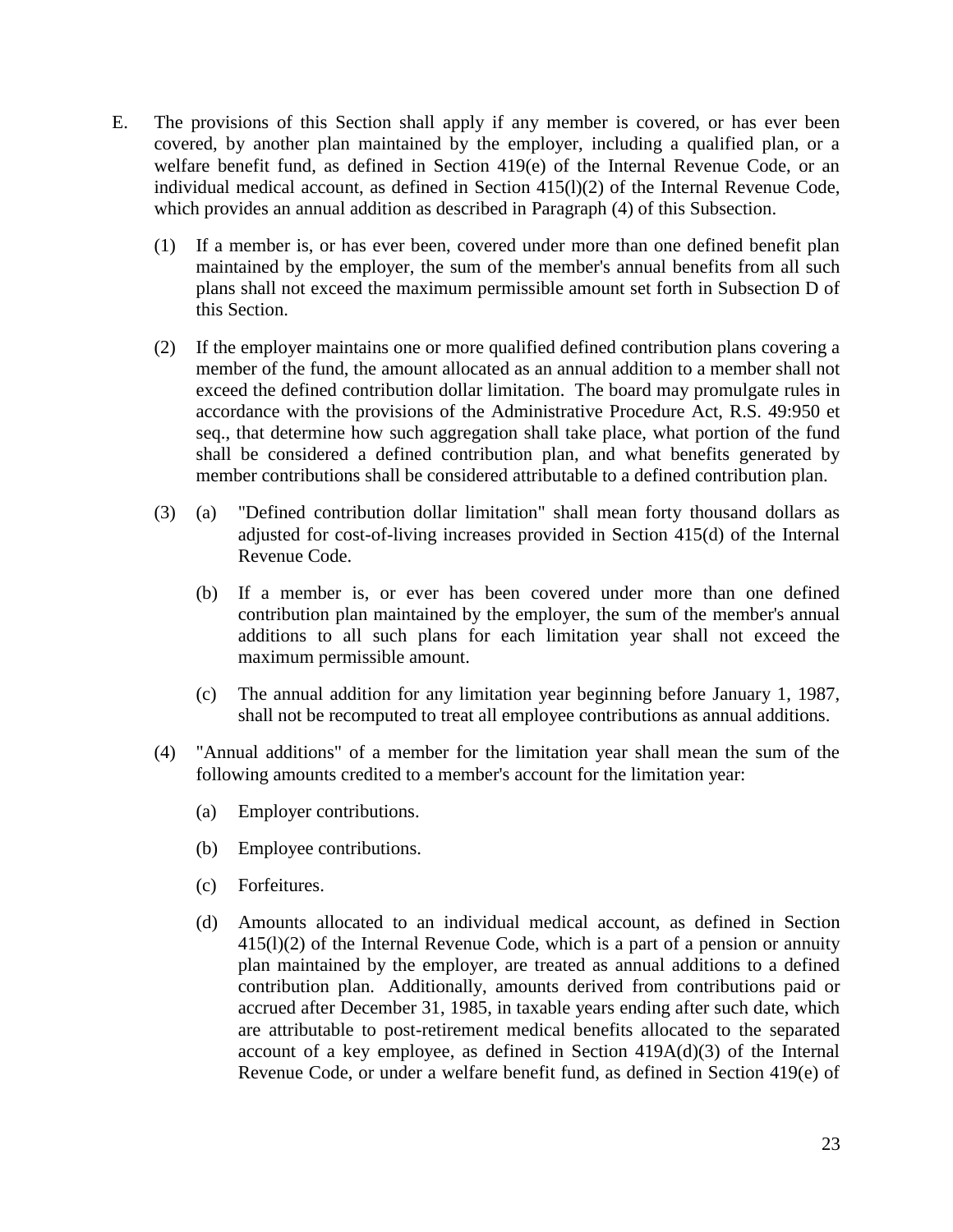E. The provisions of this Section shall apply if any member is covered, or has ever been covered, by another plan maintained by the employer, including a qualified plan, or a welfare benefit fund, as defined in Section 419(e) of the Internal Revenue Code, or an individual medical account, as defined in Section 415(l)(2) of the Internal Revenue Code, which provides an annual addition as described in Paragraph (4) of this Subsection.

(1) If a member is, or has ever been, covered under more than one defined benefit plan maintained by the employer, the sum of the member's annual benefits from all such plans shall not exceed the maximum permissible amount set forth in Subsection D of this Section.

(2) If the employer maintains one or more qualified defined contribution plans covering a member of the fund, the amount allocated as an annual addition to a member shall not exceed the defined contribution dollar limitation. The board may promulgate rules in accordance with the provisions of the Administrative Procedure Act, R.S. 49:950 et seq., that determine how such aggregation shall take place, what portion of the fund shall be considered a defined contribution plan, and what benefits generated by member contributions shall be considered attributable to a defined contribution plan.

(3) (a) "Defined contribution dollar limitation" shall mean forty thousand dollars as adjusted for cost-of-living increases provided in Section 415(d) of the Internal Revenue Code.

(b) If a member is, or ever has been covered under more than one defined contribution plan maintained by the employer, the sum of the member's annual additions to all such plans for each limitation year shall not exceed the maximum permissible amount.

(c) The annual addition for any limitation year beginning before January 1, 1987, shall not be recomputed to treat all employee contributions as annual additions.

(4) "Annual additions" of a member for the limitation year shall mean the sum of the following amounts credited to a member's account for the limitation year:

(a) Employer contributions.

(b) Employee contributions.

(c) Forfeitures.

(d) Amounts allocated to an individual medical account, as defined in Section 415(l)(2) of the Internal Revenue Code, which is a part of a pension or annuity plan maintained by the employer, are treated as annual additions to a defined contribution plan. Additionally, amounts derived from contributions paid or accrued after December 31, 1985, in taxable years ending after such date, which are attributable to post-retirement medical benefits allocated to the separated account of a key employee, as defined in Section 419A(d)(3) of the Internal Revenue Code, or under a welfare benefit fund, as defined in Section 419(e) of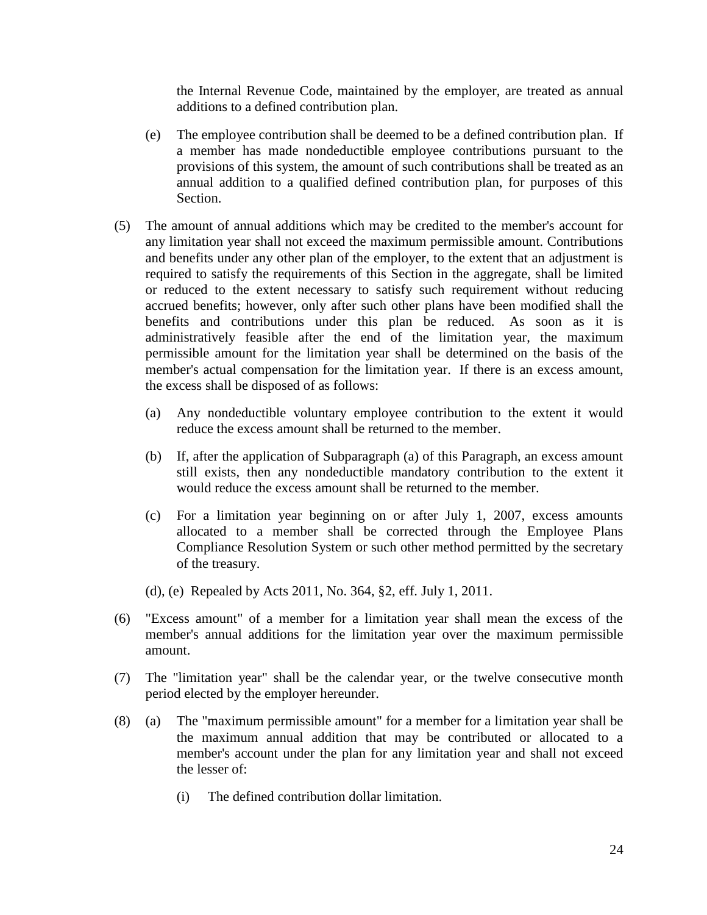the Internal Revenue Code, maintained by the employer, are treated as annual additions to a defined contribution plan.

(e) The employee contribution shall be deemed to be a defined contribution plan. If a member has made nondeductible employee contributions pursuant to the provisions of this system, the amount of such contributions shall be treated as an annual addition to a qualified defined contribution plan, for purposes of this Section.

(5) The amount of annual additions which may be credited to the member's account for any limitation year shall not exceed the maximum permissible amount. Contributions and benefits under any other plan of the employer, to the extent that an adjustment is required to satisfy the requirements of this Section in the aggregate, shall be limited or reduced to the extent necessary to satisfy such requirement without reducing accrued benefits; however, only after such other plans have been modified shall the benefits and contributions under this plan be reduced. As soon as it is administratively feasible after the end of the limitation year, the maximum permissible amount for the limitation year shall be determined on the basis of the member's actual compensation for the limitation year. If there is an excess amount, the excess shall be disposed of as follows:

(a) Any nondeductible voluntary employee contribution to the extent it would reduce the excess amount shall be returned to the member.

(b) If, after the application of Subparagraph (a) of this Paragraph, an excess amount still exists, then any nondeductible mandatory contribution to the extent it would reduce the excess amount shall be returned to the member.

(c) For a limitation year beginning on or after July 1, 2007, excess amounts allocated to a member shall be corrected through the Employee Plans Compliance Resolution System or such other method permitted by the secretary of the treasury.

(d), (e) Repealed by Acts 2011, No. 364, §2, eff. July 1, 2011.

(6) "Excess amount" of a member for a limitation year shall mean the excess of the member's annual additions for the limitation year over the maximum permissible amount.

(7) The "limitation year" shall be the calendar year, or the twelve consecutive month period elected by the employer hereunder.

(8) (a) The "maximum permissible amount" for a member for a limitation year shall be the maximum annual addition that may be contributed or allocated to a member's account under the plan for any limitation year and shall not exceed the lesser of:

(i) The defined contribution dollar limitation.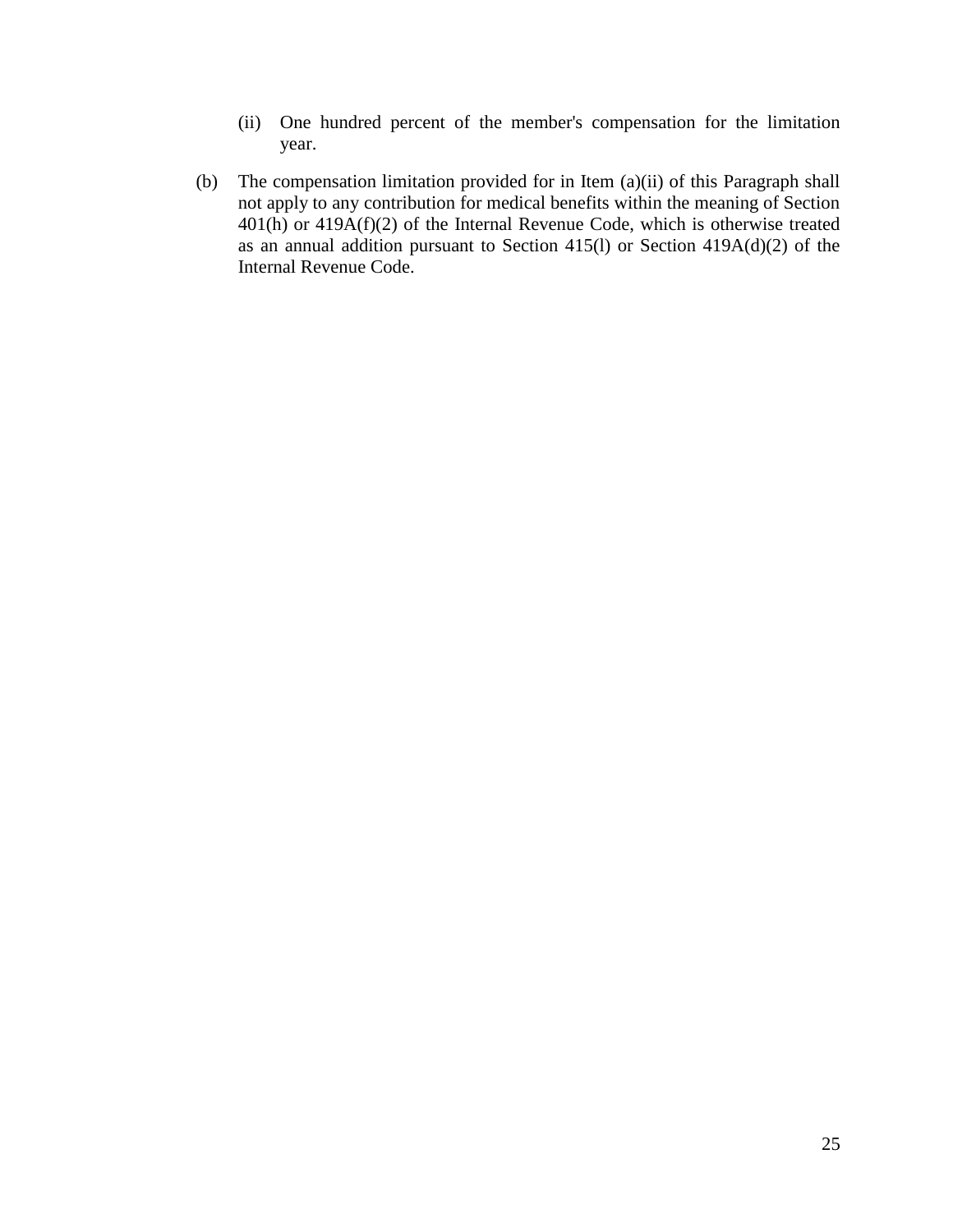(ii) One hundred percent of the member's compensation for the limitation year.

(b) The compensation limitation provided for in Item (a)(ii) of this Paragraph shall not apply to any contribution for medical benefits within the meaning of Section 401(h) or 419A(f)(2) of the Internal Revenue Code, which is otherwise treated as an annual addition pursuant to Section 415(l) or Section 419A(d)(2) of the Internal Revenue Code.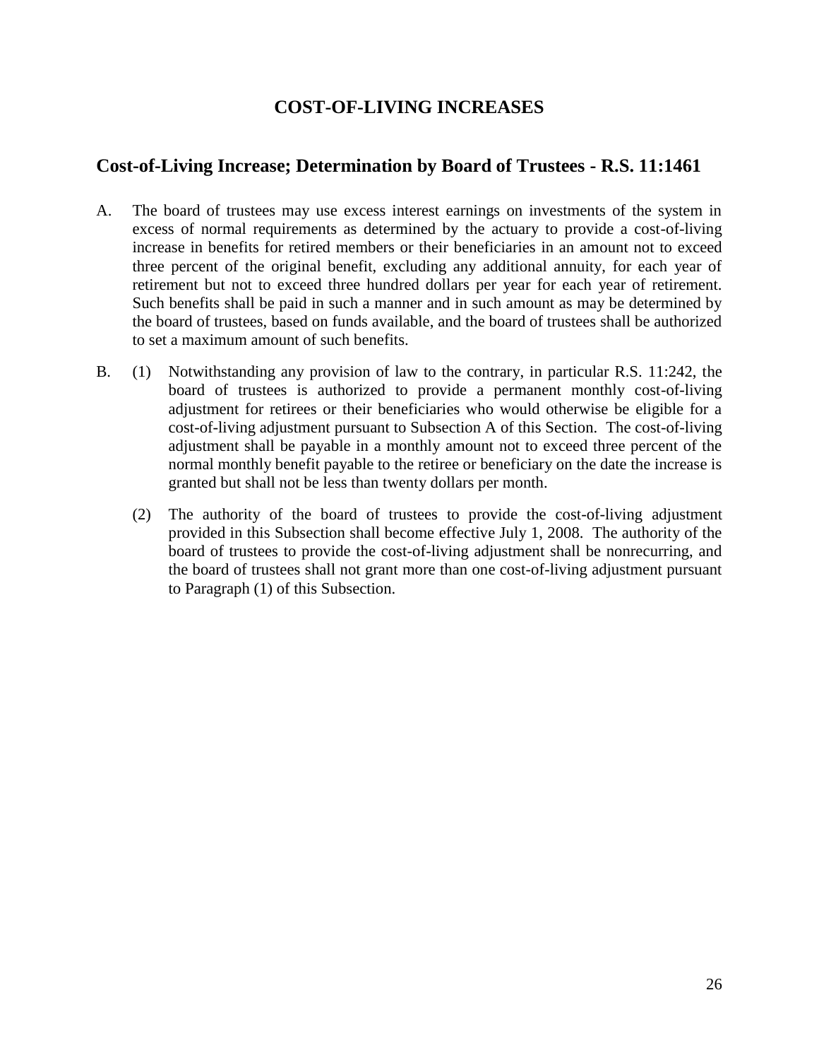# COST-OF-LIVING INCREASES

## Cost-of-Living Increase; Determination by Board of Trustees - R.S. 11:1461

A. The board of trustees may use excess interest earnings on investments of the system in excess of normal requirements as determined by the actuary to provide a cost-of-living increase in benefits for retired members or their beneficiaries in an amount not to exceed three percent of the original benefit, excluding any additional annuity, for each year of retirement but not to exceed three hundred dollars per year for each year of retirement. Such benefits shall be paid in such a manner and in such amount as may be determined by the board of trustees, based on funds available, and the board of trustees shall be authorized to set a maximum amount of such benefits.

B. (1) Notwithstanding any provision of law to the contrary, in particular R.S. 11:242, the board of trustees is authorized to provide a permanent monthly cost-of-living adjustment for retirees or their beneficiaries who would otherwise be eligible for a cost-of-living adjustment pursuant to Subsection A of this Section. The cost-of-living adjustment shall be payable in a monthly amount not to exceed three percent of the normal monthly benefit payable to the retiree or beneficiary on the date the increase is granted but shall not be less than twenty dollars per month.

(2) The authority of the board of trustees to provide the cost-of-living adjustment provided in this Subsection shall become effective July 1, 2008. The authority of the board of trustees to provide the cost-of-living adjustment shall be nonrecurring, and the board of trustees shall not grant more than one cost-of-living adjustment pursuant to Paragraph (1) of this Subsection.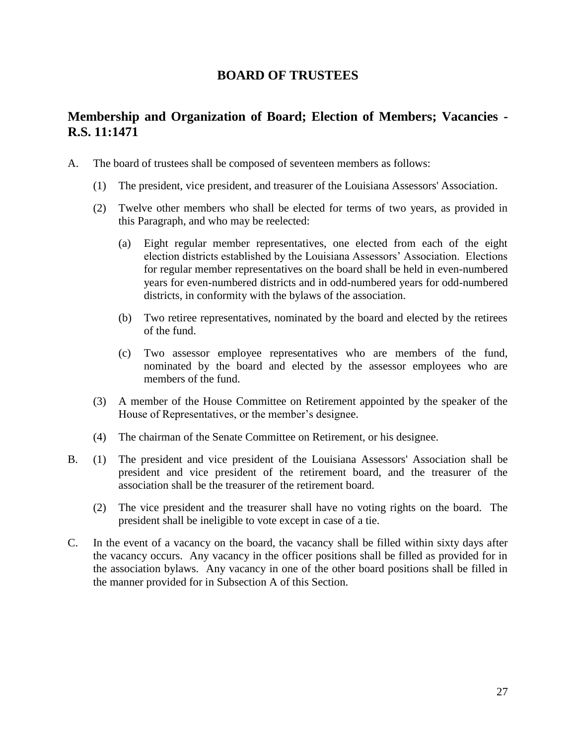# BOARD OF TRUSTEES

## Membership and Organization of Board; Election of Members; Vacancies - R.S. 11:1471

A. The board of trustees shall be composed of seventeen members as follows:

   (1) The president, vice president, and treasurer of the Louisiana Assessors' Association.

   (2) Twelve other members who shall be elected for terms of two years, as provided in this Paragraph, and who may be reelected:

      (a) Eight regular member representatives, one elected from each of the eight election districts established by the Louisiana Assessors' Association. Elections for regular member representatives on the board shall be held in even-numbered years for even-numbered districts and in odd-numbered years for odd-numbered districts, in conformity with the bylaws of the association.

      (b) Two retiree representatives, nominated by the board and elected by the retirees of the fund.

      (c) Two assessor employee representatives who are members of the fund, nominated by the board and elected by the assessor employees who are members of the fund.

   (3) A member of the House Committee on Retirement appointed by the speaker of the House of Representatives, or the member's designee.

   (4) The chairman of the Senate Committee on Retirement, or his designee.

B. (1) The president and vice president of the Louisiana Assessors' Association shall be president and vice president of the retirement board, and the treasurer of the association shall be the treasurer of the retirement board.

   (2) The vice president and the treasurer shall have no voting rights on the board. The president shall be ineligible to vote except in case of a tie.

C. In the event of a vacancy on the board, the vacancy shall be filled within sixty days after the vacancy occurs. Any vacancy in the officer positions shall be filled as provided for in the association bylaws. Any vacancy in one of the other board positions shall be filled in the manner provided for in Subsection A of this Section.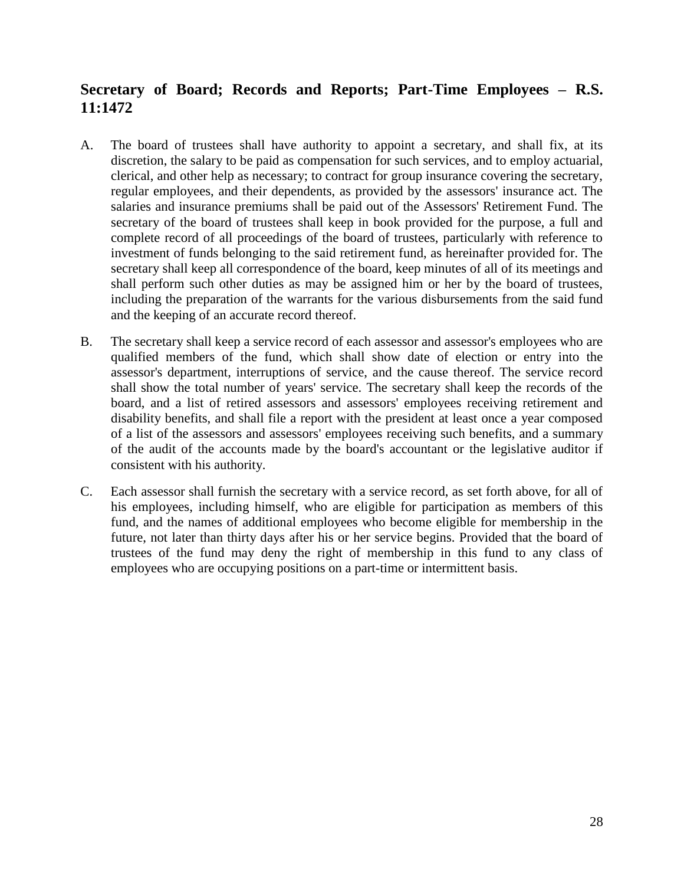## Secretary of Board; Records and Reports; Part-Time Employees – R.S. 11:1472

A. The board of trustees shall have authority to appoint a secretary, and shall fix, at its discretion, the salary to be paid as compensation for such services, and to employ actuarial, clerical, and other help as necessary; to contract for group insurance covering the secretary, regular employees, and their dependents, as provided by the assessors' insurance act. The salaries and insurance premiums shall be paid out of the Assessors' Retirement Fund. The secretary of the board of trustees shall keep in book provided for the purpose, a full and complete record of all proceedings of the board of trustees, particularly with reference to investment of funds belonging to the said retirement fund, as hereinafter provided for. The secretary shall keep all correspondence of the board, keep minutes of all of its meetings and shall perform such other duties as may be assigned him or her by the board of trustees, including the preparation of the warrants for the various disbursements from the said fund and the keeping of an accurate record thereof.

B. The secretary shall keep a service record of each assessor and assessor's employees who are qualified members of the fund, which shall show date of election or entry into the assessor's department, interruptions of service, and the cause thereof. The service record shall show the total number of years' service. The secretary shall keep the records of the board, and a list of retired assessors and assessors' employees receiving retirement and disability benefits, and shall file a report with the president at least once a year composed of a list of the assessors and assessors' employees receiving such benefits, and a summary of the audit of the accounts made by the board's accountant or the legislative auditor if consistent with his authority.

C. Each assessor shall furnish the secretary with a service record, as set forth above, for all of his employees, including himself, who are eligible for participation as members of this fund, and the names of additional employees who become eligible for membership in the future, not later than thirty days after his or her service begins. Provided that the board of trustees of the fund may deny the right of membership in this fund to any class of employees who are occupying positions on a part-time or intermittent basis.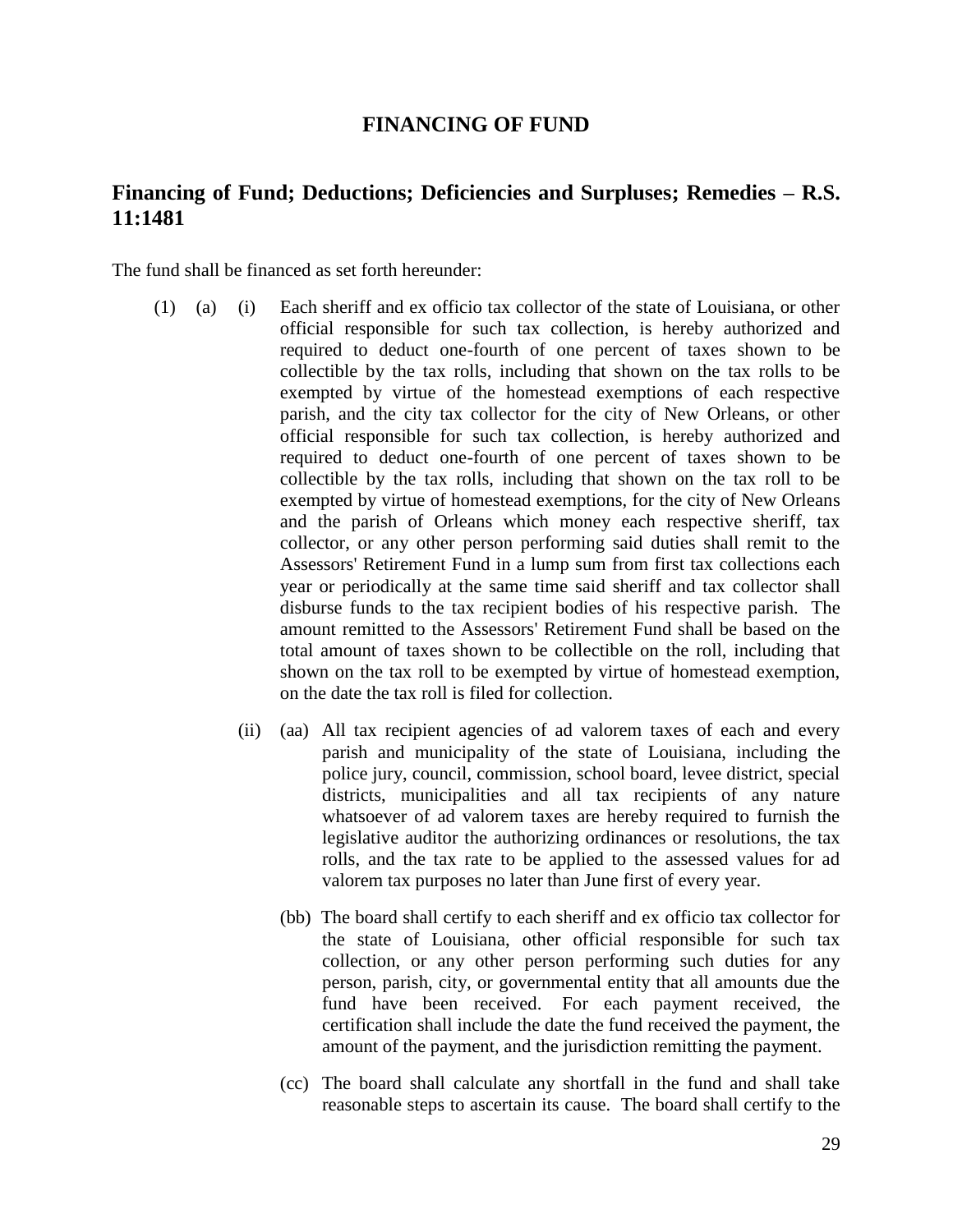# FINANCING OF FUND

## Financing of Fund; Deductions; Deficiencies and Surpluses; Remedies – R.S. 11:1481

The fund shall be financed as set forth hereunder:

(1) (a) (i) Each sheriff and ex officio tax collector of the state of Louisiana, or other official responsible for such tax collection, is hereby authorized and required to deduct one-fourth of one percent of taxes shown to be collectible by the tax rolls, including that shown on the tax rolls to be exempted by virtue of the homestead exemptions of each respective parish, and the city tax collector for the city of New Orleans, or other official responsible for such tax collection, is hereby authorized and required to deduct one-fourth of one percent of taxes shown to be collectible by the tax rolls, including that shown on the tax roll to be exempted by virtue of homestead exemptions, for the city of New Orleans and the parish of Orleans which money each respective sheriff, tax collector, or any other person performing said duties shall remit to the Assessors' Retirement Fund in a lump sum from first tax collections each year or periodically at the same time said sheriff and tax collector shall disburse funds to the tax recipient bodies of his respective parish. The amount remitted to the Assessors' Retirement Fund shall be based on the total amount of taxes shown to be collectible on the roll, including that shown on the tax roll to be exempted by virtue of homestead exemption, on the date the tax roll is filed for collection.

(ii) (aa) All tax recipient agencies of ad valorem taxes of each and every parish and municipality of the state of Louisiana, including the police jury, council, commission, school board, levee district, special districts, municipalities and all tax recipients of any nature whatsoever of ad valorem taxes are hereby required to furnish the legislative auditor the authorizing ordinances or resolutions, the tax rolls, and the tax rate to be applied to the assessed values for ad valorem tax purposes no later than June first of every year.

(bb) The board shall certify to each sheriff and ex officio tax collector for the state of Louisiana, other official responsible for such tax collection, or any other person performing such duties for any person, parish, city, or governmental entity that all amounts due the fund have been received. For each payment received, the certification shall include the date the fund received the payment, the amount of the payment, and the jurisdiction remitting the payment.

(cc) The board shall calculate any shortfall in the fund and shall take reasonable steps to ascertain its cause. The board shall certify to the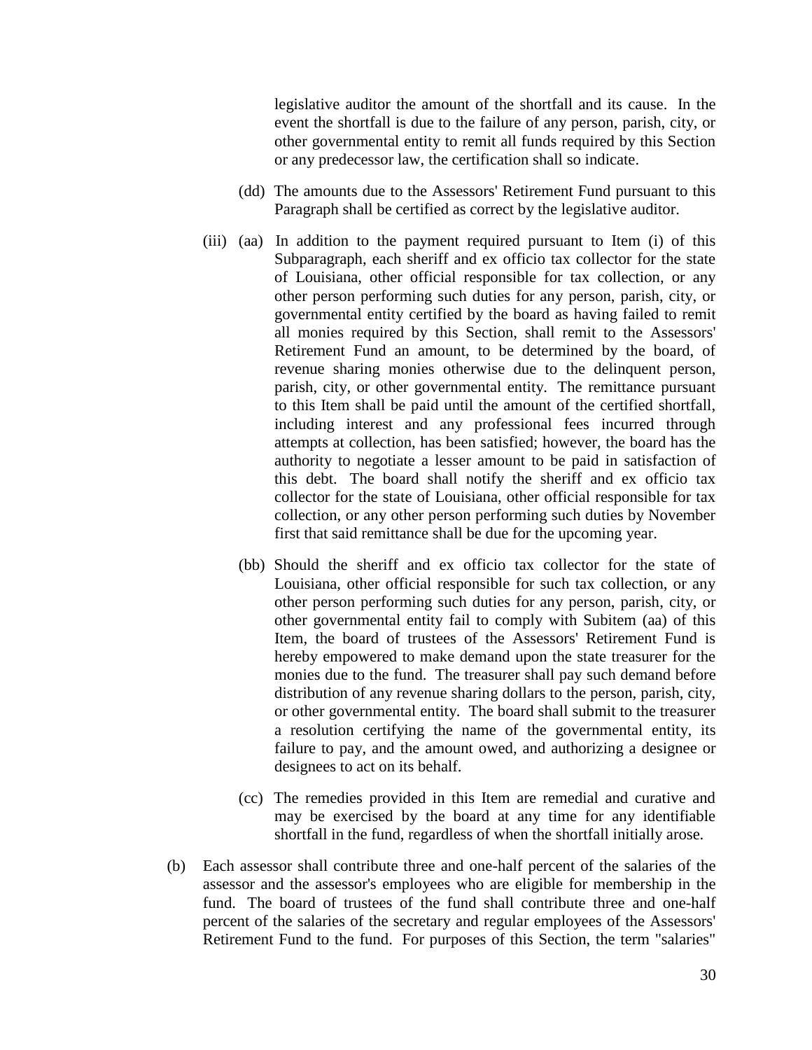legislative auditor the amount of the shortfall and its cause. In the event the shortfall is due to the failure of any person, parish, city, or other governmental entity to remit all funds required by this Section or any predecessor law, the certification shall so indicate.

(dd) The amounts due to the Assessors' Retirement Fund pursuant to this Paragraph shall be certified as correct by the legislative auditor.

(iii) (aa) In addition to the payment required pursuant to Item (i) of this Subparagraph, each sheriff and ex officio tax collector for the state of Louisiana, other official responsible for tax collection, or any other person performing such duties for any person, parish, city, or governmental entity certified by the board as having failed to remit all monies required by this Section, shall remit to the Assessors' Retirement Fund an amount, to be determined by the board, of revenue sharing monies otherwise due to the delinquent person, parish, city, or other governmental entity. The remittance pursuant to this Item shall be paid until the amount of the certified shortfall, including interest and any professional fees incurred through attempts at collection, has been satisfied; however, the board has the authority to negotiate a lesser amount to be paid in satisfaction of this debt. The board shall notify the sheriff and ex officio tax collector for the state of Louisiana, other official responsible for tax collection, or any other person performing such duties by November first that said remittance shall be due for the upcoming year.

(bb) Should the sheriff and ex officio tax collector for the state of Louisiana, other official responsible for such tax collection, or any other person performing such duties for any person, parish, city, or other governmental entity fail to comply with Subitem (aa) of this Item, the board of trustees of the Assessors' Retirement Fund is hereby empowered to make demand upon the state treasurer for the monies due to the fund. The treasurer shall pay such demand before distribution of any revenue sharing dollars to the person, parish, city, or other governmental entity. The board shall submit to the treasurer a resolution certifying the name of the governmental entity, its failure to pay, and the amount owed, and authorizing a designee or designees to act on its behalf.

(cc) The remedies provided in this Item are remedial and curative and may be exercised by the board at any time for any identifiable shortfall in the fund, regardless of when the shortfall initially arose.

(b) Each assessor shall contribute three and one-half percent of the salaries of the assessor and the assessor's employees who are eligible for membership in the fund. The board of trustees of the fund shall contribute three and one-half percent of the salaries of the secretary and regular employees of the Assessors' Retirement Fund to the fund. For purposes of this Section, the term "salaries"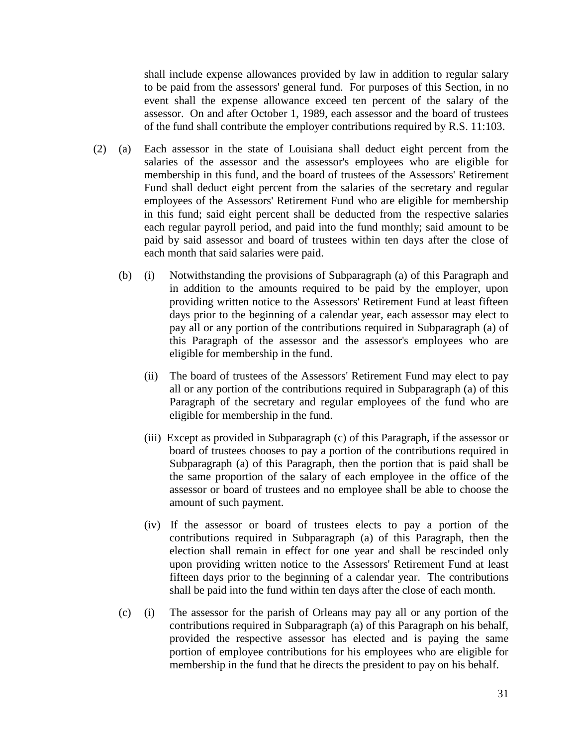shall include expense allowances provided by law in addition to regular salary to be paid from the assessors' general fund. For purposes of this Section, in no event shall the expense allowance exceed ten percent of the salary of the assessor. On and after October 1, 1989, each assessor and the board of trustees of the fund shall contribute the employer contributions required by R.S. 11:103.

(2) (a) Each assessor in the state of Louisiana shall deduct eight percent from the salaries of the assessor and the assessor's employees who are eligible for membership in this fund, and the board of trustees of the Assessors' Retirement Fund shall deduct eight percent from the salaries of the secretary and regular employees of the Assessors' Retirement Fund who are eligible for membership in this fund; said eight percent shall be deducted from the respective salaries each regular payroll period, and paid into the fund monthly; said amount to be paid by said assessor and board of trustees within ten days after the close of each month that said salaries were paid.

(b) (i) Notwithstanding the provisions of Subparagraph (a) of this Paragraph and in addition to the amounts required to be paid by the employer, upon providing written notice to the Assessors' Retirement Fund at least fifteen days prior to the beginning of a calendar year, each assessor may elect to pay all or any portion of the contributions required in Subparagraph (a) of this Paragraph of the assessor and the assessor's employees who are eligible for membership in the fund.

(ii) The board of trustees of the Assessors' Retirement Fund may elect to pay all or any portion of the contributions required in Subparagraph (a) of this Paragraph of the secretary and regular employees of the fund who are eligible for membership in the fund.

(iii) Except as provided in Subparagraph (c) of this Paragraph, if the assessor or board of trustees chooses to pay a portion of the contributions required in Subparagraph (a) of this Paragraph, then the portion that is paid shall be the same proportion of the salary of each employee in the office of the assessor or board of trustees and no employee shall be able to choose the amount of such payment.

(iv) If the assessor or board of trustees elects to pay a portion of the contributions required in Subparagraph (a) of this Paragraph, then the election shall remain in effect for one year and shall be rescinded only upon providing written notice to the Assessors' Retirement Fund at least fifteen days prior to the beginning of a calendar year. The contributions shall be paid into the fund within ten days after the close of each month.

(c) (i) The assessor for the parish of Orleans may pay all or any portion of the contributions required in Subparagraph (a) of this Paragraph on his behalf, provided the respective assessor has elected and is paying the same portion of employee contributions for his employees who are eligible for membership in the fund that he directs the president to pay on his behalf.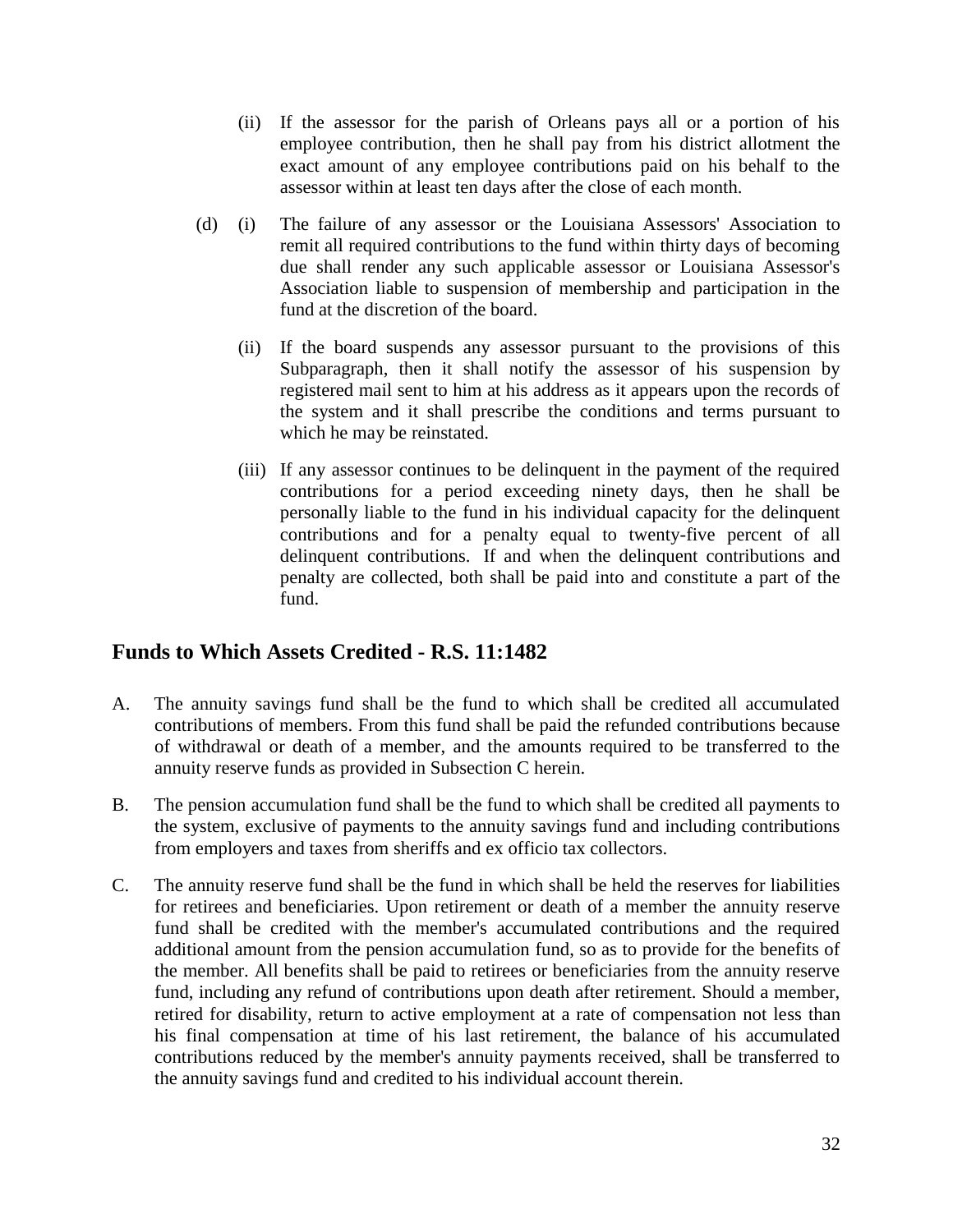(ii) If the assessor for the parish of Orleans pays all or a portion of his employee contribution, then he shall pay from his district allotment the exact amount of any employee contributions paid on his behalf to the assessor within at least ten days after the close of each month.

(d) (i) The failure of any assessor or the Louisiana Assessors' Association to remit all required contributions to the fund within thirty days of becoming due shall render any such applicable assessor or Louisiana Assessor's Association liable to suspension of membership and participation in the fund at the discretion of the board.

(ii) If the board suspends any assessor pursuant to the provisions of this Subparagraph, then it shall notify the assessor of his suspension by registered mail sent to him at his address as it appears upon the records of the system and it shall prescribe the conditions and terms pursuant to which he may be reinstated.

(iii) If any assessor continues to be delinquent in the payment of the required contributions for a period exceeding ninety days, then he shall be personally liable to the fund in his individual capacity for the delinquent contributions and for a penalty equal to twenty-five percent of all delinquent contributions. If and when the delinquent contributions and penalty are collected, both shall be paid into and constitute a part of the fund.

## Funds to Which Assets Credited - R.S. 11:1482

A. The annuity savings fund shall be the fund to which shall be credited all accumulated contributions of members. From this fund shall be paid the refunded contributions because of withdrawal or death of a member, and the amounts required to be transferred to the annuity reserve funds as provided in Subsection C herein.

B. The pension accumulation fund shall be the fund to which shall be credited all payments to the system, exclusive of payments to the annuity savings fund and including contributions from employers and taxes from sheriffs and ex officio tax collectors.

C. The annuity reserve fund shall be the fund in which shall be held the reserves for liabilities for retirees and beneficiaries. Upon retirement or death of a member the annuity reserve fund shall be credited with the member's accumulated contributions and the required additional amount from the pension accumulation fund, so as to provide for the benefits of the member. All benefits shall be paid to retirees or beneficiaries from the annuity reserve fund, including any refund of contributions upon death after retirement. Should a member, retired for disability, return to active employment at a rate of compensation not less than his final compensation at time of his last retirement, the balance of his accumulated contributions reduced by the member's annuity payments received, shall be transferred to the annuity savings fund and credited to his individual account therein.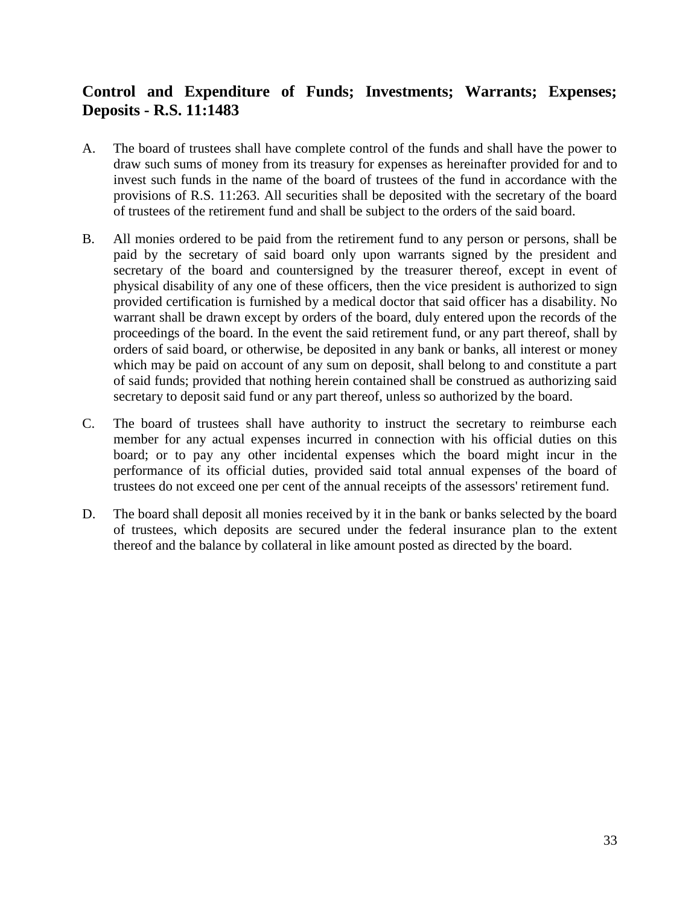## Control and Expenditure of Funds; Investments; Warrants; Expenses; Deposits - R.S. 11:1483

A. The board of trustees shall have complete control of the funds and shall have the power to draw such sums of money from its treasury for expenses as hereinafter provided for and to invest such funds in the name of the board of trustees of the fund in accordance with the provisions of R.S. 11:263. All securities shall be deposited with the secretary of the board of trustees of the retirement fund and shall be subject to the orders of the said board.

B. All monies ordered to be paid from the retirement fund to any person or persons, shall be paid by the secretary of said board only upon warrants signed by the president and secretary of the board and countersigned by the treasurer thereof, except in event of physical disability of any one of these officers, then the vice president is authorized to sign provided certification is furnished by a medical doctor that said officer has a disability. No warrant shall be drawn except by orders of the board, duly entered upon the records of the proceedings of the board. In the event the said retirement fund, or any part thereof, shall by orders of said board, or otherwise, be deposited in any bank or banks, all interest or money which may be paid on account of any sum on deposit, shall belong to and constitute a part of said funds; provided that nothing herein contained shall be construed as authorizing said secretary to deposit said fund or any part thereof, unless so authorized by the board.

C. The board of trustees shall have authority to instruct the secretary to reimburse each member for any actual expenses incurred in connection with his official duties on this board; or to pay any other incidental expenses which the board might incur in the performance of its official duties, provided said total annual expenses of the board of trustees do not exceed one per cent of the annual receipts of the assessors' retirement fund.

D. The board shall deposit all monies received by it in the bank or banks selected by the board of trustees, which deposits are secured under the federal insurance plan to the extent thereof and the balance by collateral in like amount posted as directed by the board.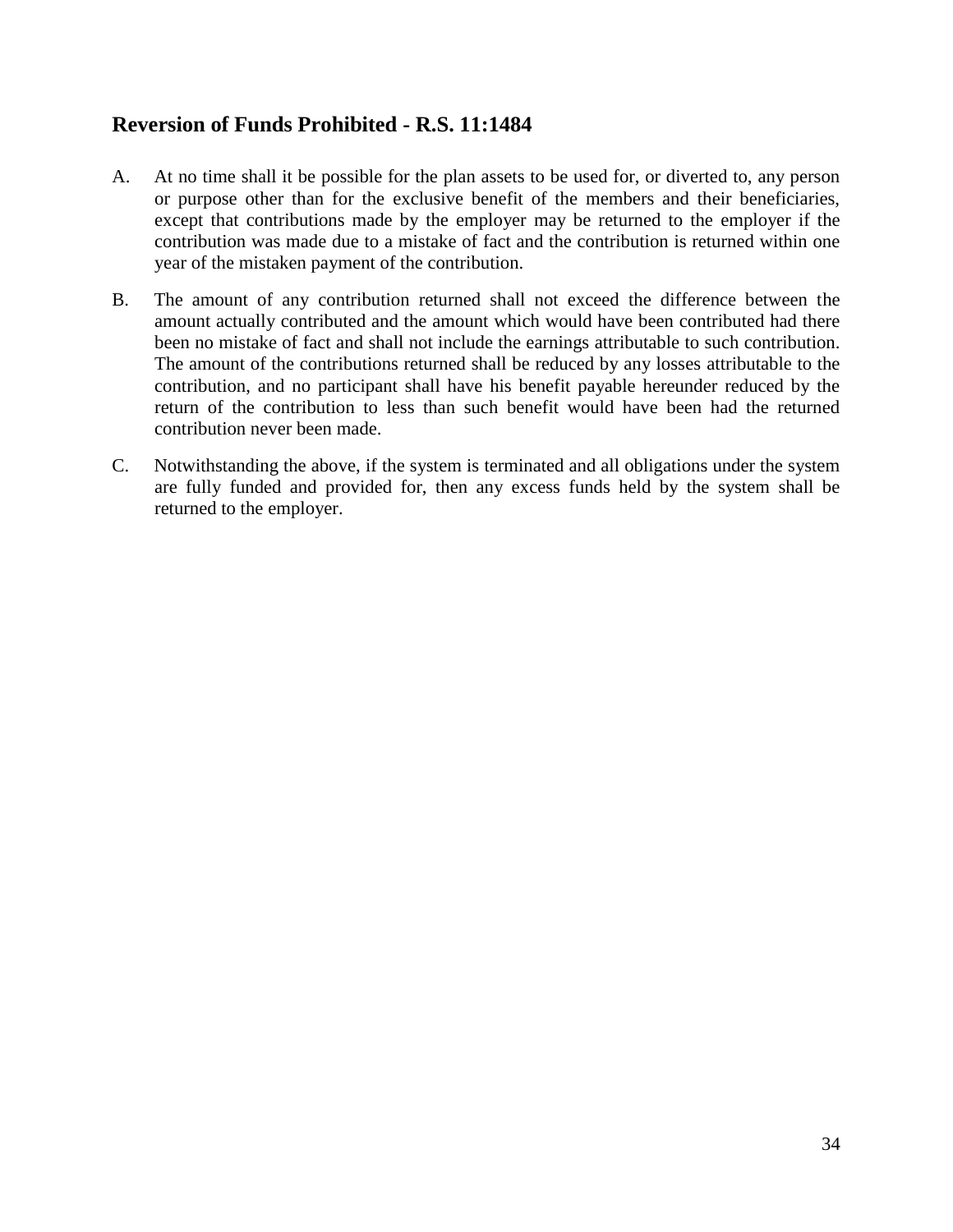## Reversion of Funds Prohibited - R.S. 11:1484

A. At no time shall it be possible for the plan assets to be used for, or diverted to, any person or purpose other than for the exclusive benefit of the members and their beneficiaries, except that contributions made by the employer may be returned to the employer if the contribution was made due to a mistake of fact and the contribution is returned within one year of the mistaken payment of the contribution.

B. The amount of any contribution returned shall not exceed the difference between the amount actually contributed and the amount which would have been contributed had there been no mistake of fact and shall not include the earnings attributable to such contribution. The amount of the contributions returned shall be reduced by any losses attributable to the contribution, and no participant shall have his benefit payable hereunder reduced by the return of the contribution to less than such benefit would have been had the returned contribution never been made.

C. Notwithstanding the above, if the system is terminated and all obligations under the system are fully funded and provided for, then any excess funds held by the system shall be returned to the employer.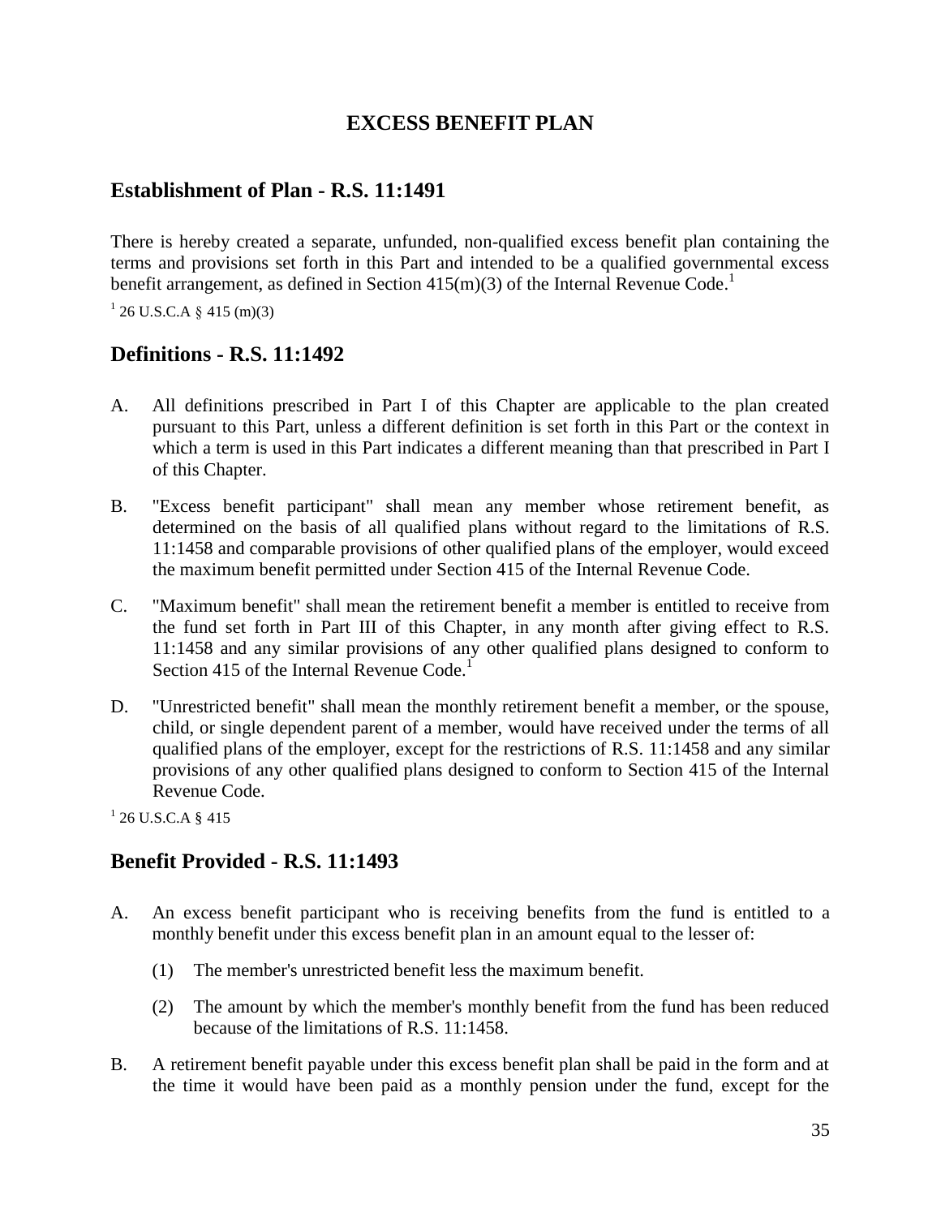# EXCESS BENEFIT PLAN

## Establishment of Plan - R.S. 11:1491

There is hereby created a separate, unfunded, non-qualified excess benefit plan containing the terms and provisions set forth in this Part and intended to be a qualified governmental excess benefit arrangement, as defined in Section 415(m)(3) of the Internal Revenue Code.[1]

[1] 26 U.S.C.A § 415 (m)(3)

## Definitions - R.S. 11:1492

A. All definitions prescribed in Part I of this Chapter are applicable to the plan created pursuant to this Part, unless a different definition is set forth in this Part or the context in which a term is used in this Part indicates a different meaning than that prescribed in Part I of this Chapter.

B. "Excess benefit participant" shall mean any member whose retirement benefit, as determined on the basis of all qualified plans without regard to the limitations of R.S. 11:1458 and comparable provisions of other qualified plans of the employer, would exceed the maximum benefit permitted under Section 415 of the Internal Revenue Code.

C. "Maximum benefit" shall mean the retirement benefit a member is entitled to receive from the fund set forth in Part III of this Chapter, in any month after giving effect to R.S. 11:1458 and any similar provisions of any other qualified plans designed to conform to Section 415 of the Internal Revenue Code.[1]

D. "Unrestricted benefit" shall mean the monthly retirement benefit a member, or the spouse, child, or single dependent parent of a member, would have received under the terms of all qualified plans of the employer, except for the restrictions of R.S. 11:1458 and any similar provisions of any other qualified plans designed to conform to Section 415 of the Internal Revenue Code.

[1] 26 U.S.C.A § 415

## Benefit Provided - R.S. 11:1493

A. An excess benefit participant who is receiving benefits from the fund is entitled to a monthly benefit under this excess benefit plan in an amount equal to the lesser of:

   (1) The member's unrestricted benefit less the maximum benefit.

   (2) The amount by which the member's monthly benefit from the fund has been reduced because of the limitations of R.S. 11:1458.

B. A retirement benefit payable under this excess benefit plan shall be paid in the form and at the time it would have been paid as a monthly pension under the fund, except for the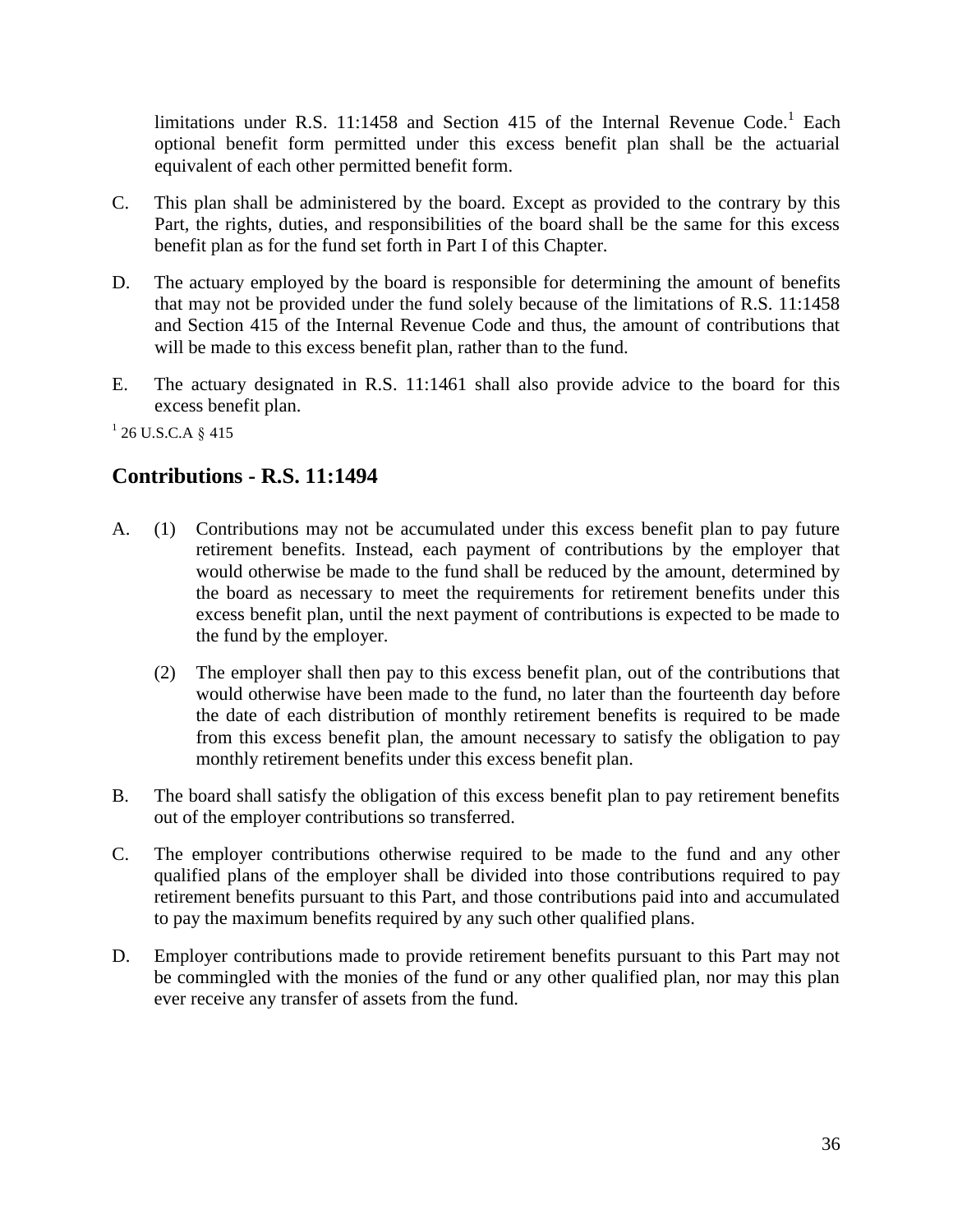limitations under R.S. 11:1458 and Section 415 of the Internal Revenue Code.[1] Each optional benefit form permitted under this excess benefit plan shall be the actuarial equivalent of each other permitted benefit form.

C. This plan shall be administered by the board. Except as provided to the contrary by this Part, the rights, duties, and responsibilities of the board shall be the same for this excess benefit plan as for the fund set forth in Part I of this Chapter.

D. The actuary employed by the board is responsible for determining the amount of benefits that may not be provided under the fund solely because of the limitations of R.S. 11:1458 and Section 415 of the Internal Revenue Code and thus, the amount of contributions that will be made to this excess benefit plan, rather than to the fund.

E. The actuary designated in R.S. 11:1461 shall also provide advice to the board for this excess benefit plan.

[1] 26 U.S.C.A § 415

## Contributions - R.S. 11:1494

A. (1) Contributions may not be accumulated under this excess benefit plan to pay future retirement benefits. Instead, each payment of contributions by the employer that would otherwise be made to the fund shall be reduced by the amount, determined by the board as necessary to meet the requirements for retirement benefits under this excess benefit plan, until the next payment of contributions is expected to be made to the fund by the employer.

(2) The employer shall then pay to this excess benefit plan, out of the contributions that would otherwise have been made to the fund, no later than the fourteenth day before the date of each distribution of monthly retirement benefits is required to be made from this excess benefit plan, the amount necessary to satisfy the obligation to pay monthly retirement benefits under this excess benefit plan.

B. The board shall satisfy the obligation of this excess benefit plan to pay retirement benefits out of the employer contributions so transferred.

C. The employer contributions otherwise required to be made to the fund and any other qualified plans of the employer shall be divided into those contributions required to pay retirement benefits pursuant to this Part, and those contributions paid into and accumulated to pay the maximum benefits required by any such other qualified plans.

D. Employer contributions made to provide retirement benefits pursuant to this Part may not be commingled with the monies of the fund or any other qualified plan, nor may this plan ever receive any transfer of assets from the fund.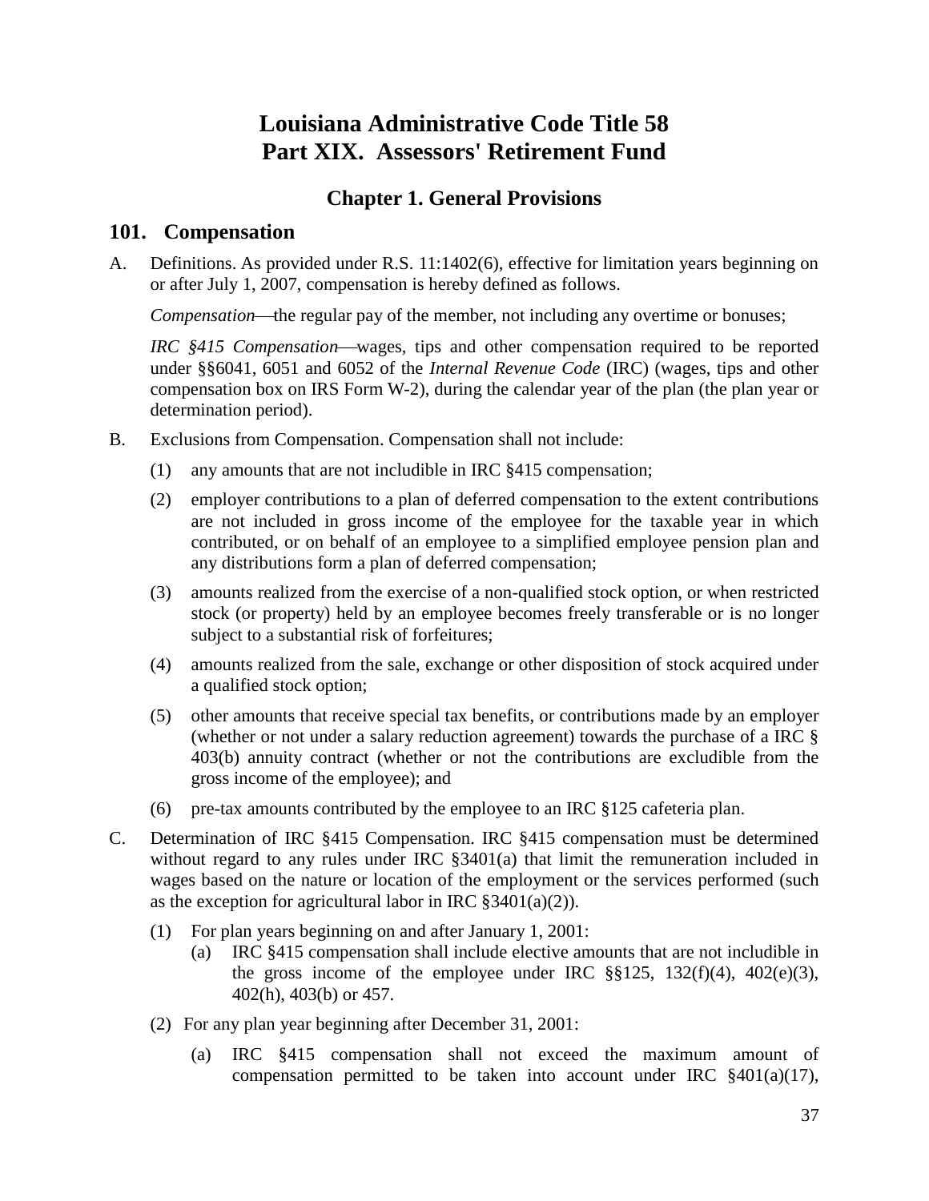# Louisiana Administrative Code Title 58
# Part XIX. Assessors' Retirement Fund

## Chapter 1. General Provisions

### 101. Compensation

A. Definitions. As provided under R.S. 11:1402(6), effective for limitation years beginning on or after July 1, 2007, compensation is hereby defined as follows.

*Compensation*—the regular pay of the member, not including any overtime or bonuses;

*IRC §415 Compensation*—wages, tips and other compensation required to be reported under §§6041, 6051 and 6052 of the *Internal Revenue Code* (IRC) (wages, tips and other compensation box on IRS Form W-2), during the calendar year of the plan (the plan year or determination period).

B. Exclusions from Compensation. Compensation shall not include:

(1) any amounts that are not includible in IRC §415 compensation;

(2) employer contributions to a plan of deferred compensation to the extent contributions are not included in gross income of the employee for the taxable year in which contributed, or on behalf of an employee to a simplified employee pension plan and any distributions form a plan of deferred compensation;

(3) amounts realized from the exercise of a non-qualified stock option, or when restricted stock (or property) held by an employee becomes freely transferable or is no longer subject to a substantial risk of forfeitures;

(4) amounts realized from the sale, exchange or other disposition of stock acquired under a qualified stock option;

(5) other amounts that receive special tax benefits, or contributions made by an employer (whether or not under a salary reduction agreement) towards the purchase of a IRC § 403(b) annuity contract (whether or not the contributions are excludible from the gross income of the employee); and

(6) pre-tax amounts contributed by the employee to an IRC §125 cafeteria plan.

C. Determination of IRC §415 Compensation. IRC §415 compensation must be determined without regard to any rules under IRC §3401(a) that limit the remuneration included in wages based on the nature or location of the employment or the services performed (such as the exception for agricultural labor in IRC §3401(a)(2)).

(1) For plan years beginning on and after January 1, 2001:

(a) IRC §415 compensation shall include elective amounts that are not includible in the gross income of the employee under IRC §§125, 132(f)(4), 402(e)(3), 402(h), 403(b) or 457.

(2) For any plan year beginning after December 31, 2001:

(a) IRC §415 compensation shall not exceed the maximum amount of compensation permitted to be taken into account under IRC §401(a)(17),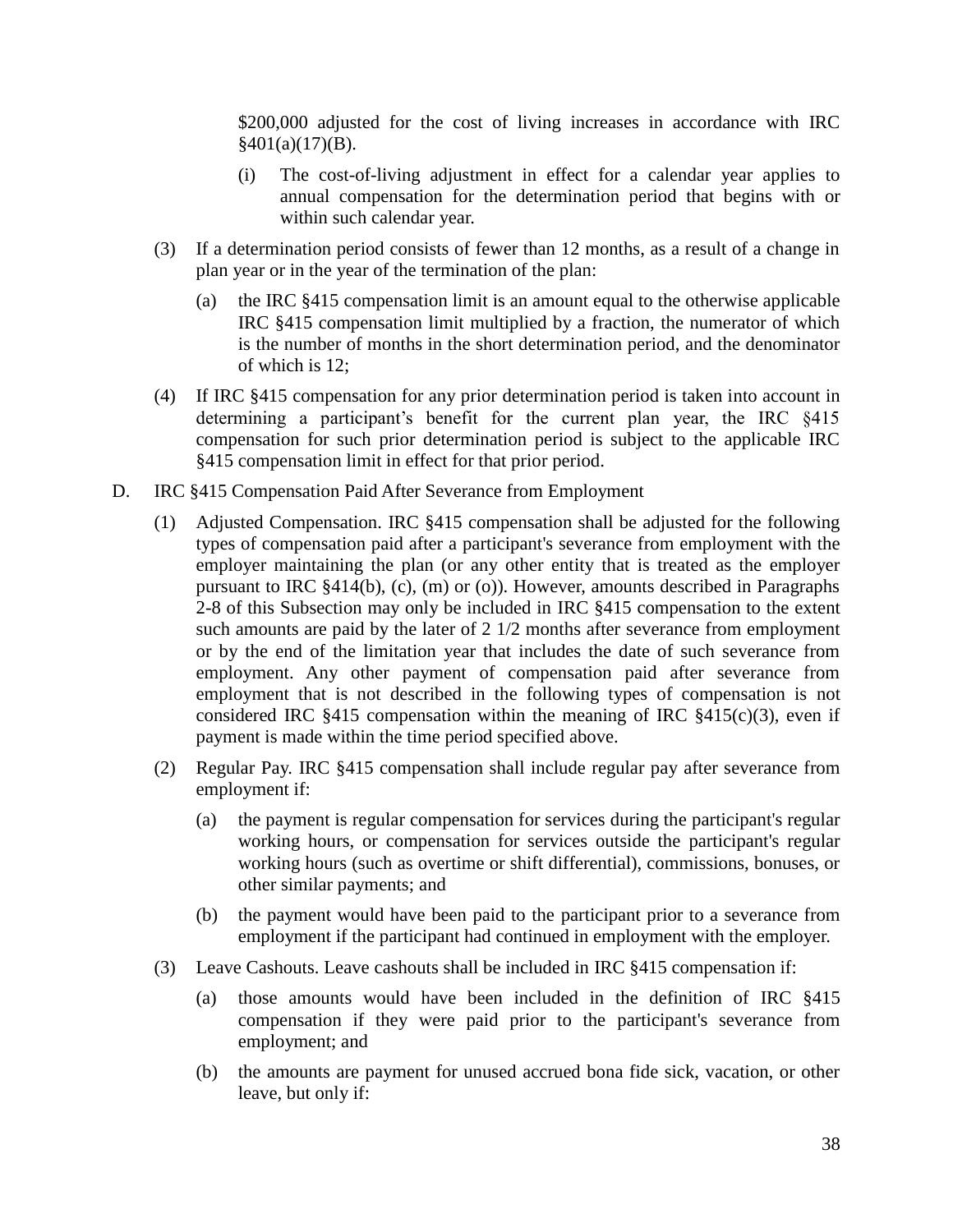$200,000 adjusted for the cost of living increases in accordance with IRC §401(a)(17)(B).

(i) The cost-of-living adjustment in effect for a calendar year applies to annual compensation for the determination period that begins with or within such calendar year.

(3) If a determination period consists of fewer than 12 months, as a result of a change in plan year or in the year of the termination of the plan:

(a) the IRC §415 compensation limit is an amount equal to the otherwise applicable IRC §415 compensation limit multiplied by a fraction, the numerator of which is the number of months in the short determination period, and the denominator of which is 12;

(4) If IRC §415 compensation for any prior determination period is taken into account in determining a participant's benefit for the current plan year, the IRC §415 compensation for such prior determination period is subject to the applicable IRC §415 compensation limit in effect for that prior period.

D. IRC §415 Compensation Paid After Severance from Employment

(1) Adjusted Compensation. IRC §415 compensation shall be adjusted for the following types of compensation paid after a participant's severance from employment with the employer maintaining the plan (or any other entity that is treated as the employer pursuant to IRC §414(b), (c), (m) or (o)). However, amounts described in Paragraphs 2-8 of this Subsection may only be included in IRC §415 compensation to the extent such amounts are paid by the later of 2 1/2 months after severance from employment or by the end of the limitation year that includes the date of such severance from employment. Any other payment of compensation paid after severance from employment that is not described in the following types of compensation is not considered IRC §415 compensation within the meaning of IRC §415(c)(3), even if payment is made within the time period specified above.

(2) Regular Pay. IRC §415 compensation shall include regular pay after severance from employment if:

(a) the payment is regular compensation for services during the participant's regular working hours, or compensation for services outside the participant's regular working hours (such as overtime or shift differential), commissions, bonuses, or other similar payments; and

(b) the payment would have been paid to the participant prior to a severance from employment if the participant had continued in employment with the employer.

(3) Leave Cashouts. Leave cashouts shall be included in IRC §415 compensation if:

(a) those amounts would have been included in the definition of IRC §415 compensation if they were paid prior to the participant's severance from employment; and

(b) the amounts are payment for unused accrued bona fide sick, vacation, or other leave, but only if: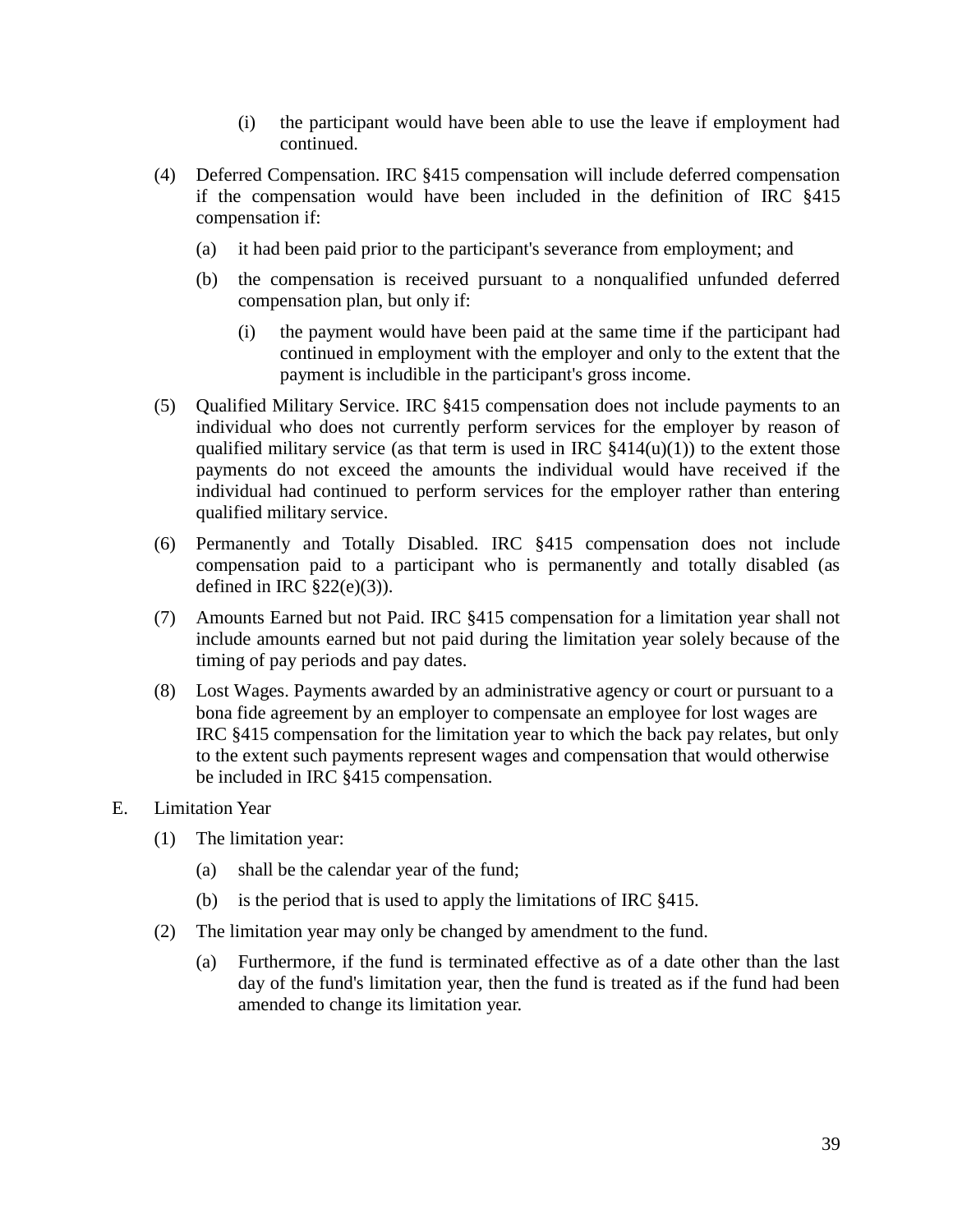(i) the participant would have been able to use the leave if employment had continued.

(4) Deferred Compensation. IRC §415 compensation will include deferred compensation if the compensation would have been included in the definition of IRC §415 compensation if:

  (a) it had been paid prior to the participant's severance from employment; and

  (b) the compensation is received pursuant to a nonqualified unfunded deferred compensation plan, but only if:

    (i) the payment would have been paid at the same time if the participant had continued in employment with the employer and only to the extent that the payment is includible in the participant's gross income.

(5) Qualified Military Service. IRC §415 compensation does not include payments to an individual who does not currently perform services for the employer by reason of qualified military service (as that term is used in IRC §414(u)(1)) to the extent those payments do not exceed the amounts the individual would have received if the individual had continued to perform services for the employer rather than entering qualified military service.

(6) Permanently and Totally Disabled. IRC §415 compensation does not include compensation paid to a participant who is permanently and totally disabled (as defined in IRC §22(e)(3)).

(7) Amounts Earned but not Paid. IRC §415 compensation for a limitation year shall not include amounts earned but not paid during the limitation year solely because of the timing of pay periods and pay dates.

(8) Lost Wages. Payments awarded by an administrative agency or court or pursuant to a bona fide agreement by an employer to compensate an employee for lost wages are IRC §415 compensation for the limitation year to which the back pay relates, but only to the extent such payments represent wages and compensation that would otherwise be included in IRC §415 compensation.

E. Limitation Year

(1) The limitation year:

  (a) shall be the calendar year of the fund;

  (b) is the period that is used to apply the limitations of IRC §415.

(2) The limitation year may only be changed by amendment to the fund.

  (a) Furthermore, if the fund is terminated effective as of a date other than the last day of the fund's limitation year, then the fund is treated as if the fund had been amended to change its limitation year.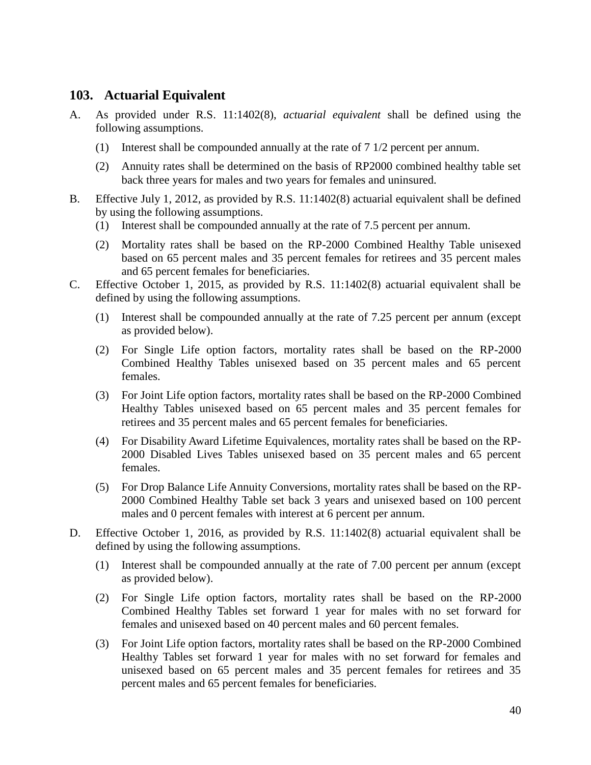## 103. Actuarial Equivalent

A. As provided under R.S. 11:1402(8), *actuarial equivalent* shall be defined using the following assumptions.

   (1) Interest shall be compounded annually at the rate of 7 1/2 percent per annum.

   (2) Annuity rates shall be determined on the basis of RP2000 combined healthy table set back three years for males and two years for females and uninsured.

B. Effective July 1, 2012, as provided by R.S. 11:1402(8) actuarial equivalent shall be defined by using the following assumptions.

   (1) Interest shall be compounded annually at the rate of 7.5 percent per annum.

   (2) Mortality rates shall be based on the RP-2000 Combined Healthy Table unisexed based on 65 percent males and 35 percent females for retirees and 35 percent males and 65 percent females for beneficiaries.

C. Effective October 1, 2015, as provided by R.S. 11:1402(8) actuarial equivalent shall be defined by using the following assumptions.

   (1) Interest shall be compounded annually at the rate of 7.25 percent per annum (except as provided below).

   (2) For Single Life option factors, mortality rates shall be based on the RP-2000 Combined Healthy Tables unisexed based on 35 percent males and 65 percent females.

   (3) For Joint Life option factors, mortality rates shall be based on the RP-2000 Combined Healthy Tables unisexed based on 65 percent males and 35 percent females for retirees and 35 percent males and 65 percent females for beneficiaries.

   (4) For Disability Award Lifetime Equivalences, mortality rates shall be based on the RP-2000 Disabled Lives Tables unisexed based on 35 percent males and 65 percent females.

   (5) For Drop Balance Life Annuity Conversions, mortality rates shall be based on the RP-2000 Combined Healthy Table set back 3 years and unisexed based on 100 percent males and 0 percent females with interest at 6 percent per annum.

D. Effective October 1, 2016, as provided by R.S. 11:1402(8) actuarial equivalent shall be defined by using the following assumptions.

   (1) Interest shall be compounded annually at the rate of 7.00 percent per annum (except as provided below).

   (2) For Single Life option factors, mortality rates shall be based on the RP-2000 Combined Healthy Tables set forward 1 year for males with no set forward for females and unisexed based on 40 percent males and 60 percent females.

   (3) For Joint Life option factors, mortality rates shall be based on the RP-2000 Combined Healthy Tables set forward 1 year for males with no set forward for females and unisexed based on 65 percent males and 35 percent females for retirees and 35 percent males and 65 percent females for beneficiaries.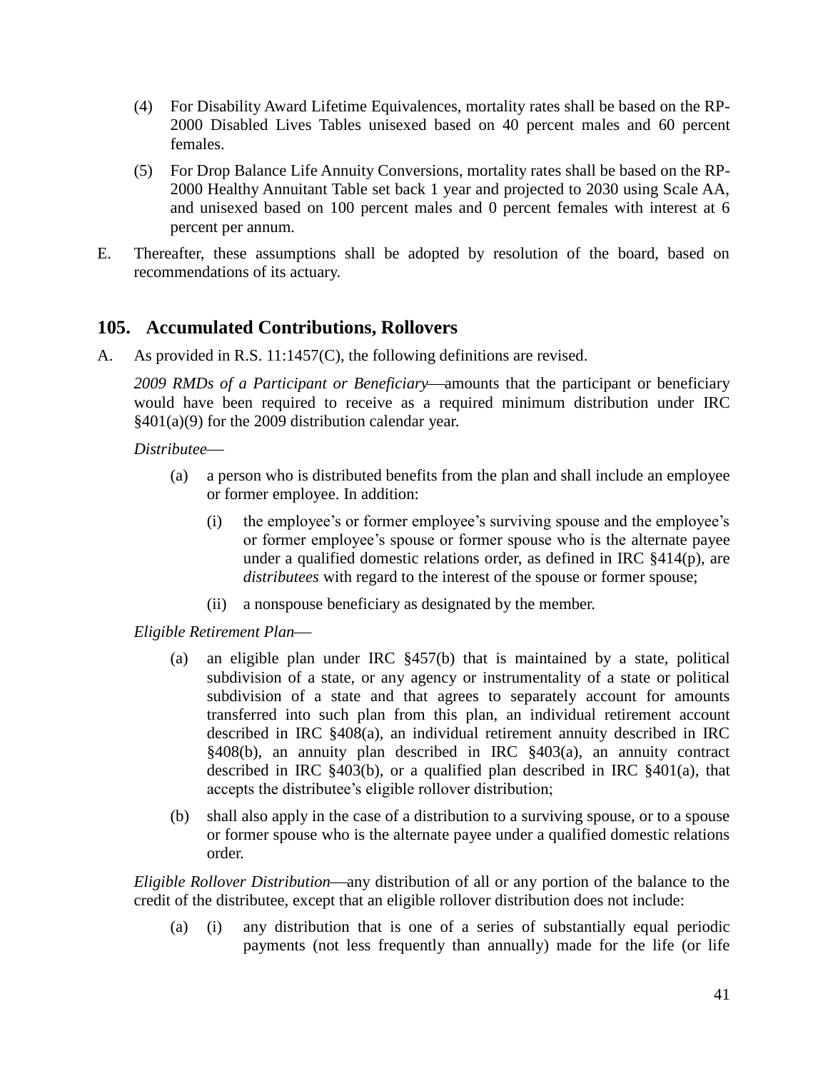(4) For Disability Award Lifetime Equivalences, mortality rates shall be based on the RP-2000 Disabled Lives Tables unisexed based on 40 percent males and 60 percent females.

(5) For Drop Balance Life Annuity Conversions, mortality rates shall be based on the RP-2000 Healthy Annuitant Table set back 1 year and projected to 2030 using Scale AA, and unisexed based on 100 percent males and 0 percent females with interest at 6 percent per annum.

E. Thereafter, these assumptions shall be adopted by resolution of the board, based on recommendations of its actuary.

## 105. Accumulated Contributions, Rollovers

A. As provided in R.S. 11:1457(C), the following definitions are revised.

*2009 RMDs of a Participant or Beneficiary*—amounts that the participant or beneficiary would have been required to receive as a required minimum distribution under IRC §401(a)(9) for the 2009 distribution calendar year.

*Distributee*—

(a) a person who is distributed benefits from the plan and shall include an employee or former employee. In addition:

(i) the employee's or former employee's surviving spouse and the employee's or former employee's spouse or former spouse who is the alternate payee under a qualified domestic relations order, as defined in IRC §414(p), are *distributees* with regard to the interest of the spouse or former spouse;

(ii) a nonspouse beneficiary as designated by the member.

*Eligible Retirement Plan*—

(a) an eligible plan under IRC §457(b) that is maintained by a state, political subdivision of a state, or any agency or instrumentality of a state or political subdivision of a state and that agrees to separately account for amounts transferred into such plan from this plan, an individual retirement account described in IRC §408(a), an individual retirement annuity described in IRC §408(b), an annuity plan described in IRC §403(a), an annuity contract described in IRC §403(b), or a qualified plan described in IRC §401(a), that accepts the distributee's eligible rollover distribution;

(b) shall also apply in the case of a distribution to a surviving spouse, or to a spouse or former spouse who is the alternate payee under a qualified domestic relations order.

*Eligible Rollover Distribution*—any distribution of all or any portion of the balance to the credit of the distributee, except that an eligible rollover distribution does not include:

(a) (i) any distribution that is one of a series of substantially equal periodic payments (not less frequently than annually) made for the life (or life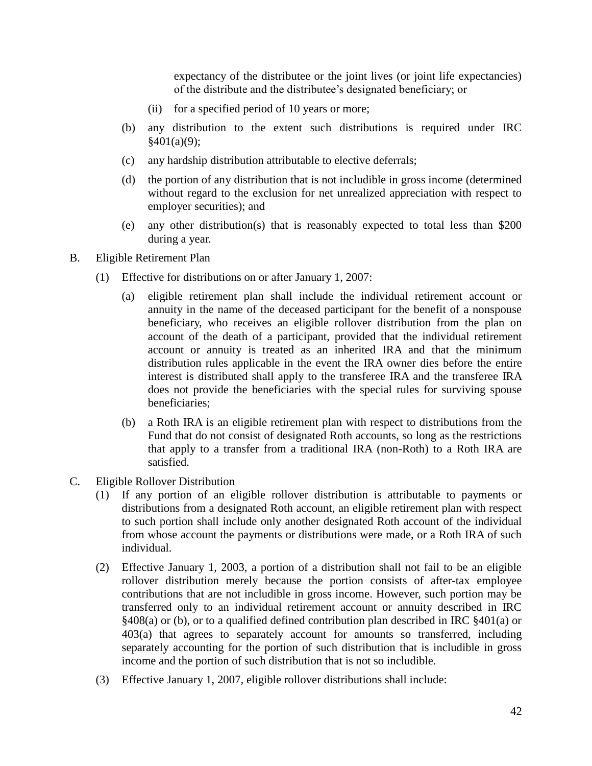expectancy of the distributee or the joint lives (or joint life expectancies) of the distribute and the distributee's designated beneficiary; or

(ii) for a specified period of 10 years or more;

(b) any distribution to the extent such distributions is required under IRC §401(a)(9);

(c) any hardship distribution attributable to elective deferrals;

(d) the portion of any distribution that is not includible in gross income (determined without regard to the exclusion for net unrealized appreciation with respect to employer securities); and

(e) any other distribution(s) that is reasonably expected to total less than $200 during a year.

B. Eligible Retirement Plan

(1) Effective for distributions on or after January 1, 2007:

(a) eligible retirement plan shall include the individual retirement account or annuity in the name of the deceased participant for the benefit of a nonspouse beneficiary, who receives an eligible rollover distribution from the plan on account of the death of a participant, provided that the individual retirement account or annuity is treated as an inherited IRA and that the minimum distribution rules applicable in the event the IRA owner dies before the entire interest is distributed shall apply to the transferee IRA and the transferee IRA does not provide the beneficiaries with the special rules for surviving spouse beneficiaries;

(b) a Roth IRA is an eligible retirement plan with respect to distributions from the Fund that do not consist of designated Roth accounts, so long as the restrictions that apply to a transfer from a traditional IRA (non-Roth) to a Roth IRA are satisfied.

C. Eligible Rollover Distribution

(1) If any portion of an eligible rollover distribution is attributable to payments or distributions from a designated Roth account, an eligible retirement plan with respect to such portion shall include only another designated Roth account of the individual from whose account the payments or distributions were made, or a Roth IRA of such individual.

(2) Effective January 1, 2003, a portion of a distribution shall not fail to be an eligible rollover distribution merely because the portion consists of after-tax employee contributions that are not includible in gross income. However, such portion may be transferred only to an individual retirement account or annuity described in IRC §408(a) or (b), or to a qualified defined contribution plan described in IRC §401(a) or 403(a) that agrees to separately account for amounts so transferred, including separately accounting for the portion of such distribution that is includible in gross income and the portion of such distribution that is not so includible.

(3) Effective January 1, 2007, eligible rollover distributions shall include: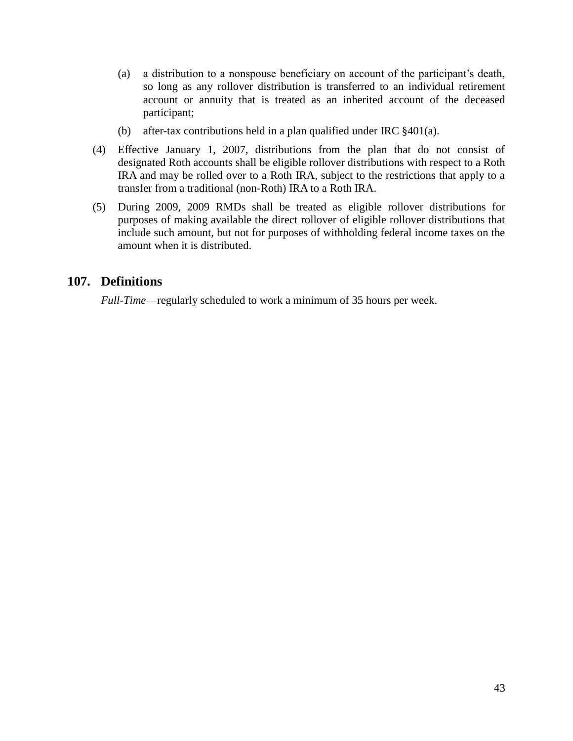(a) a distribution to a nonspouse beneficiary on account of the participant's death, so long as any rollover distribution is transferred to an individual retirement account or annuity that is treated as an inherited account of the deceased participant;

(b) after-tax contributions held in a plan qualified under IRC §401(a).

(4) Effective January 1, 2007, distributions from the plan that do not consist of designated Roth accounts shall be eligible rollover distributions with respect to a Roth IRA and may be rolled over to a Roth IRA, subject to the restrictions that apply to a transfer from a traditional (non-Roth) IRA to a Roth IRA.

(5) During 2009, 2009 RMDs shall be treated as eligible rollover distributions for purposes of making available the direct rollover of eligible rollover distributions that include such amount, but not for purposes of withholding federal income taxes on the amount when it is distributed.

## 107. Definitions

*Full-Time*—regularly scheduled to work a minimum of 35 hours per week.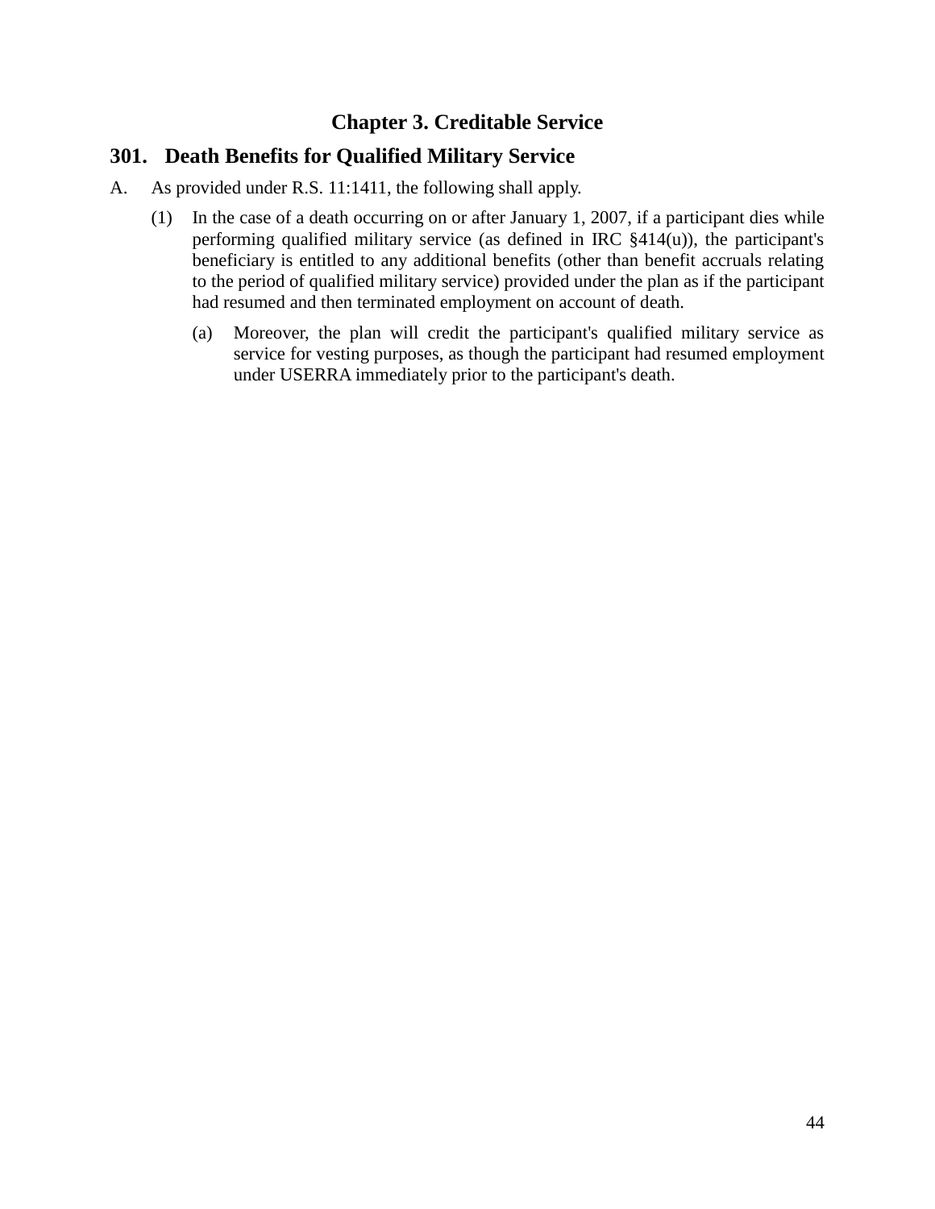# Chapter 3. Creditable Service

## 301. Death Benefits for Qualified Military Service

A. As provided under R.S. 11:1411, the following shall apply.

(1) In the case of a death occurring on or after January 1, 2007, if a participant dies while performing qualified military service (as defined in IRC §414(u)), the participant's beneficiary is entitled to any additional benefits (other than benefit accruals relating to the period of qualified military service) provided under the plan as if the participant had resumed and then terminated employment on account of death.

(a) Moreover, the plan will credit the participant's qualified military service as service for vesting purposes, as though the participant had resumed employment under USERRA immediately prior to the participant's death.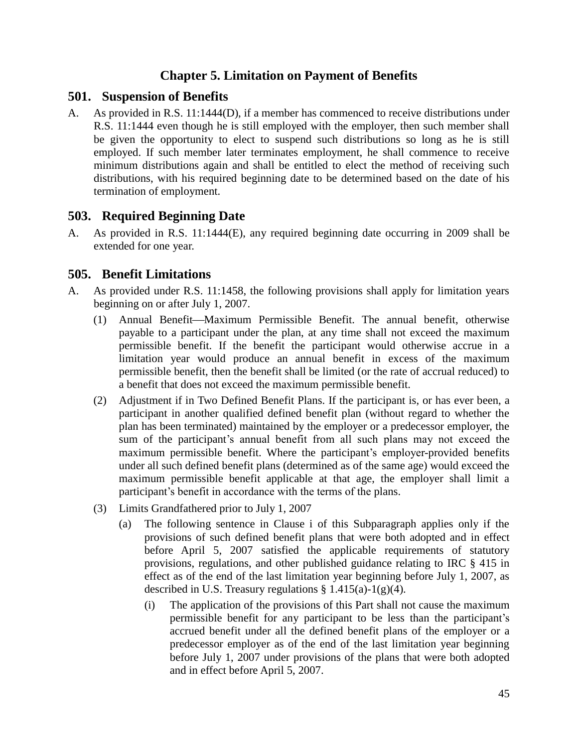# Chapter 5. Limitation on Payment of Benefits

## 501. Suspension of Benefits

A. As provided in R.S. 11:1444(D), if a member has commenced to receive distributions under R.S. 11:1444 even though he is still employed with the employer, then such member shall be given the opportunity to elect to suspend such distributions so long as he is still employed. If such member later terminates employment, he shall commence to receive minimum distributions again and shall be entitled to elect the method of receiving such distributions, with his required beginning date to be determined based on the date of his termination of employment.

## 503. Required Beginning Date

A. As provided in R.S. 11:1444(E), any required beginning date occurring in 2009 shall be extended for one year.

## 505. Benefit Limitations

A. As provided under R.S. 11:1458, the following provisions shall apply for limitation years beginning on or after July 1, 2007.

   (1) Annual Benefit—Maximum Permissible Benefit. The annual benefit, otherwise payable to a participant under the plan, at any time shall not exceed the maximum permissible benefit. If the benefit the participant would otherwise accrue in a limitation year would produce an annual benefit in excess of the maximum permissible benefit, then the benefit shall be limited (or the rate of accrual reduced) to a benefit that does not exceed the maximum permissible benefit.

   (2) Adjustment if in Two Defined Benefit Plans. If the participant is, or has ever been, a participant in another qualified defined benefit plan (without regard to whether the plan has been terminated) maintained by the employer or a predecessor employer, the sum of the participant's annual benefit from all such plans may not exceed the maximum permissible benefit. Where the participant's employer-provided benefits under all such defined benefit plans (determined as of the same age) would exceed the maximum permissible benefit applicable at that age, the employer shall limit a participant's benefit in accordance with the terms of the plans.

   (3) Limits Grandfathered prior to July 1, 2007

      (a) The following sentence in Clause i of this Subparagraph applies only if the provisions of such defined benefit plans that were both adopted and in effect before April 5, 2007 satisfied the applicable requirements of statutory provisions, regulations, and other published guidance relating to IRC § 415 in effect as of the end of the last limitation year beginning before July 1, 2007, as described in U.S. Treasury regulations § 1.415(a)-1(g)(4).

         (i) The application of the provisions of this Part shall not cause the maximum permissible benefit for any participant to be less than the participant's accrued benefit under all the defined benefit plans of the employer or a predecessor employer as of the end of the last limitation year beginning before July 1, 2007 under provisions of the plans that were both adopted and in effect before April 5, 2007.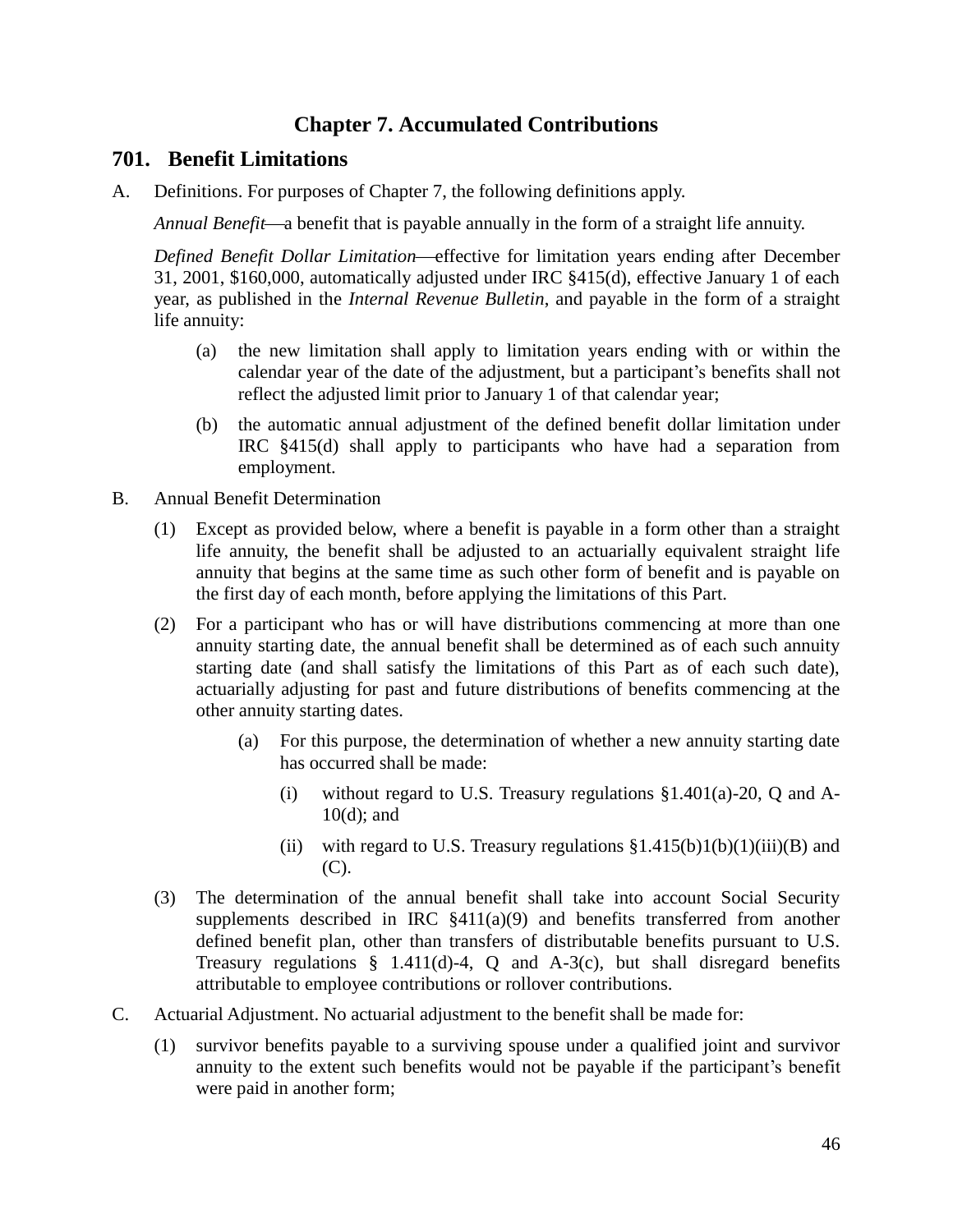# Chapter 7. Accumulated Contributions

## 701. Benefit Limitations

A. Definitions. For purposes of Chapter 7, the following definitions apply.

*Annual Benefit*—a benefit that is payable annually in the form of a straight life annuity.

*Defined Benefit Dollar Limitation*—effective for limitation years ending after December 31, 2001, $160,000, automatically adjusted under IRC §415(d), effective January 1 of each year, as published in the *Internal Revenue Bulletin*, and payable in the form of a straight life annuity:

(a) the new limitation shall apply to limitation years ending with or within the calendar year of the date of the adjustment, but a participant's benefits shall not reflect the adjusted limit prior to January 1 of that calendar year;

(b) the automatic annual adjustment of the defined benefit dollar limitation under IRC §415(d) shall apply to participants who have had a separation from employment.

B. Annual Benefit Determination

(1) Except as provided below, where a benefit is payable in a form other than a straight life annuity, the benefit shall be adjusted to an actuarially equivalent straight life annuity that begins at the same time as such other form of benefit and is payable on the first day of each month, before applying the limitations of this Part.

(2) For a participant who has or will have distributions commencing at more than one annuity starting date, the annual benefit shall be determined as of each such annuity starting date (and shall satisfy the limitations of this Part as of each such date), actuarially adjusting for past and future distributions of benefits commencing at the other annuity starting dates.

(a) For this purpose, the determination of whether a new annuity starting date has occurred shall be made:

(i) without regard to U.S. Treasury regulations §1.401(a)-20, Q and A-10(d); and

(ii) with regard to U.S. Treasury regulations §1.415(b)1(b)(1)(iii)(B) and (C).

(3) The determination of the annual benefit shall take into account Social Security supplements described in IRC §411(a)(9) and benefits transferred from another defined benefit plan, other than transfers of distributable benefits pursuant to U.S. Treasury regulations § 1.411(d)-4, Q and A-3(c), but shall disregard benefits attributable to employee contributions or rollover contributions.

C. Actuarial Adjustment. No actuarial adjustment to the benefit shall be made for:

(1) survivor benefits payable to a surviving spouse under a qualified joint and survivor annuity to the extent such benefits would not be payable if the participant's benefit were paid in another form;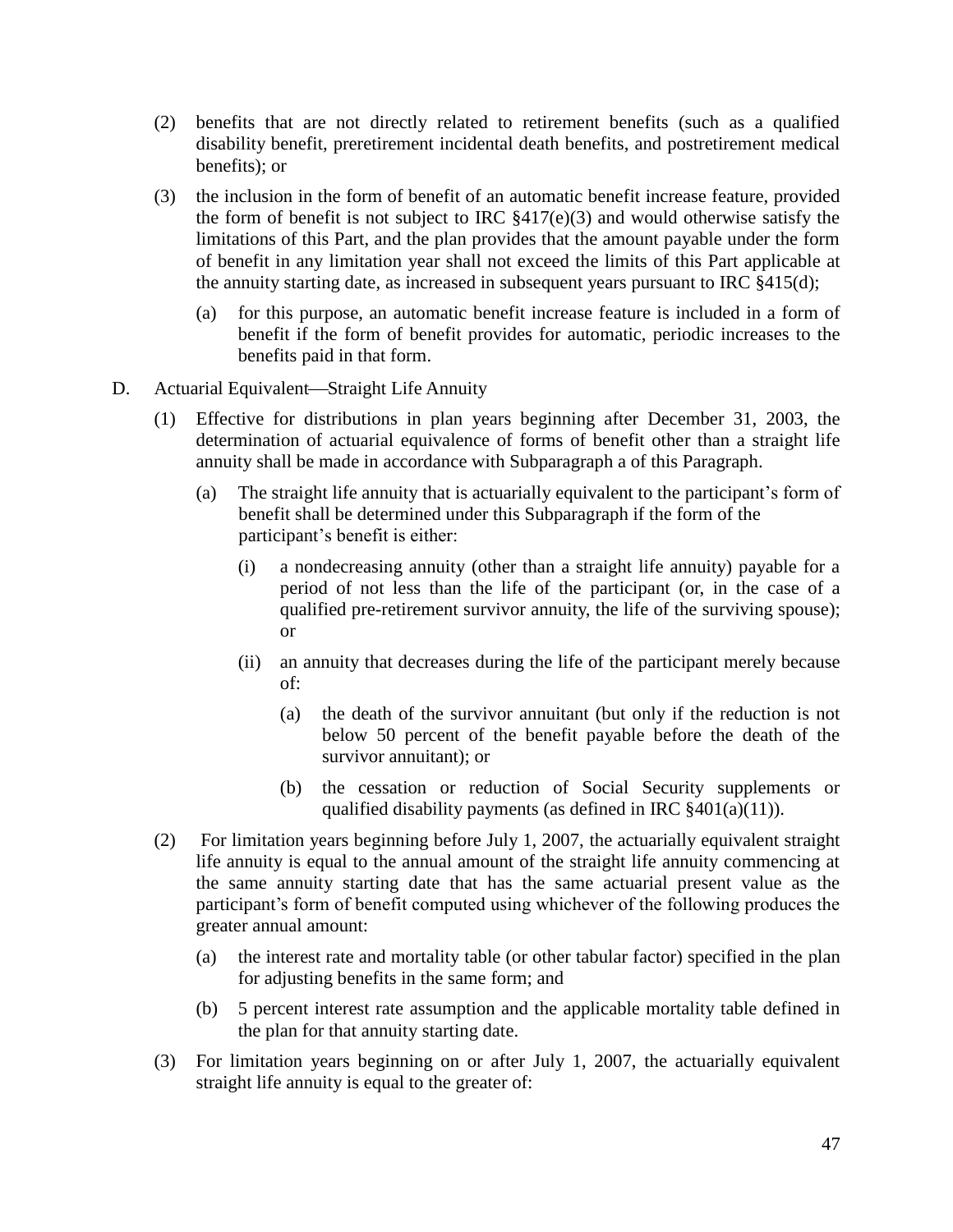(2) benefits that are not directly related to retirement benefits (such as a qualified disability benefit, preretirement incidental death benefits, and postretirement medical benefits); or

(3) the inclusion in the form of benefit of an automatic benefit increase feature, provided the form of benefit is not subject to IRC §417(e)(3) and would otherwise satisfy the limitations of this Part, and the plan provides that the amount payable under the form of benefit in any limitation year shall not exceed the limits of this Part applicable at the annuity starting date, as increased in subsequent years pursuant to IRC §415(d);

    (a) for this purpose, an automatic benefit increase feature is included in a form of benefit if the form of benefit provides for automatic, periodic increases to the benefits paid in that form.

D. Actuarial Equivalent—Straight Life Annuity

(1) Effective for distributions in plan years beginning after December 31, 2003, the determination of actuarial equivalence of forms of benefit other than a straight life annuity shall be made in accordance with Subparagraph a of this Paragraph.

    (a) The straight life annuity that is actuarially equivalent to the participant's form of benefit shall be determined under this Subparagraph if the form of the participant's benefit is either:

        (i) a nondecreasing annuity (other than a straight life annuity) payable for a period of not less than the life of the participant (or, in the case of a qualified pre-retirement survivor annuity, the life of the surviving spouse); or

        (ii) an annuity that decreases during the life of the participant merely because of:

            (a) the death of the survivor annuitant (but only if the reduction is not below 50 percent of the benefit payable before the death of the survivor annuitant); or

            (b) the cessation or reduction of Social Security supplements or qualified disability payments (as defined in IRC §401(a)(11)).

(2) For limitation years beginning before July 1, 2007, the actuarially equivalent straight life annuity is equal to the annual amount of the straight life annuity commencing at the same annuity starting date that has the same actuarial present value as the participant's form of benefit computed using whichever of the following produces the greater annual amount:

    (a) the interest rate and mortality table (or other tabular factor) specified in the plan for adjusting benefits in the same form; and

    (b) 5 percent interest rate assumption and the applicable mortality table defined in the plan for that annuity starting date.

(3) For limitation years beginning on or after July 1, 2007, the actuarially equivalent straight life annuity is equal to the greater of: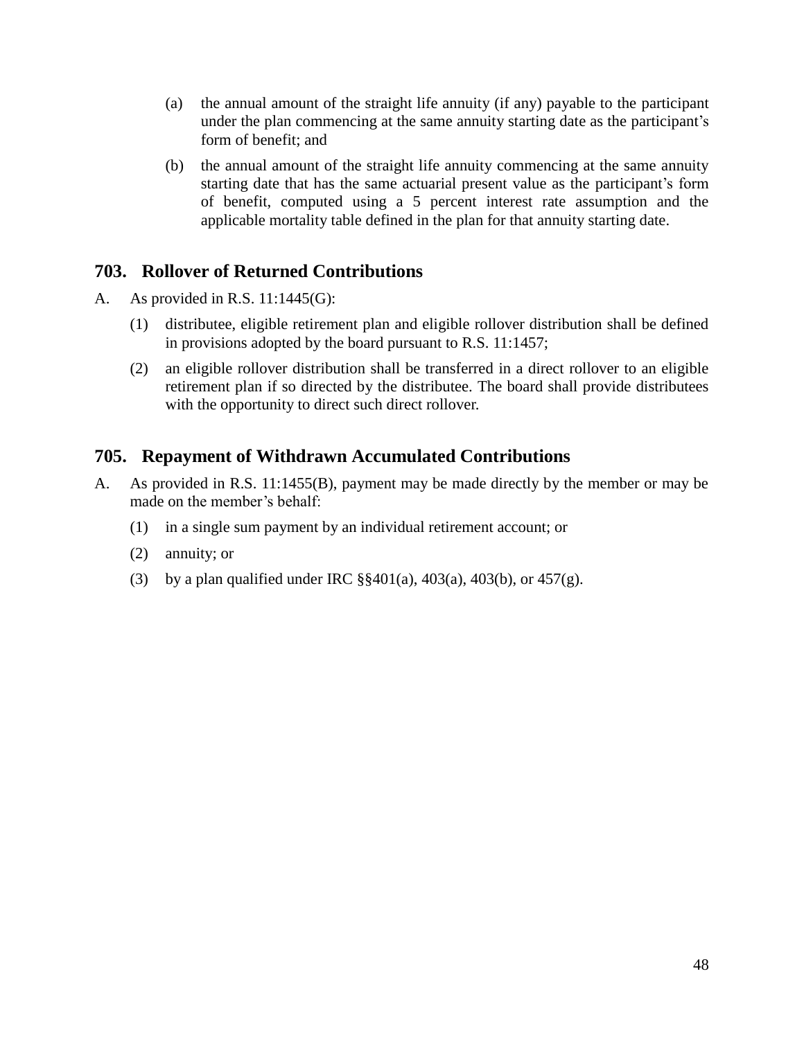(a) the annual amount of the straight life annuity (if any) payable to the participant under the plan commencing at the same annuity starting date as the participant's form of benefit; and

(b) the annual amount of the straight life annuity commencing at the same annuity starting date that has the same actuarial present value as the participant's form of benefit, computed using a 5 percent interest rate assumption and the applicable mortality table defined in the plan for that annuity starting date.

## 703. Rollover of Returned Contributions

A. As provided in R.S. 11:1445(G):

(1) distributee, eligible retirement plan and eligible rollover distribution shall be defined in provisions adopted by the board pursuant to R.S. 11:1457;

(2) an eligible rollover distribution shall be transferred in a direct rollover to an eligible retirement plan if so directed by the distributee. The board shall provide distributees with the opportunity to direct such direct rollover.

## 705. Repayment of Withdrawn Accumulated Contributions

A. As provided in R.S. 11:1455(B), payment may be made directly by the member or may be made on the member's behalf:

(1) in a single sum payment by an individual retirement account; or

(2) annuity; or

(3) by a plan qualified under IRC §§401(a), 403(a), 403(b), or 457(g).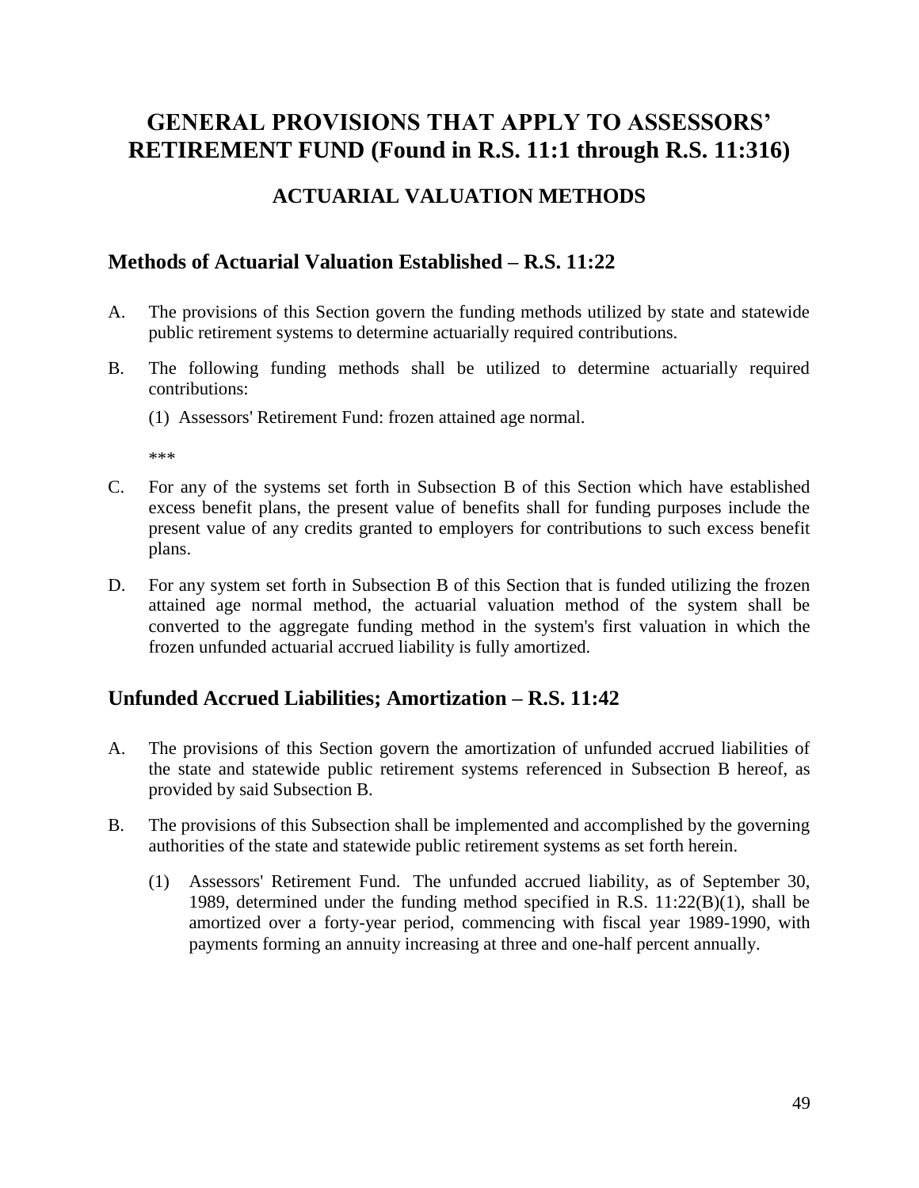# GENERAL PROVISIONS THAT APPLY TO ASSESSORS' RETIREMENT FUND (Found in R.S. 11:1 through R.S. 11:316)

## ACTUARIAL VALUATION METHODS

### Methods of Actuarial Valuation Established – R.S. 11:22

A. The provisions of this Section govern the funding methods utilized by state and statewide public retirement systems to determine actuarially required contributions.

B. The following funding methods shall be utilized to determine actuarially required contributions:

   (1) Assessors' Retirement Fund: frozen attained age normal.

   ***

C. For any of the systems set forth in Subsection B of this Section which have established excess benefit plans, the present value of benefits shall for funding purposes include the present value of any credits granted to employers for contributions to such excess benefit plans.

D. For any system set forth in Subsection B of this Section that is funded utilizing the frozen attained age normal method, the actuarial valuation method of the system shall be converted to the aggregate funding method in the system's first valuation in which the frozen unfunded actuarial accrued liability is fully amortized.

### Unfunded Accrued Liabilities; Amortization – R.S. 11:42

A. The provisions of this Section govern the amortization of unfunded accrued liabilities of the state and statewide public retirement systems referenced in Subsection B hereof, as provided by said Subsection B.

B. The provisions of this Subsection shall be implemented and accomplished by the governing authorities of the state and statewide public retirement systems as set forth herein.

   (1) Assessors' Retirement Fund. The unfunded accrued liability, as of September 30, 1989, determined under the funding method specified in R.S. 11:22(B)(1), shall be amortized over a forty-year period, commencing with fiscal year 1989-1990, with payments forming an annuity increasing at three and one-half percent annually.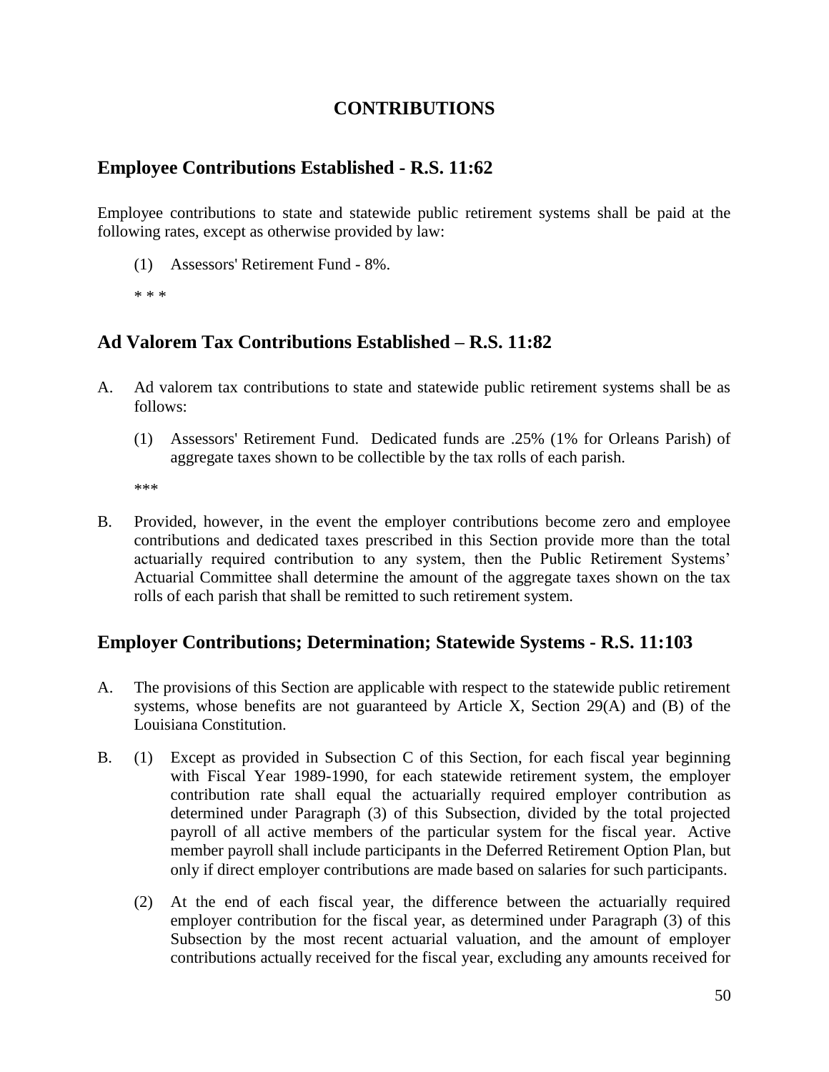# CONTRIBUTIONS

## Employee Contributions Established - R.S. 11:62

Employee contributions to state and statewide public retirement systems shall be paid at the following rates, except as otherwise provided by law:

(1) Assessors' Retirement Fund - 8%.

\* \* \*

## Ad Valorem Tax Contributions Established – R.S. 11:82

A. Ad valorem tax contributions to state and statewide public retirement systems shall be as follows:

(1) Assessors' Retirement Fund. Dedicated funds are .25% (1% for Orleans Parish) of aggregate taxes shown to be collectible by the tax rolls of each parish.

\*\*\*

B. Provided, however, in the event the employer contributions become zero and employee contributions and dedicated taxes prescribed in this Section provide more than the total actuarially required contribution to any system, then the Public Retirement Systems' Actuarial Committee shall determine the amount of the aggregate taxes shown on the tax rolls of each parish that shall be remitted to such retirement system.

## Employer Contributions; Determination; Statewide Systems - R.S. 11:103

A. The provisions of this Section are applicable with respect to the statewide public retirement systems, whose benefits are not guaranteed by Article X, Section 29(A) and (B) of the Louisiana Constitution.

B. (1) Except as provided in Subsection C of this Section, for each fiscal year beginning with Fiscal Year 1989-1990, for each statewide retirement system, the employer contribution rate shall equal the actuarially required employer contribution as determined under Paragraph (3) of this Subsection, divided by the total projected payroll of all active members of the particular system for the fiscal year. Active member payroll shall include participants in the Deferred Retirement Option Plan, but only if direct employer contributions are made based on salaries for such participants.

(2) At the end of each fiscal year, the difference between the actuarially required employer contribution for the fiscal year, as determined under Paragraph (3) of this Subsection by the most recent actuarial valuation, and the amount of employer contributions actually received for the fiscal year, excluding any amounts received for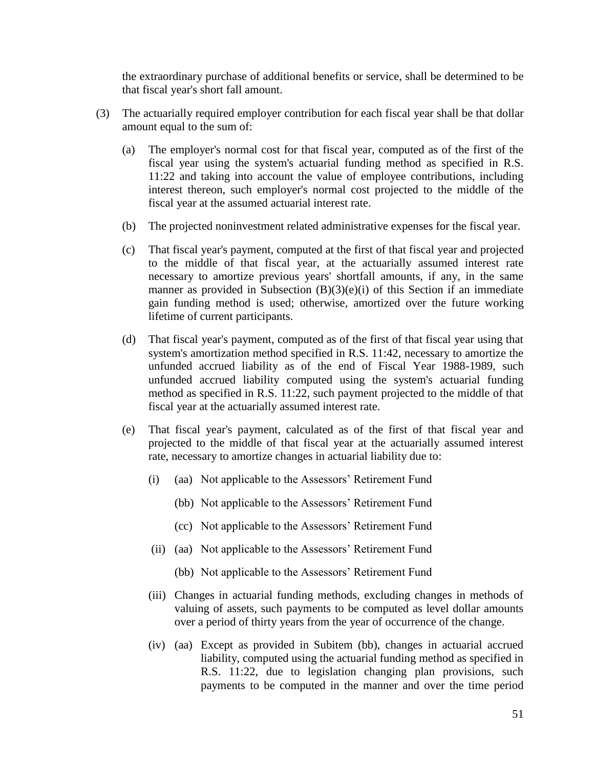the extraordinary purchase of additional benefits or service, shall be determined to be that fiscal year's short fall amount.

(3) The actuarially required employer contribution for each fiscal year shall be that dollar amount equal to the sum of:

   (a) The employer's normal cost for that fiscal year, computed as of the first of the fiscal year using the system's actuarial funding method as specified in R.S. 11:22 and taking into account the value of employee contributions, including interest thereon, such employer's normal cost projected to the middle of the fiscal year at the assumed actuarial interest rate.

   (b) The projected noninvestment related administrative expenses for the fiscal year.

   (c) That fiscal year's payment, computed at the first of that fiscal year and projected to the middle of that fiscal year, at the actuarially assumed interest rate necessary to amortize previous years' shortfall amounts, if any, in the same manner as provided in Subsection (B)(3)(e)(i) of this Section if an immediate gain funding method is used; otherwise, amortized over the future working lifetime of current participants.

   (d) That fiscal year's payment, computed as of the first of that fiscal year using that system's amortization method specified in R.S. 11:42, necessary to amortize the unfunded accrued liability as of the end of Fiscal Year 1988-1989, such unfunded accrued liability computed using the system's actuarial funding method as specified in R.S. 11:22, such payment projected to the middle of that fiscal year at the actuarially assumed interest rate.

   (e) That fiscal year's payment, calculated as of the first of that fiscal year and projected to the middle of that fiscal year at the actuarially assumed interest rate, necessary to amortize changes in actuarial liability due to:

      (i) (aa) Not applicable to the Assessors' Retirement Fund

         (bb) Not applicable to the Assessors' Retirement Fund

         (cc) Not applicable to the Assessors' Retirement Fund

      (ii) (aa) Not applicable to the Assessors' Retirement Fund

         (bb) Not applicable to the Assessors' Retirement Fund

      (iii) Changes in actuarial funding methods, excluding changes in methods of valuing of assets, such payments to be computed as level dollar amounts over a period of thirty years from the year of occurrence of the change.

      (iv) (aa) Except as provided in Subitem (bb), changes in actuarial accrued liability, computed using the actuarial funding method as specified in R.S. 11:22, due to legislation changing plan provisions, such payments to be computed in the manner and over the time period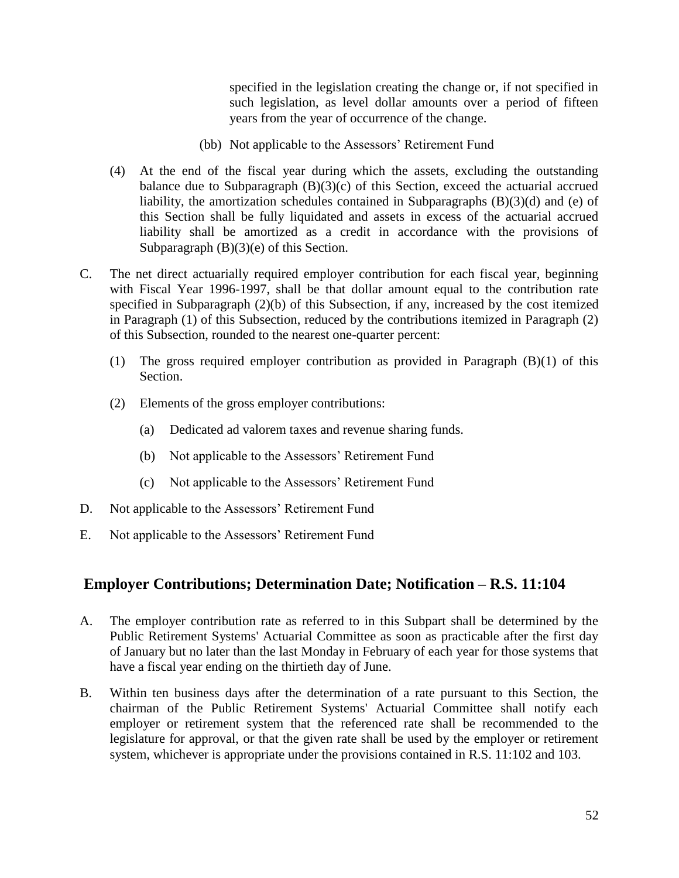specified in the legislation creating the change or, if not specified in such legislation, as level dollar amounts over a period of fifteen years from the year of occurrence of the change.

(bb) Not applicable to the Assessors' Retirement Fund

(4) At the end of the fiscal year during which the assets, excluding the outstanding balance due to Subparagraph (B)(3)(c) of this Section, exceed the actuarial accrued liability, the amortization schedules contained in Subparagraphs (B)(3)(d) and (e) of this Section shall be fully liquidated and assets in excess of the actuarial accrued liability shall be amortized as a credit in accordance with the provisions of Subparagraph (B)(3)(e) of this Section.

C. The net direct actuarially required employer contribution for each fiscal year, beginning with Fiscal Year 1996-1997, shall be that dollar amount equal to the contribution rate specified in Subparagraph (2)(b) of this Subsection, if any, increased by the cost itemized in Paragraph (1) of this Subsection, reduced by the contributions itemized in Paragraph (2) of this Subsection, rounded to the nearest one-quarter percent:

   (1) The gross required employer contribution as provided in Paragraph (B)(1) of this Section.

   (2) Elements of the gross employer contributions:

      (a) Dedicated ad valorem taxes and revenue sharing funds.

      (b) Not applicable to the Assessors' Retirement Fund

      (c) Not applicable to the Assessors' Retirement Fund

D. Not applicable to the Assessors' Retirement Fund

E. Not applicable to the Assessors' Retirement Fund

## Employer Contributions; Determination Date; Notification – R.S. 11:104

A. The employer contribution rate as referred to in this Subpart shall be determined by the Public Retirement Systems' Actuarial Committee as soon as practicable after the first day of January but no later than the last Monday in February of each year for those systems that have a fiscal year ending on the thirtieth day of June.

B. Within ten business days after the determination of a rate pursuant to this Section, the chairman of the Public Retirement Systems' Actuarial Committee shall notify each employer or retirement system that the referenced rate shall be recommended to the legislature for approval, or that the given rate shall be used by the employer or retirement system, whichever is appropriate under the provisions contained in R.S. 11:102 and 103.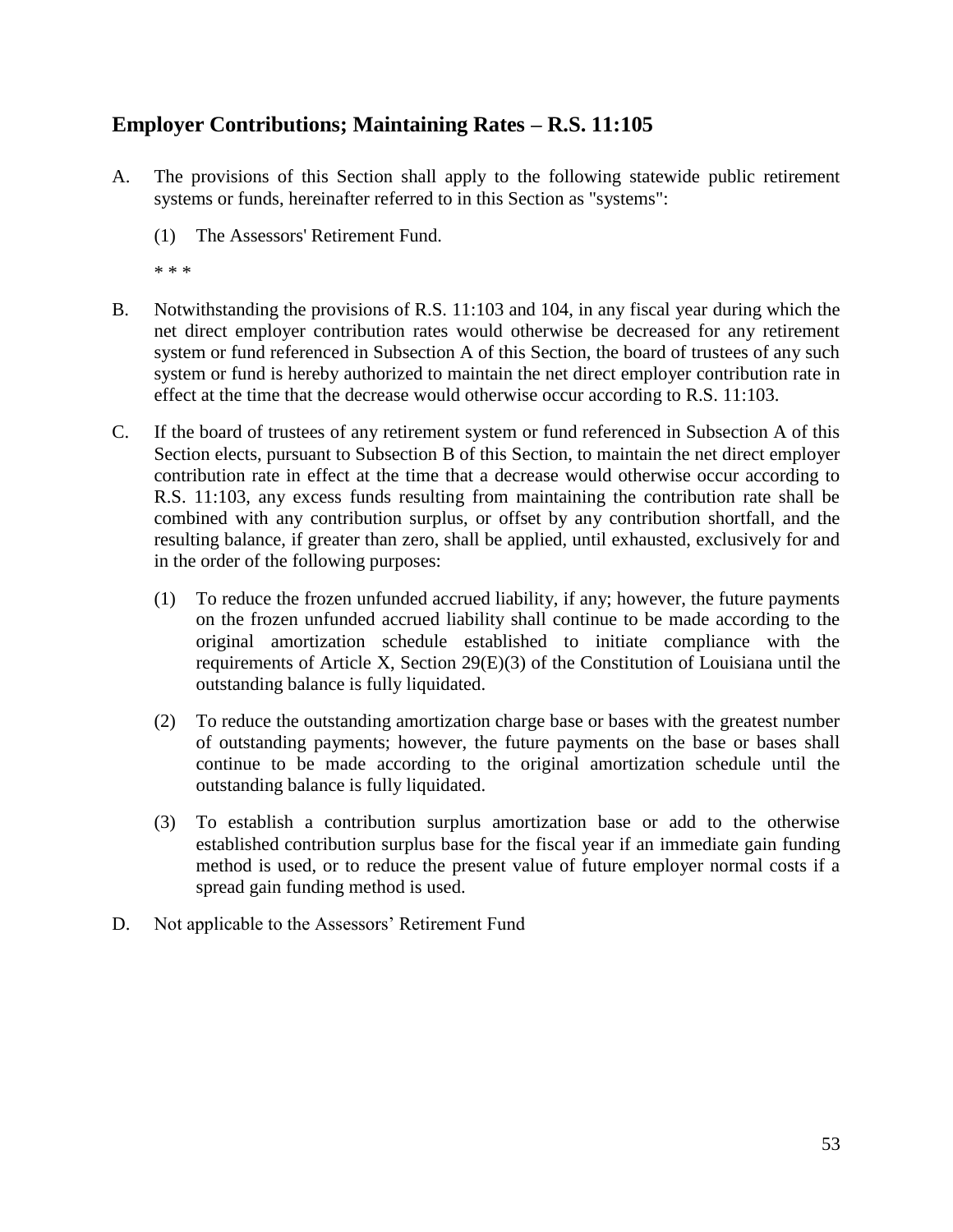## Employer Contributions; Maintaining Rates – R.S. 11:105

A. The provisions of this Section shall apply to the following statewide public retirement systems or funds, hereinafter referred to in this Section as "systems":

   (1) The Assessors' Retirement Fund.

   * * *

B. Notwithstanding the provisions of R.S. 11:103 and 104, in any fiscal year during which the net direct employer contribution rates would otherwise be decreased for any retirement system or fund referenced in Subsection A of this Section, the board of trustees of any such system or fund is hereby authorized to maintain the net direct employer contribution rate in effect at the time that the decrease would otherwise occur according to R.S. 11:103.

C. If the board of trustees of any retirement system or fund referenced in Subsection A of this Section elects, pursuant to Subsection B of this Section, to maintain the net direct employer contribution rate in effect at the time that a decrease would otherwise occur according to R.S. 11:103, any excess funds resulting from maintaining the contribution rate shall be combined with any contribution surplus, or offset by any contribution shortfall, and the resulting balance, if greater than zero, shall be applied, until exhausted, exclusively for and in the order of the following purposes:

   (1) To reduce the frozen unfunded accrued liability, if any; however, the future payments on the frozen unfunded accrued liability shall continue to be made according to the original amortization schedule established to initiate compliance with the requirements of Article X, Section 29(E)(3) of the Constitution of Louisiana until the outstanding balance is fully liquidated.

   (2) To reduce the outstanding amortization charge base or bases with the greatest number of outstanding payments; however, the future payments on the base or bases shall continue to be made according to the original amortization schedule until the outstanding balance is fully liquidated.

   (3) To establish a contribution surplus amortization base or add to the otherwise established contribution surplus base for the fiscal year if an immediate gain funding method is used, or to reduce the present value of future employer normal costs if a spread gain funding method is used.

D. Not applicable to the Assessors' Retirement Fund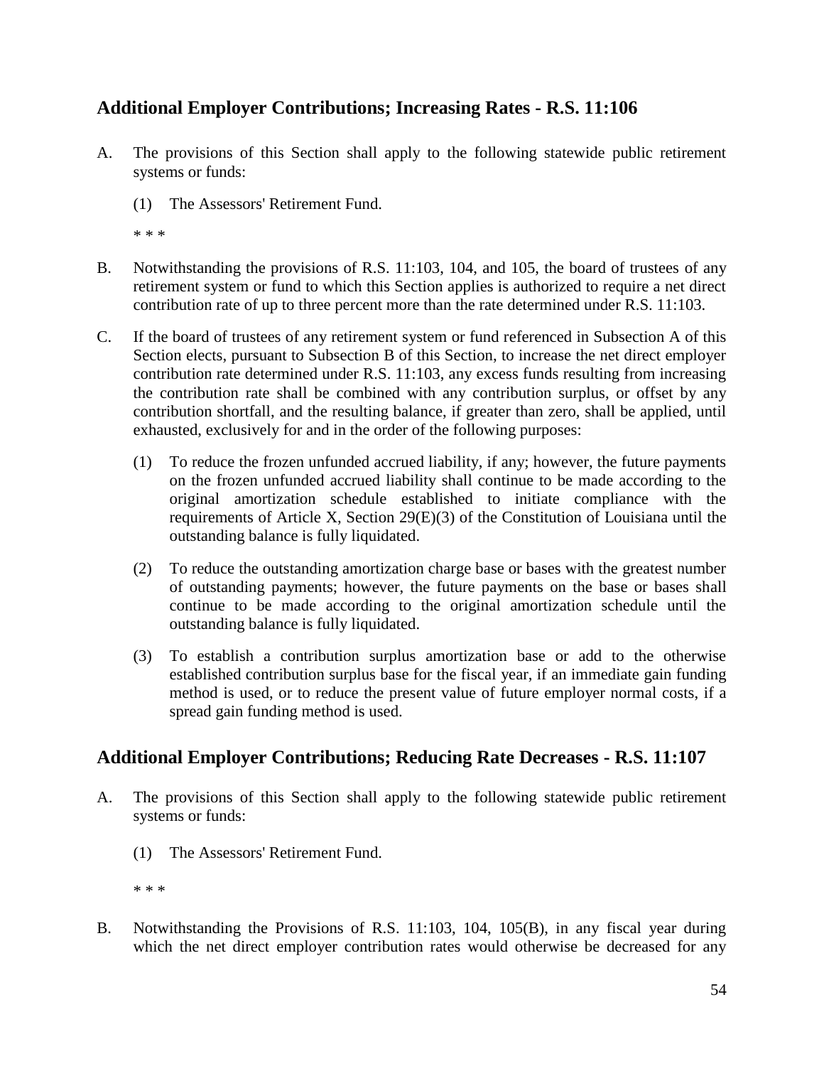## Additional Employer Contributions; Increasing Rates - R.S. 11:106

A. The provisions of this Section shall apply to the following statewide public retirement systems or funds:

   (1) The Assessors' Retirement Fund.

   * * *

B. Notwithstanding the provisions of R.S. 11:103, 104, and 105, the board of trustees of any retirement system or fund to which this Section applies is authorized to require a net direct contribution rate of up to three percent more than the rate determined under R.S. 11:103.

C. If the board of trustees of any retirement system or fund referenced in Subsection A of this Section elects, pursuant to Subsection B of this Section, to increase the net direct employer contribution rate determined under R.S. 11:103, any excess funds resulting from increasing the contribution rate shall be combined with any contribution surplus, or offset by any contribution shortfall, and the resulting balance, if greater than zero, shall be applied, until exhausted, exclusively for and in the order of the following purposes:

   (1) To reduce the frozen unfunded accrued liability, if any; however, the future payments on the frozen unfunded accrued liability shall continue to be made according to the original amortization schedule established to initiate compliance with the requirements of Article X, Section 29(E)(3) of the Constitution of Louisiana until the outstanding balance is fully liquidated.

   (2) To reduce the outstanding amortization charge base or bases with the greatest number of outstanding payments; however, the future payments on the base or bases shall continue to be made according to the original amortization schedule until the outstanding balance is fully liquidated.

   (3) To establish a contribution surplus amortization base or add to the otherwise established contribution surplus base for the fiscal year, if an immediate gain funding method is used, or to reduce the present value of future employer normal costs, if a spread gain funding method is used.

## Additional Employer Contributions; Reducing Rate Decreases - R.S. 11:107

A. The provisions of this Section shall apply to the following statewide public retirement systems or funds:

   (1) The Assessors' Retirement Fund.

   * * *

B. Notwithstanding the Provisions of R.S. 11:103, 104, 105(B), in any fiscal year during which the net direct employer contribution rates would otherwise be decreased for any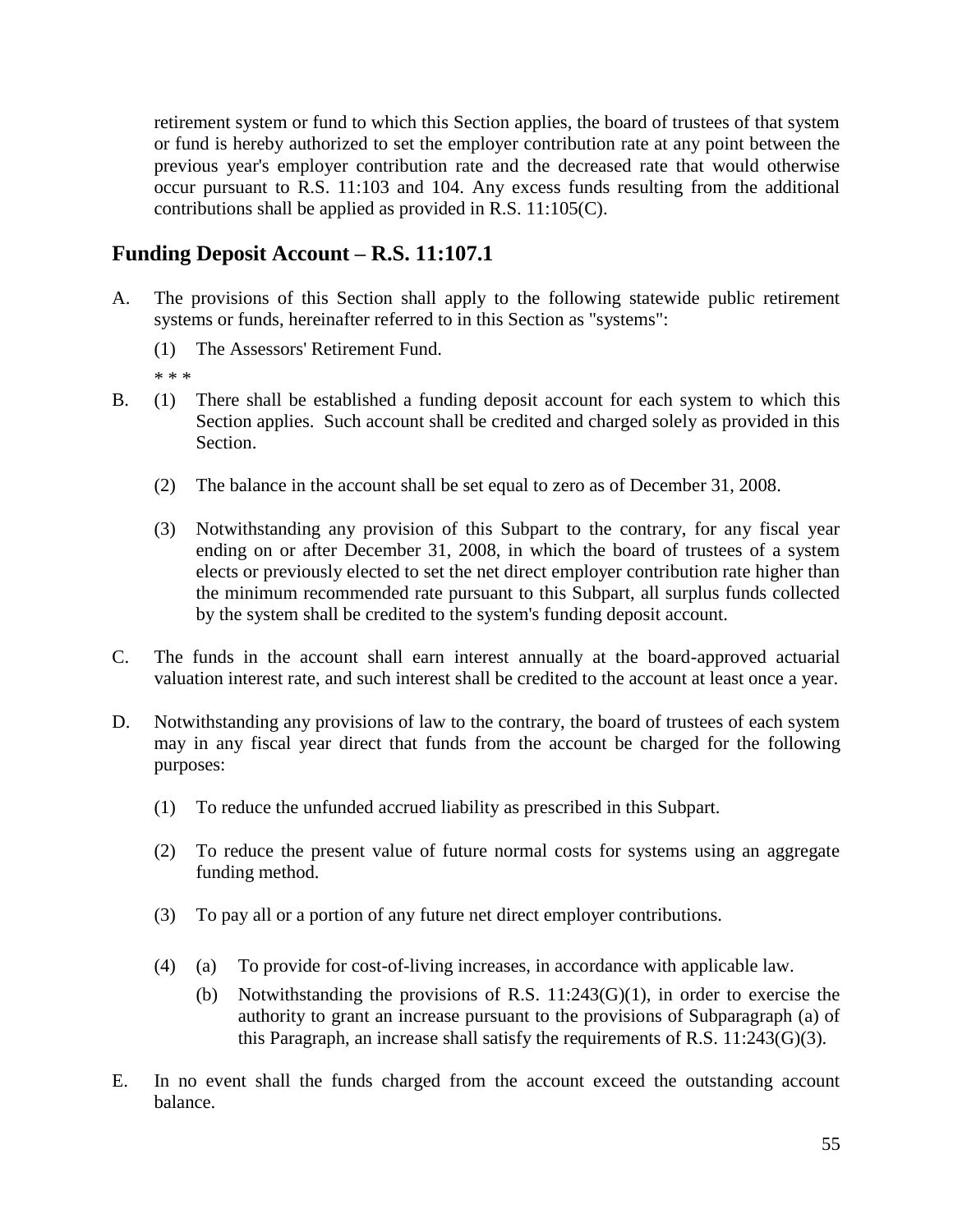retirement system or fund to which this Section applies, the board of trustees of that system or fund is hereby authorized to set the employer contribution rate at any point between the previous year's employer contribution rate and the decreased rate that would otherwise occur pursuant to R.S. 11:103 and 104. Any excess funds resulting from the additional contributions shall be applied as provided in R.S. 11:105(C).

## Funding Deposit Account – R.S. 11:107.1

A. The provisions of this Section shall apply to the following statewide public retirement systems or funds, hereinafter referred to in this Section as "systems":

(1) The Assessors' Retirement Fund.

\* \* \*

B. (1) There shall be established a funding deposit account for each system to which this Section applies. Such account shall be credited and charged solely as provided in this Section.

(2) The balance in the account shall be set equal to zero as of December 31, 2008.

(3) Notwithstanding any provision of this Subpart to the contrary, for any fiscal year ending on or after December 31, 2008, in which the board of trustees of a system elects or previously elected to set the net direct employer contribution rate higher than the minimum recommended rate pursuant to this Subpart, all surplus funds collected by the system shall be credited to the system's funding deposit account.

C. The funds in the account shall earn interest annually at the board-approved actuarial valuation interest rate, and such interest shall be credited to the account at least once a year.

D. Notwithstanding any provisions of law to the contrary, the board of trustees of each system may in any fiscal year direct that funds from the account be charged for the following purposes:

(1) To reduce the unfunded accrued liability as prescribed in this Subpart.

(2) To reduce the present value of future normal costs for systems using an aggregate funding method.

(3) To pay all or a portion of any future net direct employer contributions.

(4) (a) To provide for cost-of-living increases, in accordance with applicable law.

(b) Notwithstanding the provisions of R.S. 11:243(G)(1), in order to exercise the authority to grant an increase pursuant to the provisions of Subparagraph (a) of this Paragraph, an increase shall satisfy the requirements of R.S. 11:243(G)(3).

E. In no event shall the funds charged from the account exceed the outstanding account balance.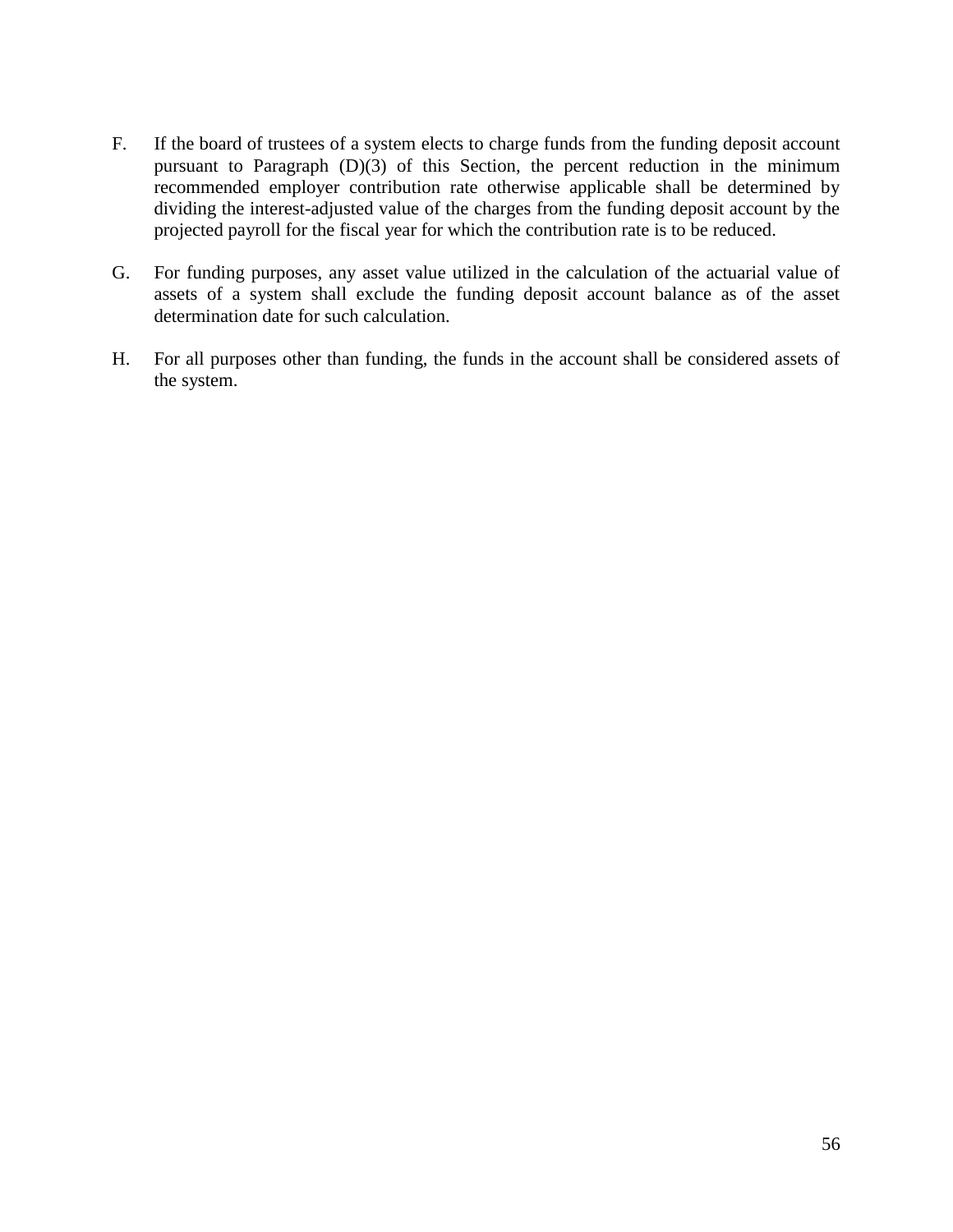F. If the board of trustees of a system elects to charge funds from the funding deposit account pursuant to Paragraph (D)(3) of this Section, the percent reduction in the minimum recommended employer contribution rate otherwise applicable shall be determined by dividing the interest-adjusted value of the charges from the funding deposit account by the projected payroll for the fiscal year for which the contribution rate is to be reduced.

G. For funding purposes, any asset value utilized in the calculation of the actuarial value of assets of a system shall exclude the funding deposit account balance as of the asset determination date for such calculation.

H. For all purposes other than funding, the funds in the account shall be considered assets of the system.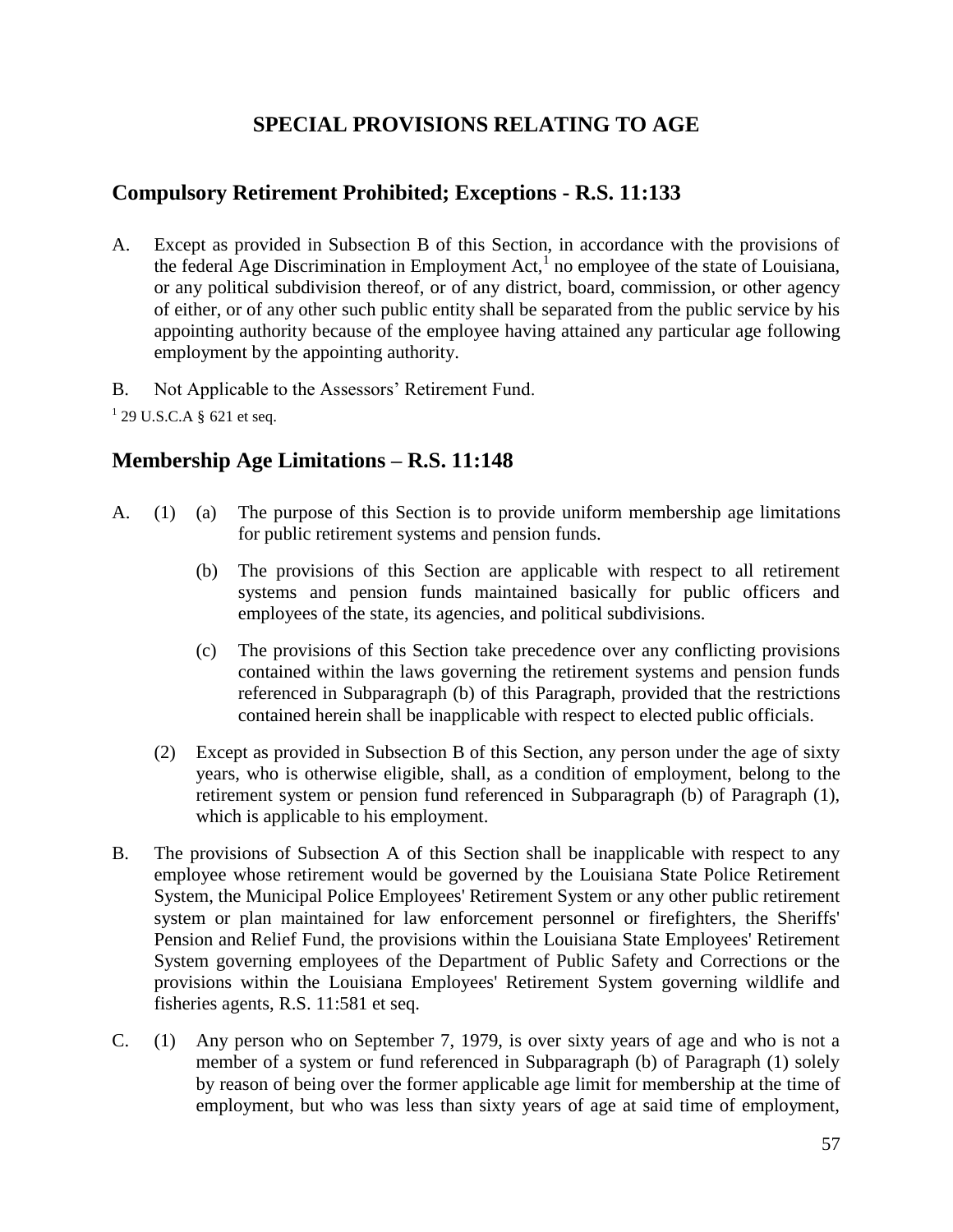# SPECIAL PROVISIONS RELATING TO AGE

## Compulsory Retirement Prohibited; Exceptions - R.S. 11:133

A. Except as provided in Subsection B of this Section, in accordance with the provisions of the federal Age Discrimination in Employment Act,[1] no employee of the state of Louisiana, or any political subdivision thereof, or of any district, board, commission, or other agency of either, or of any other such public entity shall be separated from the public service by his appointing authority because of the employee having attained any particular age following employment by the appointing authority.

B. Not Applicable to the Assessors' Retirement Fund.

[1] 29 U.S.C.A § 621 et seq.

## Membership Age Limitations – R.S. 11:148

A. (1) (a) The purpose of this Section is to provide uniform membership age limitations for public retirement systems and pension funds.

(b) The provisions of this Section are applicable with respect to all retirement systems and pension funds maintained basically for public officers and employees of the state, its agencies, and political subdivisions.

(c) The provisions of this Section take precedence over any conflicting provisions contained within the laws governing the retirement systems and pension funds referenced in Subparagraph (b) of this Paragraph, provided that the restrictions contained herein shall be inapplicable with respect to elected public officials.

(2) Except as provided in Subsection B of this Section, any person under the age of sixty years, who is otherwise eligible, shall, as a condition of employment, belong to the retirement system or pension fund referenced in Subparagraph (b) of Paragraph (1), which is applicable to his employment.

B. The provisions of Subsection A of this Section shall be inapplicable with respect to any employee whose retirement would be governed by the Louisiana State Police Retirement System, the Municipal Police Employees' Retirement System or any other public retirement system or plan maintained for law enforcement personnel or firefighters, the Sheriffs' Pension and Relief Fund, the provisions within the Louisiana State Employees' Retirement System governing employees of the Department of Public Safety and Corrections or the provisions within the Louisiana Employees' Retirement System governing wildlife and fisheries agents, R.S. 11:581 et seq.

C. (1) Any person who on September 7, 1979, is over sixty years of age and who is not a member of a system or fund referenced in Subparagraph (b) of Paragraph (1) solely by reason of being over the former applicable age limit for membership at the time of employment, but who was less than sixty years of age at said time of employment,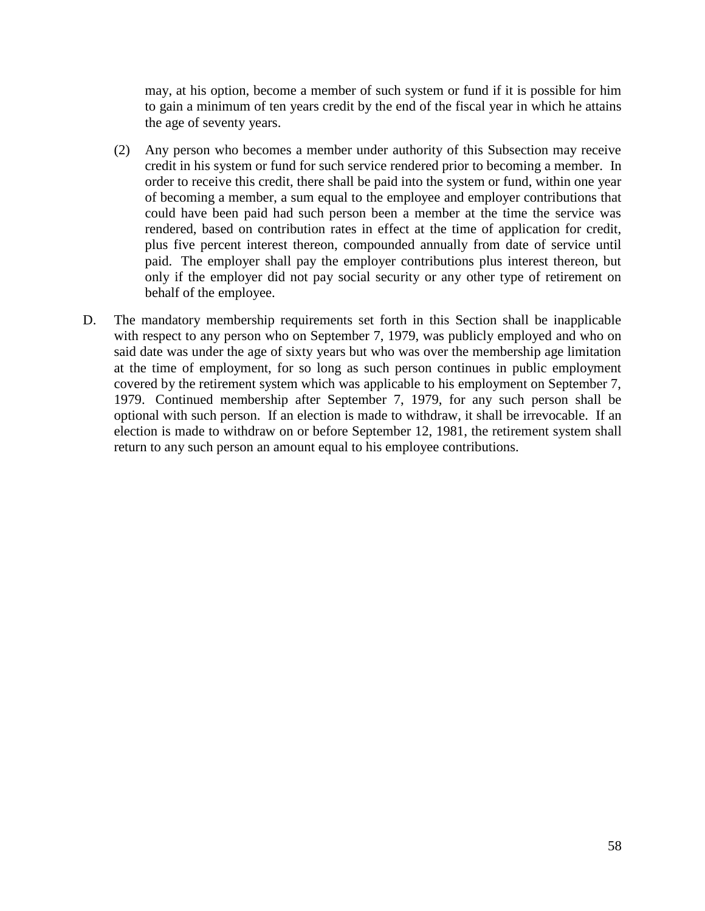may, at his option, become a member of such system or fund if it is possible for him to gain a minimum of ten years credit by the end of the fiscal year in which he attains the age of seventy years.

(2) Any person who becomes a member under authority of this Subsection may receive credit in his system or fund for such service rendered prior to becoming a member. In order to receive this credit, there shall be paid into the system or fund, within one year of becoming a member, a sum equal to the employee and employer contributions that could have been paid had such person been a member at the time the service was rendered, based on contribution rates in effect at the time of application for credit, plus five percent interest thereon, compounded annually from date of service until paid. The employer shall pay the employer contributions plus interest thereon, but only if the employer did not pay social security or any other type of retirement on behalf of the employee.

D. The mandatory membership requirements set forth in this Section shall be inapplicable with respect to any person who on September 7, 1979, was publicly employed and who on said date was under the age of sixty years but who was over the membership age limitation at the time of employment, for so long as such person continues in public employment covered by the retirement system which was applicable to his employment on September 7, 1979. Continued membership after September 7, 1979, for any such person shall be optional with such person. If an election is made to withdraw, it shall be irrevocable. If an election is made to withdraw on or before September 12, 1981, the retirement system shall return to any such person an amount equal to his employee contributions.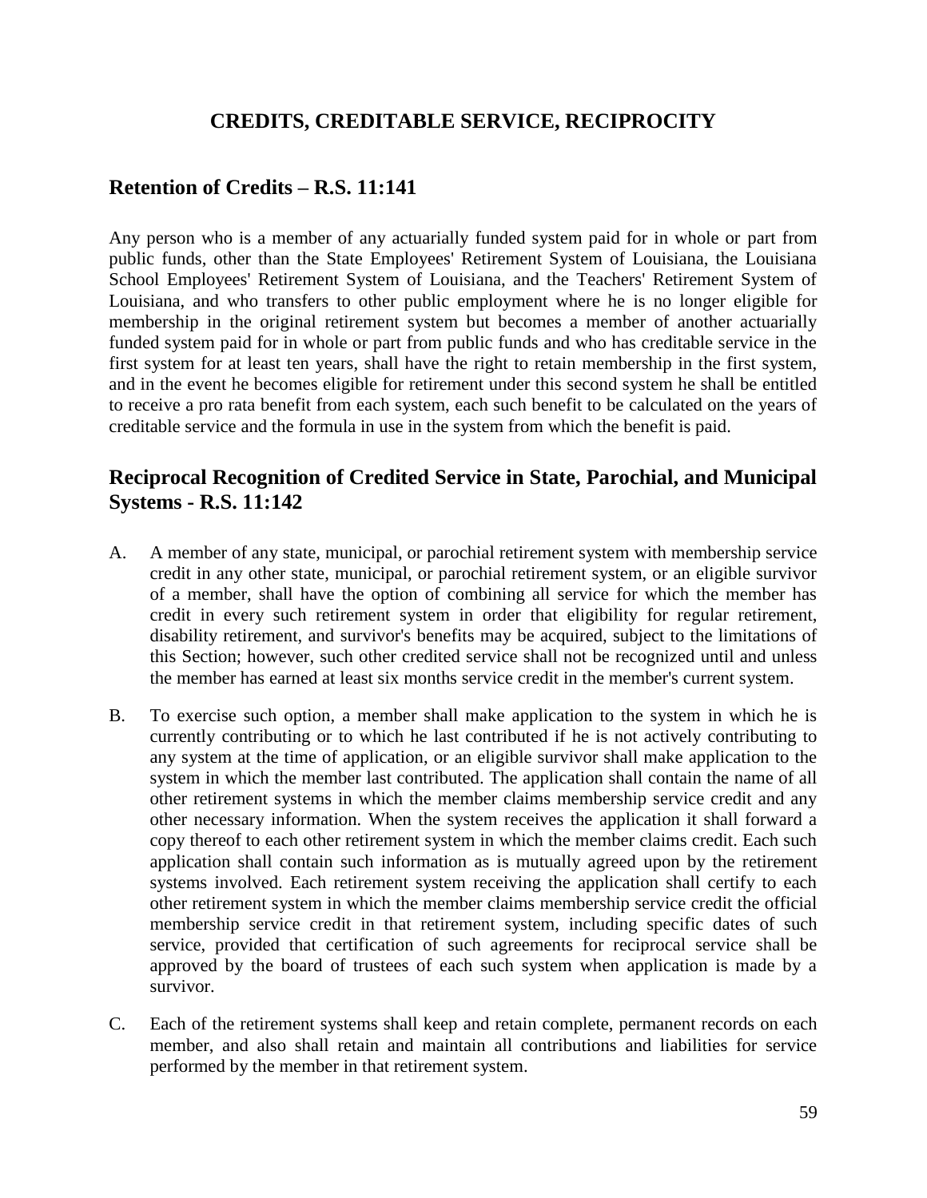# CREDITS, CREDITABLE SERVICE, RECIPROCITY

## Retention of Credits – R.S. 11:141

Any person who is a member of any actuarially funded system paid for in whole or part from public funds, other than the State Employees' Retirement System of Louisiana, the Louisiana School Employees' Retirement System of Louisiana, and the Teachers' Retirement System of Louisiana, and who transfers to other public employment where he is no longer eligible for membership in the original retirement system but becomes a member of another actuarially funded system paid for in whole or part from public funds and who has creditable service in the first system for at least ten years, shall have the right to retain membership in the first system, and in the event he becomes eligible for retirement under this second system he shall be entitled to receive a pro rata benefit from each system, each such benefit to be calculated on the years of creditable service and the formula in use in the system from which the benefit is paid.

## Reciprocal Recognition of Credited Service in State, Parochial, and Municipal Systems - R.S. 11:142

A. A member of any state, municipal, or parochial retirement system with membership service credit in any other state, municipal, or parochial retirement system, or an eligible survivor of a member, shall have the option of combining all service for which the member has credit in every such retirement system in order that eligibility for regular retirement, disability retirement, and survivor's benefits may be acquired, subject to the limitations of this Section; however, such other credited service shall not be recognized until and unless the member has earned at least six months service credit in the member's current system.

B. To exercise such option, a member shall make application to the system in which he is currently contributing or to which he last contributed if he is not actively contributing to any system at the time of application, or an eligible survivor shall make application to the system in which the member last contributed. The application shall contain the name of all other retirement systems in which the member claims membership service credit and any other necessary information. When the system receives the application it shall forward a copy thereof to each other retirement system in which the member claims credit. Each such application shall contain such information as is mutually agreed upon by the retirement systems involved. Each retirement system receiving the application shall certify to each other retirement system in which the member claims membership service credit the official membership service credit in that retirement system, including specific dates of such service, provided that certification of such agreements for reciprocal service shall be approved by the board of trustees of each such system when application is made by a survivor.

C. Each of the retirement systems shall keep and retain complete, permanent records on each member, and also shall retain and maintain all contributions and liabilities for service performed by the member in that retirement system.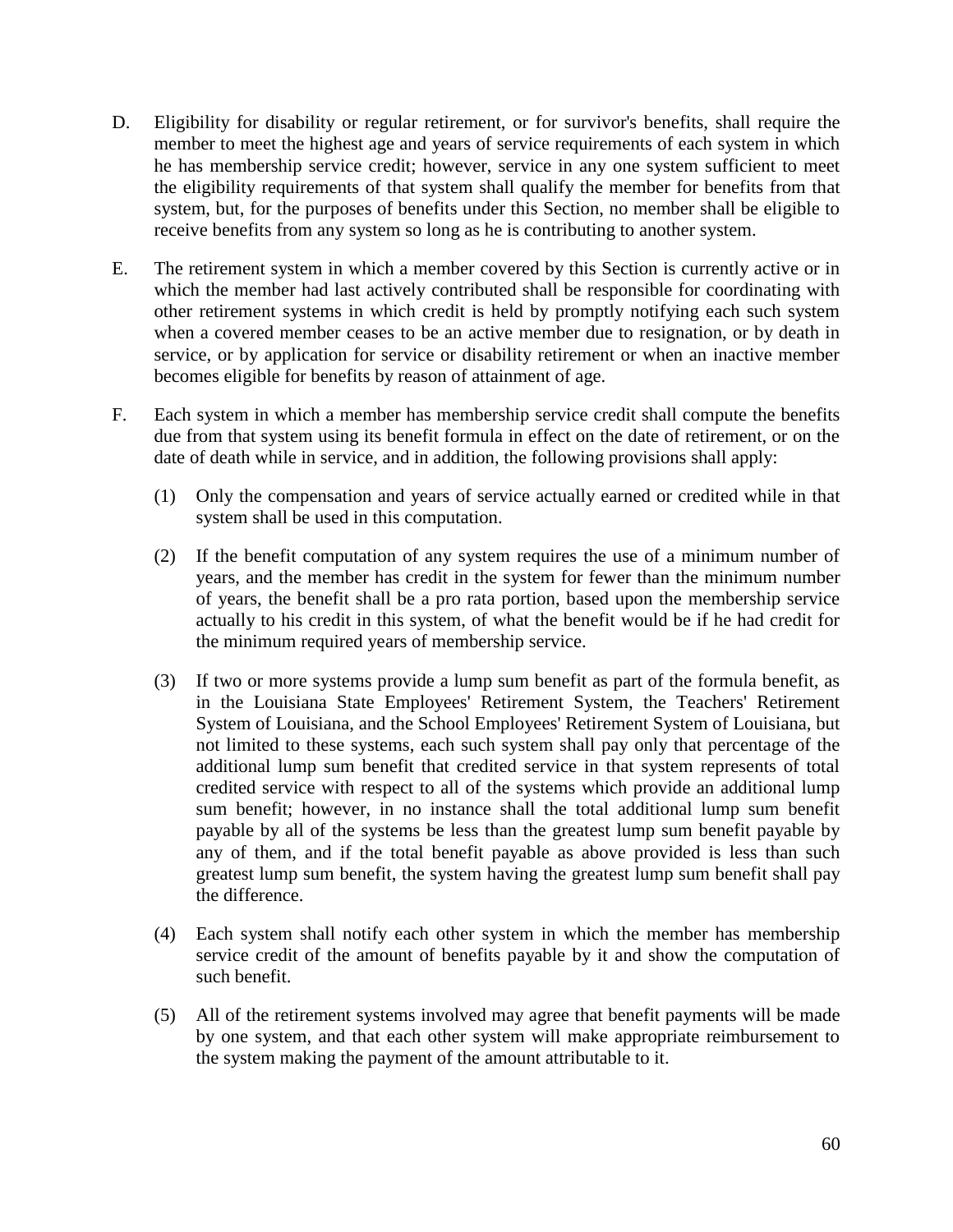D. Eligibility for disability or regular retirement, or for survivor's benefits, shall require the member to meet the highest age and years of service requirements of each system in which he has membership service credit; however, service in any one system sufficient to meet the eligibility requirements of that system shall qualify the member for benefits from that system, but, for the purposes of benefits under this Section, no member shall be eligible to receive benefits from any system so long as he is contributing to another system.

E. The retirement system in which a member covered by this Section is currently active or in which the member had last actively contributed shall be responsible for coordinating with other retirement systems in which credit is held by promptly notifying each such system when a covered member ceases to be an active member due to resignation, or by death in service, or by application for service or disability retirement or when an inactive member becomes eligible for benefits by reason of attainment of age.

F. Each system in which a member has membership service credit shall compute the benefits due from that system using its benefit formula in effect on the date of retirement, or on the date of death while in service, and in addition, the following provisions shall apply:

   (1) Only the compensation and years of service actually earned or credited while in that system shall be used in this computation.

   (2) If the benefit computation of any system requires the use of a minimum number of years, and the member has credit in the system for fewer than the minimum number of years, the benefit shall be a pro rata portion, based upon the membership service actually to his credit in this system, of what the benefit would be if he had credit for the minimum required years of membership service.

   (3) If two or more systems provide a lump sum benefit as part of the formula benefit, as in the Louisiana State Employees' Retirement System, the Teachers' Retirement System of Louisiana, and the School Employees' Retirement System of Louisiana, but not limited to these systems, each such system shall pay only that percentage of the additional lump sum benefit that credited service in that system represents of total credited service with respect to all of the systems which provide an additional lump sum benefit; however, in no instance shall the total additional lump sum benefit payable by all of the systems be less than the greatest lump sum benefit payable by any of them, and if the total benefit payable as above provided is less than such greatest lump sum benefit, the system having the greatest lump sum benefit shall pay the difference.

   (4) Each system shall notify each other system in which the member has membership service credit of the amount of benefits payable by it and show the computation of such benefit.

   (5) All of the retirement systems involved may agree that benefit payments will be made by one system, and that each other system will make appropriate reimbursement to the system making the payment of the amount attributable to it.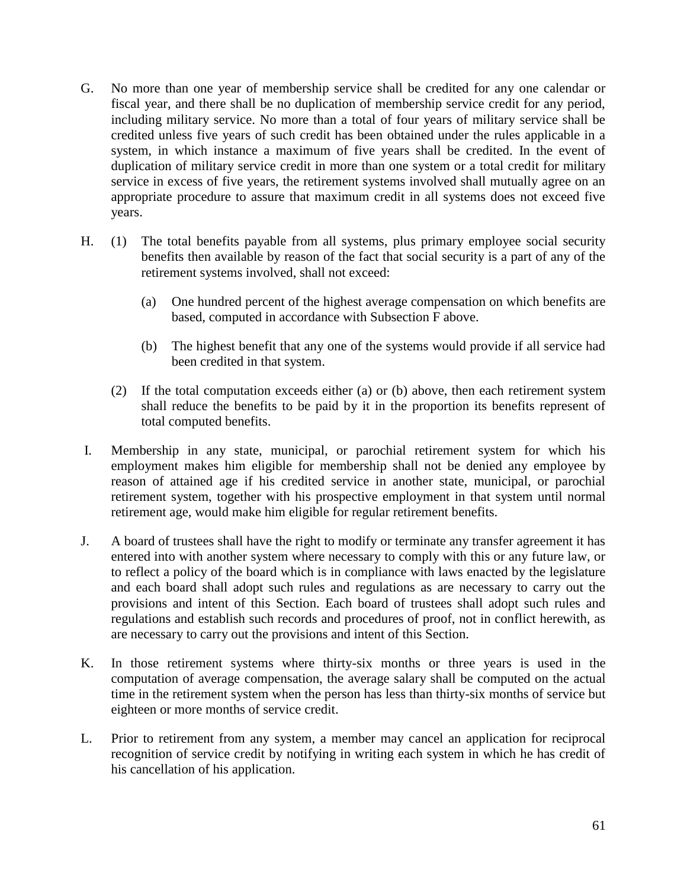G. No more than one year of membership service shall be credited for any one calendar or fiscal year, and there shall be no duplication of membership service credit for any period, including military service. No more than a total of four years of military service shall be credited unless five years of such credit has been obtained under the rules applicable in a system, in which instance a maximum of five years shall be credited. In the event of duplication of military service credit in more than one system or a total credit for military service in excess of five years, the retirement systems involved shall mutually agree on an appropriate procedure to assure that maximum credit in all systems does not exceed five years.

H. (1) The total benefits payable from all systems, plus primary employee social security benefits then available by reason of the fact that social security is a part of any of the retirement systems involved, shall not exceed:

   (a) One hundred percent of the highest average compensation on which benefits are based, computed in accordance with Subsection F above.

   (b) The highest benefit that any one of the systems would provide if all service had been credited in that system.

   (2) If the total computation exceeds either (a) or (b) above, then each retirement system shall reduce the benefits to be paid by it in the proportion its benefits represent of total computed benefits.

I. Membership in any state, municipal, or parochial retirement system for which his employment makes him eligible for membership shall not be denied any employee by reason of attained age if his credited service in another state, municipal, or parochial retirement system, together with his prospective employment in that system until normal retirement age, would make him eligible for regular retirement benefits.

J. A board of trustees shall have the right to modify or terminate any transfer agreement it has entered into with another system where necessary to comply with this or any future law, or to reflect a policy of the board which is in compliance with laws enacted by the legislature and each board shall adopt such rules and regulations as are necessary to carry out the provisions and intent of this Section. Each board of trustees shall adopt such rules and regulations and establish such records and procedures of proof, not in conflict herewith, as are necessary to carry out the provisions and intent of this Section.

K. In those retirement systems where thirty-six months or three years is used in the computation of average compensation, the average salary shall be computed on the actual time in the retirement system when the person has less than thirty-six months of service but eighteen or more months of service credit.

L. Prior to retirement from any system, a member may cancel an application for reciprocal recognition of service credit by notifying in writing each system in which he has credit of his cancellation of his application.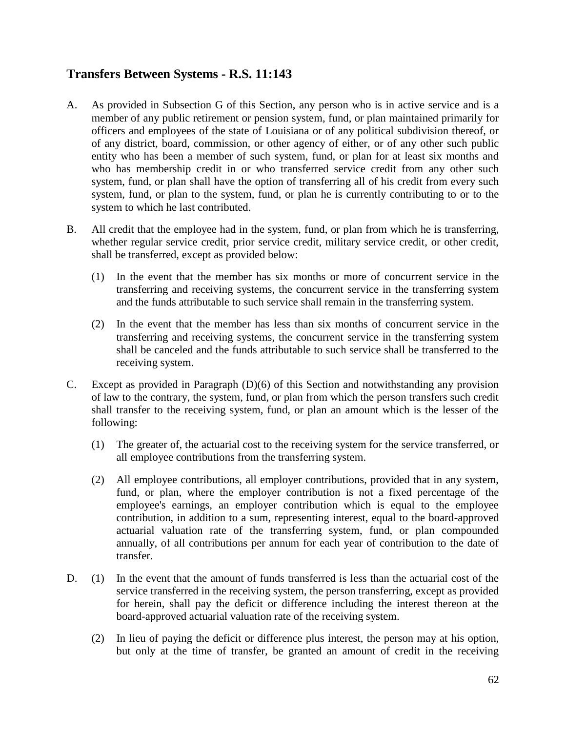## Transfers Between Systems - R.S. 11:143

A. As provided in Subsection G of this Section, any person who is in active service and is a member of any public retirement or pension system, fund, or plan maintained primarily for officers and employees of the state of Louisiana or of any political subdivision thereof, or of any district, board, commission, or other agency of either, or of any other such public entity who has been a member of such system, fund, or plan for at least six months and who has membership credit in or who transferred service credit from any other such system, fund, or plan shall have the option of transferring all of his credit from every such system, fund, or plan to the system, fund, or plan he is currently contributing to or to the system to which he last contributed.

B. All credit that the employee had in the system, fund, or plan from which he is transferring, whether regular service credit, prior service credit, military service credit, or other credit, shall be transferred, except as provided below:

 (1) In the event that the member has six months or more of concurrent service in the transferring and receiving systems, the concurrent service in the transferring system and the funds attributable to such service shall remain in the transferring system.

 (2) In the event that the member has less than six months of concurrent service in the transferring and receiving systems, the concurrent service in the transferring system shall be canceled and the funds attributable to such service shall be transferred to the receiving system.

C. Except as provided in Paragraph (D)(6) of this Section and notwithstanding any provision of law to the contrary, the system, fund, or plan from which the person transfers such credit shall transfer to the receiving system, fund, or plan an amount which is the lesser of the following:

 (1) The greater of, the actuarial cost to the receiving system for the service transferred, or all employee contributions from the transferring system.

 (2) All employee contributions, all employer contributions, provided that in any system, fund, or plan, where the employer contribution is not a fixed percentage of the employee's earnings, an employer contribution which is equal to the employee contribution, in addition to a sum, representing interest, equal to the board-approved actuarial valuation rate of the transferring system, fund, or plan compounded annually, of all contributions per annum for each year of contribution to the date of transfer.

D. (1) In the event that the amount of funds transferred is less than the actuarial cost of the service transferred in the receiving system, the person transferring, except as provided for herein, shall pay the deficit or difference including the interest thereon at the board-approved actuarial valuation rate of the receiving system.

 (2) In lieu of paying the deficit or difference plus interest, the person may at his option, but only at the time of transfer, be granted an amount of credit in the receiving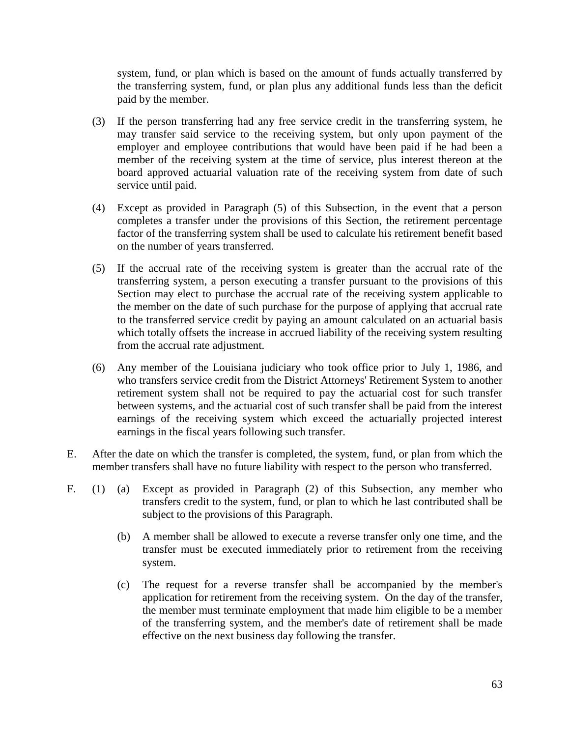system, fund, or plan which is based on the amount of funds actually transferred by the transferring system, fund, or plan plus any additional funds less than the deficit paid by the member.

(3) If the person transferring had any free service credit in the transferring system, he may transfer said service to the receiving system, but only upon payment of the employer and employee contributions that would have been paid if he had been a member of the receiving system at the time of service, plus interest thereon at the board approved actuarial valuation rate of the receiving system from date of such service until paid.

(4) Except as provided in Paragraph (5) of this Subsection, in the event that a person completes a transfer under the provisions of this Section, the retirement percentage factor of the transferring system shall be used to calculate his retirement benefit based on the number of years transferred.

(5) If the accrual rate of the receiving system is greater than the accrual rate of the transferring system, a person executing a transfer pursuant to the provisions of this Section may elect to purchase the accrual rate of the receiving system applicable to the member on the date of such purchase for the purpose of applying that accrual rate to the transferred service credit by paying an amount calculated on an actuarial basis which totally offsets the increase in accrued liability of the receiving system resulting from the accrual rate adjustment.

(6) Any member of the Louisiana judiciary who took office prior to July 1, 1986, and who transfers service credit from the District Attorneys' Retirement System to another retirement system shall not be required to pay the actuarial cost for such transfer between systems, and the actuarial cost of such transfer shall be paid from the interest earnings of the receiving system which exceed the actuarially projected interest earnings in the fiscal years following such transfer.

E. After the date on which the transfer is completed, the system, fund, or plan from which the member transfers shall have no future liability with respect to the person who transferred.

F. (1) (a) Except as provided in Paragraph (2) of this Subsection, any member who transfers credit to the system, fund, or plan to which he last contributed shall be subject to the provisions of this Paragraph.

(b) A member shall be allowed to execute a reverse transfer only one time, and the transfer must be executed immediately prior to retirement from the receiving system.

(c) The request for a reverse transfer shall be accompanied by the member's application for retirement from the receiving system. On the day of the transfer, the member must terminate employment that made him eligible to be a member of the transferring system, and the member's date of retirement shall be made effective on the next business day following the transfer.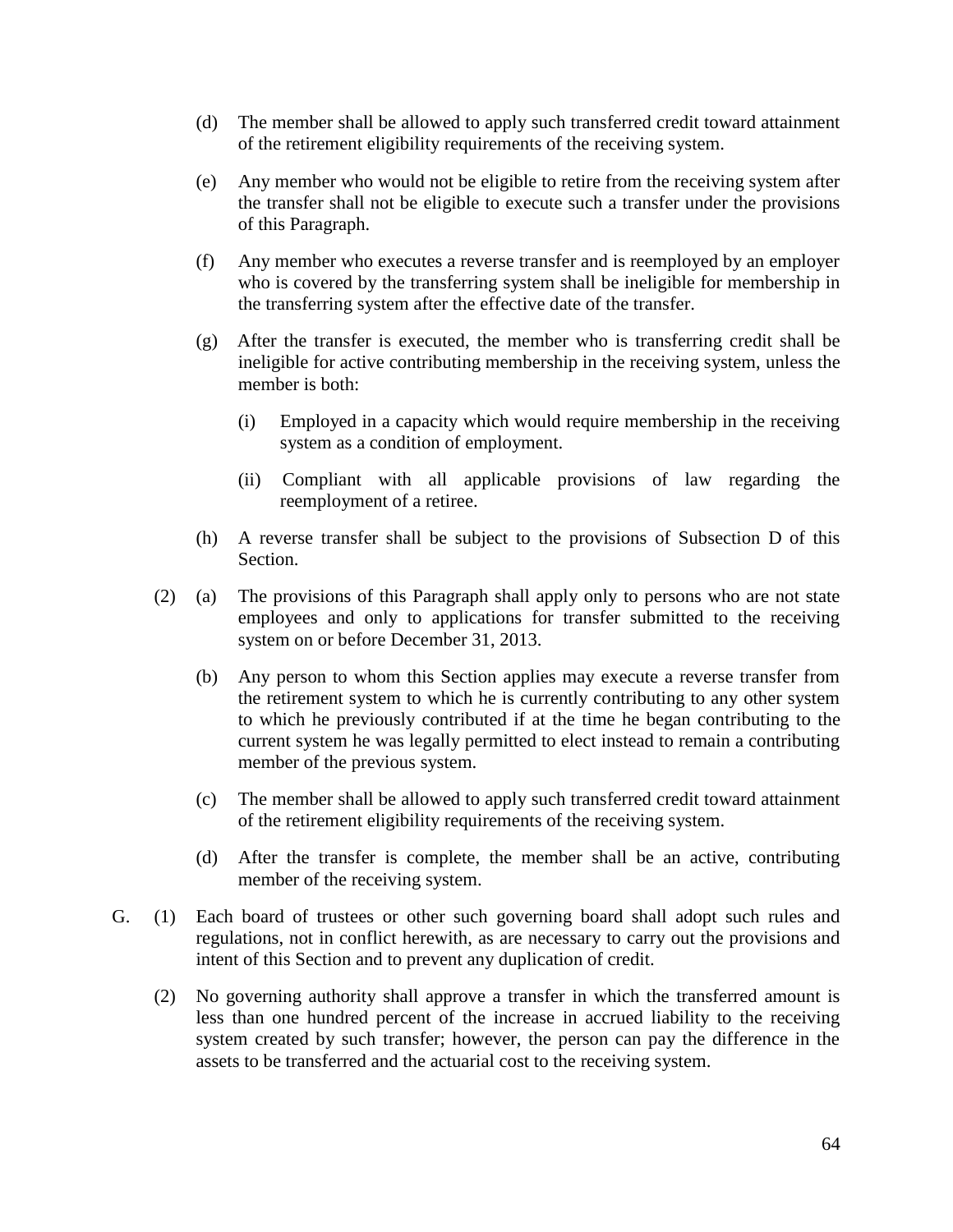(d) The member shall be allowed to apply such transferred credit toward attainment of the retirement eligibility requirements of the receiving system.

(e) Any member who would not be eligible to retire from the receiving system after the transfer shall not be eligible to execute such a transfer under the provisions of this Paragraph.

(f) Any member who executes a reverse transfer and is reemployed by an employer who is covered by the transferring system shall be ineligible for membership in the transferring system after the effective date of the transfer.

(g) After the transfer is executed, the member who is transferring credit shall be ineligible for active contributing membership in the receiving system, unless the member is both:

(i) Employed in a capacity which would require membership in the receiving system as a condition of employment.

(ii) Compliant with all applicable provisions of law regarding the reemployment of a retiree.

(h) A reverse transfer shall be subject to the provisions of Subsection D of this Section.

(2) (a) The provisions of this Paragraph shall apply only to persons who are not state employees and only to applications for transfer submitted to the receiving system on or before December 31, 2013.

(b) Any person to whom this Section applies may execute a reverse transfer from the retirement system to which he is currently contributing to any other system to which he previously contributed if at the time he began contributing to the current system he was legally permitted to elect instead to remain a contributing member of the previous system.

(c) The member shall be allowed to apply such transferred credit toward attainment of the retirement eligibility requirements of the receiving system.

(d) After the transfer is complete, the member shall be an active, contributing member of the receiving system.

G. (1) Each board of trustees or other such governing board shall adopt such rules and regulations, not in conflict herewith, as are necessary to carry out the provisions and intent of this Section and to prevent any duplication of credit.

(2) No governing authority shall approve a transfer in which the transferred amount is less than one hundred percent of the increase in accrued liability to the receiving system created by such transfer; however, the person can pay the difference in the assets to be transferred and the actuarial cost to the receiving system.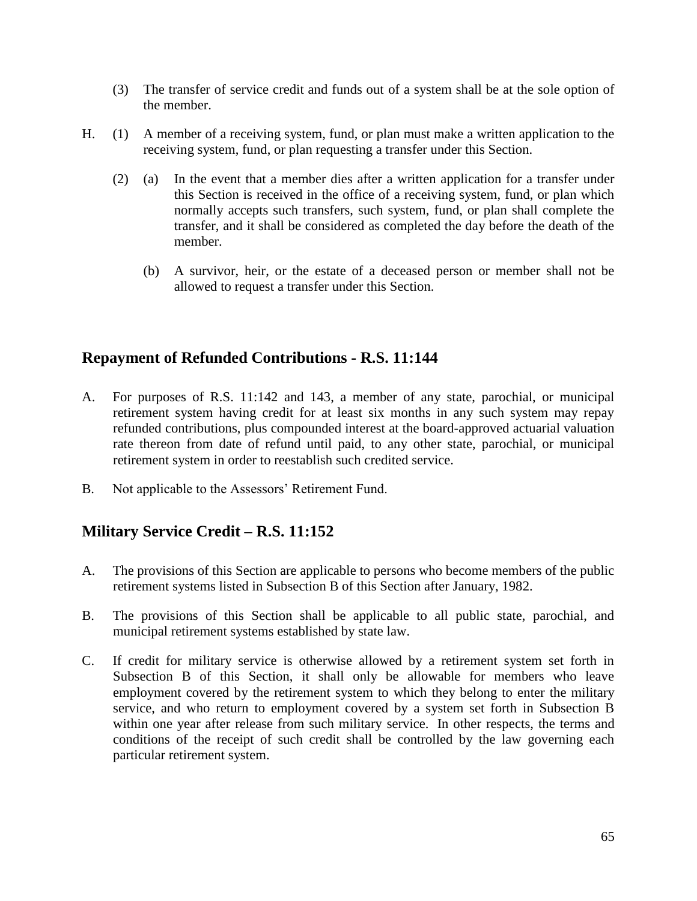(3) The transfer of service credit and funds out of a system shall be at the sole option of the member.

H. (1) A member of a receiving system, fund, or plan must make a written application to the receiving system, fund, or plan requesting a transfer under this Section.

(2) (a) In the event that a member dies after a written application for a transfer under this Section is received in the office of a receiving system, fund, or plan which normally accepts such transfers, such system, fund, or plan shall complete the transfer, and it shall be considered as completed the day before the death of the member.

(b) A survivor, heir, or the estate of a deceased person or member shall not be allowed to request a transfer under this Section.

## Repayment of Refunded Contributions - R.S. 11:144

A. For purposes of R.S. 11:142 and 143, a member of any state, parochial, or municipal retirement system having credit for at least six months in any such system may repay refunded contributions, plus compounded interest at the board-approved actuarial valuation rate thereon from date of refund until paid, to any other state, parochial, or municipal retirement system in order to reestablish such credited service.

B. Not applicable to the Assessors' Retirement Fund.

## Military Service Credit – R.S. 11:152

A. The provisions of this Section are applicable to persons who become members of the public retirement systems listed in Subsection B of this Section after January, 1982.

B. The provisions of this Section shall be applicable to all public state, parochial, and municipal retirement systems established by state law.

C. If credit for military service is otherwise allowed by a retirement system set forth in Subsection B of this Section, it shall only be allowable for members who leave employment covered by the retirement system to which they belong to enter the military service, and who return to employment covered by a system set forth in Subsection B within one year after release from such military service. In other respects, the terms and conditions of the receipt of such credit shall be controlled by the law governing each particular retirement system.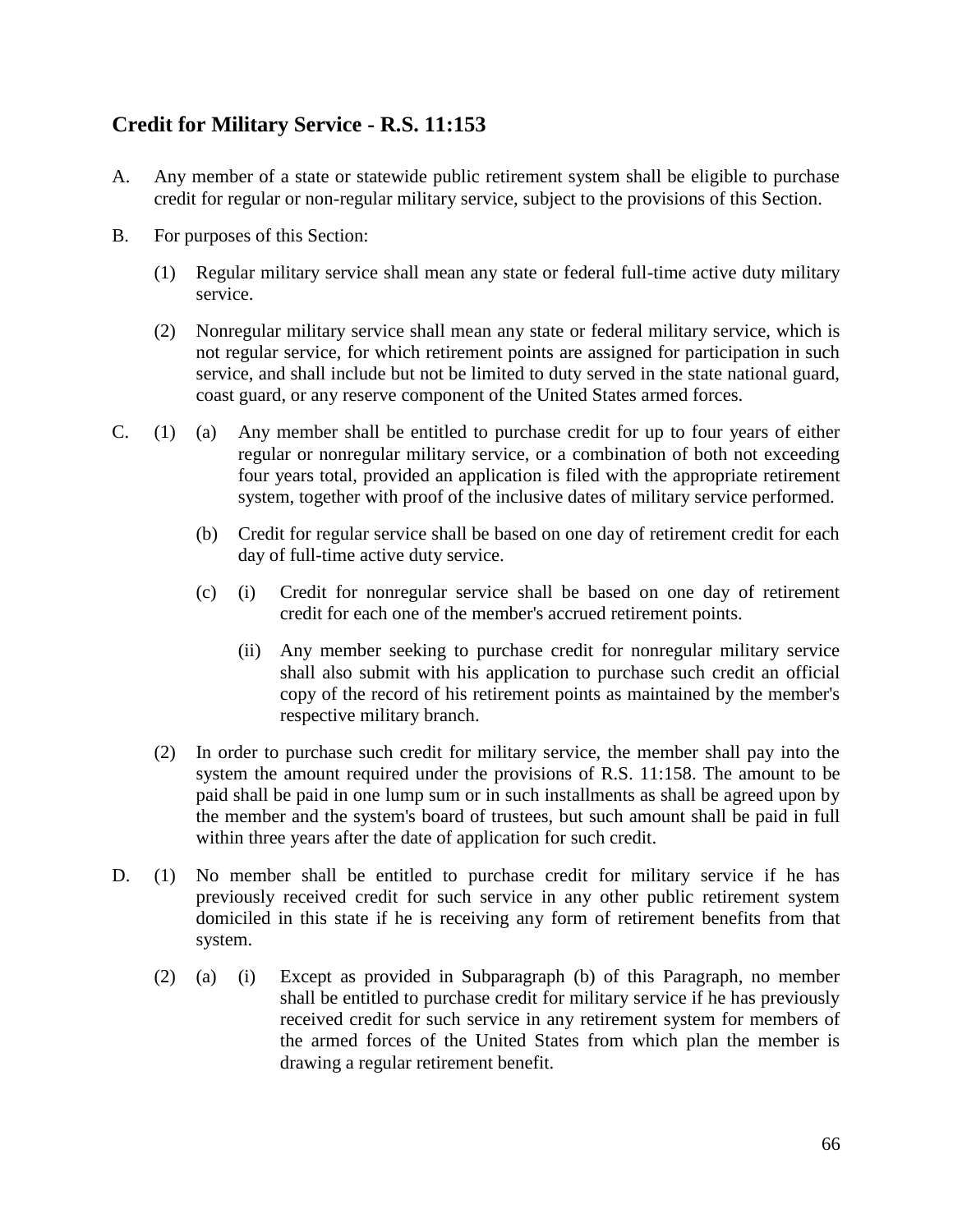## Credit for Military Service - R.S. 11:153

A. Any member of a state or statewide public retirement system shall be eligible to purchase credit for regular or non-regular military service, subject to the provisions of this Section.

B. For purposes of this Section:

   (1) Regular military service shall mean any state or federal full-time active duty military service.

   (2) Nonregular military service shall mean any state or federal military service, which is not regular service, for which retirement points are assigned for participation in such service, and shall include but not be limited to duty served in the state national guard, coast guard, or any reserve component of the United States armed forces.

C. (1) (a) Any member shall be entitled to purchase credit for up to four years of either regular or nonregular military service, or a combination of both not exceeding four years total, provided an application is filed with the appropriate retirement system, together with proof of the inclusive dates of military service performed.

   (b) Credit for regular service shall be based on one day of retirement credit for each day of full-time active duty service.

   (c) (i) Credit for nonregular service shall be based on one day of retirement credit for each one of the member's accrued retirement points.

   (ii) Any member seeking to purchase credit for nonregular military service shall also submit with his application to purchase such credit an official copy of the record of his retirement points as maintained by the member's respective military branch.

   (2) In order to purchase such credit for military service, the member shall pay into the system the amount required under the provisions of R.S. 11:158. The amount to be paid shall be paid in one lump sum or in such installments as shall be agreed upon by the member and the system's board of trustees, but such amount shall be paid in full within three years after the date of application for such credit.

D. (1) No member shall be entitled to purchase credit for military service if he has previously received credit for such service in any other public retirement system domiciled in this state if he is receiving any form of retirement benefits from that system.

   (2) (a) (i) Except as provided in Subparagraph (b) of this Paragraph, no member shall be entitled to purchase credit for military service if he has previously received credit for such service in any retirement system for members of the armed forces of the United States from which plan the member is drawing a regular retirement benefit.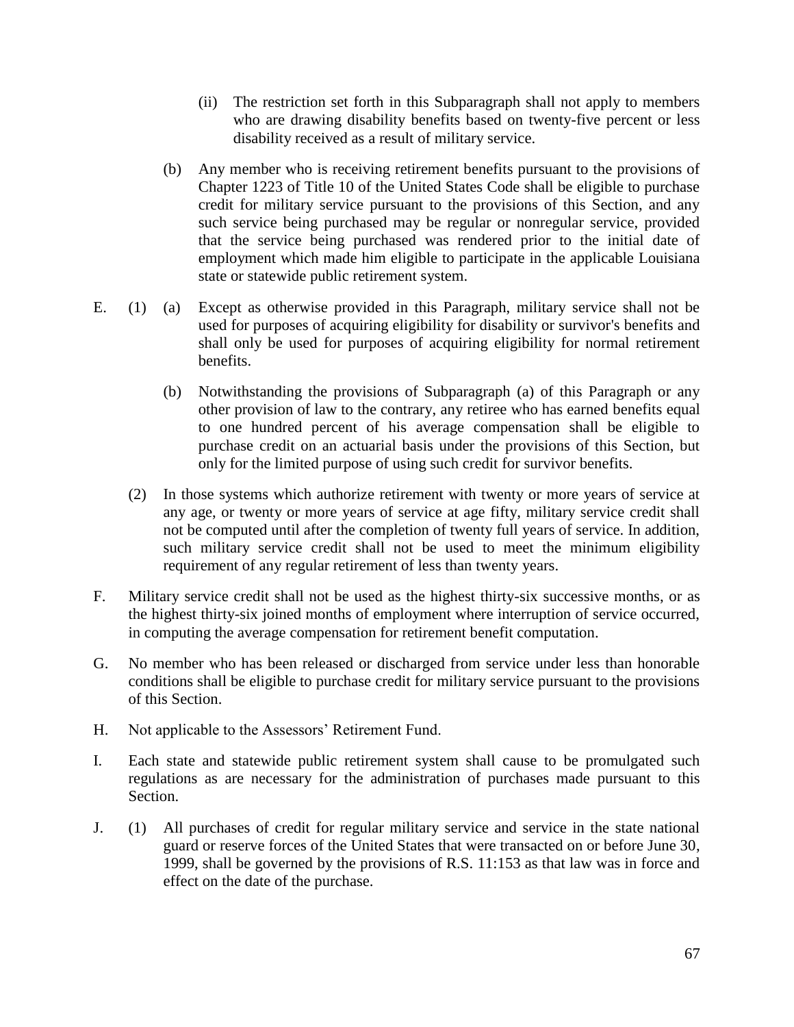(ii) The restriction set forth in this Subparagraph shall not apply to members who are drawing disability benefits based on twenty-five percent or less disability received as a result of military service.

(b) Any member who is receiving retirement benefits pursuant to the provisions of Chapter 1223 of Title 10 of the United States Code shall be eligible to purchase credit for military service pursuant to the provisions of this Section, and any such service being purchased may be regular or nonregular service, provided that the service being purchased was rendered prior to the initial date of employment which made him eligible to participate in the applicable Louisiana state or statewide public retirement system.

E. (1) (a) Except as otherwise provided in this Paragraph, military service shall not be used for purposes of acquiring eligibility for disability or survivor's benefits and shall only be used for purposes of acquiring eligibility for normal retirement benefits.

(b) Notwithstanding the provisions of Subparagraph (a) of this Paragraph or any other provision of law to the contrary, any retiree who has earned benefits equal to one hundred percent of his average compensation shall be eligible to purchase credit on an actuarial basis under the provisions of this Section, but only for the limited purpose of using such credit for survivor benefits.

(2) In those systems which authorize retirement with twenty or more years of service at any age, or twenty or more years of service at age fifty, military service credit shall not be computed until after the completion of twenty full years of service. In addition, such military service credit shall not be used to meet the minimum eligibility requirement of any regular retirement of less than twenty years.

F. Military service credit shall not be used as the highest thirty-six successive months, or as the highest thirty-six joined months of employment where interruption of service occurred, in computing the average compensation for retirement benefit computation.

G. No member who has been released or discharged from service under less than honorable conditions shall be eligible to purchase credit for military service pursuant to the provisions of this Section.

H. Not applicable to the Assessors' Retirement Fund.

I. Each state and statewide public retirement system shall cause to be promulgated such regulations as are necessary for the administration of purchases made pursuant to this Section.

J. (1) All purchases of credit for regular military service and service in the state national guard or reserve forces of the United States that were transacted on or before June 30, 1999, shall be governed by the provisions of R.S. 11:153 as that law was in force and effect on the date of the purchase.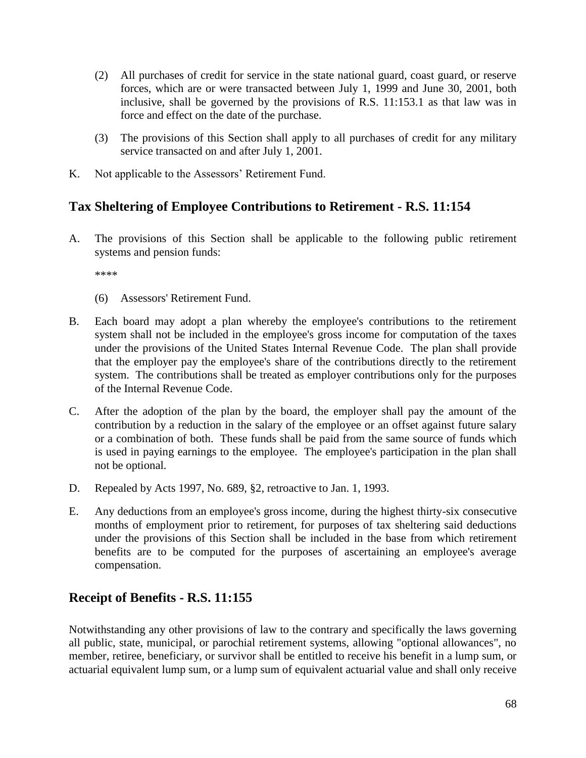(2) All purchases of credit for service in the state national guard, coast guard, or reserve forces, which are or were transacted between July 1, 1999 and June 30, 2001, both inclusive, shall be governed by the provisions of R.S. 11:153.1 as that law was in force and effect on the date of the purchase.

(3) The provisions of this Section shall apply to all purchases of credit for any military service transacted on and after July 1, 2001.

K. Not applicable to the Assessors' Retirement Fund.

## Tax Sheltering of Employee Contributions to Retirement - R.S. 11:154

A. The provisions of this Section shall be applicable to the following public retirement systems and pension funds:

****

(6) Assessors' Retirement Fund.

B. Each board may adopt a plan whereby the employee's contributions to the retirement system shall not be included in the employee's gross income for computation of the taxes under the provisions of the United States Internal Revenue Code. The plan shall provide that the employer pay the employee's share of the contributions directly to the retirement system. The contributions shall be treated as employer contributions only for the purposes of the Internal Revenue Code.

C. After the adoption of the plan by the board, the employer shall pay the amount of the contribution by a reduction in the salary of the employee or an offset against future salary or a combination of both. These funds shall be paid from the same source of funds which is used in paying earnings to the employee. The employee's participation in the plan shall not be optional.

D. Repealed by Acts 1997, No. 689, §2, retroactive to Jan. 1, 1993.

E. Any deductions from an employee's gross income, during the highest thirty-six consecutive months of employment prior to retirement, for purposes of tax sheltering said deductions under the provisions of this Section shall be included in the base from which retirement benefits are to be computed for the purposes of ascertaining an employee's average compensation.

## Receipt of Benefits - R.S. 11:155

Notwithstanding any other provisions of law to the contrary and specifically the laws governing all public, state, municipal, or parochial retirement systems, allowing "optional allowances", no member, retiree, beneficiary, or survivor shall be entitled to receive his benefit in a lump sum, or actuarial equivalent lump sum, or a lump sum of equivalent actuarial value and shall only receive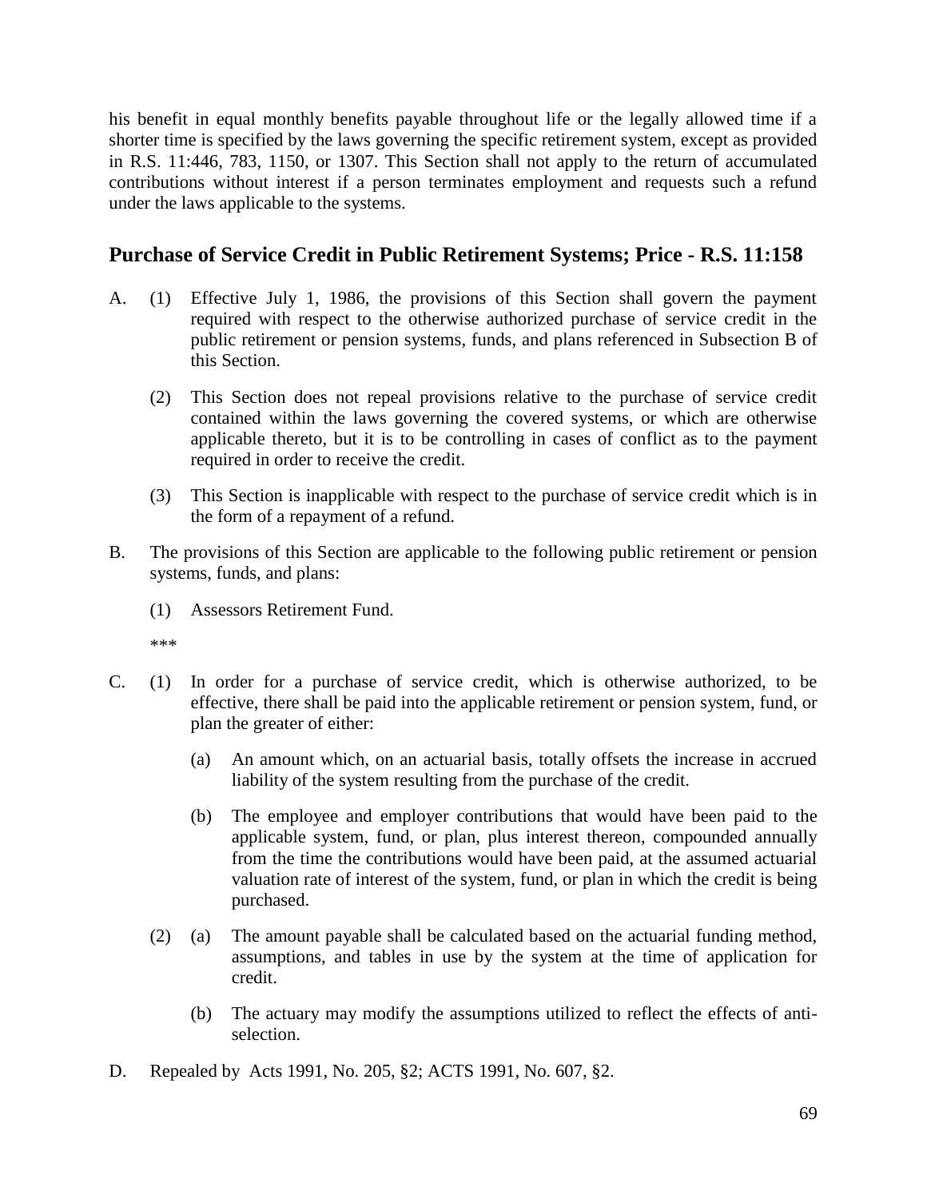his benefit in equal monthly benefits payable throughout life or the legally allowed time if a shorter time is specified by the laws governing the specific retirement system, except as provided in R.S. 11:446, 783, 1150, or 1307. This Section shall not apply to the return of accumulated contributions without interest if a person terminates employment and requests such a refund under the laws applicable to the systems.

## Purchase of Service Credit in Public Retirement Systems; Price - R.S. 11:158

A. (1) Effective July 1, 1986, the provisions of this Section shall govern the payment required with respect to the otherwise authorized purchase of service credit in the public retirement or pension systems, funds, and plans referenced in Subsection B of this Section.

(2) This Section does not repeal provisions relative to the purchase of service credit contained within the laws governing the covered systems, or which are otherwise applicable thereto, but it is to be controlling in cases of conflict as to the payment required in order to receive the credit.

(3) This Section is inapplicable with respect to the purchase of service credit which is in the form of a repayment of a refund.

B. The provisions of this Section are applicable to the following public retirement or pension systems, funds, and plans:

(1) Assessors Retirement Fund.

***

C. (1) In order for a purchase of service credit, which is otherwise authorized, to be effective, there shall be paid into the applicable retirement or pension system, fund, or plan the greater of either:

(a) An amount which, on an actuarial basis, totally offsets the increase in accrued liability of the system resulting from the purchase of the credit.

(b) The employee and employer contributions that would have been paid to the applicable system, fund, or plan, plus interest thereon, compounded annually from the time the contributions would have been paid, at the assumed actuarial valuation rate of interest of the system, fund, or plan in which the credit is being purchased.

(2) (a) The amount payable shall be calculated based on the actuarial funding method, assumptions, and tables in use by the system at the time of application for credit.

(b) The actuary may modify the assumptions utilized to reflect the effects of anti-selection.

D. Repealed by Acts 1991, No. 205, §2; ACTS 1991, No. 607, §2.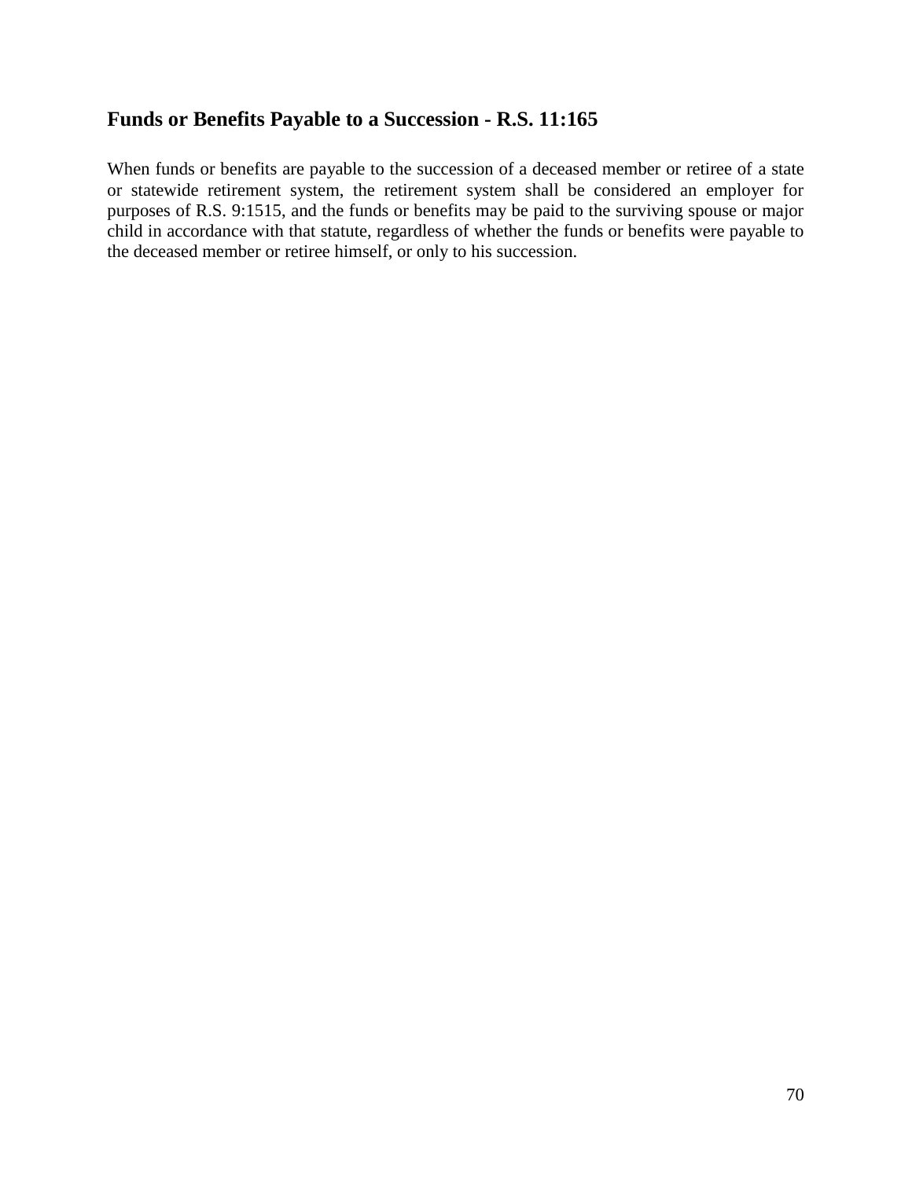## Funds or Benefits Payable to a Succession - R.S. 11:165

When funds or benefits are payable to the succession of a deceased member or retiree of a state or statewide retirement system, the retirement system shall be considered an employer for purposes of R.S. 9:1515, and the funds or benefits may be paid to the surviving spouse or major child in accordance with that statute, regardless of whether the funds or benefits were payable to the deceased member or retiree himself, or only to his succession.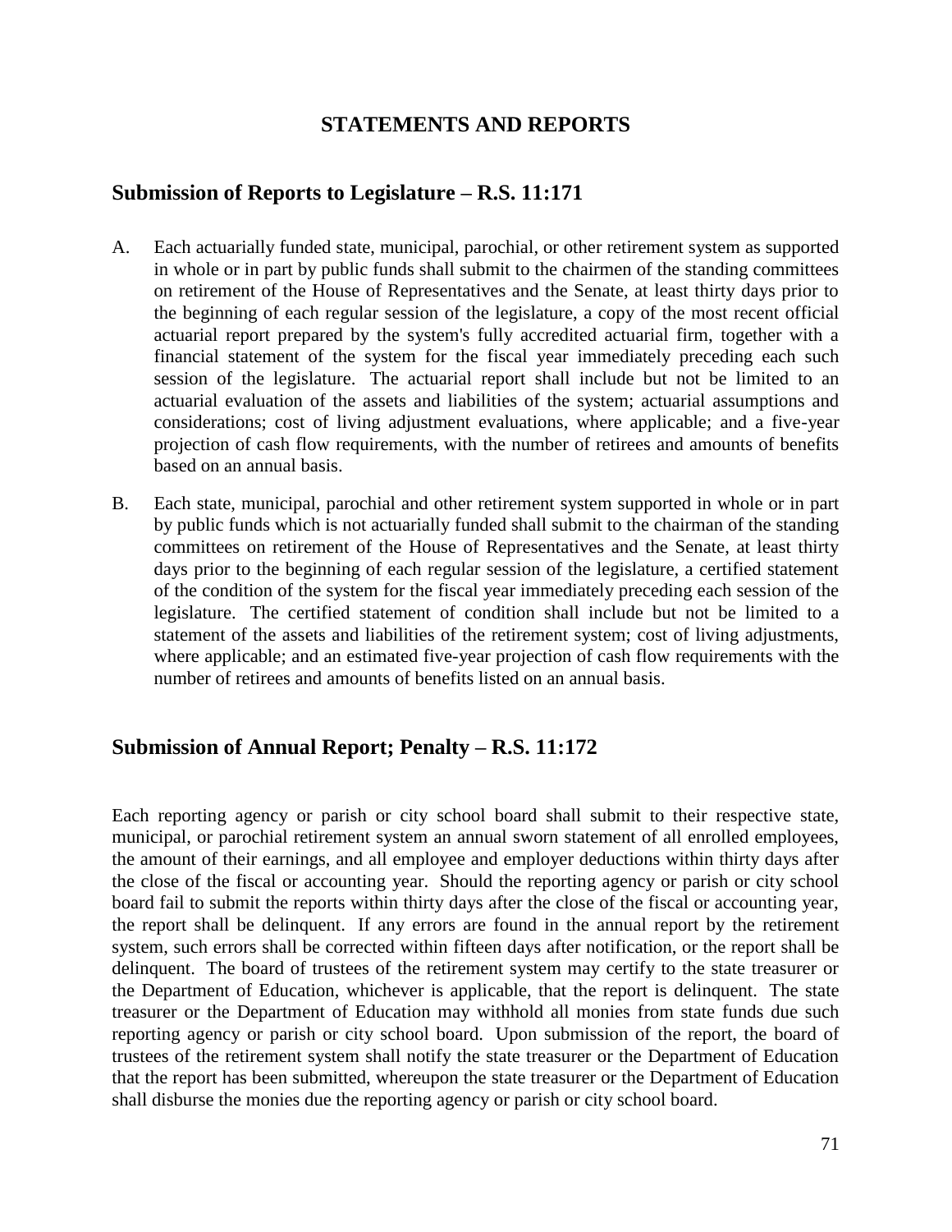# STATEMENTS AND REPORTS

## Submission of Reports to Legislature – R.S. 11:171

A. Each actuarially funded state, municipal, parochial, or other retirement system as supported in whole or in part by public funds shall submit to the chairmen of the standing committees on retirement of the House of Representatives and the Senate, at least thirty days prior to the beginning of each regular session of the legislature, a copy of the most recent official actuarial report prepared by the system's fully accredited actuarial firm, together with a financial statement of the system for the fiscal year immediately preceding each such session of the legislature. The actuarial report shall include but not be limited to an actuarial evaluation of the assets and liabilities of the system; actuarial assumptions and considerations; cost of living adjustment evaluations, where applicable; and a five-year projection of cash flow requirements, with the number of retirees and amounts of benefits based on an annual basis.

B. Each state, municipal, parochial and other retirement system supported in whole or in part by public funds which is not actuarially funded shall submit to the chairman of the standing committees on retirement of the House of Representatives and the Senate, at least thirty days prior to the beginning of each regular session of the legislature, a certified statement of the condition of the system for the fiscal year immediately preceding each session of the legislature. The certified statement of condition shall include but not be limited to a statement of the assets and liabilities of the retirement system; cost of living adjustments, where applicable; and an estimated five-year projection of cash flow requirements with the number of retirees and amounts of benefits listed on an annual basis.

## Submission of Annual Report; Penalty – R.S. 11:172

Each reporting agency or parish or city school board shall submit to their respective state, municipal, or parochial retirement system an annual sworn statement of all enrolled employees, the amount of their earnings, and all employee and employer deductions within thirty days after the close of the fiscal or accounting year. Should the reporting agency or parish or city school board fail to submit the reports within thirty days after the close of the fiscal or accounting year, the report shall be delinquent. If any errors are found in the annual report by the retirement system, such errors shall be corrected within fifteen days after notification, or the report shall be delinquent. The board of trustees of the retirement system may certify to the state treasurer or the Department of Education, whichever is applicable, that the report is delinquent. The state treasurer or the Department of Education may withhold all monies from state funds due such reporting agency or parish or city school board. Upon submission of the report, the board of trustees of the retirement system shall notify the state treasurer or the Department of Education that the report has been submitted, whereupon the state treasurer or the Department of Education shall disburse the monies due the reporting agency or parish or city school board.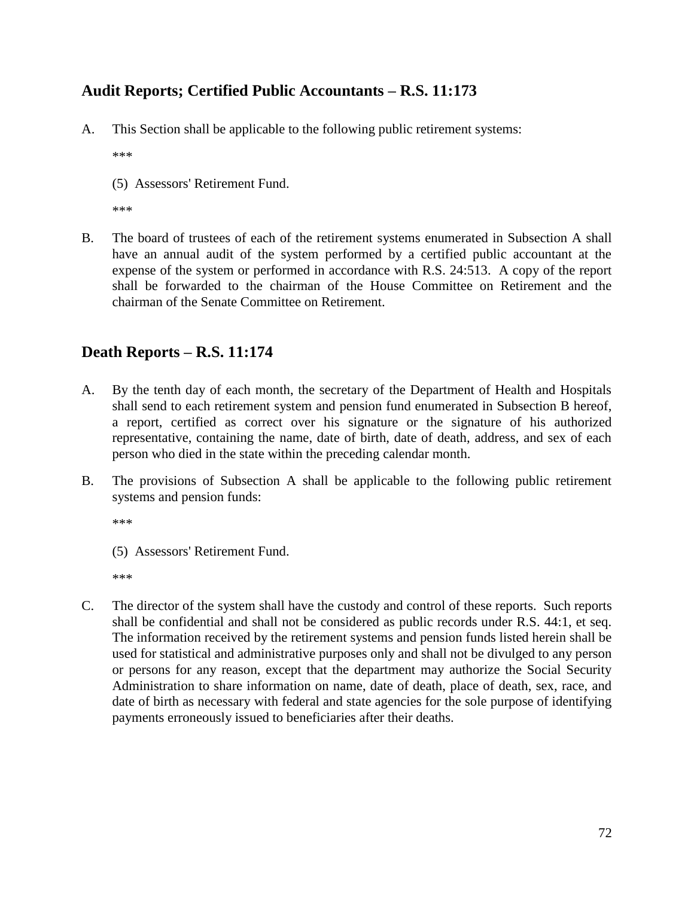## Audit Reports; Certified Public Accountants – R.S. 11:173

A. This Section shall be applicable to the following public retirement systems:

   ***

   (5) Assessors' Retirement Fund.

   ***

B. The board of trustees of each of the retirement systems enumerated in Subsection A shall have an annual audit of the system performed by a certified public accountant at the expense of the system or performed in accordance with R.S. 24:513. A copy of the report shall be forwarded to the chairman of the House Committee on Retirement and the chairman of the Senate Committee on Retirement.

## Death Reports – R.S. 11:174

A. By the tenth day of each month, the secretary of the Department of Health and Hospitals shall send to each retirement system and pension fund enumerated in Subsection B hereof, a report, certified as correct over his signature or the signature of his authorized representative, containing the name, date of birth, date of death, address, and sex of each person who died in the state within the preceding calendar month.

B. The provisions of Subsection A shall be applicable to the following public retirement systems and pension funds:

   ***

   (5) Assessors' Retirement Fund.

   ***

C. The director of the system shall have the custody and control of these reports. Such reports shall be confidential and shall not be considered as public records under R.S. 44:1, et seq. The information received by the retirement systems and pension funds listed herein shall be used for statistical and administrative purposes only and shall not be divulged to any person or persons for any reason, except that the department may authorize the Social Security Administration to share information on name, date of death, place of death, sex, race, and date of birth as necessary with federal and state agencies for the sole purpose of identifying payments erroneously issued to beneficiaries after their deaths.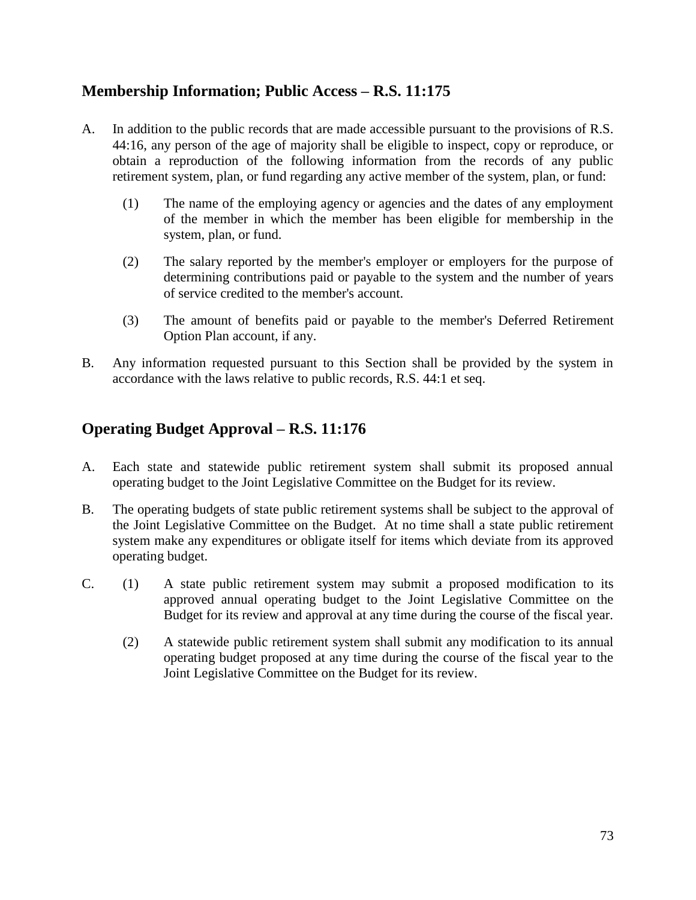## Membership Information; Public Access – R.S. 11:175

A. In addition to the public records that are made accessible pursuant to the provisions of R.S. 44:16, any person of the age of majority shall be eligible to inspect, copy or reproduce, or obtain a reproduction of the following information from the records of any public retirement system, plan, or fund regarding any active member of the system, plan, or fund:

  (1) The name of the employing agency or agencies and the dates of any employment of the member in which the member has been eligible for membership in the system, plan, or fund.

  (2) The salary reported by the member's employer or employers for the purpose of determining contributions paid or payable to the system and the number of years of service credited to the member's account.

  (3) The amount of benefits paid or payable to the member's Deferred Retirement Option Plan account, if any.

B. Any information requested pursuant to this Section shall be provided by the system in accordance with the laws relative to public records, R.S. 44:1 et seq.

## Operating Budget Approval – R.S. 11:176

A. Each state and statewide public retirement system shall submit its proposed annual operating budget to the Joint Legislative Committee on the Budget for its review.

B. The operating budgets of state public retirement systems shall be subject to the approval of the Joint Legislative Committee on the Budget. At no time shall a state public retirement system make any expenditures or obligate itself for items which deviate from its approved operating budget.

C. (1) A state public retirement system may submit a proposed modification to its approved annual operating budget to the Joint Legislative Committee on the Budget for its review and approval at any time during the course of the fiscal year.

  (2) A statewide public retirement system shall submit any modification to its annual operating budget proposed at any time during the course of the fiscal year to the Joint Legislative Committee on the Budget for its review.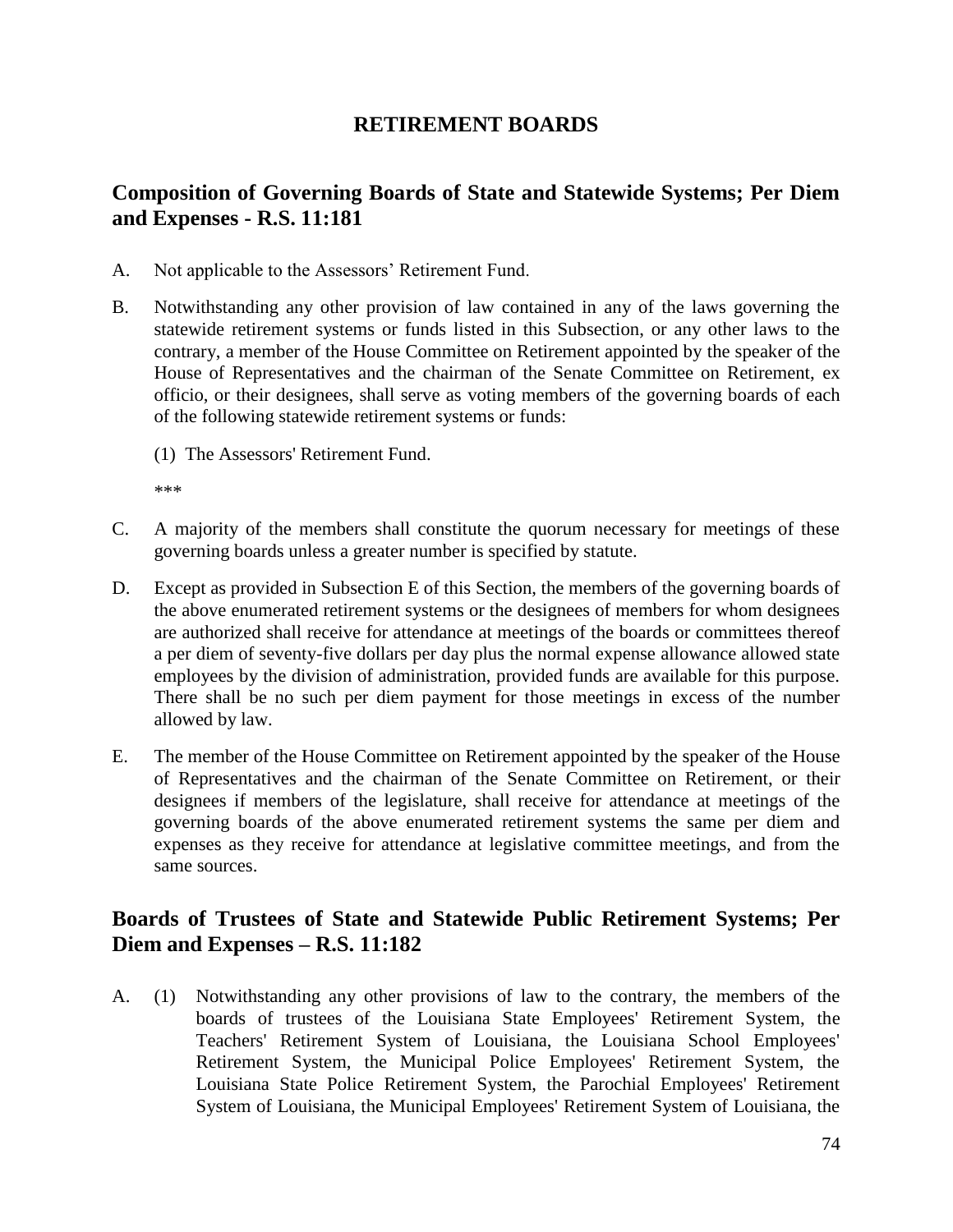## RETIREMENT BOARDS

### Composition of Governing Boards of State and Statewide Systems; Per Diem and Expenses - R.S. 11:181

A. Not applicable to the Assessors' Retirement Fund.

B. Notwithstanding any other provision of law contained in any of the laws governing the statewide retirement systems or funds listed in this Subsection, or any other laws to the contrary, a member of the House Committee on Retirement appointed by the speaker of the House of Representatives and the chairman of the Senate Committee on Retirement, ex officio, or their designees, shall serve as voting members of the governing boards of each of the following statewide retirement systems or funds:

   (1) The Assessors' Retirement Fund.

   \*\*\*

C. A majority of the members shall constitute the quorum necessary for meetings of these governing boards unless a greater number is specified by statute.

D. Except as provided in Subsection E of this Section, the members of the governing boards of the above enumerated retirement systems or the designees of members for whom designees are authorized shall receive for attendance at meetings of the boards or committees thereof a per diem of seventy-five dollars per day plus the normal expense allowance allowed state employees by the division of administration, provided funds are available for this purpose. There shall be no such per diem payment for those meetings in excess of the number allowed by law.

E. The member of the House Committee on Retirement appointed by the speaker of the House of Representatives and the chairman of the Senate Committee on Retirement, or their designees if members of the legislature, shall receive for attendance at meetings of the governing boards of the above enumerated retirement systems the same per diem and expenses as they receive for attendance at legislative committee meetings, and from the same sources.

### Boards of Trustees of State and Statewide Public Retirement Systems; Per Diem and Expenses – R.S. 11:182

A. (1) Notwithstanding any other provisions of law to the contrary, the members of the boards of trustees of the Louisiana State Employees' Retirement System, the Teachers' Retirement System of Louisiana, the Louisiana School Employees' Retirement System, the Municipal Police Employees' Retirement System, the Louisiana State Police Retirement System, the Parochial Employees' Retirement System of Louisiana, the Municipal Employees' Retirement System of Louisiana, the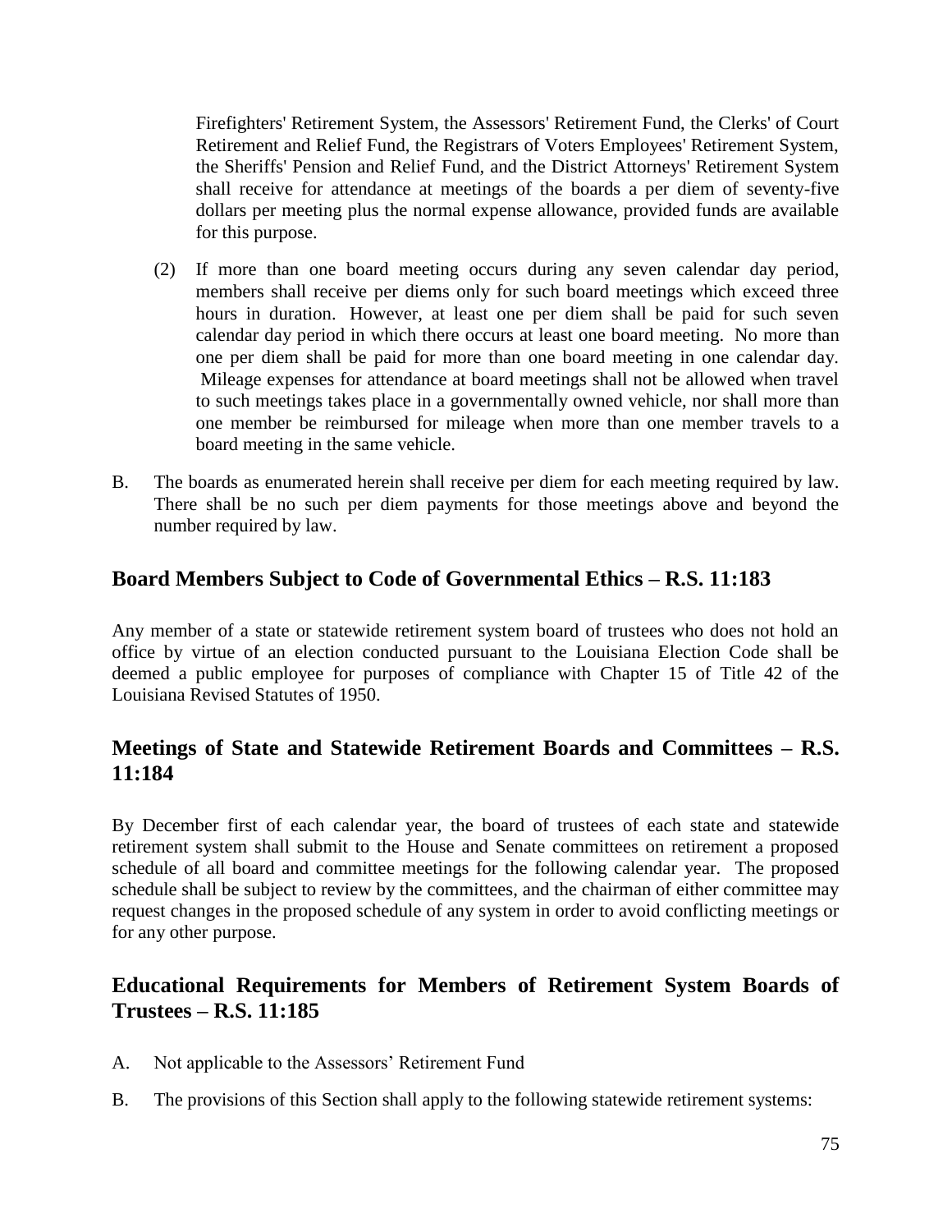Firefighters' Retirement System, the Assessors' Retirement Fund, the Clerks' of Court Retirement and Relief Fund, the Registrars of Voters Employees' Retirement System, the Sheriffs' Pension and Relief Fund, and the District Attorneys' Retirement System shall receive for attendance at meetings of the boards a per diem of seventy-five dollars per meeting plus the normal expense allowance, provided funds are available for this purpose.

(2) If more than one board meeting occurs during any seven calendar day period, members shall receive per diems only for such board meetings which exceed three hours in duration. However, at least one per diem shall be paid for such seven calendar day period in which there occurs at least one board meeting. No more than one per diem shall be paid for more than one board meeting in one calendar day. Mileage expenses for attendance at board meetings shall not be allowed when travel to such meetings takes place in a governmentally owned vehicle, nor shall more than one member be reimbursed for mileage when more than one member travels to a board meeting in the same vehicle.

B. The boards as enumerated herein shall receive per diem for each meeting required by law. There shall be no such per diem payments for those meetings above and beyond the number required by law.

## Board Members Subject to Code of Governmental Ethics – R.S. 11:183

Any member of a state or statewide retirement system board of trustees who does not hold an office by virtue of an election conducted pursuant to the Louisiana Election Code shall be deemed a public employee for purposes of compliance with Chapter 15 of Title 42 of the Louisiana Revised Statutes of 1950.

## Meetings of State and Statewide Retirement Boards and Committees – R.S. 11:184

By December first of each calendar year, the board of trustees of each state and statewide retirement system shall submit to the House and Senate committees on retirement a proposed schedule of all board and committee meetings for the following calendar year. The proposed schedule shall be subject to review by the committees, and the chairman of either committee may request changes in the proposed schedule of any system in order to avoid conflicting meetings or for any other purpose.

## Educational Requirements for Members of Retirement System Boards of Trustees – R.S. 11:185

A. Not applicable to the Assessors' Retirement Fund

B. The provisions of this Section shall apply to the following statewide retirement systems: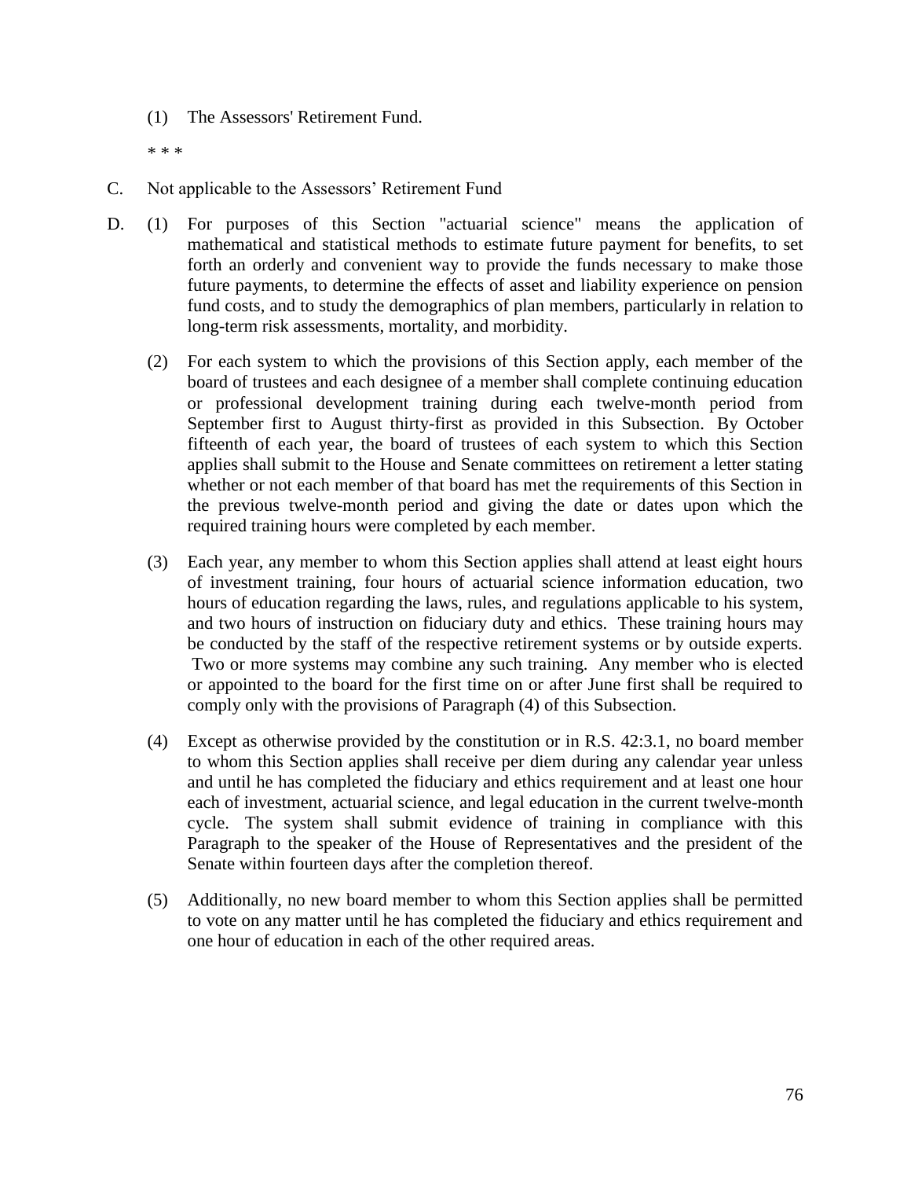(1) The Assessors' Retirement Fund.

* * *

C. Not applicable to the Assessors' Retirement Fund

D. (1) For purposes of this Section "actuarial science" means the application of mathematical and statistical methods to estimate future payment for benefits, to set forth an orderly and convenient way to provide the funds necessary to make those future payments, to determine the effects of asset and liability experience on pension fund costs, and to study the demographics of plan members, particularly in relation to long-term risk assessments, mortality, and morbidity.

(2) For each system to which the provisions of this Section apply, each member of the board of trustees and each designee of a member shall complete continuing education or professional development training during each twelve-month period from September first to August thirty-first as provided in this Subsection. By October fifteenth of each year, the board of trustees of each system to which this Section applies shall submit to the House and Senate committees on retirement a letter stating whether or not each member of that board has met the requirements of this Section in the previous twelve-month period and giving the date or dates upon which the required training hours were completed by each member.

(3) Each year, any member to whom this Section applies shall attend at least eight hours of investment training, four hours of actuarial science information education, two hours of education regarding the laws, rules, and regulations applicable to his system, and two hours of instruction on fiduciary duty and ethics. These training hours may be conducted by the staff of the respective retirement systems or by outside experts. Two or more systems may combine any such training. Any member who is elected or appointed to the board for the first time on or after June first shall be required to comply only with the provisions of Paragraph (4) of this Subsection.

(4) Except as otherwise provided by the constitution or in R.S. 42:3.1, no board member to whom this Section applies shall receive per diem during any calendar year unless and until he has completed the fiduciary and ethics requirement and at least one hour each of investment, actuarial science, and legal education in the current twelve-month cycle. The system shall submit evidence of training in compliance with this Paragraph to the speaker of the House of Representatives and the president of the Senate within fourteen days after the completion thereof.

(5) Additionally, no new board member to whom this Section applies shall be permitted to vote on any matter until he has completed the fiduciary and ethics requirement and one hour of education in each of the other required areas.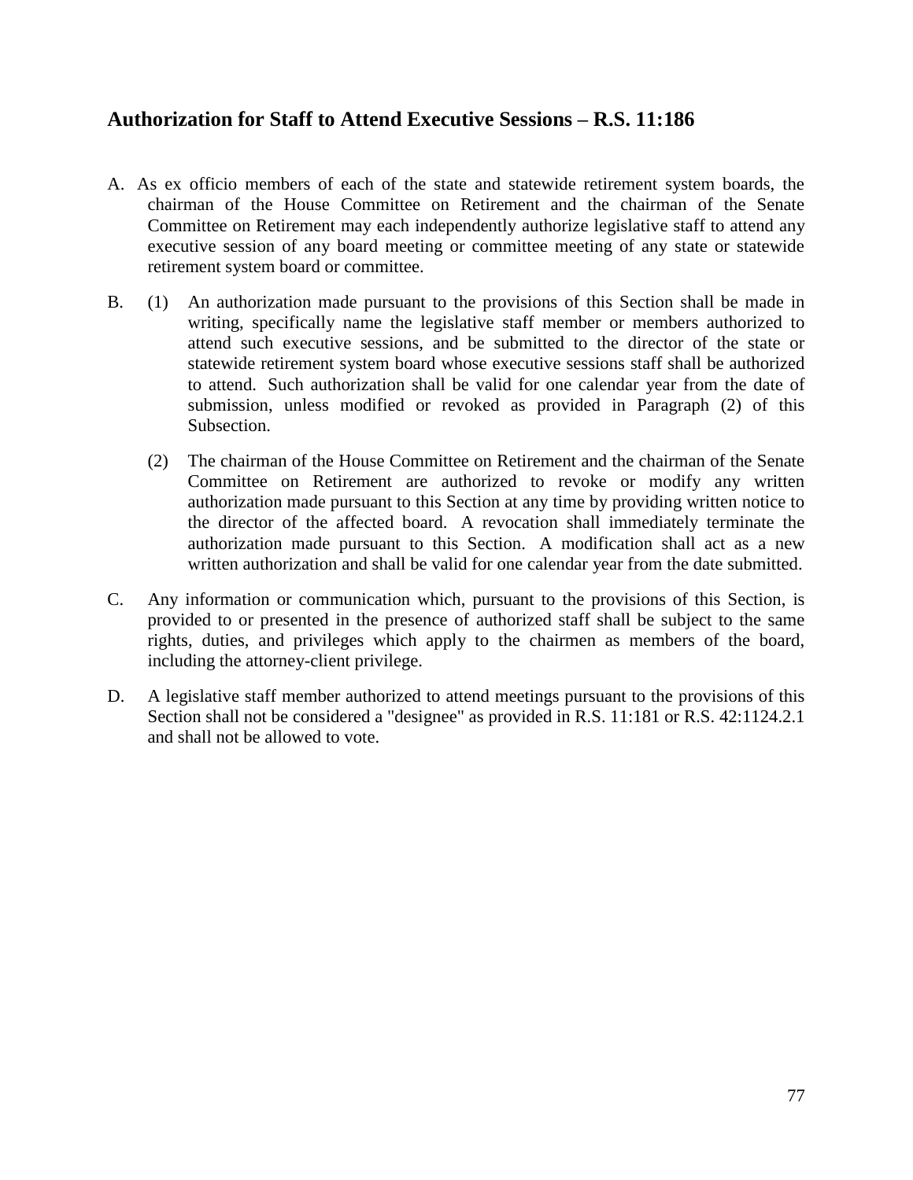## Authorization for Staff to Attend Executive Sessions – R.S. 11:186

A. As ex officio members of each of the state and statewide retirement system boards, the chairman of the House Committee on Retirement and the chairman of the Senate Committee on Retirement may each independently authorize legislative staff to attend any executive session of any board meeting or committee meeting of any state or statewide retirement system board or committee.

B. (1) An authorization made pursuant to the provisions of this Section shall be made in writing, specifically name the legislative staff member or members authorized to attend such executive sessions, and be submitted to the director of the state or statewide retirement system board whose executive sessions staff shall be authorized to attend. Such authorization shall be valid for one calendar year from the date of submission, unless modified or revoked as provided in Paragraph (2) of this Subsection.

(2) The chairman of the House Committee on Retirement and the chairman of the Senate Committee on Retirement are authorized to revoke or modify any written authorization made pursuant to this Section at any time by providing written notice to the director of the affected board. A revocation shall immediately terminate the authorization made pursuant to this Section. A modification shall act as a new written authorization and shall be valid for one calendar year from the date submitted.

C. Any information or communication which, pursuant to the provisions of this Section, is provided to or presented in the presence of authorized staff shall be subject to the same rights, duties, and privileges which apply to the chairmen as members of the board, including the attorney-client privilege.

D. A legislative staff member authorized to attend meetings pursuant to the provisions of this Section shall not be considered a "designee" as provided in R.S. 11:181 or R.S. 42:1124.2.1 and shall not be allowed to vote.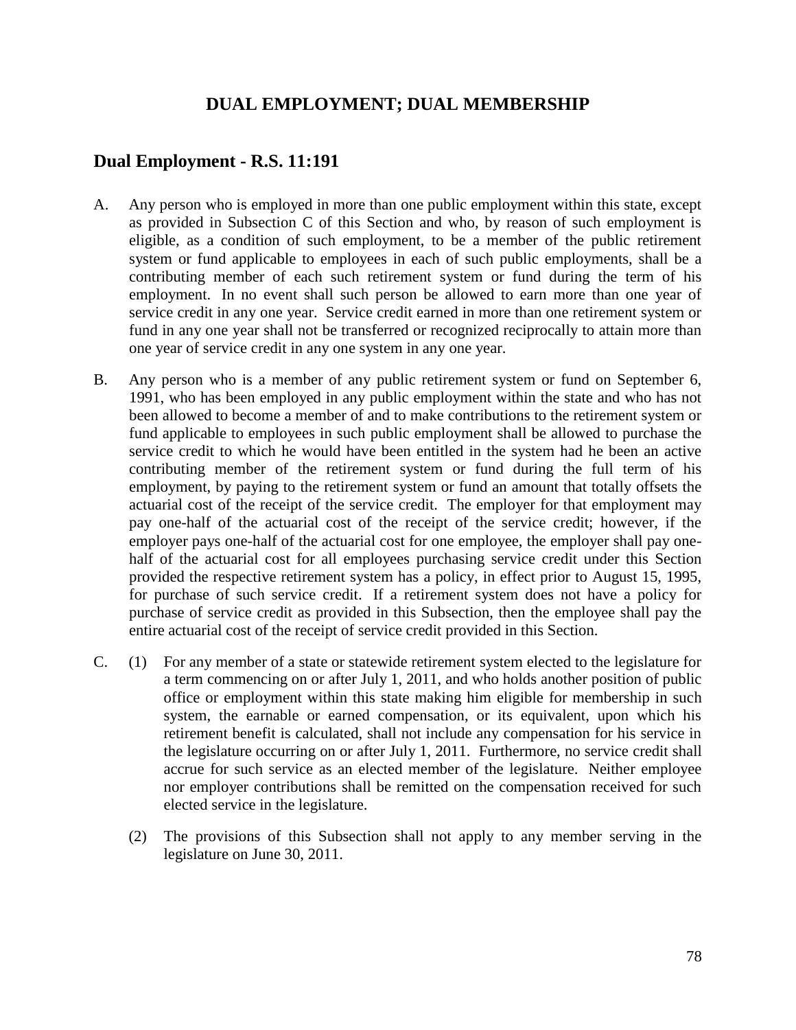# DUAL EMPLOYMENT; DUAL MEMBERSHIP

## Dual Employment - R.S. 11:191

A. Any person who is employed in more than one public employment within this state, except as provided in Subsection C of this Section and who, by reason of such employment is eligible, as a condition of such employment, to be a member of the public retirement system or fund applicable to employees in each of such public employments, shall be a contributing member of each such retirement system or fund during the term of his employment. In no event shall such person be allowed to earn more than one year of service credit in any one year. Service credit earned in more than one retirement system or fund in any one year shall not be transferred or recognized reciprocally to attain more than one year of service credit in any one system in any one year.

B. Any person who is a member of any public retirement system or fund on September 6, 1991, who has been employed in any public employment within the state and who has not been allowed to become a member of and to make contributions to the retirement system or fund applicable to employees in such public employment shall be allowed to purchase the service credit to which he would have been entitled in the system had he been an active contributing member of the retirement system or fund during the full term of his employment, by paying to the retirement system or fund an amount that totally offsets the actuarial cost of the receipt of the service credit. The employer for that employment may pay one-half of the actuarial cost of the receipt of the service credit; however, if the employer pays one-half of the actuarial cost for one employee, the employer shall pay one-half of the actuarial cost for all employees purchasing service credit under this Section provided the respective retirement system has a policy, in effect prior to August 15, 1995, for purchase of such service credit. If a retirement system does not have a policy for purchase of service credit as provided in this Subsection, then the employee shall pay the entire actuarial cost of the receipt of service credit provided in this Section.

C. (1) For any member of a state or statewide retirement system elected to the legislature for a term commencing on or after July 1, 2011, and who holds another position of public office or employment within this state making him eligible for membership in such system, the earnable or earned compensation, or its equivalent, upon which his retirement benefit is calculated, shall not include any compensation for his service in the legislature occurring on or after July 1, 2011. Furthermore, no service credit shall accrue for such service as an elected member of the legislature. Neither employee nor employer contributions shall be remitted on the compensation received for such elected service in the legislature.

(2) The provisions of this Subsection shall not apply to any member serving in the legislature on June 30, 2011.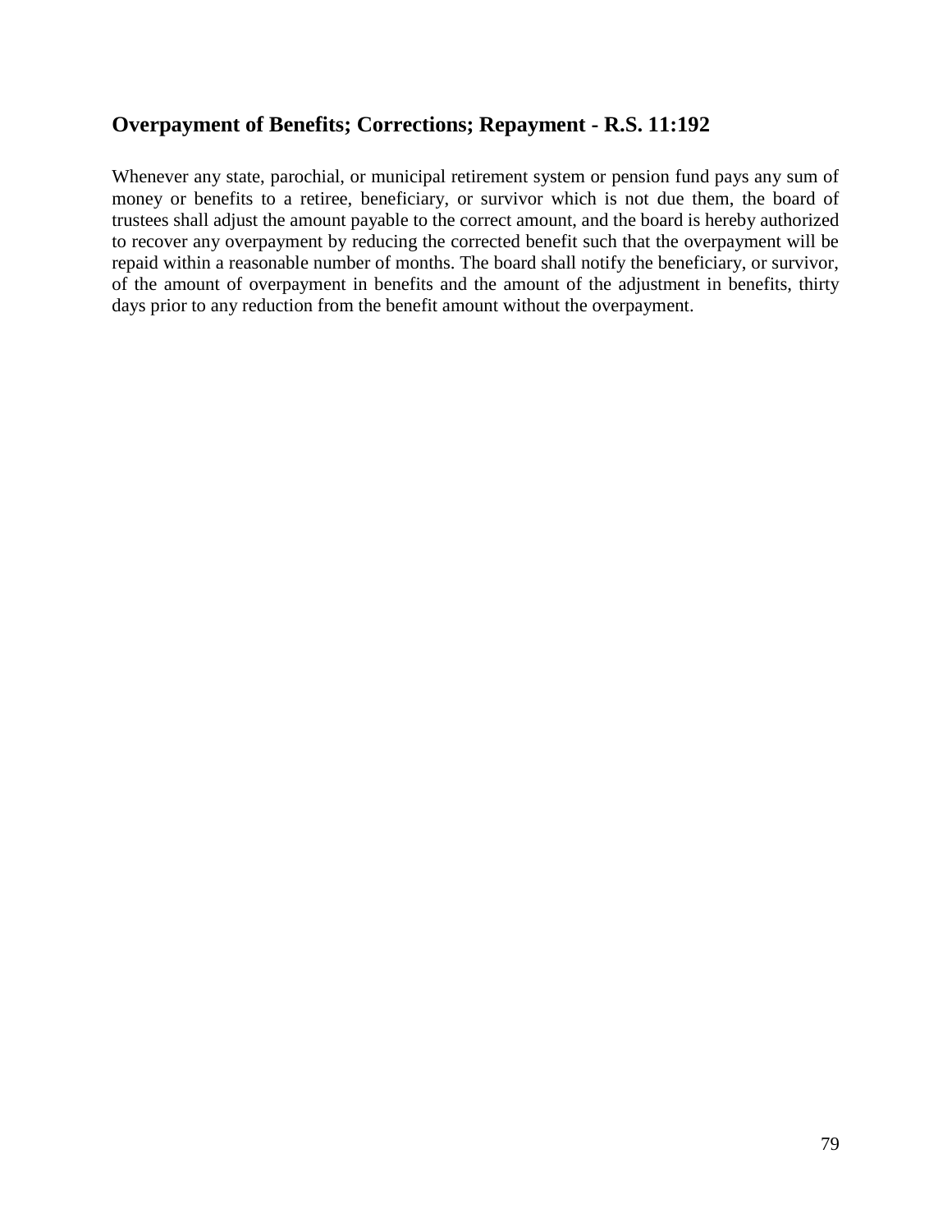## Overpayment of Benefits; Corrections; Repayment - R.S. 11:192

Whenever any state, parochial, or municipal retirement system or pension fund pays any sum of money or benefits to a retiree, beneficiary, or survivor which is not due them, the board of trustees shall adjust the amount payable to the correct amount, and the board is hereby authorized to recover any overpayment by reducing the corrected benefit such that the overpayment will be repaid within a reasonable number of months. The board shall notify the beneficiary, or survivor, of the amount of overpayment in benefits and the amount of the adjustment in benefits, thirty days prior to any reduction from the benefit amount without the overpayment.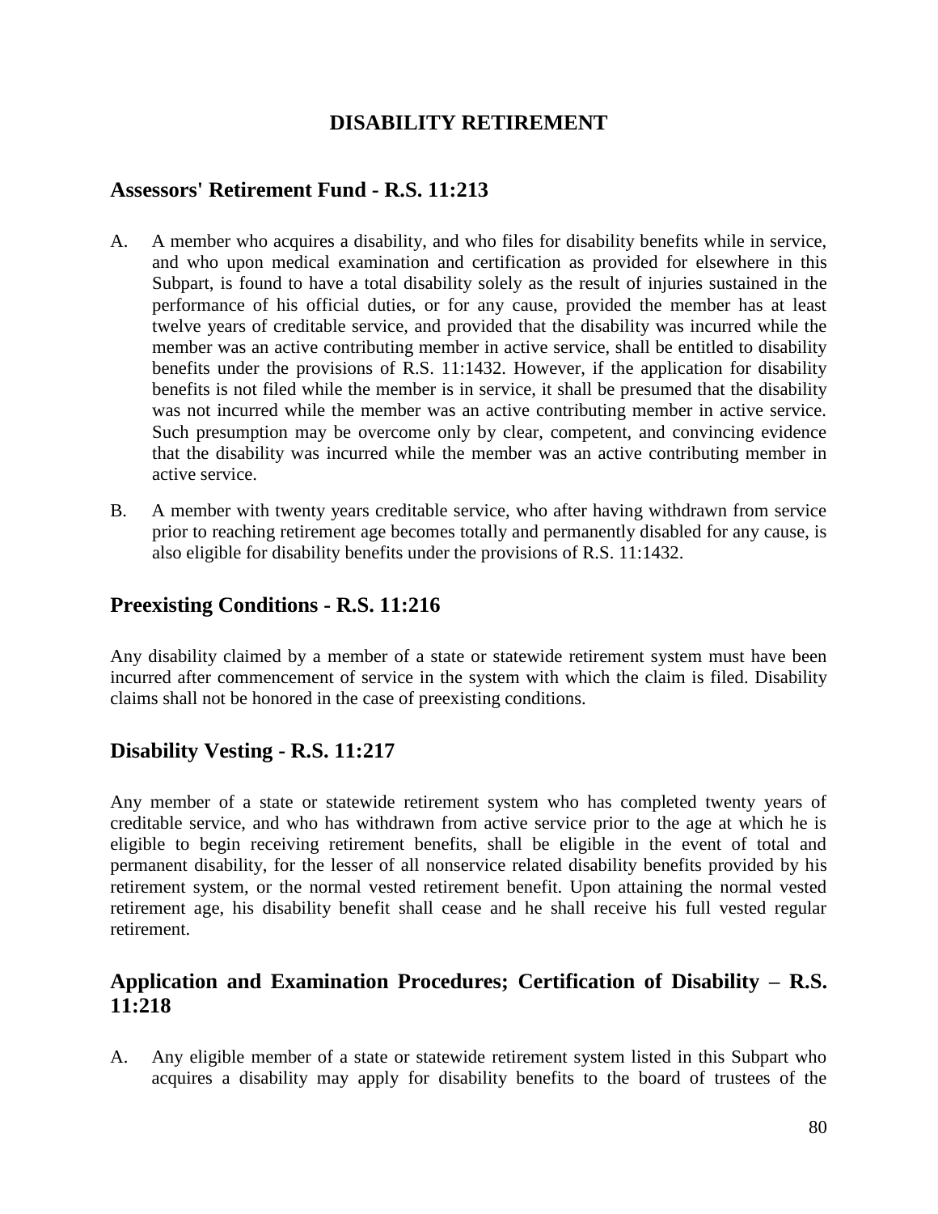# DISABILITY RETIREMENT

## Assessors' Retirement Fund - R.S. 11:213

A. A member who acquires a disability, and who files for disability benefits while in service, and who upon medical examination and certification as provided for elsewhere in this Subpart, is found to have a total disability solely as the result of injuries sustained in the performance of his official duties, or for any cause, provided the member has at least twelve years of creditable service, and provided that the disability was incurred while the member was an active contributing member in active service, shall be entitled to disability benefits under the provisions of R.S. 11:1432. However, if the application for disability benefits is not filed while the member is in service, it shall be presumed that the disability was not incurred while the member was an active contributing member in active service. Such presumption may be overcome only by clear, competent, and convincing evidence that the disability was incurred while the member was an active contributing member in active service.

B. A member with twenty years creditable service, who after having withdrawn from service prior to reaching retirement age becomes totally and permanently disabled for any cause, is also eligible for disability benefits under the provisions of R.S. 11:1432.

## Preexisting Conditions - R.S. 11:216

Any disability claimed by a member of a state or statewide retirement system must have been incurred after commencement of service in the system with which the claim is filed. Disability claims shall not be honored in the case of preexisting conditions.

## Disability Vesting - R.S. 11:217

Any member of a state or statewide retirement system who has completed twenty years of creditable service, and who has withdrawn from active service prior to the age at which he is eligible to begin receiving retirement benefits, shall be eligible in the event of total and permanent disability, for the lesser of all nonservice related disability benefits provided by his retirement system, or the normal vested retirement benefit. Upon attaining the normal vested retirement age, his disability benefit shall cease and he shall receive his full vested regular retirement.

## Application and Examination Procedures; Certification of Disability – R.S. 11:218

A. Any eligible member of a state or statewide retirement system listed in this Subpart who acquires a disability may apply for disability benefits to the board of trustees of the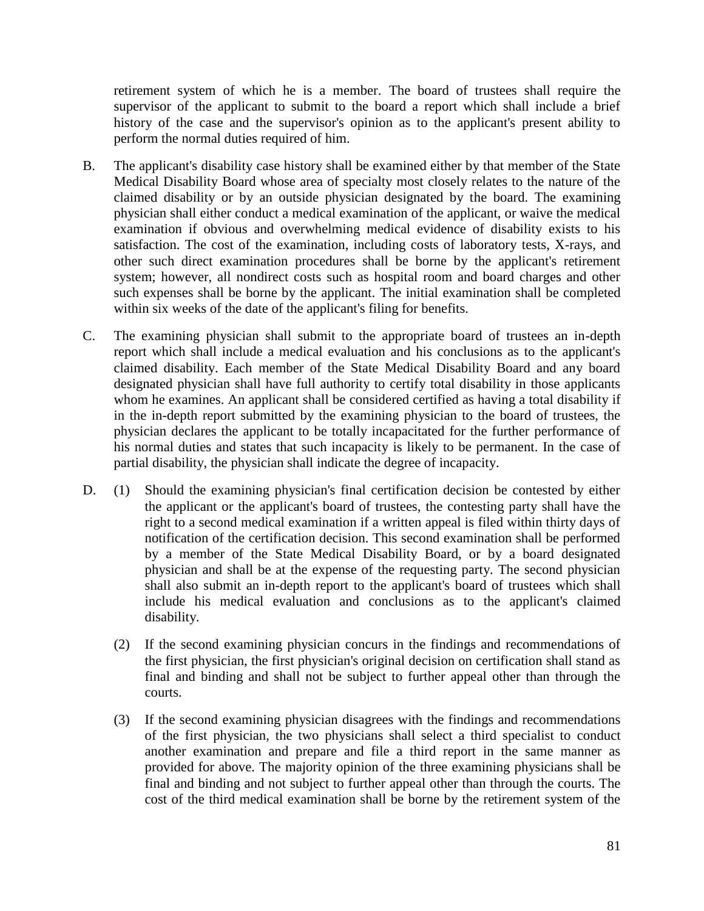retirement system of which he is a member. The board of trustees shall require the supervisor of the applicant to submit to the board a report which shall include a brief history of the case and the supervisor's opinion as to the applicant's present ability to perform the normal duties required of him.

B. The applicant's disability case history shall be examined either by that member of the State Medical Disability Board whose area of specialty most closely relates to the nature of the claimed disability or by an outside physician designated by the board. The examining physician shall either conduct a medical examination of the applicant, or waive the medical examination if obvious and overwhelming medical evidence of disability exists to his satisfaction. The cost of the examination, including costs of laboratory tests, X-rays, and other such direct examination procedures shall be borne by the applicant's retirement system; however, all nondirect costs such as hospital room and board charges and other such expenses shall be borne by the applicant. The initial examination shall be completed within six weeks of the date of the applicant's filing for benefits.

C. The examining physician shall submit to the appropriate board of trustees an in-depth report which shall include a medical evaluation and his conclusions as to the applicant's claimed disability. Each member of the State Medical Disability Board and any board designated physician shall have full authority to certify total disability in those applicants whom he examines. An applicant shall be considered certified as having a total disability if in the in-depth report submitted by the examining physician to the board of trustees, the physician declares the applicant to be totally incapacitated for the further performance of his normal duties and states that such incapacity is likely to be permanent. In the case of partial disability, the physician shall indicate the degree of incapacity.

D. (1) Should the examining physician's final certification decision be contested by either the applicant or the applicant's board of trustees, the contesting party shall have the right to a second medical examination if a written appeal is filed within thirty days of notification of the certification decision. This second examination shall be performed by a member of the State Medical Disability Board, or by a board designated physician and shall be at the expense of the requesting party. The second physician shall also submit an in-depth report to the applicant's board of trustees which shall include his medical evaluation and conclusions as to the applicant's claimed disability.

(2) If the second examining physician concurs in the findings and recommendations of the first physician, the first physician's original decision on certification shall stand as final and binding and shall not be subject to further appeal other than through the courts.

(3) If the second examining physician disagrees with the findings and recommendations of the first physician, the two physicians shall select a third specialist to conduct another examination and prepare and file a third report in the same manner as provided for above. The majority opinion of the three examining physicians shall be final and binding and not subject to further appeal other than through the courts. The cost of the third medical examination shall be borne by the retirement system of the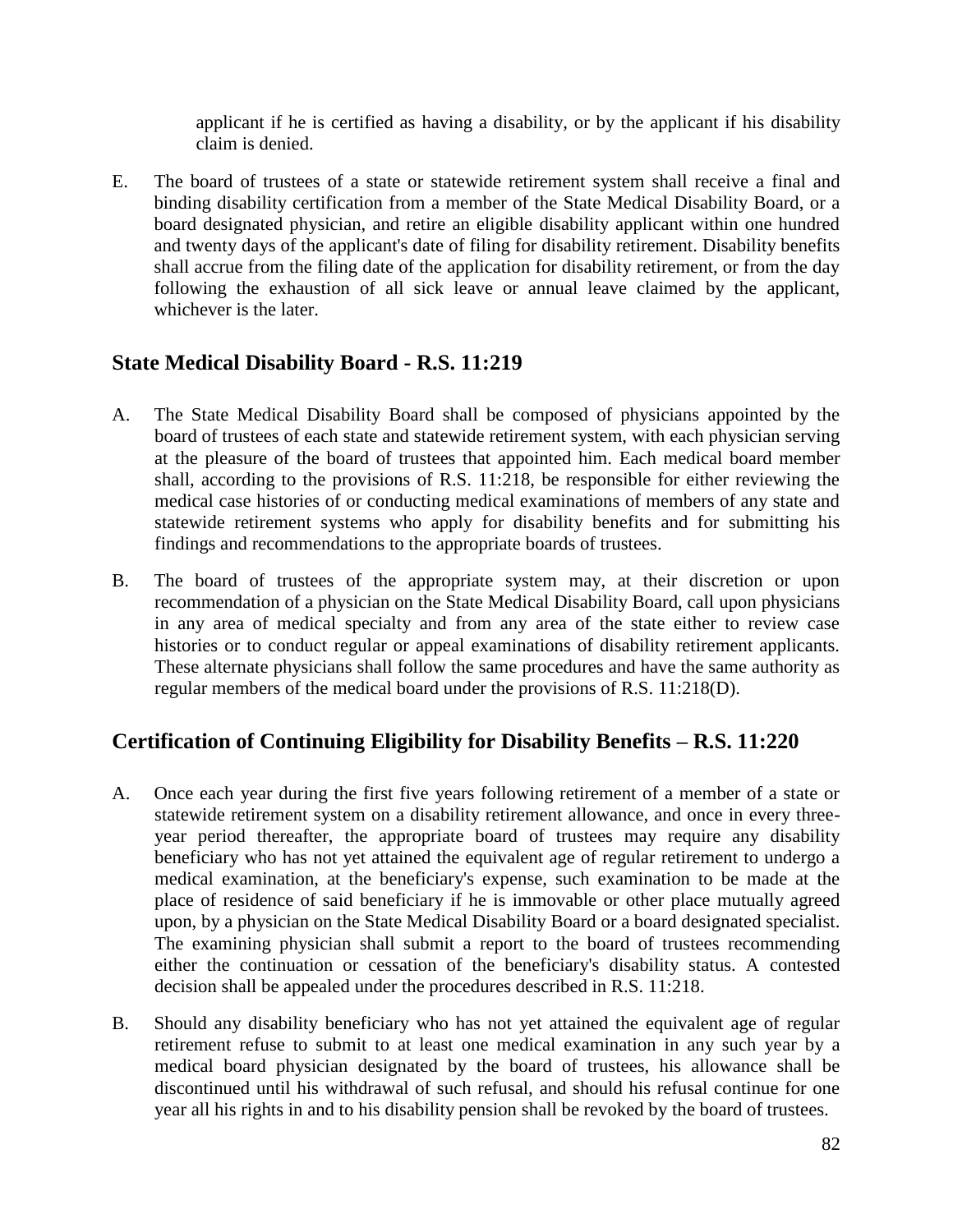applicant if he is certified as having a disability, or by the applicant if his disability claim is denied.

E. The board of trustees of a state or statewide retirement system shall receive a final and binding disability certification from a member of the State Medical Disability Board, or a board designated physician, and retire an eligible disability applicant within one hundred and twenty days of the applicant's date of filing for disability retirement. Disability benefits shall accrue from the filing date of the application for disability retirement, or from the day following the exhaustion of all sick leave or annual leave claimed by the applicant, whichever is the later.

## State Medical Disability Board - R.S. 11:219

A. The State Medical Disability Board shall be composed of physicians appointed by the board of trustees of each state and statewide retirement system, with each physician serving at the pleasure of the board of trustees that appointed him. Each medical board member shall, according to the provisions of R.S. 11:218, be responsible for either reviewing the medical case histories of or conducting medical examinations of members of any state and statewide retirement systems who apply for disability benefits and for submitting his findings and recommendations to the appropriate boards of trustees.

B. The board of trustees of the appropriate system may, at their discretion or upon recommendation of a physician on the State Medical Disability Board, call upon physicians in any area of medical specialty and from any area of the state either to review case histories or to conduct regular or appeal examinations of disability retirement applicants. These alternate physicians shall follow the same procedures and have the same authority as regular members of the medical board under the provisions of R.S. 11:218(D).

## Certification of Continuing Eligibility for Disability Benefits – R.S. 11:220

A. Once each year during the first five years following retirement of a member of a state or statewide retirement system on a disability retirement allowance, and once in every three-year period thereafter, the appropriate board of trustees may require any disability beneficiary who has not yet attained the equivalent age of regular retirement to undergo a medical examination, at the beneficiary's expense, such examination to be made at the place of residence of said beneficiary if he is immovable or other place mutually agreed upon, by a physician on the State Medical Disability Board or a board designated specialist. The examining physician shall submit a report to the board of trustees recommending either the continuation or cessation of the beneficiary's disability status. A contested decision shall be appealed under the procedures described in R.S. 11:218.

B. Should any disability beneficiary who has not yet attained the equivalent age of regular retirement refuse to submit to at least one medical examination in any such year by a medical board physician designated by the board of trustees, his allowance shall be discontinued until his withdrawal of such refusal, and should his refusal continue for one year all his rights in and to his disability pension shall be revoked by the board of trustees.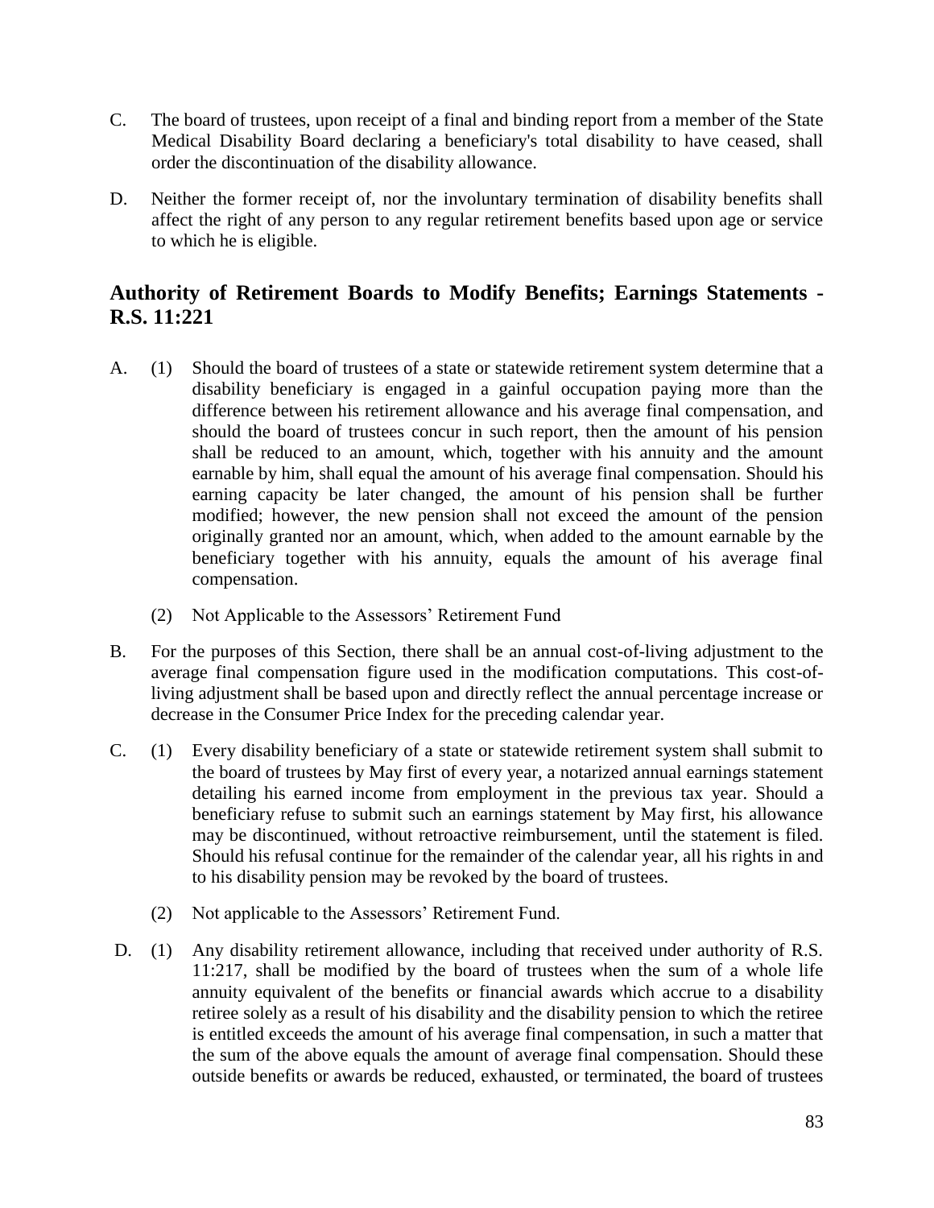C. The board of trustees, upon receipt of a final and binding report from a member of the State Medical Disability Board declaring a beneficiary's total disability to have ceased, shall order the discontinuation of the disability allowance.

D. Neither the former receipt of, nor the involuntary termination of disability benefits shall affect the right of any person to any regular retirement benefits based upon age or service to which he is eligible.

## Authority of Retirement Boards to Modify Benefits; Earnings Statements - R.S. 11:221

A. (1) Should the board of trustees of a state or statewide retirement system determine that a disability beneficiary is engaged in a gainful occupation paying more than the difference between his retirement allowance and his average final compensation, and should the board of trustees concur in such report, then the amount of his pension shall be reduced to an amount, which, together with his annuity and the amount earnable by him, shall equal the amount of his average final compensation. Should his earning capacity be later changed, the amount of his pension shall be further modified; however, the new pension shall not exceed the amount of the pension originally granted nor an amount, which, when added to the amount earnable by the beneficiary together with his annuity, equals the amount of his average final compensation.

(2) Not Applicable to the Assessors' Retirement Fund

B. For the purposes of this Section, there shall be an annual cost-of-living adjustment to the average final compensation figure used in the modification computations. This cost-of-living adjustment shall be based upon and directly reflect the annual percentage increase or decrease in the Consumer Price Index for the preceding calendar year.

C. (1) Every disability beneficiary of a state or statewide retirement system shall submit to the board of trustees by May first of every year, a notarized annual earnings statement detailing his earned income from employment in the previous tax year. Should a beneficiary refuse to submit such an earnings statement by May first, his allowance may be discontinued, without retroactive reimbursement, until the statement is filed. Should his refusal continue for the remainder of the calendar year, all his rights in and to his disability pension may be revoked by the board of trustees.

(2) Not applicable to the Assessors' Retirement Fund.

D. (1) Any disability retirement allowance, including that received under authority of R.S. 11:217, shall be modified by the board of trustees when the sum of a whole life annuity equivalent of the benefits or financial awards which accrue to a disability retiree solely as a result of his disability and the disability pension to which the retiree is entitled exceeds the amount of his average final compensation, in such a matter that the sum of the above equals the amount of average final compensation. Should these outside benefits or awards be reduced, exhausted, or terminated, the board of trustees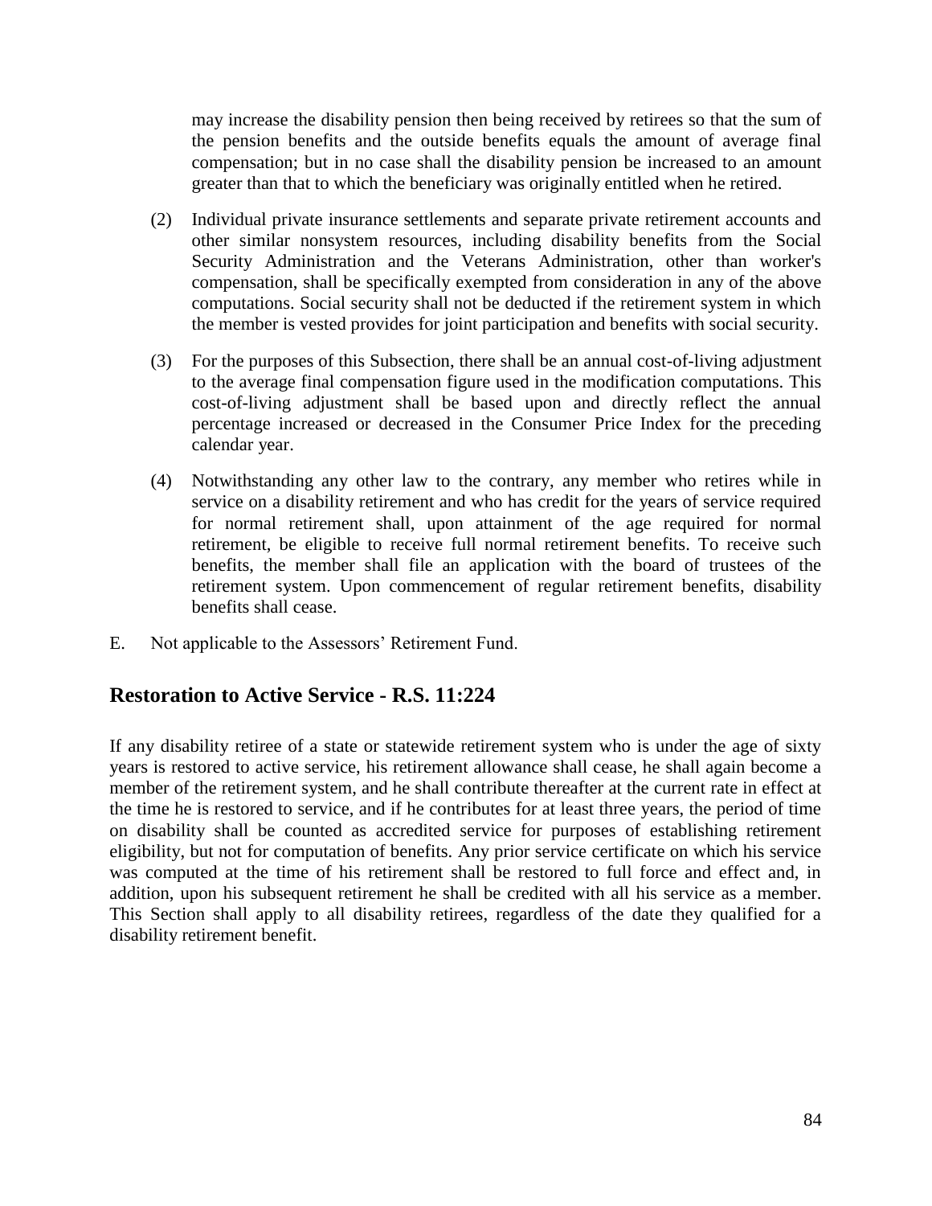may increase the disability pension then being received by retirees so that the sum of the pension benefits and the outside benefits equals the amount of average final compensation; but in no case shall the disability pension be increased to an amount greater than that to which the beneficiary was originally entitled when he retired.

(2) Individual private insurance settlements and separate private retirement accounts and other similar nonsystem resources, including disability benefits from the Social Security Administration and the Veterans Administration, other than worker's compensation, shall be specifically exempted from consideration in any of the above computations. Social security shall not be deducted if the retirement system in which the member is vested provides for joint participation and benefits with social security.

(3) For the purposes of this Subsection, there shall be an annual cost-of-living adjustment to the average final compensation figure used in the modification computations. This cost-of-living adjustment shall be based upon and directly reflect the annual percentage increased or decreased in the Consumer Price Index for the preceding calendar year.

(4) Notwithstanding any other law to the contrary, any member who retires while in service on a disability retirement and who has credit for the years of service required for normal retirement shall, upon attainment of the age required for normal retirement, be eligible to receive full normal retirement benefits. To receive such benefits, the member shall file an application with the board of trustees of the retirement system. Upon commencement of regular retirement benefits, disability benefits shall cease.

E. Not applicable to the Assessors' Retirement Fund.

## Restoration to Active Service - R.S. 11:224

If any disability retiree of a state or statewide retirement system who is under the age of sixty years is restored to active service, his retirement allowance shall cease, he shall again become a member of the retirement system, and he shall contribute thereafter at the current rate in effect at the time he is restored to service, and if he contributes for at least three years, the period of time on disability shall be counted as accredited service for purposes of establishing retirement eligibility, but not for computation of benefits. Any prior service certificate on which his service was computed at the time of his retirement shall be restored to full force and effect and, in addition, upon his subsequent retirement he shall be credited with all his service as a member. This Section shall apply to all disability retirees, regardless of the date they qualified for a disability retirement benefit.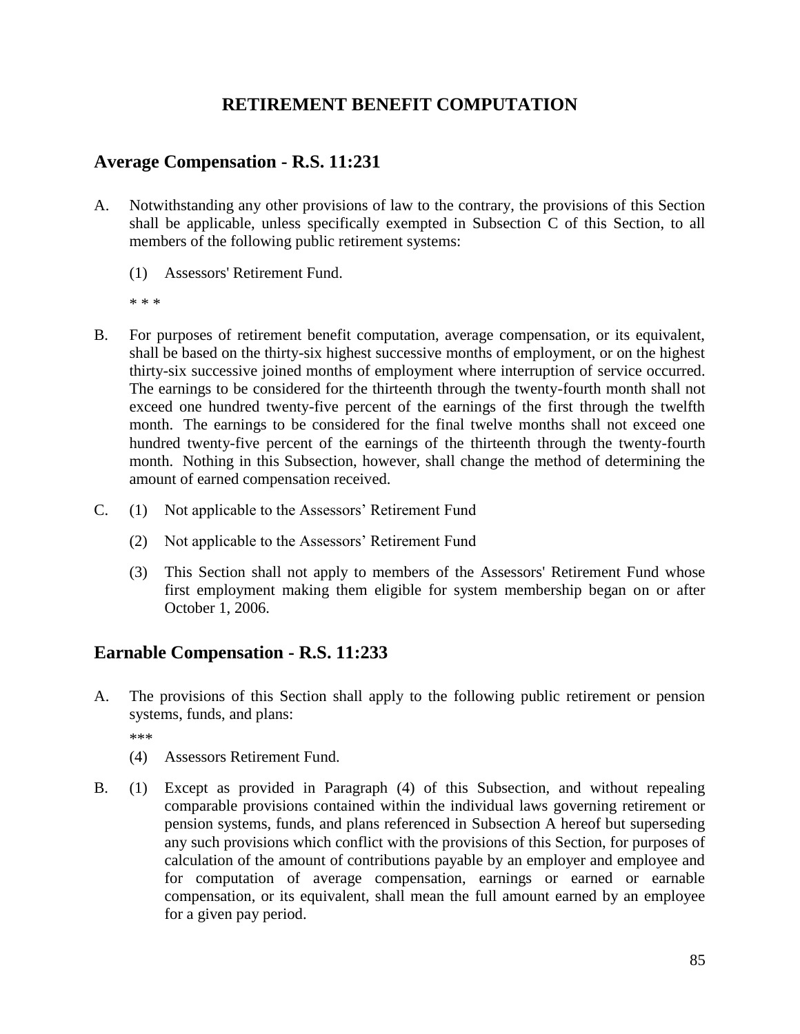# RETIREMENT BENEFIT COMPUTATION

## Average Compensation - R.S. 11:231

A. Notwithstanding any other provisions of law to the contrary, the provisions of this Section shall be applicable, unless specifically exempted in Subsection C of this Section, to all members of the following public retirement systems:

   (1) Assessors' Retirement Fund.

   * * *

B. For purposes of retirement benefit computation, average compensation, or its equivalent, shall be based on the thirty-six highest successive months of employment, or on the highest thirty-six successive joined months of employment where interruption of service occurred. The earnings to be considered for the thirteenth through the twenty-fourth month shall not exceed one hundred twenty-five percent of the earnings of the first through the twelfth month. The earnings to be considered for the final twelve months shall not exceed one hundred twenty-five percent of the earnings of the thirteenth through the twenty-fourth month. Nothing in this Subsection, however, shall change the method of determining the amount of earned compensation received.

C. (1) Not applicable to the Assessors' Retirement Fund

   (2) Not applicable to the Assessors' Retirement Fund

   (3) This Section shall not apply to members of the Assessors' Retirement Fund whose first employment making them eligible for system membership began on or after October 1, 2006.

## Earnable Compensation - R.S. 11:233

A. The provisions of this Section shall apply to the following public retirement or pension systems, funds, and plans:

   ***

   (4) Assessors Retirement Fund.

B. (1) Except as provided in Paragraph (4) of this Subsection, and without repealing comparable provisions contained within the individual laws governing retirement or pension systems, funds, and plans referenced in Subsection A hereof but superseding any such provisions which conflict with the provisions of this Section, for purposes of calculation of the amount of contributions payable by an employer and employee and for computation of average compensation, earnings or earned or earnable compensation, or its equivalent, shall mean the full amount earned by an employee for a given pay period.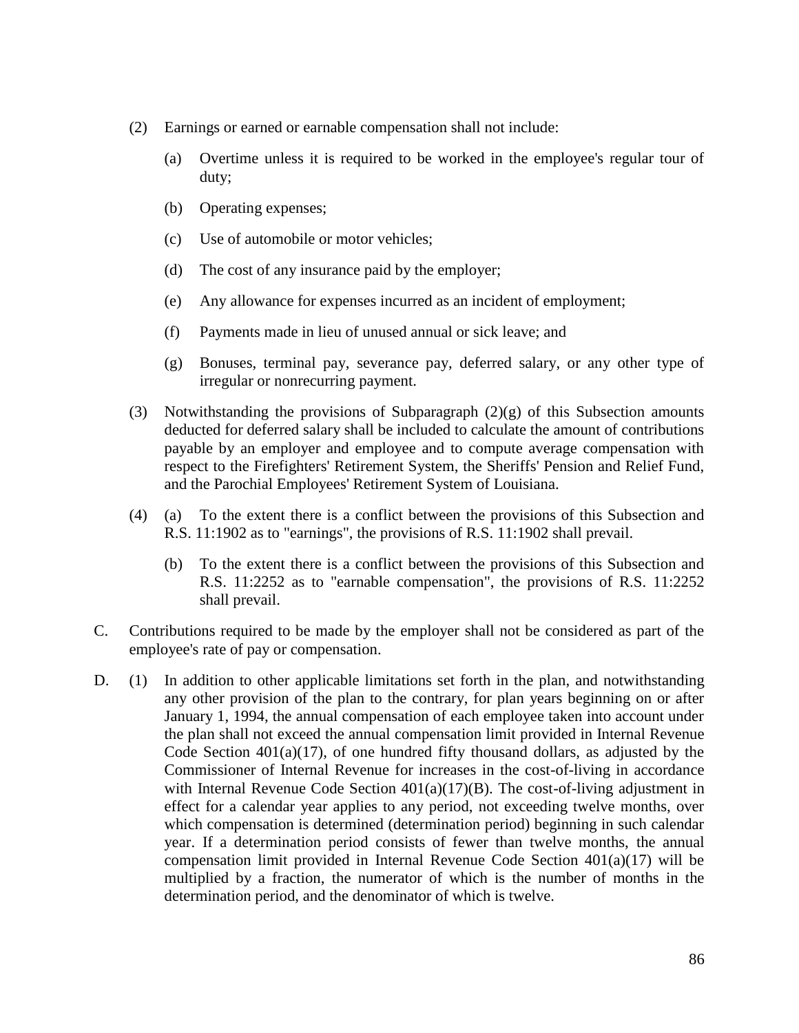(2) Earnings or earned or earnable compensation shall not include:

(a) Overtime unless it is required to be worked in the employee's regular tour of duty;

(b) Operating expenses;

(c) Use of automobile or motor vehicles;

(d) The cost of any insurance paid by the employer;

(e) Any allowance for expenses incurred as an incident of employment;

(f) Payments made in lieu of unused annual or sick leave; and

(g) Bonuses, terminal pay, severance pay, deferred salary, or any other type of irregular or nonrecurring payment.

(3) Notwithstanding the provisions of Subparagraph (2)(g) of this Subsection amounts deducted for deferred salary shall be included to calculate the amount of contributions payable by an employer and employee and to compute average compensation with respect to the Firefighters' Retirement System, the Sheriffs' Pension and Relief Fund, and the Parochial Employees' Retirement System of Louisiana.

(4) (a) To the extent there is a conflict between the provisions of this Subsection and R.S. 11:1902 as to "earnings", the provisions of R.S. 11:1902 shall prevail.

(b) To the extent there is a conflict between the provisions of this Subsection and R.S. 11:2252 as to "earnable compensation", the provisions of R.S. 11:2252 shall prevail.

C. Contributions required to be made by the employer shall not be considered as part of the employee's rate of pay or compensation.

D. (1) In addition to other applicable limitations set forth in the plan, and notwithstanding any other provision of the plan to the contrary, for plan years beginning on or after January 1, 1994, the annual compensation of each employee taken into account under the plan shall not exceed the annual compensation limit provided in Internal Revenue Code Section 401(a)(17), of one hundred fifty thousand dollars, as adjusted by the Commissioner of Internal Revenue for increases in the cost-of-living in accordance with Internal Revenue Code Section 401(a)(17)(B). The cost-of-living adjustment in effect for a calendar year applies to any period, not exceeding twelve months, over which compensation is determined (determination period) beginning in such calendar year. If a determination period consists of fewer than twelve months, the annual compensation limit provided in Internal Revenue Code Section 401(a)(17) will be multiplied by a fraction, the numerator of which is the number of months in the determination period, and the denominator of which is twelve.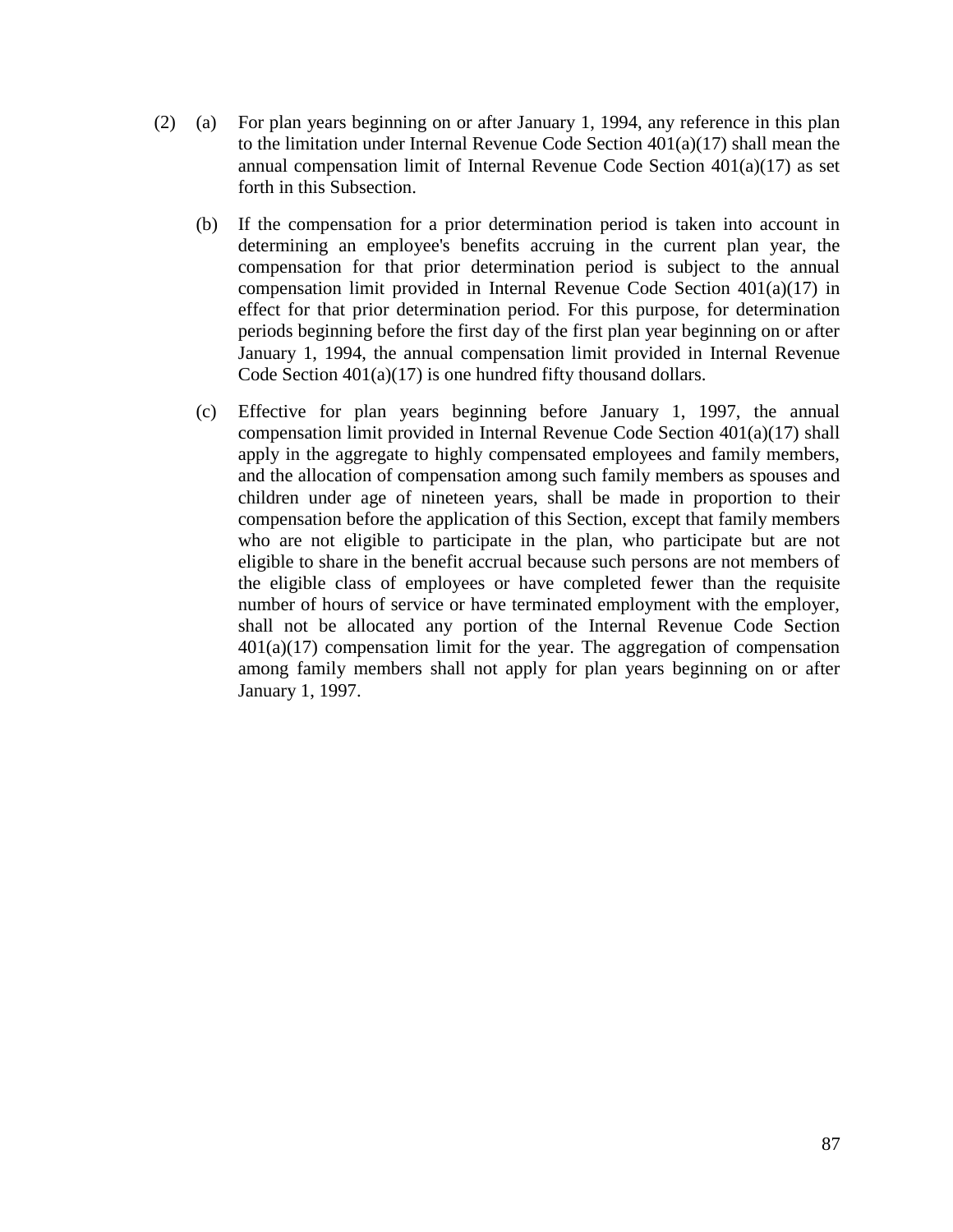(2) (a) For plan years beginning on or after January 1, 1994, any reference in this plan to the limitation under Internal Revenue Code Section 401(a)(17) shall mean the annual compensation limit of Internal Revenue Code Section 401(a)(17) as set forth in this Subsection.

(b) If the compensation for a prior determination period is taken into account in determining an employee's benefits accruing in the current plan year, the compensation for that prior determination period is subject to the annual compensation limit provided in Internal Revenue Code Section 401(a)(17) in effect for that prior determination period. For this purpose, for determination periods beginning before the first day of the first plan year beginning on or after January 1, 1994, the annual compensation limit provided in Internal Revenue Code Section 401(a)(17) is one hundred fifty thousand dollars.

(c) Effective for plan years beginning before January 1, 1997, the annual compensation limit provided in Internal Revenue Code Section 401(a)(17) shall apply in the aggregate to highly compensated employees and family members, and the allocation of compensation among such family members as spouses and children under age of nineteen years, shall be made in proportion to their compensation before the application of this Section, except that family members who are not eligible to participate in the plan, who participate but are not eligible to share in the benefit accrual because such persons are not members of the eligible class of employees or have completed fewer than the requisite number of hours of service or have terminated employment with the employer, shall not be allocated any portion of the Internal Revenue Code Section 401(a)(17) compensation limit for the year. The aggregation of compensation among family members shall not apply for plan years beginning on or after January 1, 1997.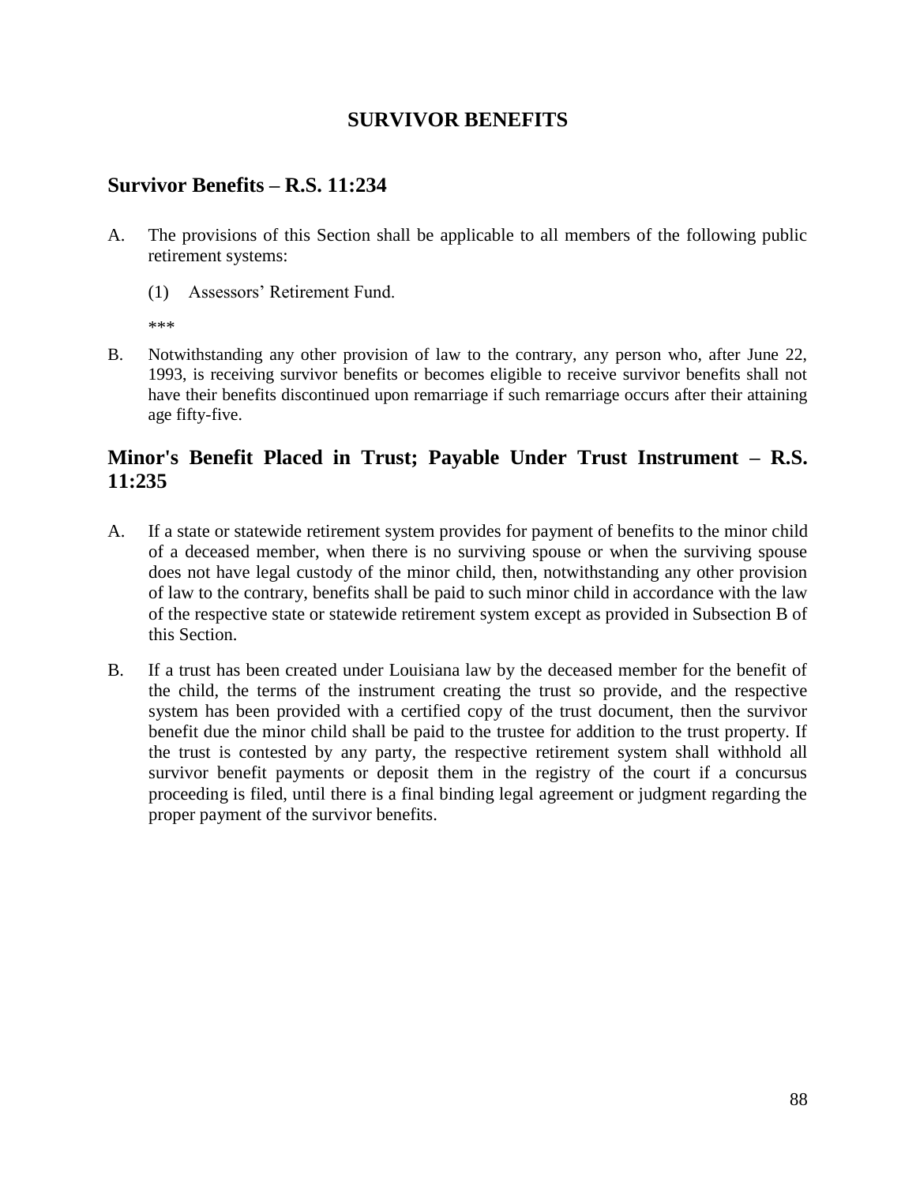# SURVIVOR BENEFITS

## Survivor Benefits – R.S. 11:234

A. The provisions of this Section shall be applicable to all members of the following public retirement systems:

   (1) Assessors' Retirement Fund.

   ***

B. Notwithstanding any other provision of law to the contrary, any person who, after June 22, 1993, is receiving survivor benefits or becomes eligible to receive survivor benefits shall not have their benefits discontinued upon remarriage if such remarriage occurs after their attaining age fifty-five.

## Minor's Benefit Placed in Trust; Payable Under Trust Instrument – R.S. 11:235

A. If a state or statewide retirement system provides for payment of benefits to the minor child of a deceased member, when there is no surviving spouse or when the surviving spouse does not have legal custody of the minor child, then, notwithstanding any other provision of law to the contrary, benefits shall be paid to such minor child in accordance with the law of the respective state or statewide retirement system except as provided in Subsection B of this Section.

B. If a trust has been created under Louisiana law by the deceased member for the benefit of the child, the terms of the instrument creating the trust so provide, and the respective system has been provided with a certified copy of the trust document, then the survivor benefit due the minor child shall be paid to the trustee for addition to the trust property. If the trust is contested by any party, the respective retirement system shall withhold all survivor benefit payments or deposit them in the registry of the court if a concursus proceeding is filed, until there is a final binding legal agreement or judgment regarding the proper payment of the survivor benefits.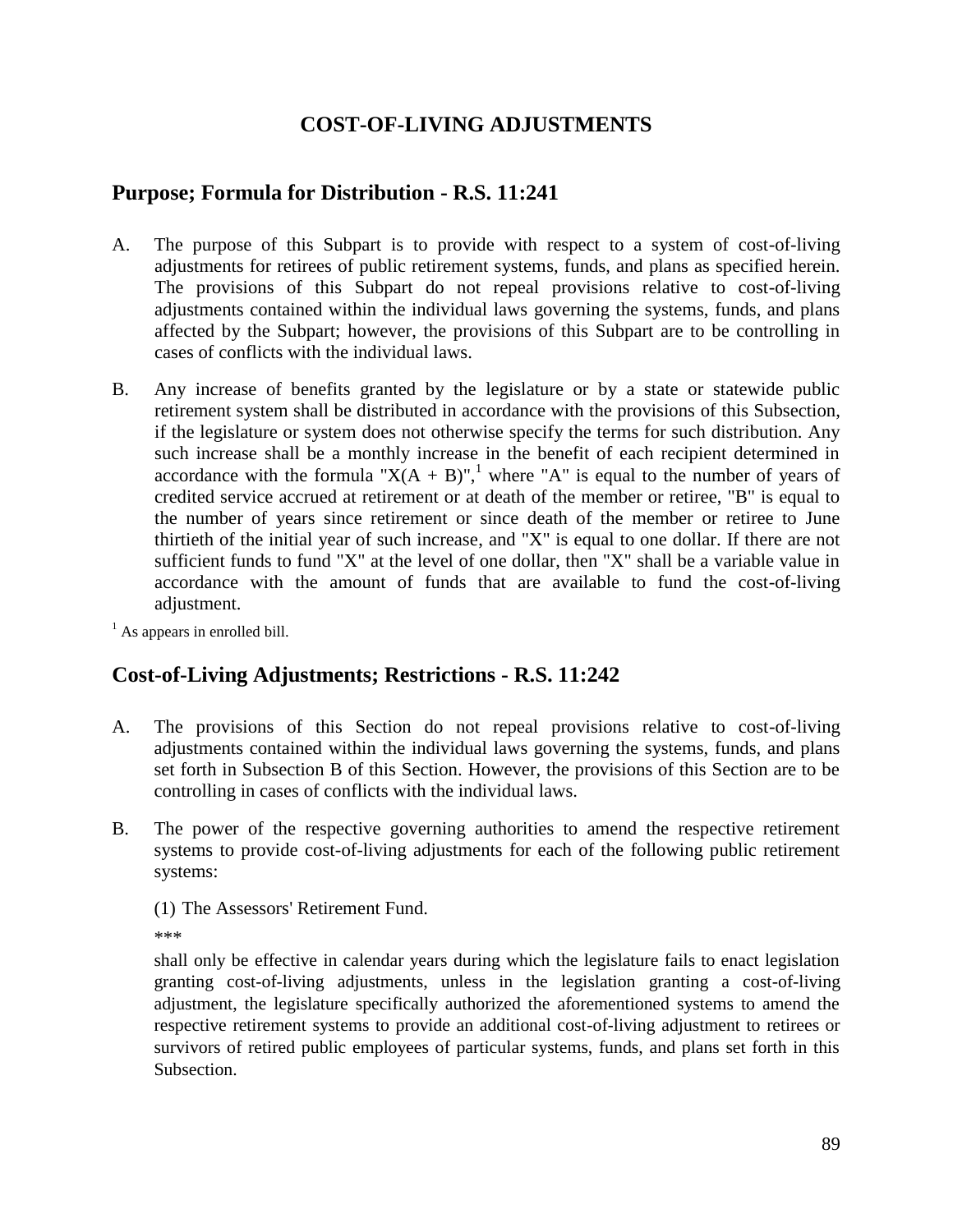# COST-OF-LIVING ADJUSTMENTS

## Purpose; Formula for Distribution - R.S. 11:241

A. The purpose of this Subpart is to provide with respect to a system of cost-of-living adjustments for retirees of public retirement systems, funds, and plans as specified herein. The provisions of this Subpart do not repeal provisions relative to cost-of-living adjustments contained within the individual laws governing the systems, funds, and plans affected by the Subpart; however, the provisions of this Subpart are to be controlling in cases of conflicts with the individual laws.

B. Any increase of benefits granted by the legislature or by a state or statewide public retirement system shall be distributed in accordance with the provisions of this Subsection, if the legislature or system does not otherwise specify the terms for such distribution. Any such increase shall be a monthly increase in the benefit of each recipient determined in accordance with the formula "X(A + B)",[1] where "A" is equal to the number of years of credited service accrued at retirement or at death of the member or retiree, "B" is equal to the number of years since retirement or since death of the member or retiree to June thirtieth of the initial year of such increase, and "X" is equal to one dollar. If there are not sufficient funds to fund "X" at the level of one dollar, then "X" shall be a variable value in accordance with the amount of funds that are available to fund the cost-of-living adjustment.

[1] As appears in enrolled bill.

## Cost-of-Living Adjustments; Restrictions - R.S. 11:242

A. The provisions of this Section do not repeal provisions relative to cost-of-living adjustments contained within the individual laws governing the systems, funds, and plans set forth in Subsection B of this Section. However, the provisions of this Section are to be controlling in cases of conflicts with the individual laws.

B. The power of the respective governing authorities to amend the respective retirement systems to provide cost-of-living adjustments for each of the following public retirement systems:

   (1) The Assessors' Retirement Fund.

   ***

   shall only be effective in calendar years during which the legislature fails to enact legislation granting cost-of-living adjustments, unless in the legislation granting a cost-of-living adjustment, the legislature specifically authorized the aforementioned systems to amend the respective retirement systems to provide an additional cost-of-living adjustment to retirees or survivors of retired public employees of particular systems, funds, and plans set forth in this Subsection.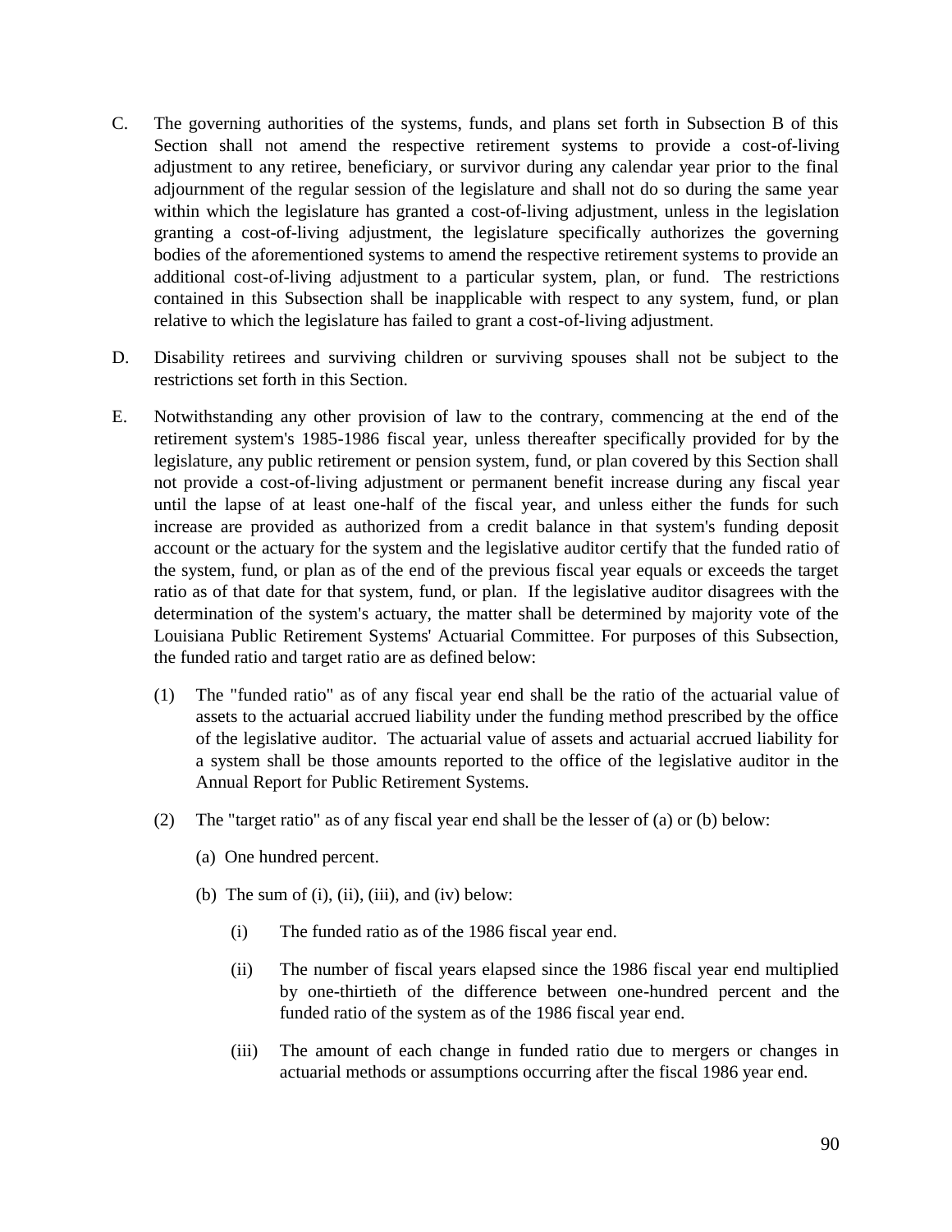C. The governing authorities of the systems, funds, and plans set forth in Subsection B of this Section shall not amend the respective retirement systems to provide a cost-of-living adjustment to any retiree, beneficiary, or survivor during any calendar year prior to the final adjournment of the regular session of the legislature and shall not do so during the same year within which the legislature has granted a cost-of-living adjustment, unless in the legislation granting a cost-of-living adjustment, the legislature specifically authorizes the governing bodies of the aforementioned systems to amend the respective retirement systems to provide an additional cost-of-living adjustment to a particular system, plan, or fund. The restrictions contained in this Subsection shall be inapplicable with respect to any system, fund, or plan relative to which the legislature has failed to grant a cost-of-living adjustment.

D. Disability retirees and surviving children or surviving spouses shall not be subject to the restrictions set forth in this Section.

E. Notwithstanding any other provision of law to the contrary, commencing at the end of the retirement system's 1985-1986 fiscal year, unless thereafter specifically provided for by the legislature, any public retirement or pension system, fund, or plan covered by this Section shall not provide a cost-of-living adjustment or permanent benefit increase during any fiscal year until the lapse of at least one-half of the fiscal year, and unless either the funds for such increase are provided as authorized from a credit balance in that system's funding deposit account or the actuary for the system and the legislative auditor certify that the funded ratio of the system, fund, or plan as of the end of the previous fiscal year equals or exceeds the target ratio as of that date for that system, fund, or plan. If the legislative auditor disagrees with the determination of the system's actuary, the matter shall be determined by majority vote of the Louisiana Public Retirement Systems' Actuarial Committee. For purposes of this Subsection, the funded ratio and target ratio are as defined below:

   (1) The "funded ratio" as of any fiscal year end shall be the ratio of the actuarial value of assets to the actuarial accrued liability under the funding method prescribed by the office of the legislative auditor. The actuarial value of assets and actuarial accrued liability for a system shall be those amounts reported to the office of the legislative auditor in the Annual Report for Public Retirement Systems.

   (2) The "target ratio" as of any fiscal year end shall be the lesser of (a) or (b) below:

      (a) One hundred percent.

      (b) The sum of (i), (ii), (iii), and (iv) below:

         (i) The funded ratio as of the 1986 fiscal year end.

         (ii) The number of fiscal years elapsed since the 1986 fiscal year end multiplied by one-thirtieth of the difference between one-hundred percent and the funded ratio of the system as of the 1986 fiscal year end.

         (iii) The amount of each change in funded ratio due to mergers or changes in actuarial methods or assumptions occurring after the fiscal 1986 year end.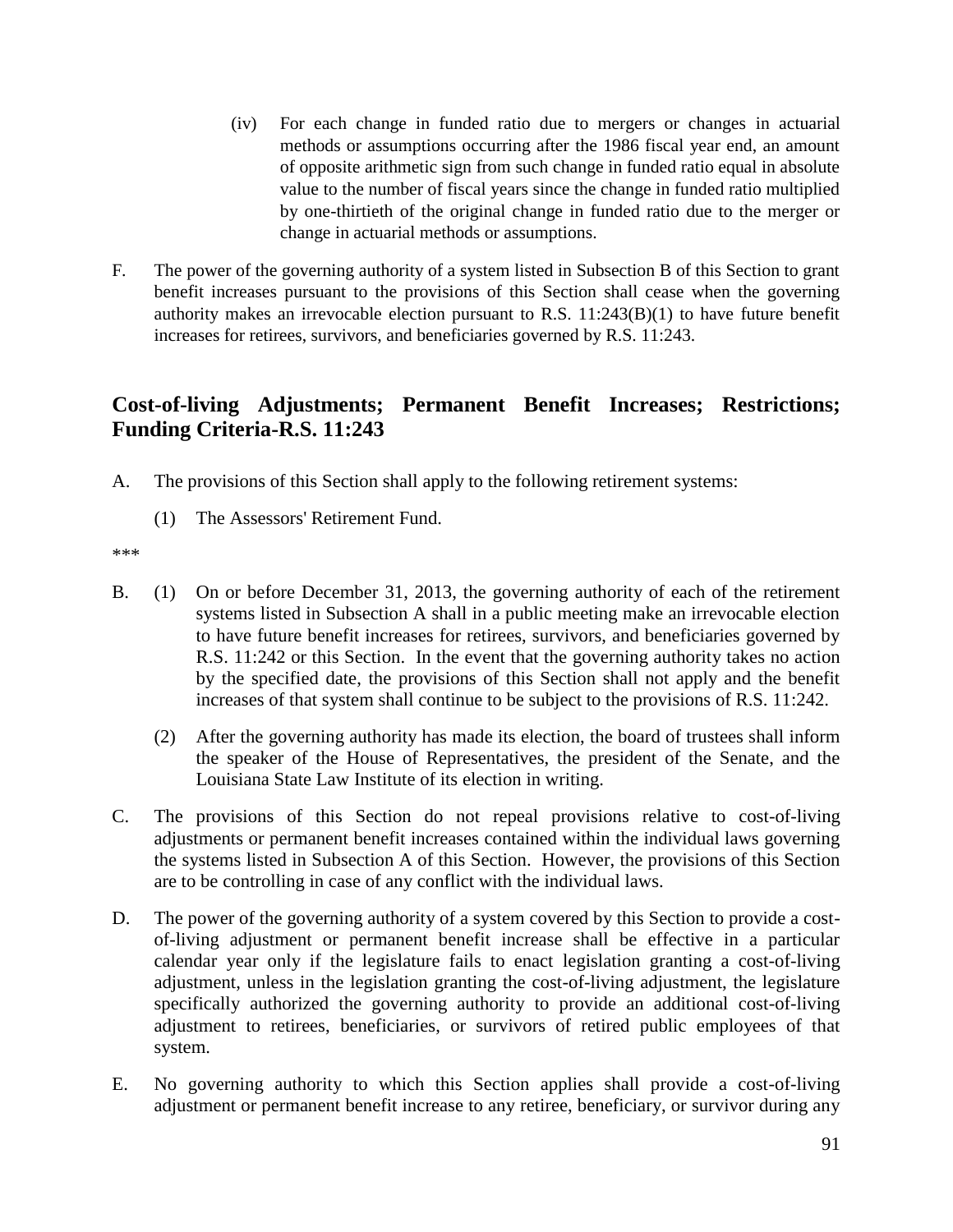(iv) For each change in funded ratio due to mergers or changes in actuarial methods or assumptions occurring after the 1986 fiscal year end, an amount of opposite arithmetic sign from such change in funded ratio equal in absolute value to the number of fiscal years since the change in funded ratio multiplied by one-thirtieth of the original change in funded ratio due to the merger or change in actuarial methods or assumptions.

F. The power of the governing authority of a system listed in Subsection B of this Section to grant benefit increases pursuant to the provisions of this Section shall cease when the governing authority makes an irrevocable election pursuant to R.S. 11:243(B)(1) to have future benefit increases for retirees, survivors, and beneficiaries governed by R.S. 11:243.

## Cost-of-living Adjustments; Permanent Benefit Increases; Restrictions; Funding Criteria-R.S. 11:243

A. The provisions of this Section shall apply to the following retirement systems:

(1) The Assessors' Retirement Fund.

***

B. (1) On or before December 31, 2013, the governing authority of each of the retirement systems listed in Subsection A shall in a public meeting make an irrevocable election to have future benefit increases for retirees, survivors, and beneficiaries governed by R.S. 11:242 or this Section. In the event that the governing authority takes no action by the specified date, the provisions of this Section shall not apply and the benefit increases of that system shall continue to be subject to the provisions of R.S. 11:242.

(2) After the governing authority has made its election, the board of trustees shall inform the speaker of the House of Representatives, the president of the Senate, and the Louisiana State Law Institute of its election in writing.

C. The provisions of this Section do not repeal provisions relative to cost-of-living adjustments or permanent benefit increases contained within the individual laws governing the systems listed in Subsection A of this Section. However, the provisions of this Section are to be controlling in case of any conflict with the individual laws.

D. The power of the governing authority of a system covered by this Section to provide a cost-of-living adjustment or permanent benefit increase shall be effective in a particular calendar year only if the legislature fails to enact legislation granting a cost-of-living adjustment, unless in the legislation granting the cost-of-living adjustment, the legislature specifically authorized the governing authority to provide an additional cost-of-living adjustment to retirees, beneficiaries, or survivors of retired public employees of that system.

E. No governing authority to which this Section applies shall provide a cost-of-living adjustment or permanent benefit increase to any retiree, beneficiary, or survivor during any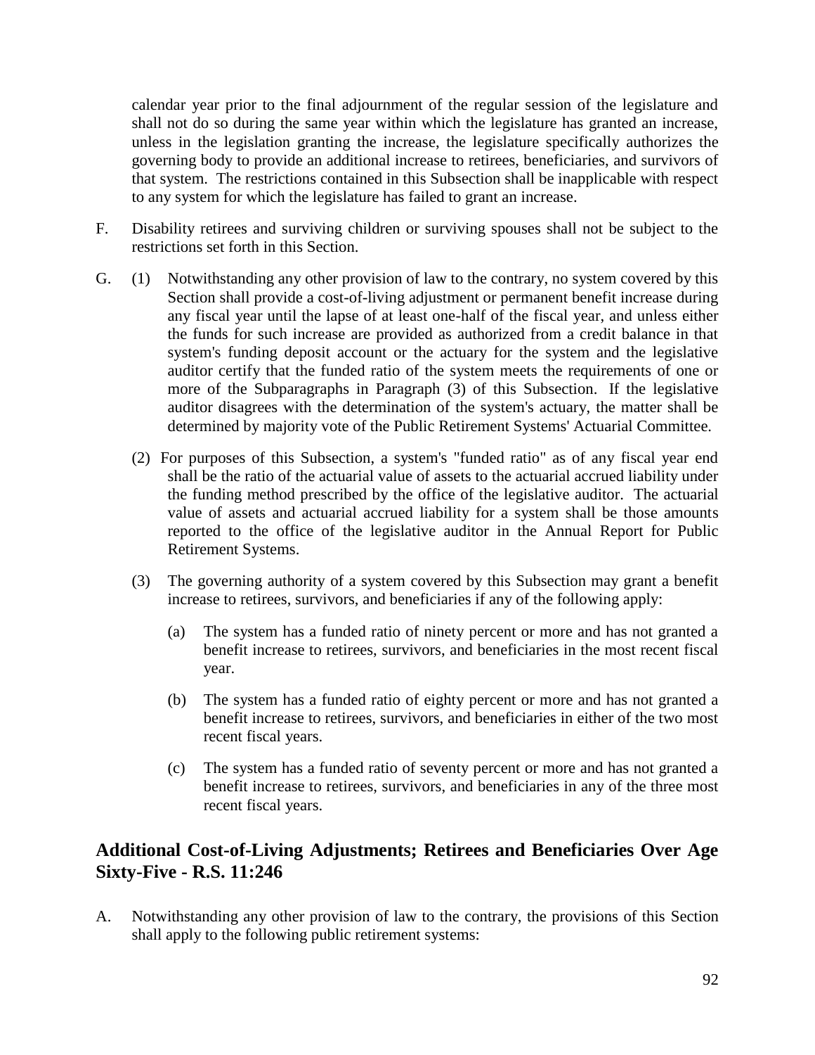calendar year prior to the final adjournment of the regular session of the legislature and shall not do so during the same year within which the legislature has granted an increase, unless in the legislation granting the increase, the legislature specifically authorizes the governing body to provide an additional increase to retirees, beneficiaries, and survivors of that system. The restrictions contained in this Subsection shall be inapplicable with respect to any system for which the legislature has failed to grant an increase.

F. Disability retirees and surviving children or surviving spouses shall not be subject to the restrictions set forth in this Section.

G. (1) Notwithstanding any other provision of law to the contrary, no system covered by this Section shall provide a cost-of-living adjustment or permanent benefit increase during any fiscal year until the lapse of at least one-half of the fiscal year, and unless either the funds for such increase are provided as authorized from a credit balance in that system's funding deposit account or the actuary for the system and the legislative auditor certify that the funded ratio of the system meets the requirements of one or more of the Subparagraphs in Paragraph (3) of this Subsection. If the legislative auditor disagrees with the determination of the system's actuary, the matter shall be determined by majority vote of the Public Retirement Systems' Actuarial Committee.

(2) For purposes of this Subsection, a system's "funded ratio" as of any fiscal year end shall be the ratio of the actuarial value of assets to the actuarial accrued liability under the funding method prescribed by the office of the legislative auditor. The actuarial value of assets and actuarial accrued liability for a system shall be those amounts reported to the office of the legislative auditor in the Annual Report for Public Retirement Systems.

(3) The governing authority of a system covered by this Subsection may grant a benefit increase to retirees, survivors, and beneficiaries if any of the following apply:

(a) The system has a funded ratio of ninety percent or more and has not granted a benefit increase to retirees, survivors, and beneficiaries in the most recent fiscal year.

(b) The system has a funded ratio of eighty percent or more and has not granted a benefit increase to retirees, survivors, and beneficiaries in either of the two most recent fiscal years.

(c) The system has a funded ratio of seventy percent or more and has not granted a benefit increase to retirees, survivors, and beneficiaries in any of the three most recent fiscal years.

## Additional Cost-of-Living Adjustments; Retirees and Beneficiaries Over Age Sixty-Five - R.S. 11:246

A. Notwithstanding any other provision of law to the contrary, the provisions of this Section shall apply to the following public retirement systems: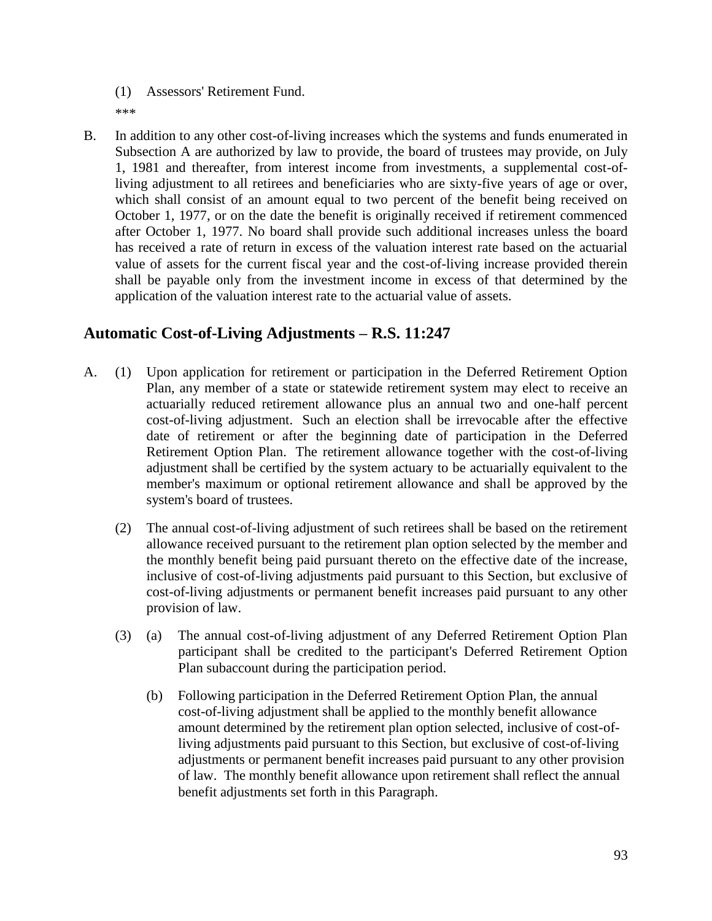(1) Assessors' Retirement Fund.

***

B. In addition to any other cost-of-living increases which the systems and funds enumerated in Subsection A are authorized by law to provide, the board of trustees may provide, on July 1, 1981 and thereafter, from interest income from investments, a supplemental cost-of-living adjustment to all retirees and beneficiaries who are sixty-five years of age or over, which shall consist of an amount equal to two percent of the benefit being received on October 1, 1977, or on the date the benefit is originally received if retirement commenced after October 1, 1977. No board shall provide such additional increases unless the board has received a rate of return in excess of the valuation interest rate based on the actuarial value of assets for the current fiscal year and the cost-of-living increase provided therein shall be payable only from the investment income in excess of that determined by the application of the valuation interest rate to the actuarial value of assets.

## Automatic Cost-of-Living Adjustments – R.S. 11:247

A. (1) Upon application for retirement or participation in the Deferred Retirement Option Plan, any member of a state or statewide retirement system may elect to receive an actuarially reduced retirement allowance plus an annual two and one-half percent cost-of-living adjustment. Such an election shall be irrevocable after the effective date of retirement or after the beginning date of participation in the Deferred Retirement Option Plan. The retirement allowance together with the cost-of-living adjustment shall be certified by the system actuary to be actuarially equivalent to the member's maximum or optional retirement allowance and shall be approved by the system's board of trustees.

(2) The annual cost-of-living adjustment of such retirees shall be based on the retirement allowance received pursuant to the retirement plan option selected by the member and the monthly benefit being paid pursuant thereto on the effective date of the increase, inclusive of cost-of-living adjustments paid pursuant to this Section, but exclusive of cost-of-living adjustments or permanent benefit increases paid pursuant to any other provision of law.

(3) (a) The annual cost-of-living adjustment of any Deferred Retirement Option Plan participant shall be credited to the participant's Deferred Retirement Option Plan subaccount during the participation period.

(b) Following participation in the Deferred Retirement Option Plan, the annual cost-of-living adjustment shall be applied to the monthly benefit allowance amount determined by the retirement plan option selected, inclusive of cost-of-living adjustments paid pursuant to this Section, but exclusive of cost-of-living adjustments or permanent benefit increases paid pursuant to any other provision of law. The monthly benefit allowance upon retirement shall reflect the annual benefit adjustments set forth in this Paragraph.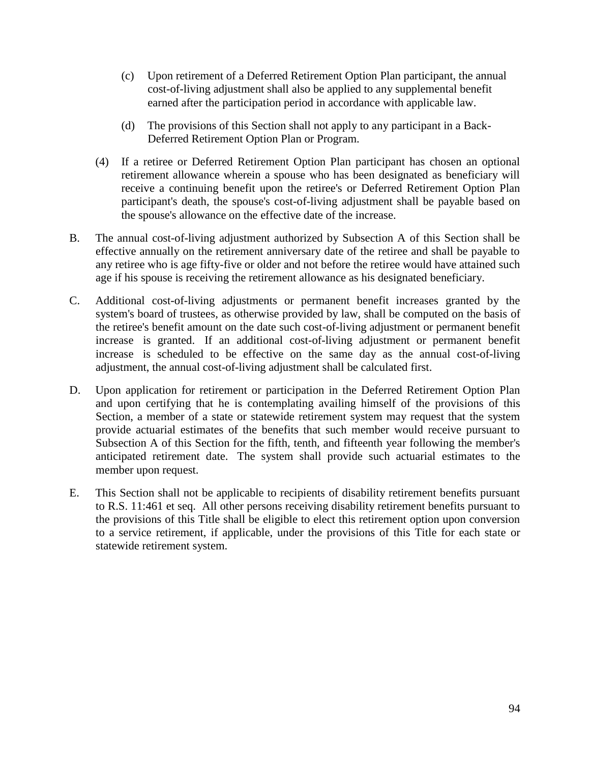(c) Upon retirement of a Deferred Retirement Option Plan participant, the annual cost-of-living adjustment shall also be applied to any supplemental benefit earned after the participation period in accordance with applicable law.

(d) The provisions of this Section shall not apply to any participant in a Back-Deferred Retirement Option Plan or Program.

(4) If a retiree or Deferred Retirement Option Plan participant has chosen an optional retirement allowance wherein a spouse who has been designated as beneficiary will receive a continuing benefit upon the retiree's or Deferred Retirement Option Plan participant's death, the spouse's cost-of-living adjustment shall be payable based on the spouse's allowance on the effective date of the increase.

B. The annual cost-of-living adjustment authorized by Subsection A of this Section shall be effective annually on the retirement anniversary date of the retiree and shall be payable to any retiree who is age fifty-five or older and not before the retiree would have attained such age if his spouse is receiving the retirement allowance as his designated beneficiary.

C. Additional cost-of-living adjustments or permanent benefit increases granted by the system's board of trustees, as otherwise provided by law, shall be computed on the basis of the retiree's benefit amount on the date such cost-of-living adjustment or permanent benefit increase is granted. If an additional cost-of-living adjustment or permanent benefit increase is scheduled to be effective on the same day as the annual cost-of-living adjustment, the annual cost-of-living adjustment shall be calculated first.

D. Upon application for retirement or participation in the Deferred Retirement Option Plan and upon certifying that he is contemplating availing himself of the provisions of this Section, a member of a state or statewide retirement system may request that the system provide actuarial estimates of the benefits that such member would receive pursuant to Subsection A of this Section for the fifth, tenth, and fifteenth year following the member's anticipated retirement date. The system shall provide such actuarial estimates to the member upon request.

E. This Section shall not be applicable to recipients of disability retirement benefits pursuant to R.S. 11:461 et seq. All other persons receiving disability retirement benefits pursuant to the provisions of this Title shall be eligible to elect this retirement option upon conversion to a service retirement, if applicable, under the provisions of this Title for each state or statewide retirement system.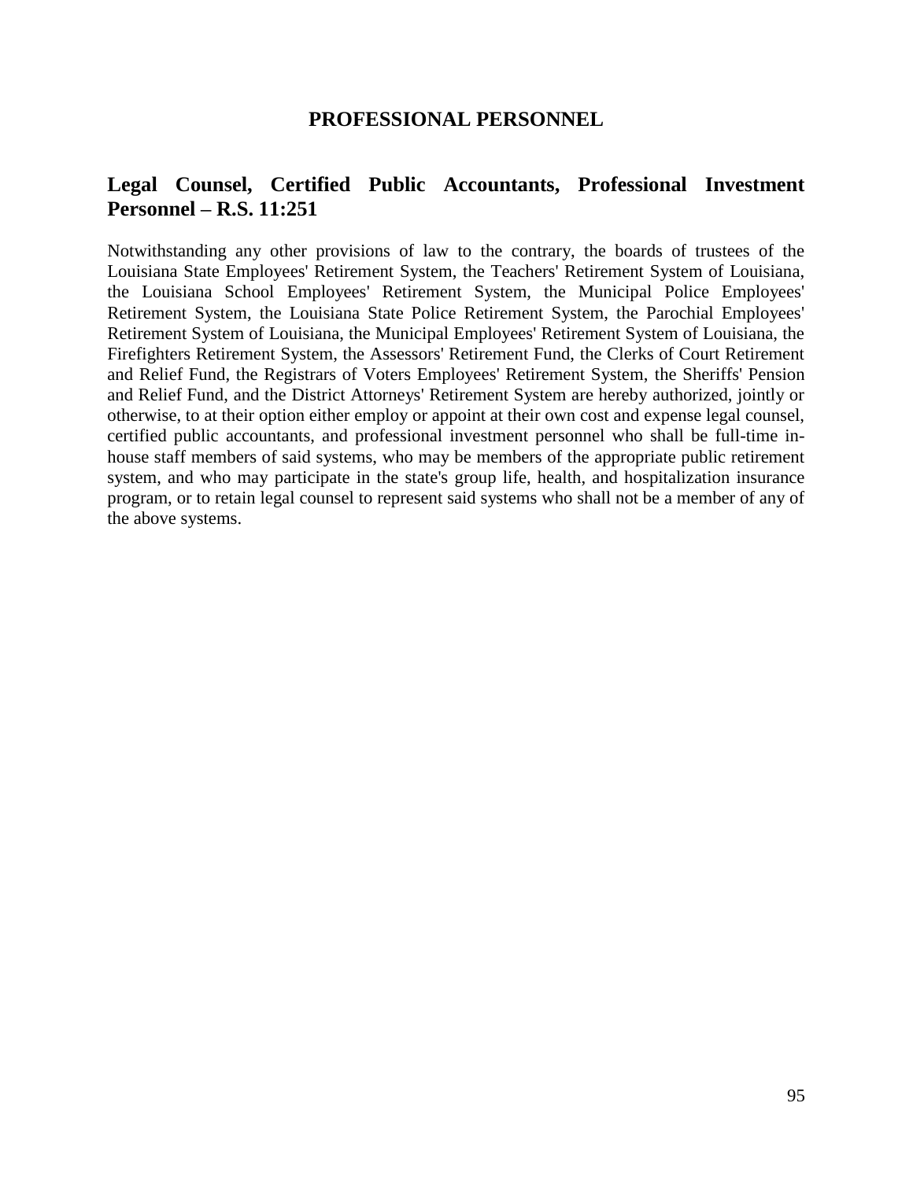# PROFESSIONAL PERSONNEL

## Legal Counsel, Certified Public Accountants, Professional Investment Personnel – R.S. 11:251

Notwithstanding any other provisions of law to the contrary, the boards of trustees of the Louisiana State Employees' Retirement System, the Teachers' Retirement System of Louisiana, the Louisiana School Employees' Retirement System, the Municipal Police Employees' Retirement System, the Louisiana State Police Retirement System, the Parochial Employees' Retirement System of Louisiana, the Municipal Employees' Retirement System of Louisiana, the Firefighters Retirement System, the Assessors' Retirement Fund, the Clerks of Court Retirement and Relief Fund, the Registrars of Voters Employees' Retirement System, the Sheriffs' Pension and Relief Fund, and the District Attorneys' Retirement System are hereby authorized, jointly or otherwise, to at their option either employ or appoint at their own cost and expense legal counsel, certified public accountants, and professional investment personnel who shall be full-time in-house staff members of said systems, who may be members of the appropriate public retirement system, and who may participate in the state's group life, health, and hospitalization insurance program, or to retain legal counsel to represent said systems who shall not be a member of any of the above systems.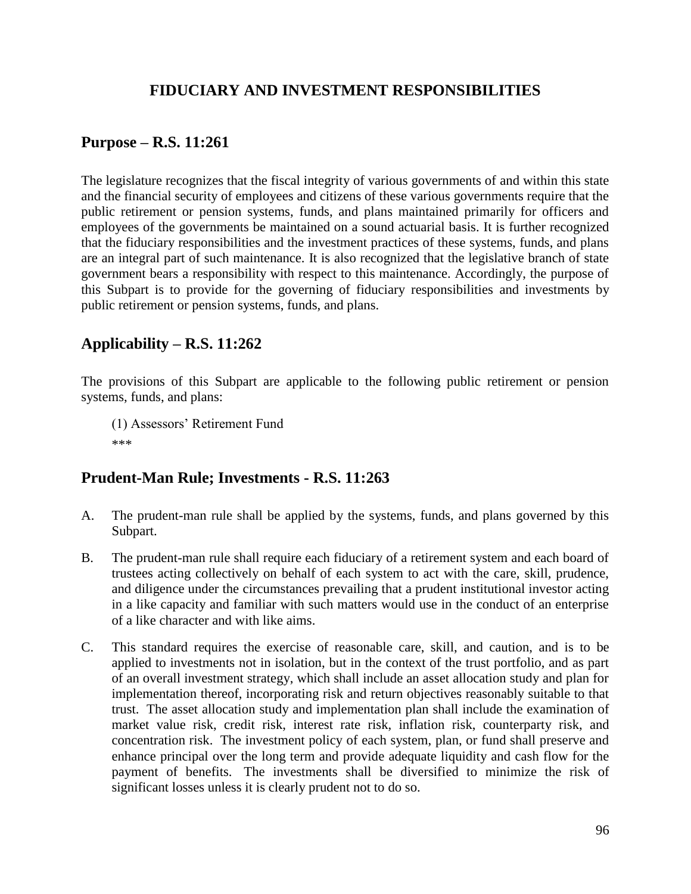# FIDUCIARY AND INVESTMENT RESPONSIBILITIES

## Purpose – R.S. 11:261

The legislature recognizes that the fiscal integrity of various governments of and within this state and the financial security of employees and citizens of these various governments require that the public retirement or pension systems, funds, and plans maintained primarily for officers and employees of the governments be maintained on a sound actuarial basis. It is further recognized that the fiduciary responsibilities and the investment practices of these systems, funds, and plans are an integral part of such maintenance. It is also recognized that the legislative branch of state government bears a responsibility with respect to this maintenance. Accordingly, the purpose of this Subpart is to provide for the governing of fiduciary responsibilities and investments by public retirement or pension systems, funds, and plans.

## Applicability – R.S. 11:262

The provisions of this Subpart are applicable to the following public retirement or pension systems, funds, and plans:

(1) Assessors' Retirement Fund

***

## Prudent-Man Rule; Investments - R.S. 11:263

A. The prudent-man rule shall be applied by the systems, funds, and plans governed by this Subpart.

B. The prudent-man rule shall require each fiduciary of a retirement system and each board of trustees acting collectively on behalf of each system to act with the care, skill, prudence, and diligence under the circumstances prevailing that a prudent institutional investor acting in a like capacity and familiar with such matters would use in the conduct of an enterprise of a like character and with like aims.

C. This standard requires the exercise of reasonable care, skill, and caution, and is to be applied to investments not in isolation, but in the context of the trust portfolio, and as part of an overall investment strategy, which shall include an asset allocation study and plan for implementation thereof, incorporating risk and return objectives reasonably suitable to that trust. The asset allocation study and implementation plan shall include the examination of market value risk, credit risk, interest rate risk, inflation risk, counterparty risk, and concentration risk. The investment policy of each system, plan, or fund shall preserve and enhance principal over the long term and provide adequate liquidity and cash flow for the payment of benefits. The investments shall be diversified to minimize the risk of significant losses unless it is clearly prudent not to do so.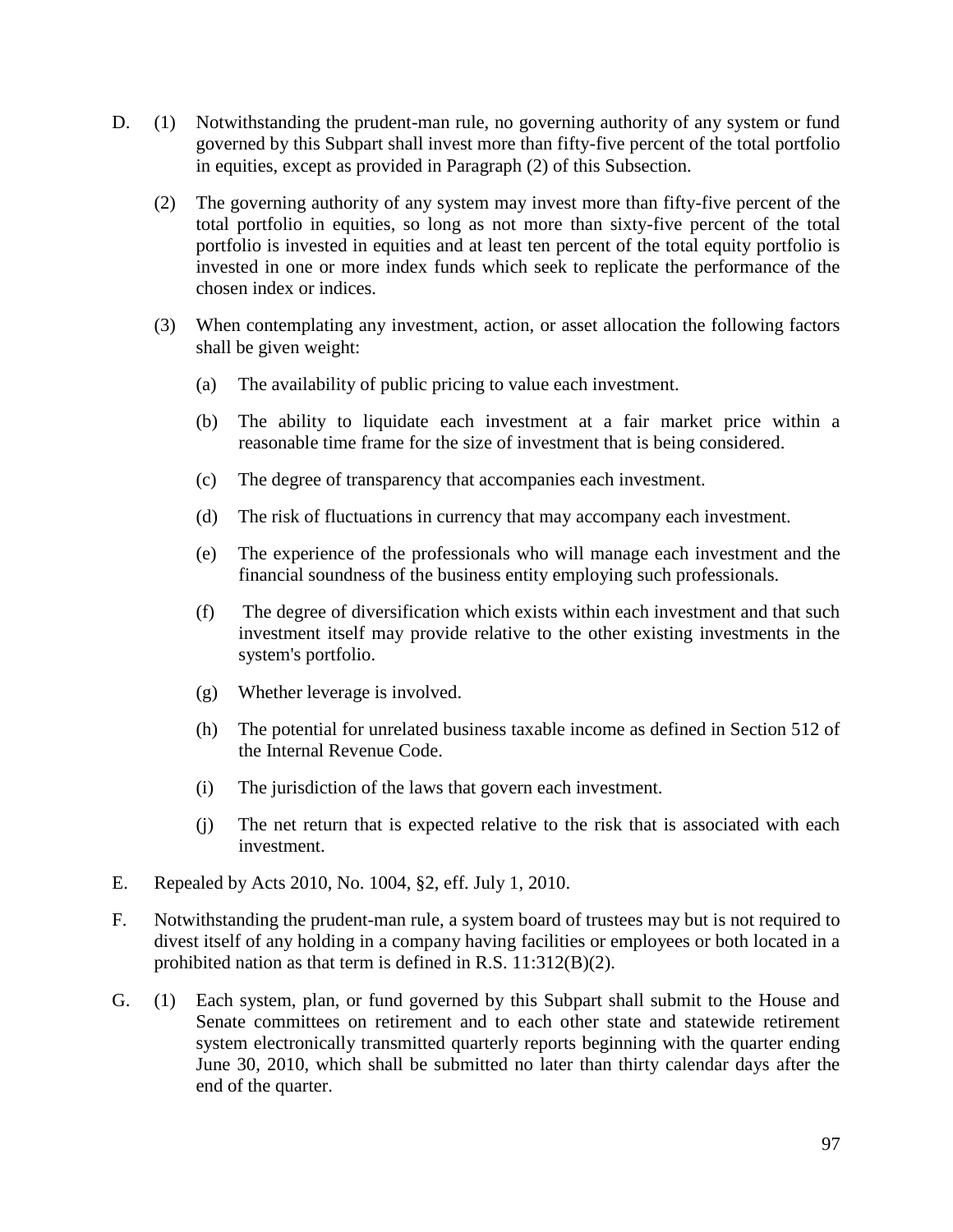D. (1) Notwithstanding the prudent-man rule, no governing authority of any system or fund governed by this Subpart shall invest more than fifty-five percent of the total portfolio in equities, except as provided in Paragraph (2) of this Subsection.

   (2) The governing authority of any system may invest more than fifty-five percent of the total portfolio in equities, so long as not more than sixty-five percent of the total portfolio is invested in equities and at least ten percent of the total equity portfolio is invested in one or more index funds which seek to replicate the performance of the chosen index or indices.

   (3) When contemplating any investment, action, or asset allocation the following factors shall be given weight:

      (a) The availability of public pricing to value each investment.

      (b) The ability to liquidate each investment at a fair market price within a reasonable time frame for the size of investment that is being considered.

      (c) The degree of transparency that accompanies each investment.

      (d) The risk of fluctuations in currency that may accompany each investment.

      (e) The experience of the professionals who will manage each investment and the financial soundness of the business entity employing such professionals.

      (f) The degree of diversification which exists within each investment and that such investment itself may provide relative to the other existing investments in the system's portfolio.

      (g) Whether leverage is involved.

      (h) The potential for unrelated business taxable income as defined in Section 512 of the Internal Revenue Code.

      (i) The jurisdiction of the laws that govern each investment.

      (j) The net return that is expected relative to the risk that is associated with each investment.

E. Repealed by Acts 2010, No. 1004, §2, eff. July 1, 2010.

F. Notwithstanding the prudent-man rule, a system board of trustees may but is not required to divest itself of any holding in a company having facilities or employees or both located in a prohibited nation as that term is defined in R.S. 11:312(B)(2).

G. (1) Each system, plan, or fund governed by this Subpart shall submit to the House and Senate committees on retirement and to each other state and statewide retirement system electronically transmitted quarterly reports beginning with the quarter ending June 30, 2010, which shall be submitted no later than thirty calendar days after the end of the quarter.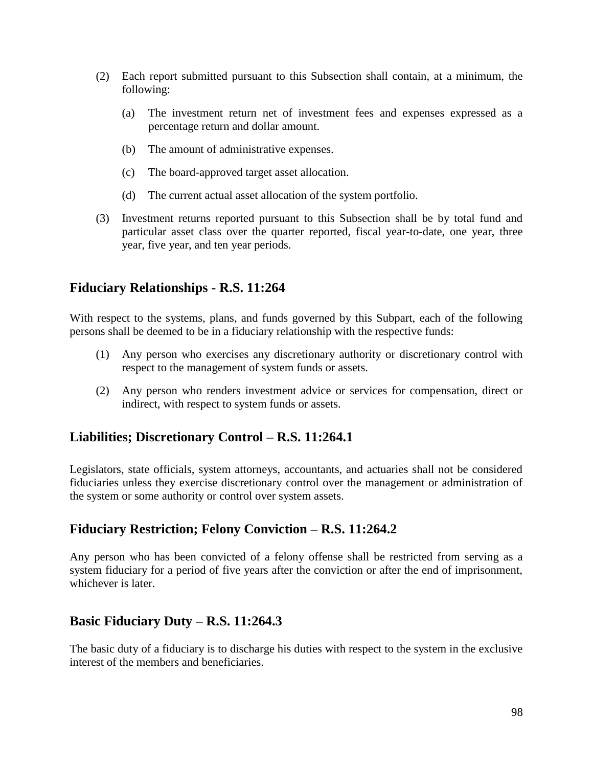(2) Each report submitted pursuant to this Subsection shall contain, at a minimum, the following:

  (a) The investment return net of investment fees and expenses expressed as a percentage return and dollar amount.

  (b) The amount of administrative expenses.

  (c) The board-approved target asset allocation.

  (d) The current actual asset allocation of the system portfolio.

(3) Investment returns reported pursuant to this Subsection shall be by total fund and particular asset class over the quarter reported, fiscal year-to-date, one year, three year, five year, and ten year periods.

## Fiduciary Relationships - R.S. 11:264

With respect to the systems, plans, and funds governed by this Subpart, each of the following persons shall be deemed to be in a fiduciary relationship with the respective funds:

(1) Any person who exercises any discretionary authority or discretionary control with respect to the management of system funds or assets.

(2) Any person who renders investment advice or services for compensation, direct or indirect, with respect to system funds or assets.

## Liabilities; Discretionary Control – R.S. 11:264.1

Legislators, state officials, system attorneys, accountants, and actuaries shall not be considered fiduciaries unless they exercise discretionary control over the management or administration of the system or some authority or control over system assets.

## Fiduciary Restriction; Felony Conviction – R.S. 11:264.2

Any person who has been convicted of a felony offense shall be restricted from serving as a system fiduciary for a period of five years after the conviction or after the end of imprisonment, whichever is later.

## Basic Fiduciary Duty – R.S. 11:264.3

The basic duty of a fiduciary is to discharge his duties with respect to the system in the exclusive interest of the members and beneficiaries.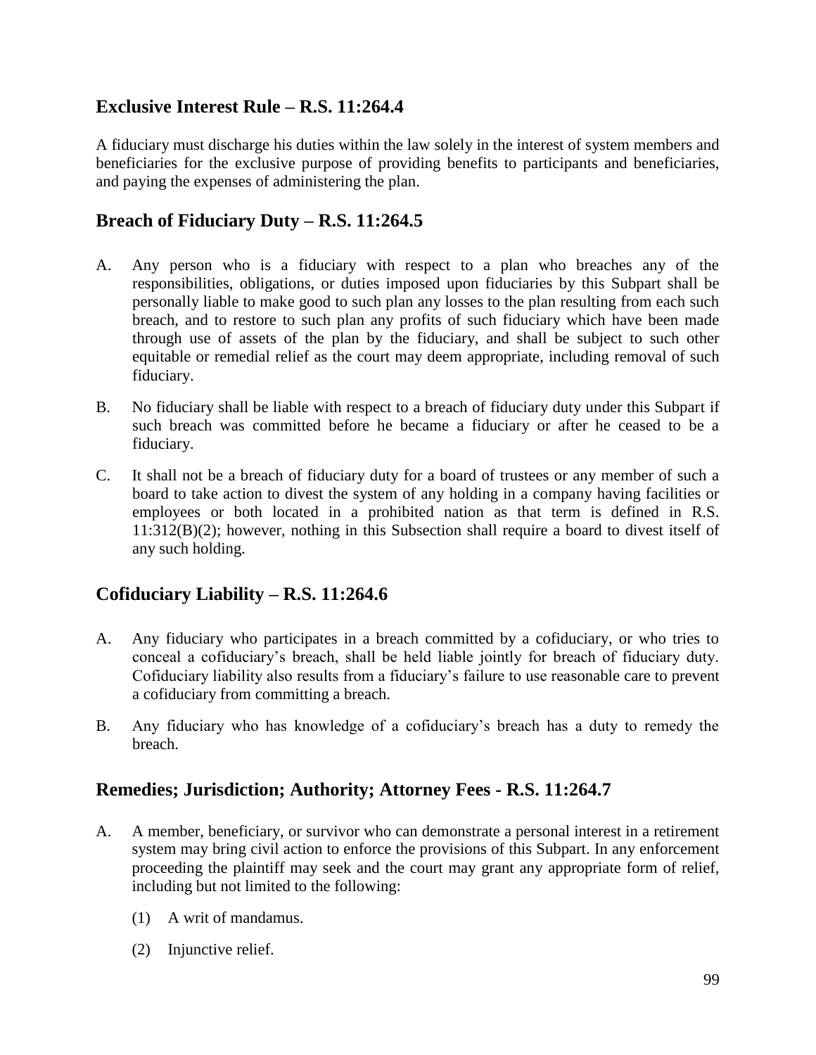## Exclusive Interest Rule – R.S. 11:264.4

A fiduciary must discharge his duties within the law solely in the interest of system members and beneficiaries for the exclusive purpose of providing benefits to participants and beneficiaries, and paying the expenses of administering the plan.

## Breach of Fiduciary Duty – R.S. 11:264.5

A. Any person who is a fiduciary with respect to a plan who breaches any of the responsibilities, obligations, or duties imposed upon fiduciaries by this Subpart shall be personally liable to make good to such plan any losses to the plan resulting from each such breach, and to restore to such plan any profits of such fiduciary which have been made through use of assets of the plan by the fiduciary, and shall be subject to such other equitable or remedial relief as the court may deem appropriate, including removal of such fiduciary.

B. No fiduciary shall be liable with respect to a breach of fiduciary duty under this Subpart if such breach was committed before he became a fiduciary or after he ceased to be a fiduciary.

C. It shall not be a breach of fiduciary duty for a board of trustees or any member of such a board to take action to divest the system of any holding in a company having facilities or employees or both located in a prohibited nation as that term is defined in R.S. 11:312(B)(2); however, nothing in this Subsection shall require a board to divest itself of any such holding.

## Cofiduciary Liability – R.S. 11:264.6

A. Any fiduciary who participates in a breach committed by a cofiduciary, or who tries to conceal a cofiduciary's breach, shall be held liable jointly for breach of fiduciary duty. Cofiduciary liability also results from a fiduciary's failure to use reasonable care to prevent a cofiduciary from committing a breach.

B. Any fiduciary who has knowledge of a cofiduciary's breach has a duty to remedy the breach.

## Remedies; Jurisdiction; Authority; Attorney Fees - R.S. 11:264.7

A. A member, beneficiary, or survivor who can demonstrate a personal interest in a retirement system may bring civil action to enforce the provisions of this Subpart. In any enforcement proceeding the plaintiff may seek and the court may grant any appropriate form of relief, including but not limited to the following:

   (1) A writ of mandamus.

   (2) Injunctive relief.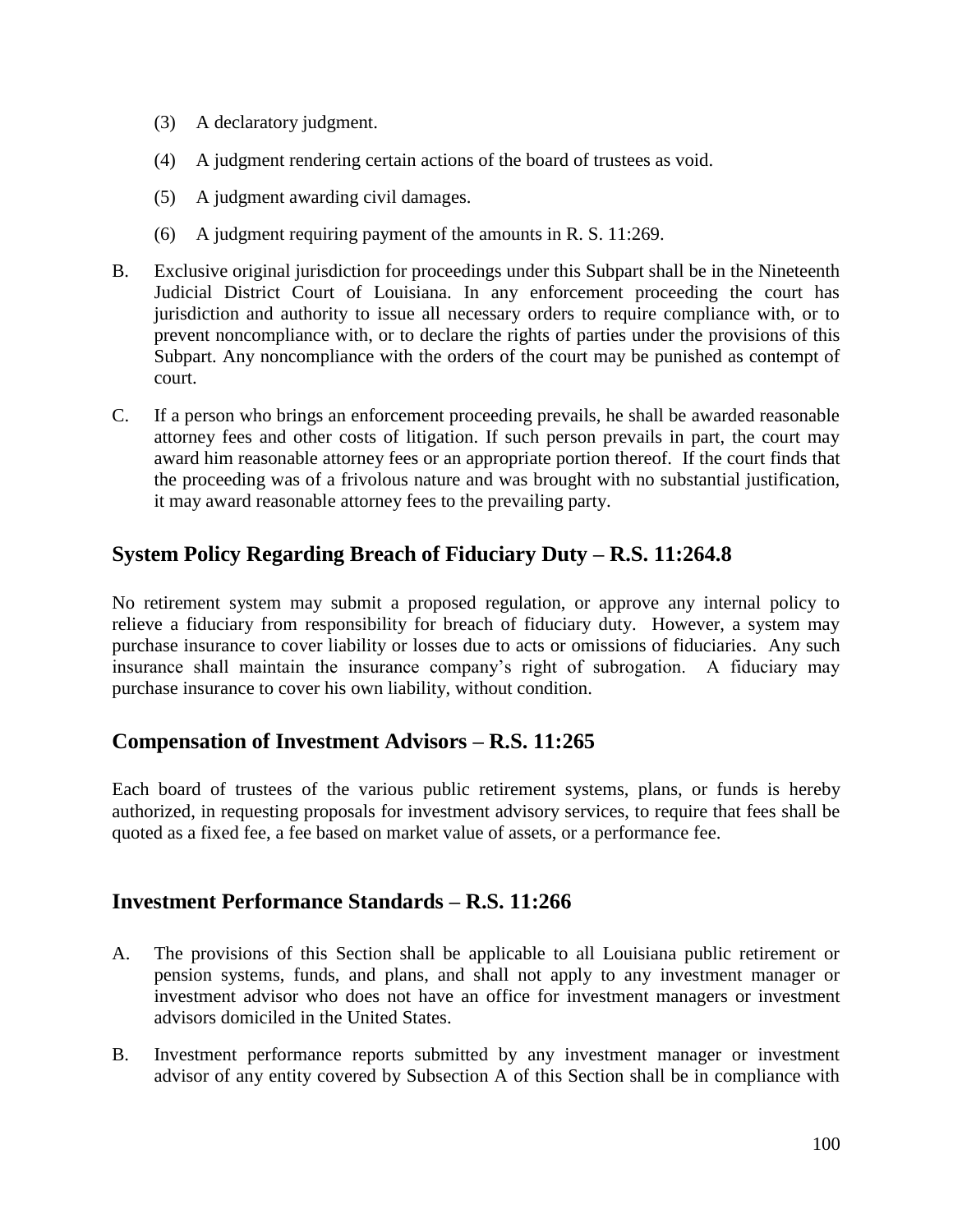(3) A declaratory judgment.

(4) A judgment rendering certain actions of the board of trustees as void.

(5) A judgment awarding civil damages.

(6) A judgment requiring payment of the amounts in R. S. 11:269.

B. Exclusive original jurisdiction for proceedings under this Subpart shall be in the Nineteenth Judicial District Court of Louisiana. In any enforcement proceeding the court has jurisdiction and authority to issue all necessary orders to require compliance with, or to prevent noncompliance with, or to declare the rights of parties under the provisions of this Subpart. Any noncompliance with the orders of the court may be punished as contempt of court.

C. If a person who brings an enforcement proceeding prevails, he shall be awarded reasonable attorney fees and other costs of litigation. If such person prevails in part, the court may award him reasonable attorney fees or an appropriate portion thereof. If the court finds that the proceeding was of a frivolous nature and was brought with no substantial justification, it may award reasonable attorney fees to the prevailing party.

## System Policy Regarding Breach of Fiduciary Duty – R.S. 11:264.8

No retirement system may submit a proposed regulation, or approve any internal policy to relieve a fiduciary from responsibility for breach of fiduciary duty. However, a system may purchase insurance to cover liability or losses due to acts or omissions of fiduciaries. Any such insurance shall maintain the insurance company's right of subrogation. A fiduciary may purchase insurance to cover his own liability, without condition.

## Compensation of Investment Advisors – R.S. 11:265

Each board of trustees of the various public retirement systems, plans, or funds is hereby authorized, in requesting proposals for investment advisory services, to require that fees shall be quoted as a fixed fee, a fee based on market value of assets, or a performance fee.

## Investment Performance Standards – R.S. 11:266

A. The provisions of this Section shall be applicable to all Louisiana public retirement or pension systems, funds, and plans, and shall not apply to any investment manager or investment advisor who does not have an office for investment managers or investment advisors domiciled in the United States.

B. Investment performance reports submitted by any investment manager or investment advisor of any entity covered by Subsection A of this Section shall be in compliance with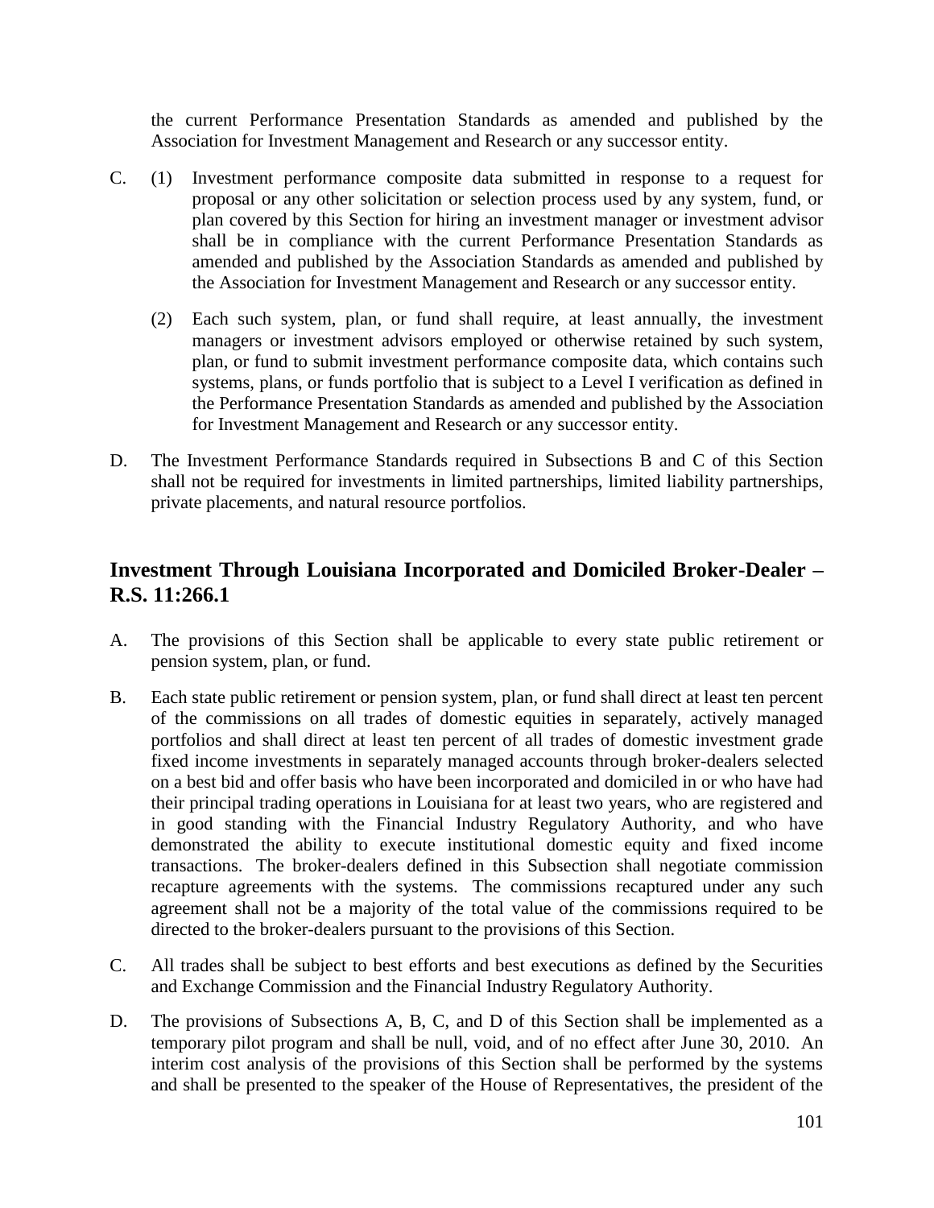the current Performance Presentation Standards as amended and published by the Association for Investment Management and Research or any successor entity.

C. (1) Investment performance composite data submitted in response to a request for proposal or any other solicitation or selection process used by any system, fund, or plan covered by this Section for hiring an investment manager or investment advisor shall be in compliance with the current Performance Presentation Standards as amended and published by the Association Standards as amended and published by the Association for Investment Management and Research or any successor entity.

(2) Each such system, plan, or fund shall require, at least annually, the investment managers or investment advisors employed or otherwise retained by such system, plan, or fund to submit investment performance composite data, which contains such systems, plans, or funds portfolio that is subject to a Level I verification as defined in the Performance Presentation Standards as amended and published by the Association for Investment Management and Research or any successor entity.

D. The Investment Performance Standards required in Subsections B and C of this Section shall not be required for investments in limited partnerships, limited liability partnerships, private placements, and natural resource portfolios.

## Investment Through Louisiana Incorporated and Domiciled Broker-Dealer – R.S. 11:266.1

A. The provisions of this Section shall be applicable to every state public retirement or pension system, plan, or fund.

B. Each state public retirement or pension system, plan, or fund shall direct at least ten percent of the commissions on all trades of domestic equities in separately, actively managed portfolios and shall direct at least ten percent of all trades of domestic investment grade fixed income investments in separately managed accounts through broker-dealers selected on a best bid and offer basis who have been incorporated and domiciled in or who have had their principal trading operations in Louisiana for at least two years, who are registered and in good standing with the Financial Industry Regulatory Authority, and who have demonstrated the ability to execute institutional domestic equity and fixed income transactions. The broker-dealers defined in this Subsection shall negotiate commission recapture agreements with the systems. The commissions recaptured under any such agreement shall not be a majority of the total value of the commissions required to be directed to the broker-dealers pursuant to the provisions of this Section.

C. All trades shall be subject to best efforts and best executions as defined by the Securities and Exchange Commission and the Financial Industry Regulatory Authority.

D. The provisions of Subsections A, B, C, and D of this Section shall be implemented as a temporary pilot program and shall be null, void, and of no effect after June 30, 2010. An interim cost analysis of the provisions of this Section shall be performed by the systems and shall be presented to the speaker of the House of Representatives, the president of the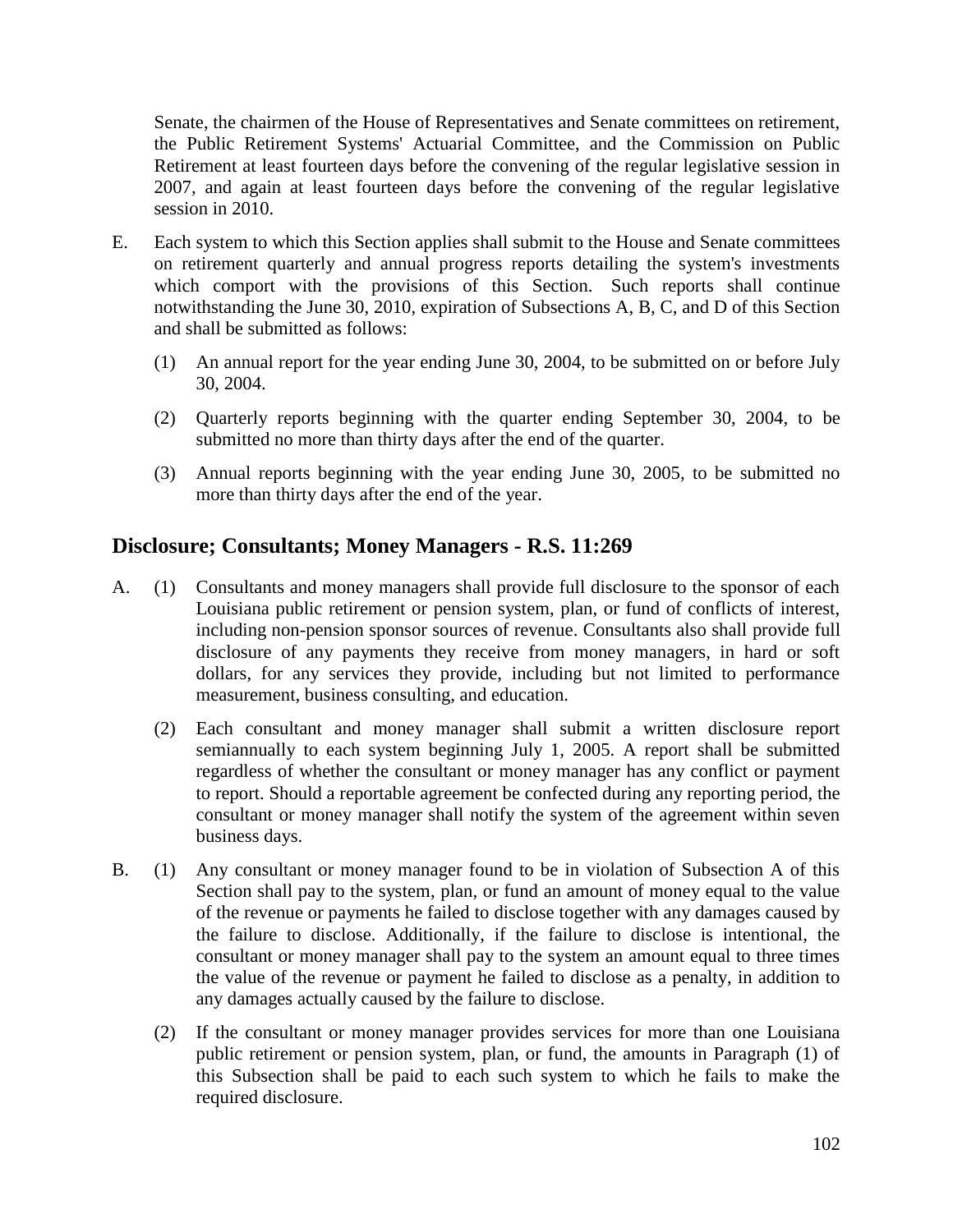Senate, the chairmen of the House of Representatives and Senate committees on retirement, the Public Retirement Systems' Actuarial Committee, and the Commission on Public Retirement at least fourteen days before the convening of the regular legislative session in 2007, and again at least fourteen days before the convening of the regular legislative session in 2010.

E. Each system to which this Section applies shall submit to the House and Senate committees on retirement quarterly and annual progress reports detailing the system's investments which comport with the provisions of this Section. Such reports shall continue notwithstanding the June 30, 2010, expiration of Subsections A, B, C, and D of this Section and shall be submitted as follows:

   (1) An annual report for the year ending June 30, 2004, to be submitted on or before July 30, 2004.

   (2) Quarterly reports beginning with the quarter ending September 30, 2004, to be submitted no more than thirty days after the end of the quarter.

   (3) Annual reports beginning with the year ending June 30, 2005, to be submitted no more than thirty days after the end of the year.

## Disclosure; Consultants; Money Managers - R.S. 11:269

A. (1) Consultants and money managers shall provide full disclosure to the sponsor of each Louisiana public retirement or pension system, plan, or fund of conflicts of interest, including non-pension sponsor sources of revenue. Consultants also shall provide full disclosure of any payments they receive from money managers, in hard or soft dollars, for any services they provide, including but not limited to performance measurement, business consulting, and education.

   (2) Each consultant and money manager shall submit a written disclosure report semiannually to each system beginning July 1, 2005. A report shall be submitted regardless of whether the consultant or money manager has any conflict or payment to report. Should a reportable agreement be confected during any reporting period, the consultant or money manager shall notify the system of the agreement within seven business days.

B. (1) Any consultant or money manager found to be in violation of Subsection A of this Section shall pay to the system, plan, or fund an amount of money equal to the value of the revenue or payments he failed to disclose together with any damages caused by the failure to disclose. Additionally, if the failure to disclose is intentional, the consultant or money manager shall pay to the system an amount equal to three times the value of the revenue or payment he failed to disclose as a penalty, in addition to any damages actually caused by the failure to disclose.

   (2) If the consultant or money manager provides services for more than one Louisiana public retirement or pension system, plan, or fund, the amounts in Paragraph (1) of this Subsection shall be paid to each such system to which he fails to make the required disclosure.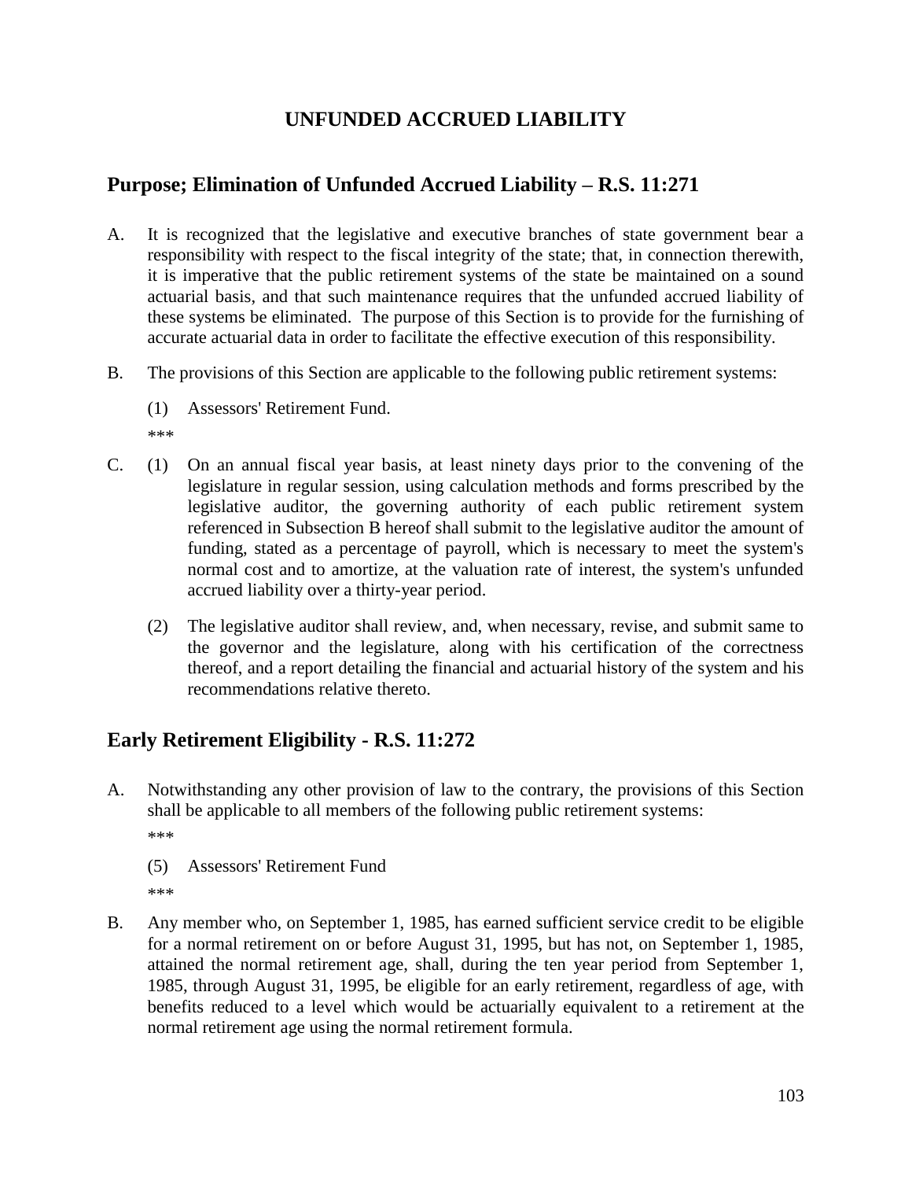# UNFUNDED ACCRUED LIABILITY

## Purpose; Elimination of Unfunded Accrued Liability – R.S. 11:271

A. It is recognized that the legislative and executive branches of state government bear a responsibility with respect to the fiscal integrity of the state; that, in connection therewith, it is imperative that the public retirement systems of the state be maintained on a sound actuarial basis, and that such maintenance requires that the unfunded accrued liability of these systems be eliminated. The purpose of this Section is to provide for the furnishing of accurate actuarial data in order to facilitate the effective execution of this responsibility.

B. The provisions of this Section are applicable to the following public retirement systems:

   (1) Assessors' Retirement Fund.

   ***

C. (1) On an annual fiscal year basis, at least ninety days prior to the convening of the legislature in regular session, using calculation methods and forms prescribed by the legislative auditor, the governing authority of each public retirement system referenced in Subsection B hereof shall submit to the legislative auditor the amount of funding, stated as a percentage of payroll, which is necessary to meet the system's normal cost and to amortize, at the valuation rate of interest, the system's unfunded accrued liability over a thirty-year period.

   (2) The legislative auditor shall review, and, when necessary, revise, and submit same to the governor and the legislature, along with his certification of the correctness thereof, and a report detailing the financial and actuarial history of the system and his recommendations relative thereto.

## Early Retirement Eligibility - R.S. 11:272

A. Notwithstanding any other provision of law to the contrary, the provisions of this Section shall be applicable to all members of the following public retirement systems:

   ***

   (5) Assessors' Retirement Fund

   ***

B. Any member who, on September 1, 1985, has earned sufficient service credit to be eligible for a normal retirement on or before August 31, 1995, but has not, on September 1, 1985, attained the normal retirement age, shall, during the ten year period from September 1, 1985, through August 31, 1995, be eligible for an early retirement, regardless of age, with benefits reduced to a level which would be actuarially equivalent to a retirement at the normal retirement age using the normal retirement formula.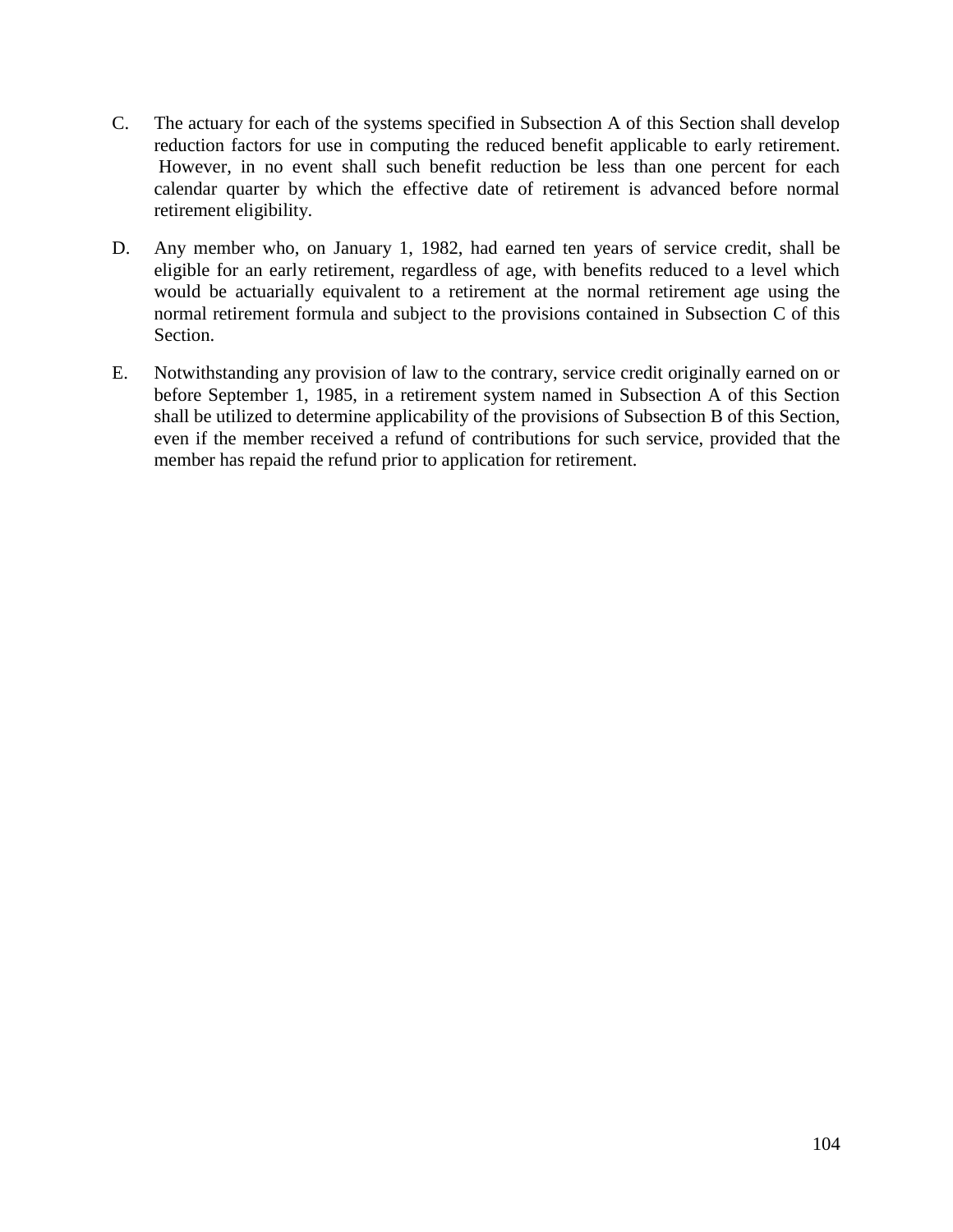C. The actuary for each of the systems specified in Subsection A of this Section shall develop reduction factors for use in computing the reduced benefit applicable to early retirement. However, in no event shall such benefit reduction be less than one percent for each calendar quarter by which the effective date of retirement is advanced before normal retirement eligibility.

D. Any member who, on January 1, 1982, had earned ten years of service credit, shall be eligible for an early retirement, regardless of age, with benefits reduced to a level which would be actuarially equivalent to a retirement at the normal retirement age using the normal retirement formula and subject to the provisions contained in Subsection C of this Section.

E. Notwithstanding any provision of law to the contrary, service credit originally earned on or before September 1, 1985, in a retirement system named in Subsection A of this Section shall be utilized to determine applicability of the provisions of Subsection B of this Section, even if the member received a refund of contributions for such service, provided that the member has repaid the refund prior to application for retirement.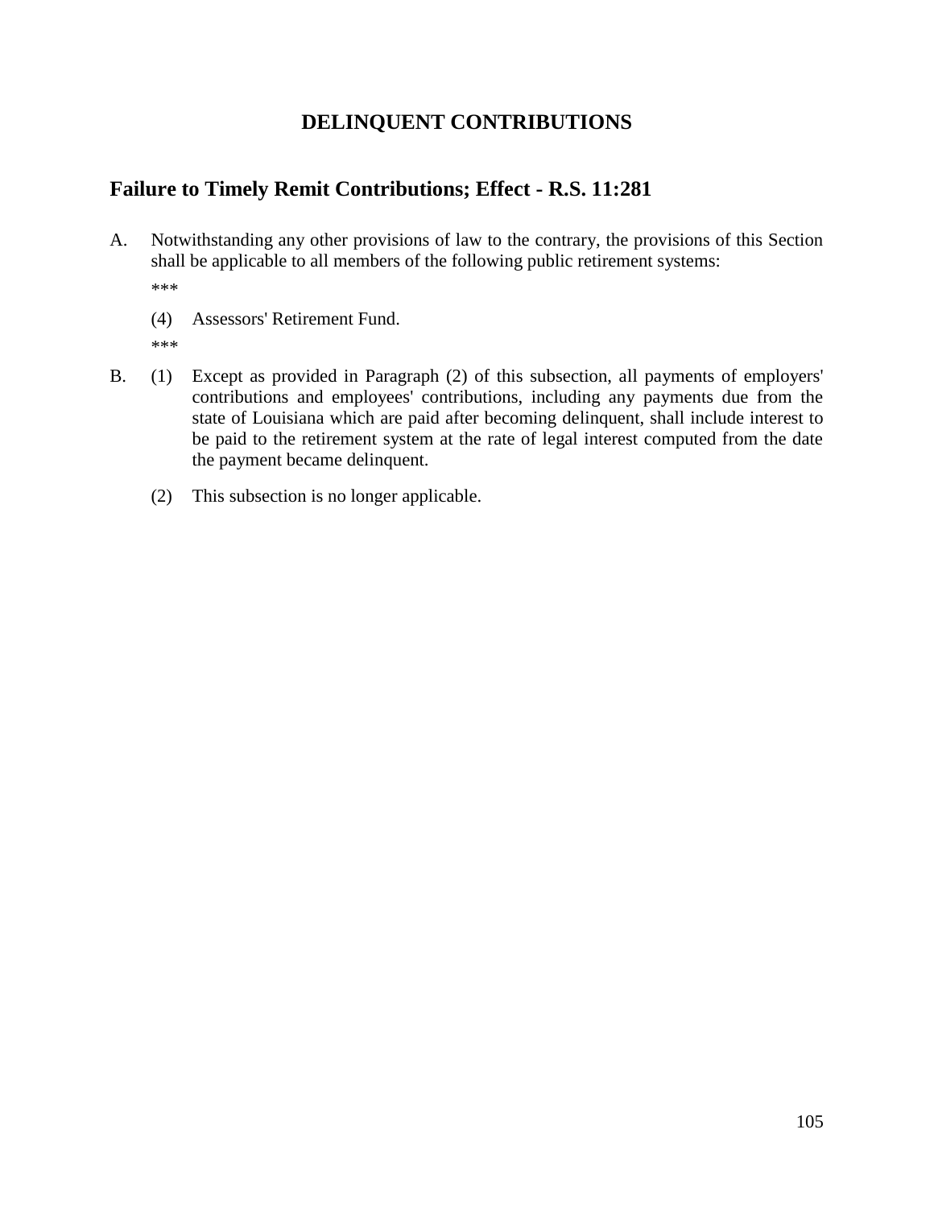# DELINQUENT CONTRIBUTIONS

## Failure to Timely Remit Contributions; Effect - R.S. 11:281

A. Notwithstanding any other provisions of law to the contrary, the provisions of this Section shall be applicable to all members of the following public retirement systems:

\*\*\*

(4) Assessors' Retirement Fund.

\*\*\*

B. (1) Except as provided in Paragraph (2) of this subsection, all payments of employers' contributions and employees' contributions, including any payments due from the state of Louisiana which are paid after becoming delinquent, shall include interest to be paid to the retirement system at the rate of legal interest computed from the date the payment became delinquent.

(2) This subsection is no longer applicable.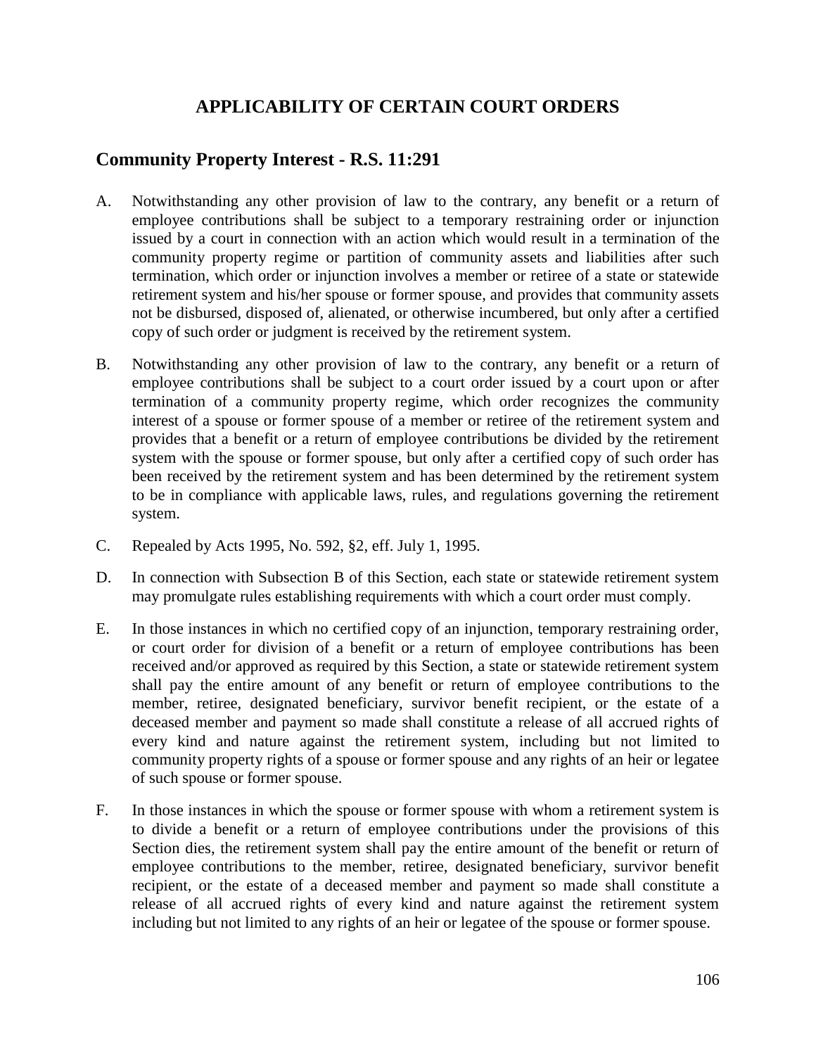# APPLICABILITY OF CERTAIN COURT ORDERS

## Community Property Interest - R.S. 11:291

A. Notwithstanding any other provision of law to the contrary, any benefit or a return of employee contributions shall be subject to a temporary restraining order or injunction issued by a court in connection with an action which would result in a termination of the community property regime or partition of community assets and liabilities after such termination, which order or injunction involves a member or retiree of a state or statewide retirement system and his/her spouse or former spouse, and provides that community assets not be disbursed, disposed of, alienated, or otherwise incumbered, but only after a certified copy of such order or judgment is received by the retirement system.

B. Notwithstanding any other provision of law to the contrary, any benefit or a return of employee contributions shall be subject to a court order issued by a court upon or after termination of a community property regime, which order recognizes the community interest of a spouse or former spouse of a member or retiree of the retirement system and provides that a benefit or a return of employee contributions be divided by the retirement system with the spouse or former spouse, but only after a certified copy of such order has been received by the retirement system and has been determined by the retirement system to be in compliance with applicable laws, rules, and regulations governing the retirement system.

C. Repealed by Acts 1995, No. 592, §2, eff. July 1, 1995.

D. In connection with Subsection B of this Section, each state or statewide retirement system may promulgate rules establishing requirements with which a court order must comply.

E. In those instances in which no certified copy of an injunction, temporary restraining order, or court order for division of a benefit or a return of employee contributions has been received and/or approved as required by this Section, a state or statewide retirement system shall pay the entire amount of any benefit or return of employee contributions to the member, retiree, designated beneficiary, survivor benefit recipient, or the estate of a deceased member and payment so made shall constitute a release of all accrued rights of every kind and nature against the retirement system, including but not limited to community property rights of a spouse or former spouse and any rights of an heir or legatee of such spouse or former spouse.

F. In those instances in which the spouse or former spouse with whom a retirement system is to divide a benefit or a return of employee contributions under the provisions of this Section dies, the retirement system shall pay the entire amount of the benefit or return of employee contributions to the member, retiree, designated beneficiary, survivor benefit recipient, or the estate of a deceased member and payment so made shall constitute a release of all accrued rights of every kind and nature against the retirement system including but not limited to any rights of an heir or legatee of the spouse or former spouse.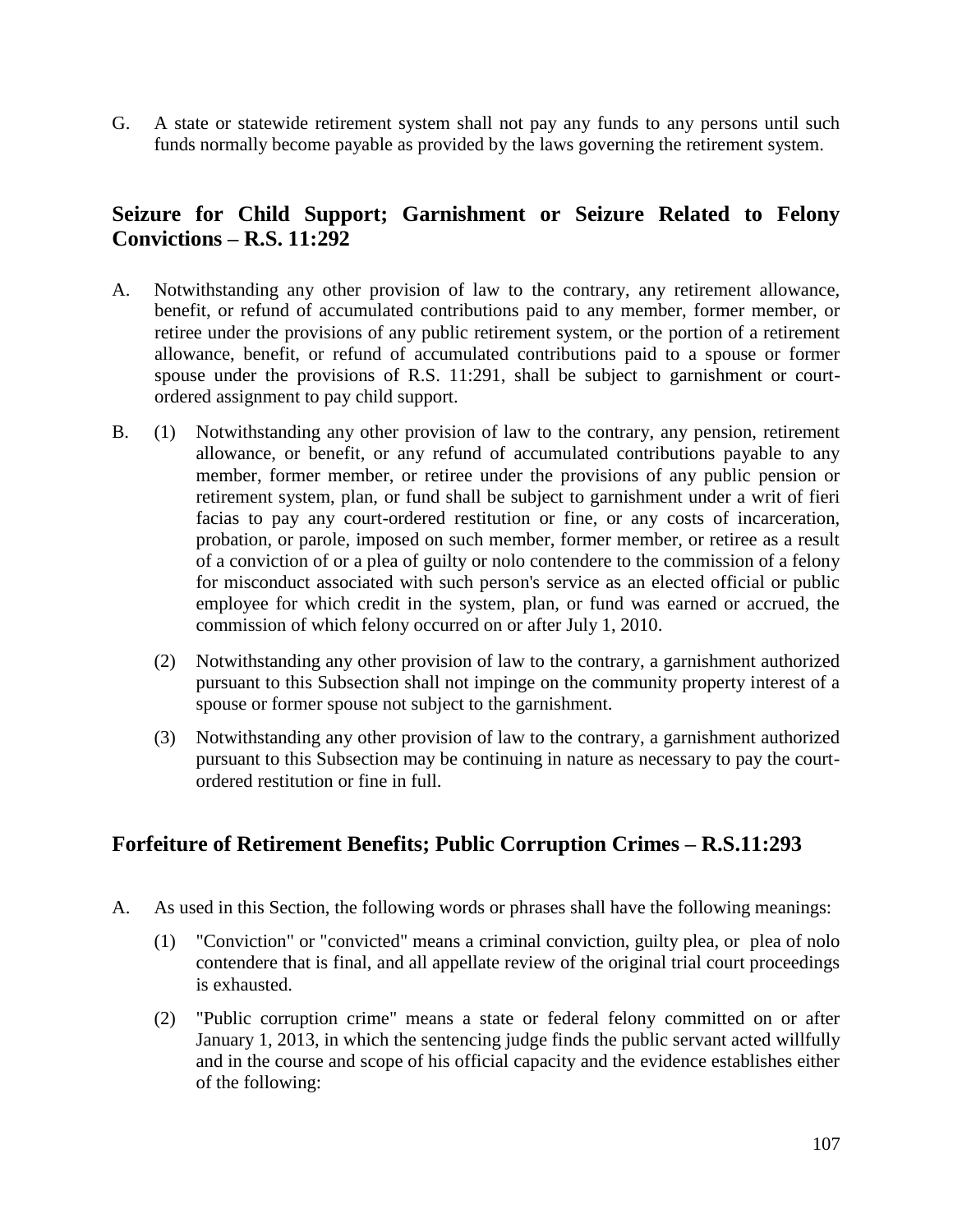G. A state or statewide retirement system shall not pay any funds to any persons until such funds normally become payable as provided by the laws governing the retirement system.

## Seizure for Child Support; Garnishment or Seizure Related to Felony Convictions – R.S. 11:292

A. Notwithstanding any other provision of law to the contrary, any retirement allowance, benefit, or refund of accumulated contributions paid to any member, former member, or retiree under the provisions of any public retirement system, or the portion of a retirement allowance, benefit, or refund of accumulated contributions paid to a spouse or former spouse under the provisions of R.S. 11:291, shall be subject to garnishment or court-ordered assignment to pay child support.

B. (1) Notwithstanding any other provision of law to the contrary, any pension, retirement allowance, or benefit, or any refund of accumulated contributions payable to any member, former member, or retiree under the provisions of any public pension or retirement system, plan, or fund shall be subject to garnishment under a writ of fieri facias to pay any court-ordered restitution or fine, or any costs of incarceration, probation, or parole, imposed on such member, former member, or retiree as a result of a conviction of or a plea of guilty or nolo contendere to the commission of a felony for misconduct associated with such person's service as an elected official or public employee for which credit in the system, plan, or fund was earned or accrued, the commission of which felony occurred on or after July 1, 2010.

   (2) Notwithstanding any other provision of law to the contrary, a garnishment authorized pursuant to this Subsection shall not impinge on the community property interest of a spouse or former spouse not subject to the garnishment.

   (3) Notwithstanding any other provision of law to the contrary, a garnishment authorized pursuant to this Subsection may be continuing in nature as necessary to pay the court-ordered restitution or fine in full.

## Forfeiture of Retirement Benefits; Public Corruption Crimes – R.S.11:293

A. As used in this Section, the following words or phrases shall have the following meanings:

   (1) "Conviction" or "convicted" means a criminal conviction, guilty plea, or plea of nolo contendere that is final, and all appellate review of the original trial court proceedings is exhausted.

   (2) "Public corruption crime" means a state or federal felony committed on or after January 1, 2013, in which the sentencing judge finds the public servant acted willfully and in the course and scope of his official capacity and the evidence establishes either of the following: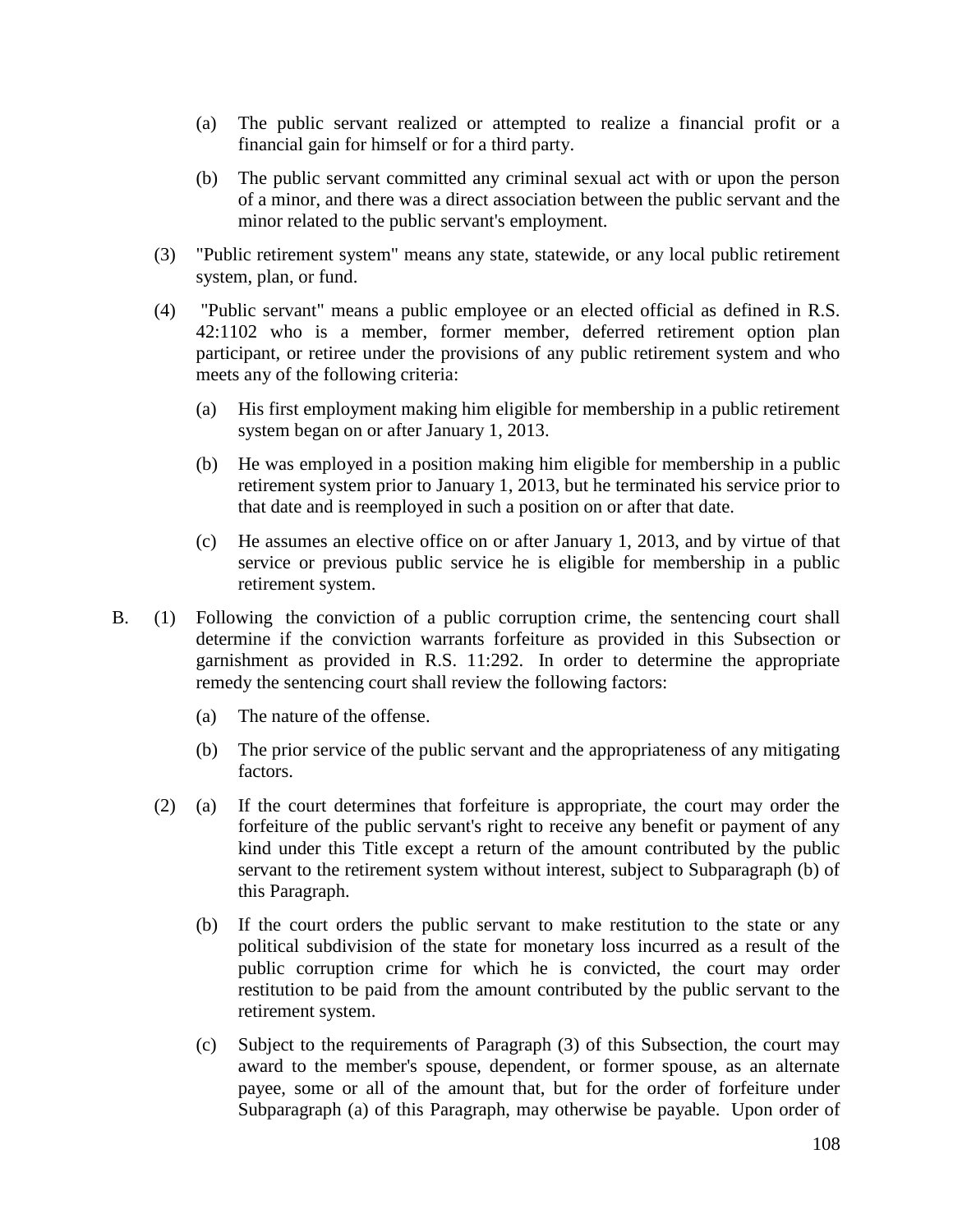(a) The public servant realized or attempted to realize a financial profit or a financial gain for himself or for a third party.

(b) The public servant committed any criminal sexual act with or upon the person of a minor, and there was a direct association between the public servant and the minor related to the public servant's employment.

(3) "Public retirement system" means any state, statewide, or any local public retirement system, plan, or fund.

(4) "Public servant" means a public employee or an elected official as defined in R.S. 42:1102 who is a member, former member, deferred retirement option plan participant, or retiree under the provisions of any public retirement system and who meets any of the following criteria:

(a) His first employment making him eligible for membership in a public retirement system began on or after January 1, 2013.

(b) He was employed in a position making him eligible for membership in a public retirement system prior to January 1, 2013, but he terminated his service prior to that date and is reemployed in such a position on or after that date.

(c) He assumes an elective office on or after January 1, 2013, and by virtue of that service or previous public service he is eligible for membership in a public retirement system.

B. (1) Following the conviction of a public corruption crime, the sentencing court shall determine if the conviction warrants forfeiture as provided in this Subsection or garnishment as provided in R.S. 11:292. In order to determine the appropriate remedy the sentencing court shall review the following factors:

(a) The nature of the offense.

(b) The prior service of the public servant and the appropriateness of any mitigating factors.

(2) (a) If the court determines that forfeiture is appropriate, the court may order the forfeiture of the public servant's right to receive any benefit or payment of any kind under this Title except a return of the amount contributed by the public servant to the retirement system without interest, subject to Subparagraph (b) of this Paragraph.

(b) If the court orders the public servant to make restitution to the state or any political subdivision of the state for monetary loss incurred as a result of the public corruption crime for which he is convicted, the court may order restitution to be paid from the amount contributed by the public servant to the retirement system.

(c) Subject to the requirements of Paragraph (3) of this Subsection, the court may award to the member's spouse, dependent, or former spouse, as an alternate payee, some or all of the amount that, but for the order of forfeiture under Subparagraph (a) of this Paragraph, may otherwise be payable. Upon order of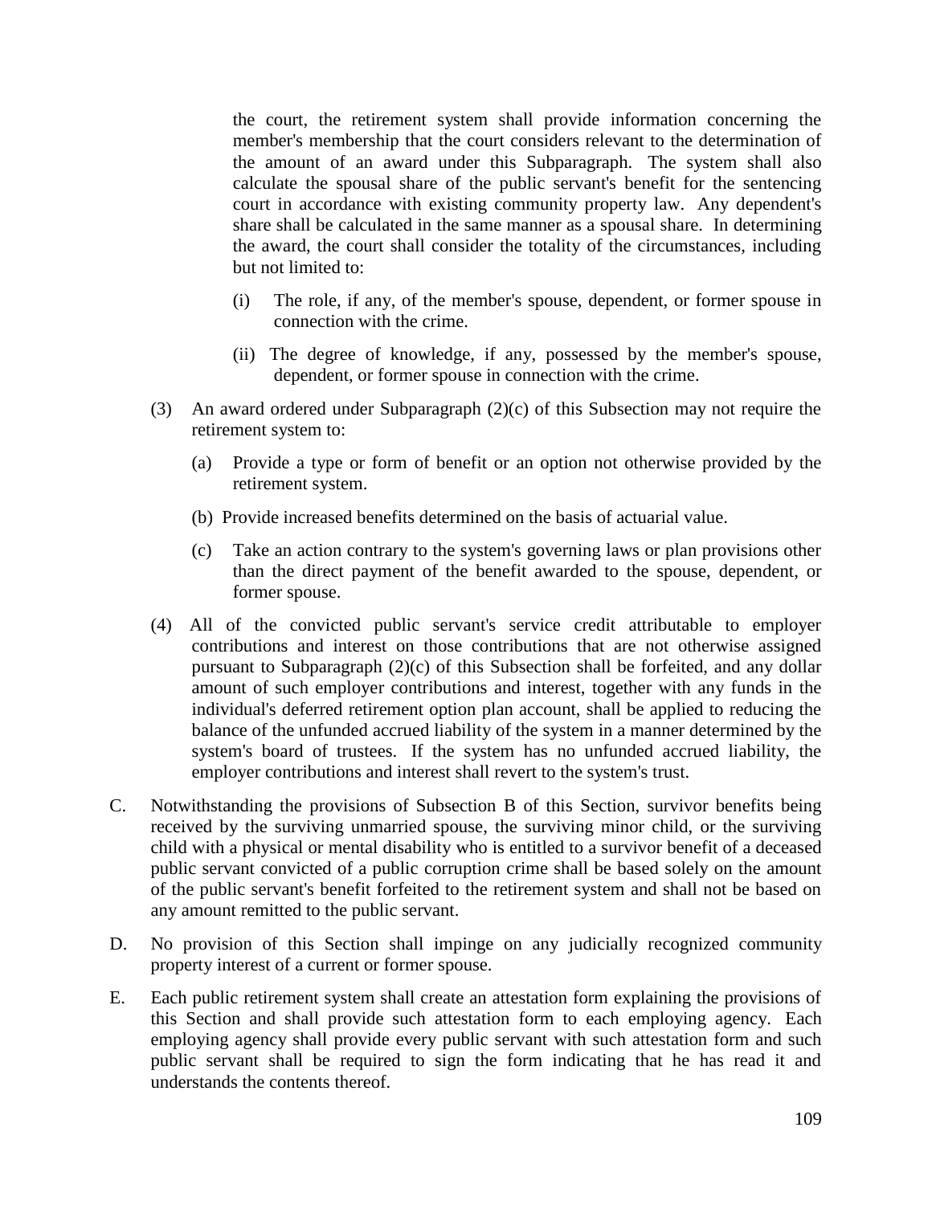the court, the retirement system shall provide information concerning the member's membership that the court considers relevant to the determination of the amount of an award under this Subparagraph. The system shall also calculate the spousal share of the public servant's benefit for the sentencing court in accordance with existing community property law. Any dependent's share shall be calculated in the same manner as a spousal share. In determining the award, the court shall consider the totality of the circumstances, including but not limited to:

(i) The role, if any, of the member's spouse, dependent, or former spouse in connection with the crime.

(ii) The degree of knowledge, if any, possessed by the member's spouse, dependent, or former spouse in connection with the crime.

(3) An award ordered under Subparagraph (2)(c) of this Subsection may not require the retirement system to:

(a) Provide a type or form of benefit or an option not otherwise provided by the retirement system.

(b) Provide increased benefits determined on the basis of actuarial value.

(c) Take an action contrary to the system's governing laws or plan provisions other than the direct payment of the benefit awarded to the spouse, dependent, or former spouse.

(4) All of the convicted public servant's service credit attributable to employer contributions and interest on those contributions that are not otherwise assigned pursuant to Subparagraph (2)(c) of this Subsection shall be forfeited, and any dollar amount of such employer contributions and interest, together with any funds in the individual's deferred retirement option plan account, shall be applied to reducing the balance of the unfunded accrued liability of the system in a manner determined by the system's board of trustees. If the system has no unfunded accrued liability, the employer contributions and interest shall revert to the system's trust.

C. Notwithstanding the provisions of Subsection B of this Section, survivor benefits being received by the surviving unmarried spouse, the surviving minor child, or the surviving child with a physical or mental disability who is entitled to a survivor benefit of a deceased public servant convicted of a public corruption crime shall be based solely on the amount of the public servant's benefit forfeited to the retirement system and shall not be based on any amount remitted to the public servant.

D. No provision of this Section shall impinge on any judicially recognized community property interest of a current or former spouse.

E. Each public retirement system shall create an attestation form explaining the provisions of this Section and shall provide such attestation form to each employing agency. Each employing agency shall provide every public servant with such attestation form and such public servant shall be required to sign the form indicating that he has read it and understands the contents thereof.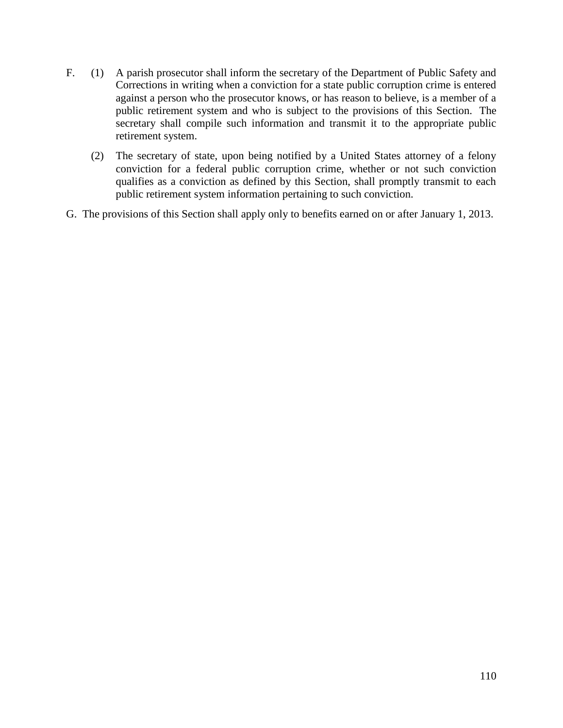F. (1) A parish prosecutor shall inform the secretary of the Department of Public Safety and Corrections in writing when a conviction for a state public corruption crime is entered against a person who the prosecutor knows, or has reason to believe, is a member of a public retirement system and who is subject to the provisions of this Section. The secretary shall compile such information and transmit it to the appropriate public retirement system.

(2) The secretary of state, upon being notified by a United States attorney of a felony conviction for a federal public corruption crime, whether or not such conviction qualifies as a conviction as defined by this Section, shall promptly transmit to each public retirement system information pertaining to such conviction.

G. The provisions of this Section shall apply only to benefits earned on or after January 1, 2013.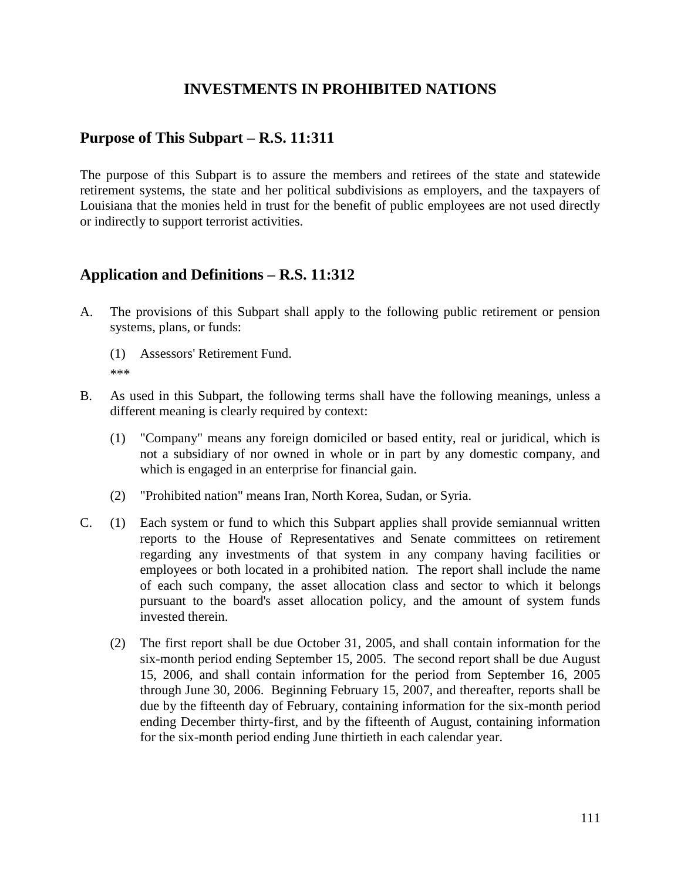# INVESTMENTS IN PROHIBITED NATIONS

## Purpose of This Subpart – R.S. 11:311

The purpose of this Subpart is to assure the members and retirees of the state and statewide retirement systems, the state and her political subdivisions as employers, and the taxpayers of Louisiana that the monies held in trust for the benefit of public employees are not used directly or indirectly to support terrorist activities.

## Application and Definitions – R.S. 11:312

A. The provisions of this Subpart shall apply to the following public retirement or pension systems, plans, or funds:

   (1) Assessors' Retirement Fund.

   ***

B. As used in this Subpart, the following terms shall have the following meanings, unless a different meaning is clearly required by context:

   (1) "Company" means any foreign domiciled or based entity, real or juridical, which is not a subsidiary of nor owned in whole or in part by any domestic company, and which is engaged in an enterprise for financial gain.

   (2) "Prohibited nation" means Iran, North Korea, Sudan, or Syria.

C. (1) Each system or fund to which this Subpart applies shall provide semiannual written reports to the House of Representatives and Senate committees on retirement regarding any investments of that system in any company having facilities or employees or both located in a prohibited nation. The report shall include the name of each such company, the asset allocation class and sector to which it belongs pursuant to the board's asset allocation policy, and the amount of system funds invested therein.

   (2) The first report shall be due October 31, 2005, and shall contain information for the six-month period ending September 15, 2005. The second report shall be due August 15, 2006, and shall contain information for the period from September 16, 2005 through June 30, 2006. Beginning February 15, 2007, and thereafter, reports shall be due by the fifteenth day of February, containing information for the six-month period ending December thirty-first, and by the fifteenth of August, containing information for the six-month period ending June thirtieth in each calendar year.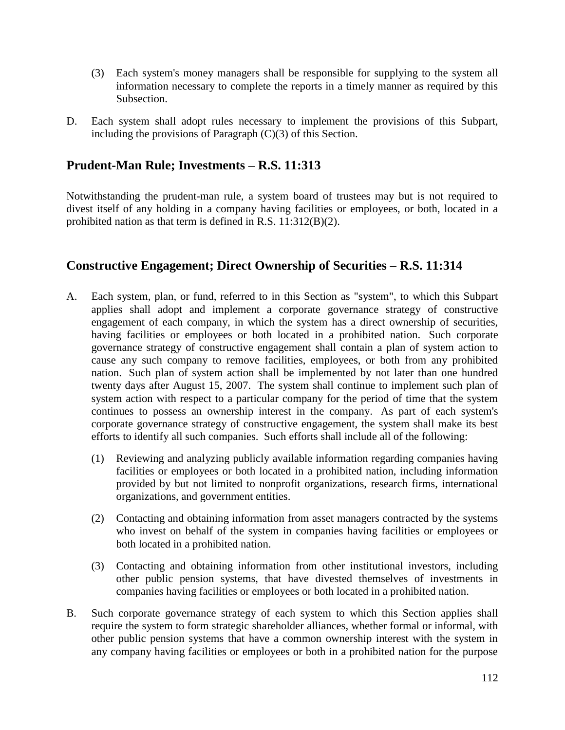(3) Each system's money managers shall be responsible for supplying to the system all information necessary to complete the reports in a timely manner as required by this Subsection.

D. Each system shall adopt rules necessary to implement the provisions of this Subpart, including the provisions of Paragraph (C)(3) of this Section.

## Prudent-Man Rule; Investments – R.S. 11:313

Notwithstanding the prudent-man rule, a system board of trustees may but is not required to divest itself of any holding in a company having facilities or employees, or both, located in a prohibited nation as that term is defined in R.S. 11:312(B)(2).

## Constructive Engagement; Direct Ownership of Securities – R.S. 11:314

A. Each system, plan, or fund, referred to in this Section as "system", to which this Subpart applies shall adopt and implement a corporate governance strategy of constructive engagement of each company, in which the system has a direct ownership of securities, having facilities or employees or both located in a prohibited nation. Such corporate governance strategy of constructive engagement shall contain a plan of system action to cause any such company to remove facilities, employees, or both from any prohibited nation. Such plan of system action shall be implemented by not later than one hundred twenty days after August 15, 2007. The system shall continue to implement such plan of system action with respect to a particular company for the period of time that the system continues to possess an ownership interest in the company. As part of each system's corporate governance strategy of constructive engagement, the system shall make its best efforts to identify all such companies. Such efforts shall include all of the following:

   (1) Reviewing and analyzing publicly available information regarding companies having facilities or employees or both located in a prohibited nation, including information provided by but not limited to nonprofit organizations, research firms, international organizations, and government entities.

   (2) Contacting and obtaining information from asset managers contracted by the systems who invest on behalf of the system in companies having facilities or employees or both located in a prohibited nation.

   (3) Contacting and obtaining information from other institutional investors, including other public pension systems, that have divested themselves of investments in companies having facilities or employees or both located in a prohibited nation.

B. Such corporate governance strategy of each system to which this Section applies shall require the system to form strategic shareholder alliances, whether formal or informal, with other public pension systems that have a common ownership interest with the system in any company having facilities or employees or both in a prohibited nation for the purpose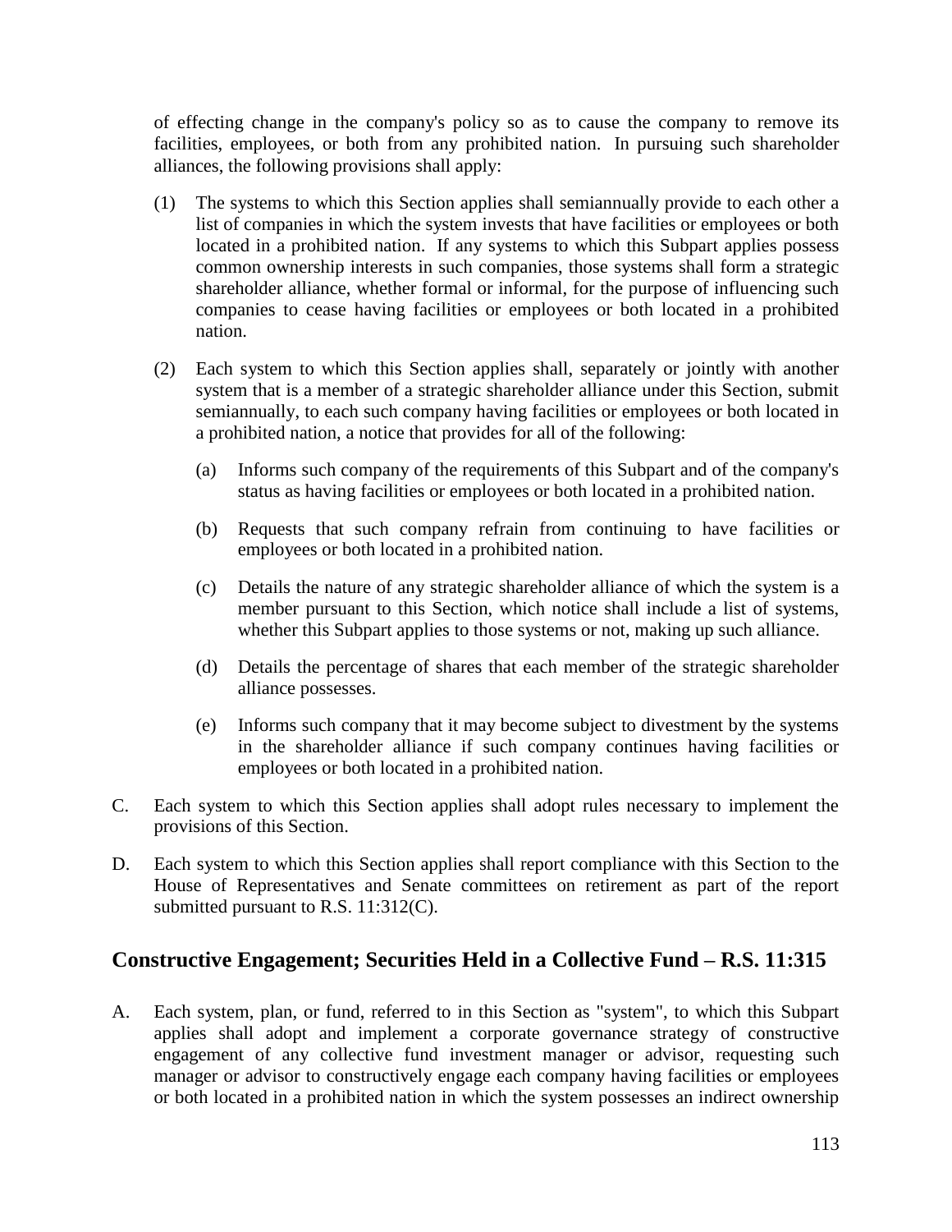of effecting change in the company's policy so as to cause the company to remove its facilities, employees, or both from any prohibited nation. In pursuing such shareholder alliances, the following provisions shall apply:

(1) The systems to which this Section applies shall semiannually provide to each other a list of companies in which the system invests that have facilities or employees or both located in a prohibited nation. If any systems to which this Subpart applies possess common ownership interests in such companies, those systems shall form a strategic shareholder alliance, whether formal or informal, for the purpose of influencing such companies to cease having facilities or employees or both located in a prohibited nation.

(2) Each system to which this Section applies shall, separately or jointly with another system that is a member of a strategic shareholder alliance under this Section, submit semiannually, to each such company having facilities or employees or both located in a prohibited nation, a notice that provides for all of the following:

   (a) Informs such company of the requirements of this Subpart and of the company's status as having facilities or employees or both located in a prohibited nation.

   (b) Requests that such company refrain from continuing to have facilities or employees or both located in a prohibited nation.

   (c) Details the nature of any strategic shareholder alliance of which the system is a member pursuant to this Section, which notice shall include a list of systems, whether this Subpart applies to those systems or not, making up such alliance.

   (d) Details the percentage of shares that each member of the strategic shareholder alliance possesses.

   (e) Informs such company that it may become subject to divestment by the systems in the shareholder alliance if such company continues having facilities or employees or both located in a prohibited nation.

C. Each system to which this Section applies shall adopt rules necessary to implement the provisions of this Section.

D. Each system to which this Section applies shall report compliance with this Section to the House of Representatives and Senate committees on retirement as part of the report submitted pursuant to R.S. 11:312(C).

## Constructive Engagement; Securities Held in a Collective Fund – R.S. 11:315

A. Each system, plan, or fund, referred to in this Section as "system", to which this Subpart applies shall adopt and implement a corporate governance strategy of constructive engagement of any collective fund investment manager or advisor, requesting such manager or advisor to constructively engage each company having facilities or employees or both located in a prohibited nation in which the system possesses an indirect ownership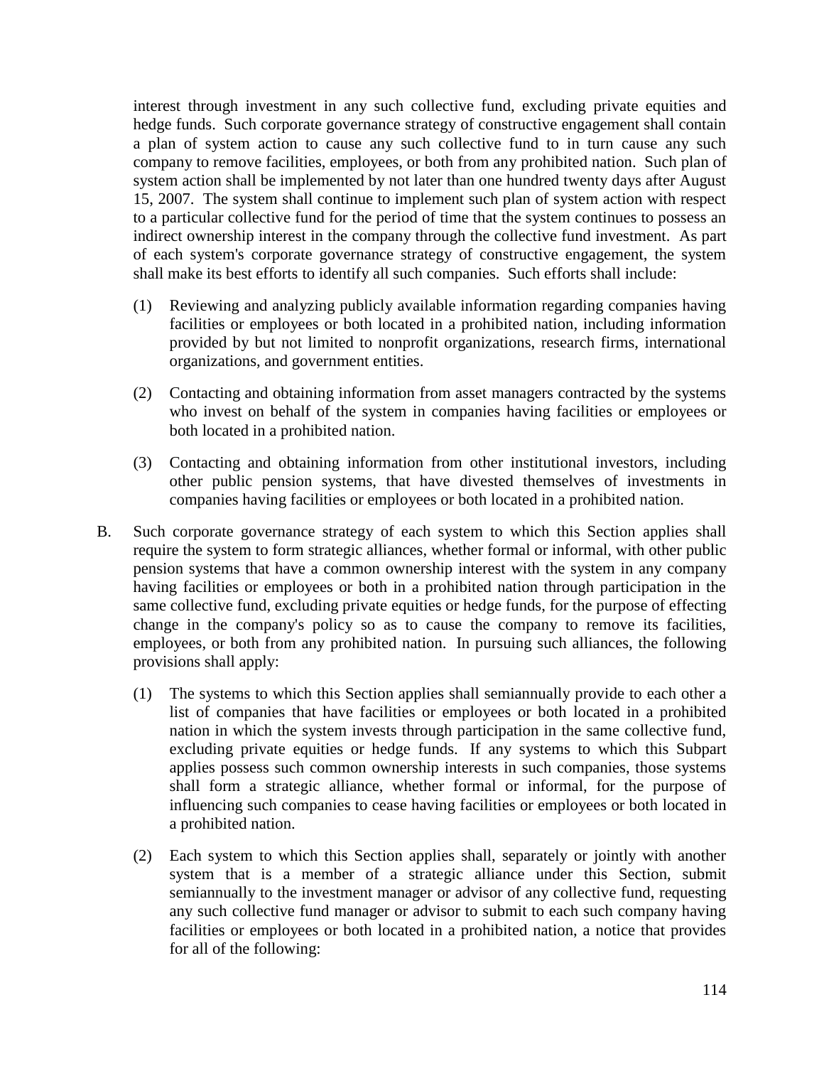interest through investment in any such collective fund, excluding private equities and hedge funds. Such corporate governance strategy of constructive engagement shall contain a plan of system action to cause any such collective fund to in turn cause any such company to remove facilities, employees, or both from any prohibited nation. Such plan of system action shall be implemented by not later than one hundred twenty days after August 15, 2007. The system shall continue to implement such plan of system action with respect to a particular collective fund for the period of time that the system continues to possess an indirect ownership interest in the company through the collective fund investment. As part of each system's corporate governance strategy of constructive engagement, the system shall make its best efforts to identify all such companies. Such efforts shall include:

(1) Reviewing and analyzing publicly available information regarding companies having facilities or employees or both located in a prohibited nation, including information provided by but not limited to nonprofit organizations, research firms, international organizations, and government entities.

(2) Contacting and obtaining information from asset managers contracted by the systems who invest on behalf of the system in companies having facilities or employees or both located in a prohibited nation.

(3) Contacting and obtaining information from other institutional investors, including other public pension systems, that have divested themselves of investments in companies having facilities or employees or both located in a prohibited nation.

B. Such corporate governance strategy of each system to which this Section applies shall require the system to form strategic alliances, whether formal or informal, with other public pension systems that have a common ownership interest with the system in any company having facilities or employees or both in a prohibited nation through participation in the same collective fund, excluding private equities or hedge funds, for the purpose of effecting change in the company's policy so as to cause the company to remove its facilities, employees, or both from any prohibited nation. In pursuing such alliances, the following provisions shall apply:

(1) The systems to which this Section applies shall semiannually provide to each other a list of companies that have facilities or employees or both located in a prohibited nation in which the system invests through participation in the same collective fund, excluding private equities or hedge funds. If any systems to which this Subpart applies possess such common ownership interests in such companies, those systems shall form a strategic alliance, whether formal or informal, for the purpose of influencing such companies to cease having facilities or employees or both located in a prohibited nation.

(2) Each system to which this Section applies shall, separately or jointly with another system that is a member of a strategic alliance under this Section, submit semiannually to the investment manager or advisor of any collective fund, requesting any such collective fund manager or advisor to submit to each such company having facilities or employees or both located in a prohibited nation, a notice that provides for all of the following: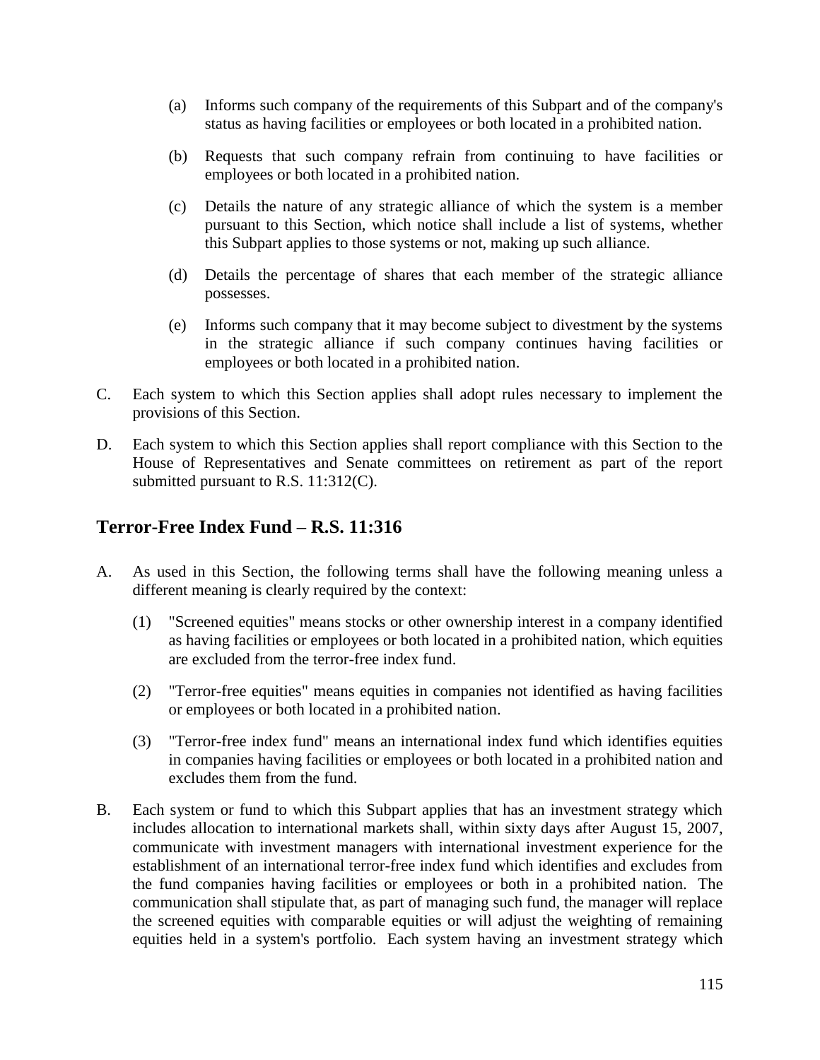(a) Informs such company of the requirements of this Subpart and of the company's status as having facilities or employees or both located in a prohibited nation.

(b) Requests that such company refrain from continuing to have facilities or employees or both located in a prohibited nation.

(c) Details the nature of any strategic alliance of which the system is a member pursuant to this Section, which notice shall include a list of systems, whether this Subpart applies to those systems or not, making up such alliance.

(d) Details the percentage of shares that each member of the strategic alliance possesses.

(e) Informs such company that it may become subject to divestment by the systems in the strategic alliance if such company continues having facilities or employees or both located in a prohibited nation.

C. Each system to which this Section applies shall adopt rules necessary to implement the provisions of this Section.

D. Each system to which this Section applies shall report compliance with this Section to the House of Representatives and Senate committees on retirement as part of the report submitted pursuant to R.S. 11:312(C).

## Terror-Free Index Fund – R.S. 11:316

A. As used in this Section, the following terms shall have the following meaning unless a different meaning is clearly required by the context:

(1) "Screened equities" means stocks or other ownership interest in a company identified as having facilities or employees or both located in a prohibited nation, which equities are excluded from the terror-free index fund.

(2) "Terror-free equities" means equities in companies not identified as having facilities or employees or both located in a prohibited nation.

(3) "Terror-free index fund" means an international index fund which identifies equities in companies having facilities or employees or both located in a prohibited nation and excludes them from the fund.

B. Each system or fund to which this Subpart applies that has an investment strategy which includes allocation to international markets shall, within sixty days after August 15, 2007, communicate with investment managers with international investment experience for the establishment of an international terror-free index fund which identifies and excludes from the fund companies having facilities or employees or both in a prohibited nation. The communication shall stipulate that, as part of managing such fund, the manager will replace the screened equities with comparable equities or will adjust the weighting of remaining equities held in a system's portfolio. Each system having an investment strategy which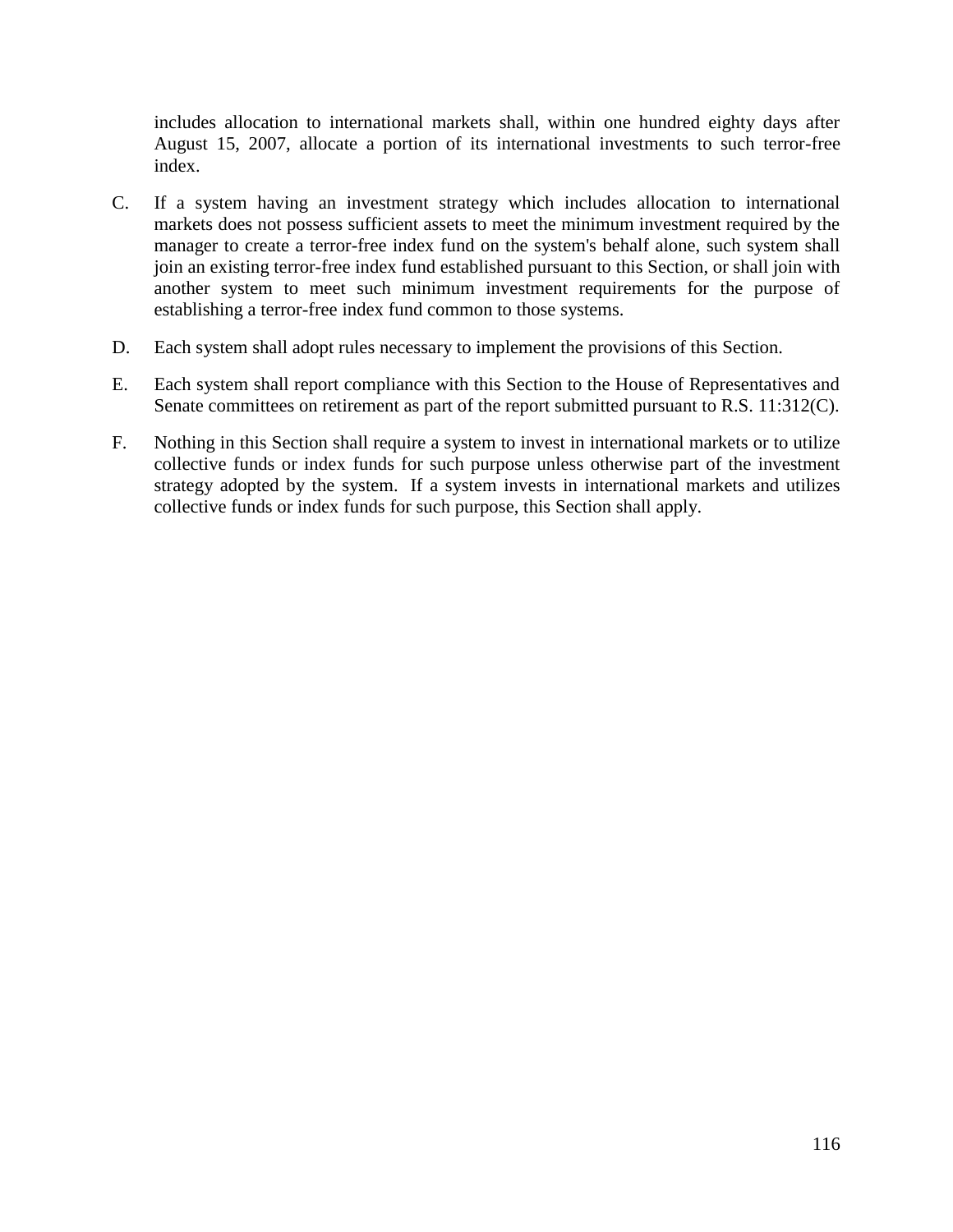includes allocation to international markets shall, within one hundred eighty days after August 15, 2007, allocate a portion of its international investments to such terror-free index.

C. If a system having an investment strategy which includes allocation to international markets does not possess sufficient assets to meet the minimum investment required by the manager to create a terror-free index fund on the system's behalf alone, such system shall join an existing terror-free index fund established pursuant to this Section, or shall join with another system to meet such minimum investment requirements for the purpose of establishing a terror-free index fund common to those systems.

D. Each system shall adopt rules necessary to implement the provisions of this Section.

E. Each system shall report compliance with this Section to the House of Representatives and Senate committees on retirement as part of the report submitted pursuant to R.S. 11:312(C).

F. Nothing in this Section shall require a system to invest in international markets or to utilize collective funds or index funds for such purpose unless otherwise part of the investment strategy adopted by the system. If a system invests in international markets and utilizes collective funds or index funds for such purpose, this Section shall apply.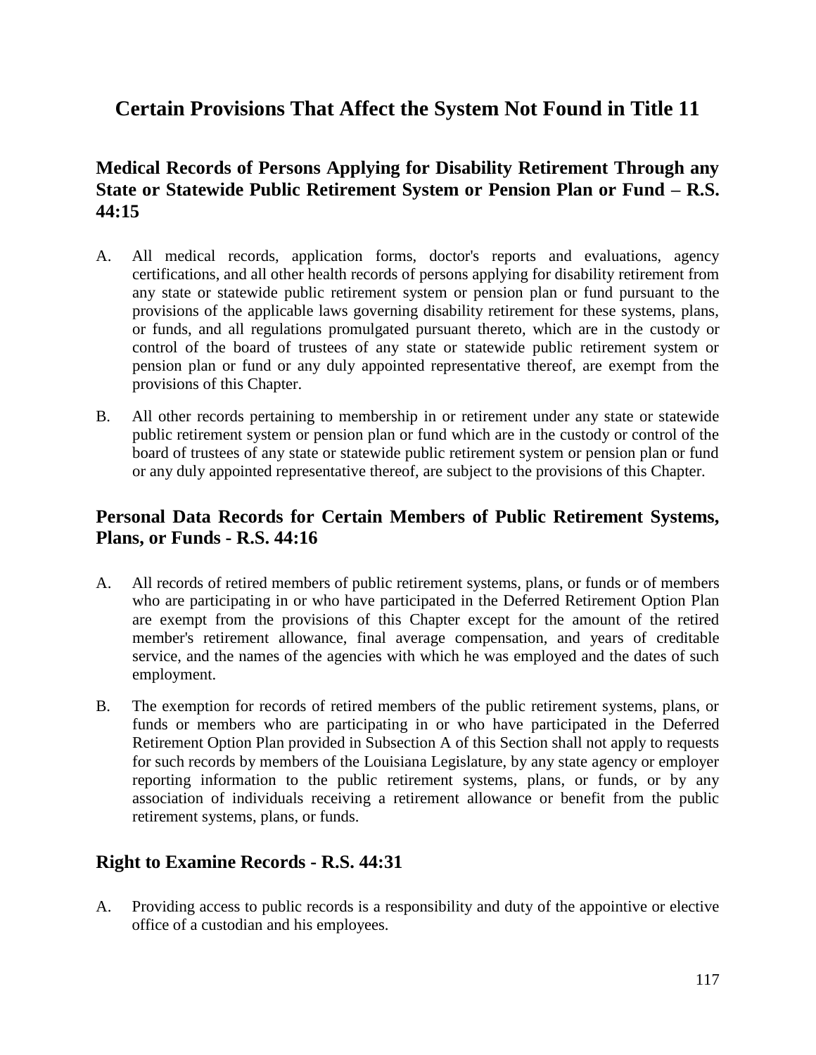# Certain Provisions That Affect the System Not Found in Title 11

## Medical Records of Persons Applying for Disability Retirement Through any State or Statewide Public Retirement System or Pension Plan or Fund – R.S. 44:15

A. All medical records, application forms, doctor's reports and evaluations, agency certifications, and all other health records of persons applying for disability retirement from any state or statewide public retirement system or pension plan or fund pursuant to the provisions of the applicable laws governing disability retirement for these systems, plans, or funds, and all regulations promulgated pursuant thereto, which are in the custody or control of the board of trustees of any state or statewide public retirement system or pension plan or fund or any duly appointed representative thereof, are exempt from the provisions of this Chapter.

B. All other records pertaining to membership in or retirement under any state or statewide public retirement system or pension plan or fund which are in the custody or control of the board of trustees of any state or statewide public retirement system or pension plan or fund or any duly appointed representative thereof, are subject to the provisions of this Chapter.

## Personal Data Records for Certain Members of Public Retirement Systems, Plans, or Funds - R.S. 44:16

A. All records of retired members of public retirement systems, plans, or funds or of members who are participating in or who have participated in the Deferred Retirement Option Plan are exempt from the provisions of this Chapter except for the amount of the retired member's retirement allowance, final average compensation, and years of creditable service, and the names of the agencies with which he was employed and the dates of such employment.

B. The exemption for records of retired members of the public retirement systems, plans, or funds or members who are participating in or who have participated in the Deferred Retirement Option Plan provided in Subsection A of this Section shall not apply to requests for such records by members of the Louisiana Legislature, by any state agency or employer reporting information to the public retirement systems, plans, or funds, or by any association of individuals receiving a retirement allowance or benefit from the public retirement systems, plans, or funds.

## Right to Examine Records - R.S. 44:31

A. Providing access to public records is a responsibility and duty of the appointive or elective office of a custodian and his employees.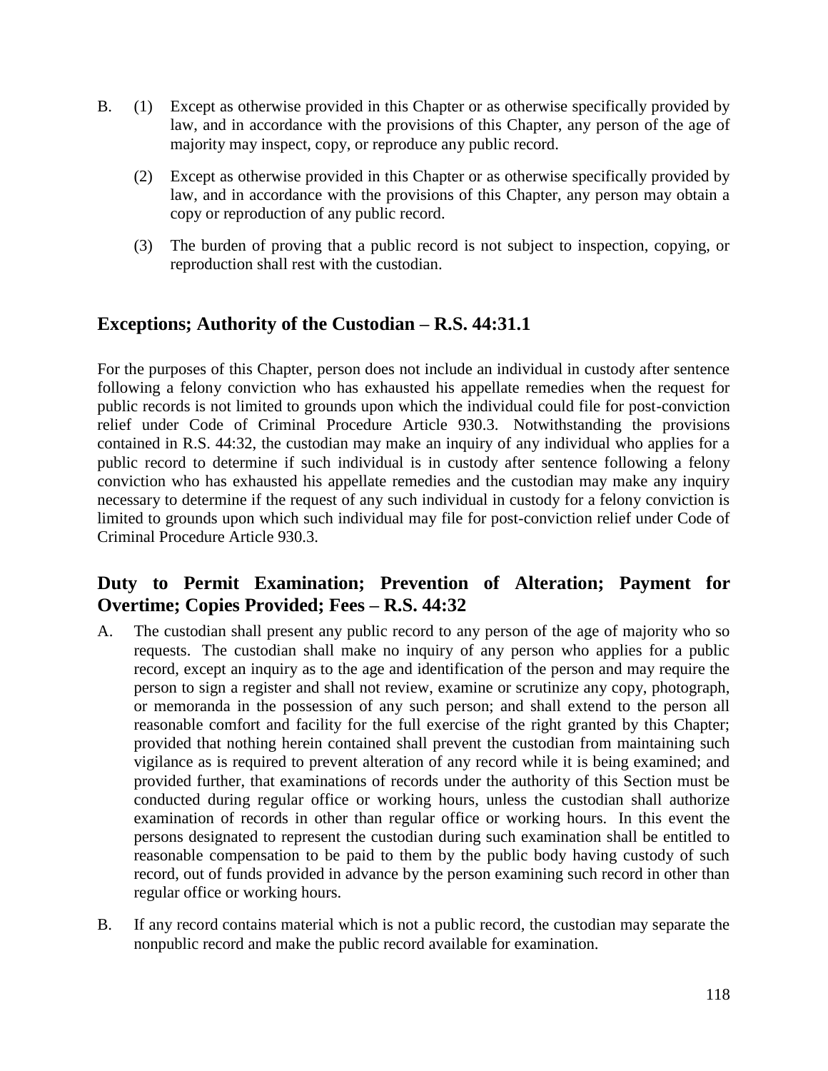B. (1) Except as otherwise provided in this Chapter or as otherwise specifically provided by law, and in accordance with the provisions of this Chapter, any person of the age of majority may inspect, copy, or reproduce any public record.

   (2) Except as otherwise provided in this Chapter or as otherwise specifically provided by law, and in accordance with the provisions of this Chapter, any person may obtain a copy or reproduction of any public record.

   (3) The burden of proving that a public record is not subject to inspection, copying, or reproduction shall rest with the custodian.

## Exceptions; Authority of the Custodian – R.S. 44:31.1

For the purposes of this Chapter, person does not include an individual in custody after sentence following a felony conviction who has exhausted his appellate remedies when the request for public records is not limited to grounds upon which the individual could file for post-conviction relief under Code of Criminal Procedure Article 930.3. Notwithstanding the provisions contained in R.S. 44:32, the custodian may make an inquiry of any individual who applies for a public record to determine if such individual is in custody after sentence following a felony conviction who has exhausted his appellate remedies and the custodian may make any inquiry necessary to determine if the request of any such individual in custody for a felony conviction is limited to grounds upon which such individual may file for post-conviction relief under Code of Criminal Procedure Article 930.3.

## Duty to Permit Examination; Prevention of Alteration; Payment for Overtime; Copies Provided; Fees – R.S. 44:32

A. The custodian shall present any public record to any person of the age of majority who so requests. The custodian shall make no inquiry of any person who applies for a public record, except an inquiry as to the age and identification of the person and may require the person to sign a register and shall not review, examine or scrutinize any copy, photograph, or memoranda in the possession of any such person; and shall extend to the person all reasonable comfort and facility for the full exercise of the right granted by this Chapter; provided that nothing herein contained shall prevent the custodian from maintaining such vigilance as is required to prevent alteration of any record while it is being examined; and provided further, that examinations of records under the authority of this Section must be conducted during regular office or working hours, unless the custodian shall authorize examination of records in other than regular office or working hours. In this event the persons designated to represent the custodian during such examination shall be entitled to reasonable compensation to be paid to them by the public body having custody of such record, out of funds provided in advance by the person examining such record in other than regular office or working hours.

B. If any record contains material which is not a public record, the custodian may separate the nonpublic record and make the public record available for examination.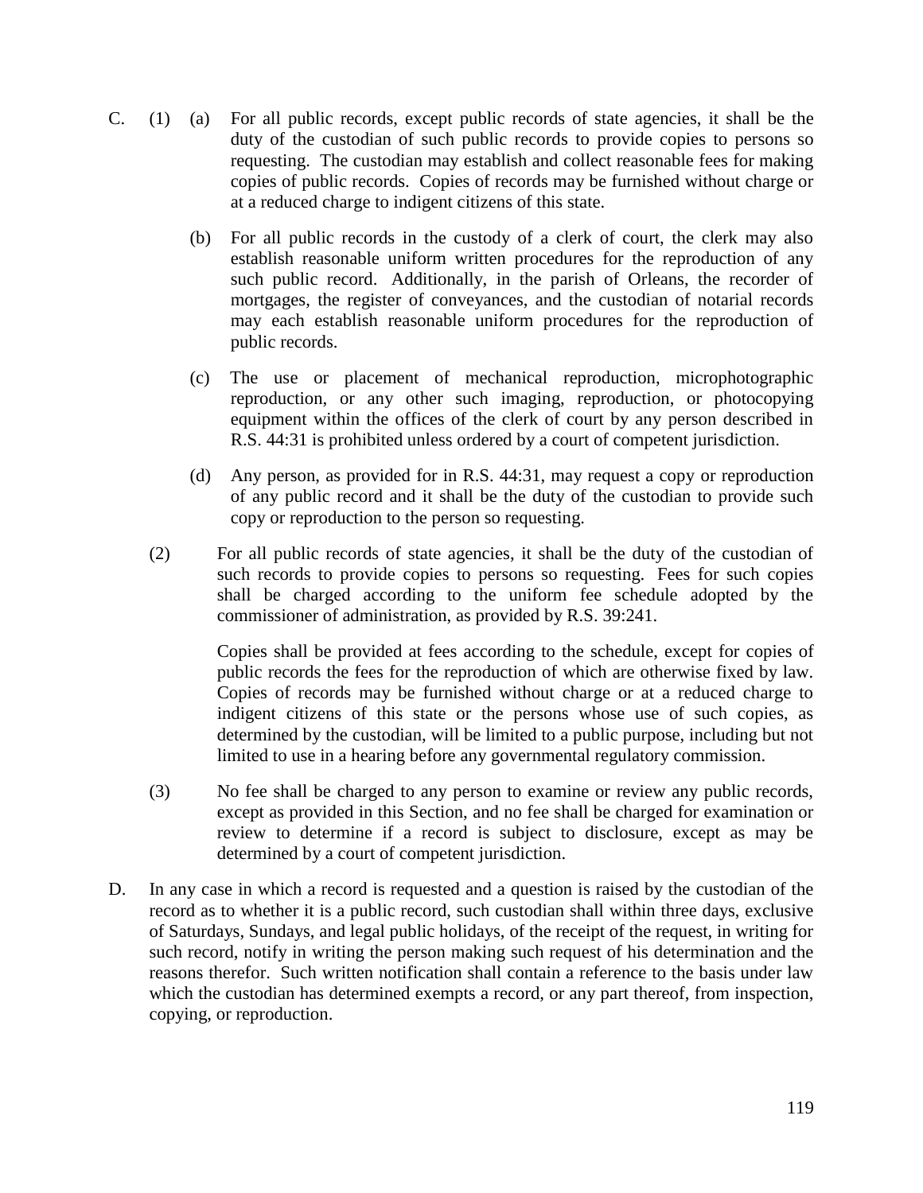C. (1) (a) For all public records, except public records of state agencies, it shall be the duty of the custodian of such public records to provide copies to persons so requesting. The custodian may establish and collect reasonable fees for making copies of public records. Copies of records may be furnished without charge or at a reduced charge to indigent citizens of this state.

(b) For all public records in the custody of a clerk of court, the clerk may also establish reasonable uniform written procedures for the reproduction of any such public record. Additionally, in the parish of Orleans, the recorder of mortgages, the register of conveyances, and the custodian of notarial records may each establish reasonable uniform procedures for the reproduction of public records.

(c) The use or placement of mechanical reproduction, microphotographic reproduction, or any other such imaging, reproduction, or photocopying equipment within the offices of the clerk of court by any person described in R.S. 44:31 is prohibited unless ordered by a court of competent jurisdiction.

(d) Any person, as provided for in R.S. 44:31, may request a copy or reproduction of any public record and it shall be the duty of the custodian to provide such copy or reproduction to the person so requesting.

(2) For all public records of state agencies, it shall be the duty of the custodian of such records to provide copies to persons so requesting. Fees for such copies shall be charged according to the uniform fee schedule adopted by the commissioner of administration, as provided by R.S. 39:241.

Copies shall be provided at fees according to the schedule, except for copies of public records the fees for the reproduction of which are otherwise fixed by law. Copies of records may be furnished without charge or at a reduced charge to indigent citizens of this state or the persons whose use of such copies, as determined by the custodian, will be limited to a public purpose, including but not limited to use in a hearing before any governmental regulatory commission.

(3) No fee shall be charged to any person to examine or review any public records, except as provided in this Section, and no fee shall be charged for examination or review to determine if a record is subject to disclosure, except as may be determined by a court of competent jurisdiction.

D. In any case in which a record is requested and a question is raised by the custodian of the record as to whether it is a public record, such custodian shall within three days, exclusive of Saturdays, Sundays, and legal public holidays, of the receipt of the request, in writing for such record, notify in writing the person making such request of his determination and the reasons therefor. Such written notification shall contain a reference to the basis under law which the custodian has determined exempts a record, or any part thereof, from inspection, copying, or reproduction.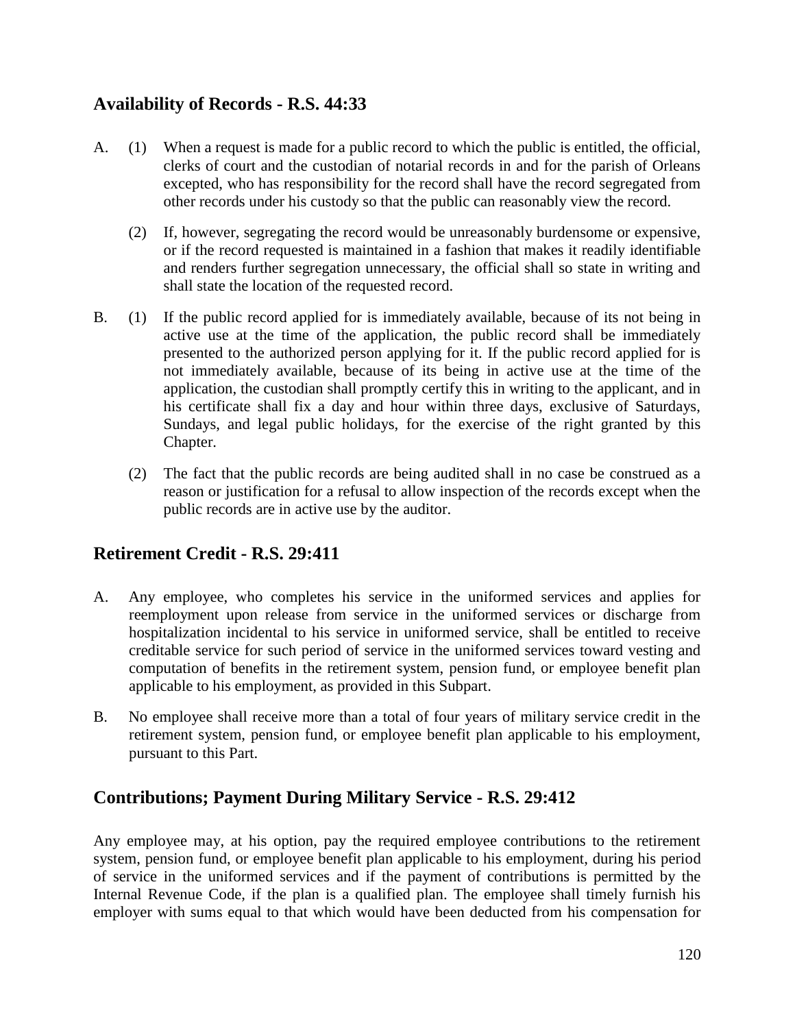## Availability of Records - R.S. 44:33

A. (1) When a request is made for a public record to which the public is entitled, the official, clerks of court and the custodian of notarial records in and for the parish of Orleans excepted, who has responsibility for the record shall have the record segregated from other records under his custody so that the public can reasonably view the record.

(2) If, however, segregating the record would be unreasonably burdensome or expensive, or if the record requested is maintained in a fashion that makes it readily identifiable and renders further segregation unnecessary, the official shall so state in writing and shall state the location of the requested record.

B. (1) If the public record applied for is immediately available, because of its not being in active use at the time of the application, the public record shall be immediately presented to the authorized person applying for it. If the public record applied for is not immediately available, because of its being in active use at the time of the application, the custodian shall promptly certify this in writing to the applicant, and in his certificate shall fix a day and hour within three days, exclusive of Saturdays, Sundays, and legal public holidays, for the exercise of the right granted by this Chapter.

(2) The fact that the public records are being audited shall in no case be construed as a reason or justification for a refusal to allow inspection of the records except when the public records are in active use by the auditor.

## Retirement Credit - R.S. 29:411

A. Any employee, who completes his service in the uniformed services and applies for reemployment upon release from service in the uniformed services or discharge from hospitalization incidental to his service in uniformed service, shall be entitled to receive creditable service for such period of service in the uniformed services toward vesting and computation of benefits in the retirement system, pension fund, or employee benefit plan applicable to his employment, as provided in this Subpart.

B. No employee shall receive more than a total of four years of military service credit in the retirement system, pension fund, or employee benefit plan applicable to his employment, pursuant to this Part.

## Contributions; Payment During Military Service - R.S. 29:412

Any employee may, at his option, pay the required employee contributions to the retirement system, pension fund, or employee benefit plan applicable to his employment, during his period of service in the uniformed services and if the payment of contributions is permitted by the Internal Revenue Code, if the plan is a qualified plan. The employee shall timely furnish his employer with sums equal to that which would have been deducted from his compensation for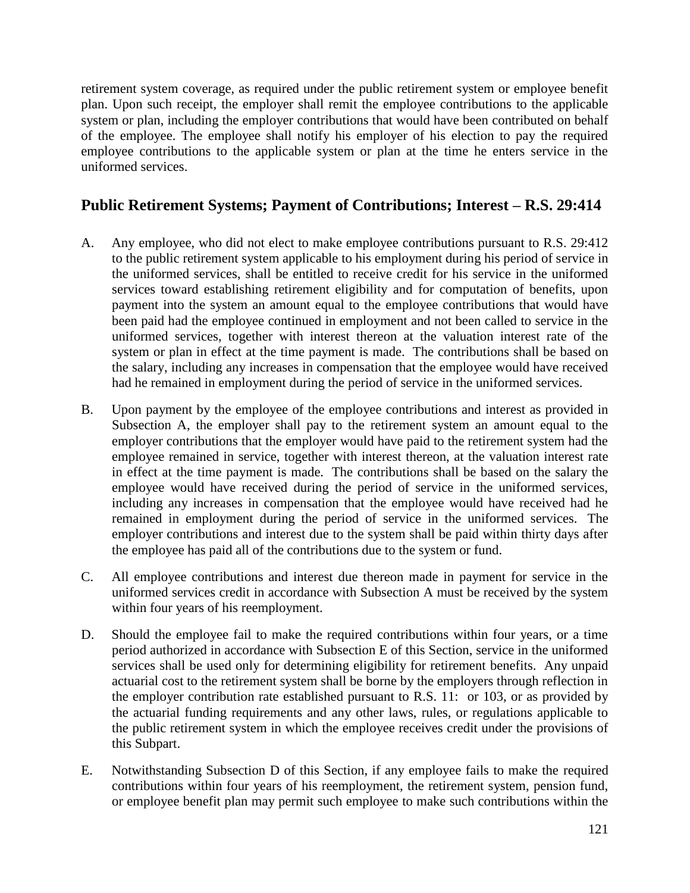retirement system coverage, as required under the public retirement system or employee benefit plan. Upon such receipt, the employer shall remit the employee contributions to the applicable system or plan, including the employer contributions that would have been contributed on behalf of the employee. The employee shall notify his employer of his election to pay the required employee contributions to the applicable system or plan at the time he enters service in the uniformed services.

## Public Retirement Systems; Payment of Contributions; Interest – R.S. 29:414

A. Any employee, who did not elect to make employee contributions pursuant to R.S. 29:412 to the public retirement system applicable to his employment during his period of service in the uniformed services, shall be entitled to receive credit for his service in the uniformed services toward establishing retirement eligibility and for computation of benefits, upon payment into the system an amount equal to the employee contributions that would have been paid had the employee continued in employment and not been called to service in the uniformed services, together with interest thereon at the valuation interest rate of the system or plan in effect at the time payment is made. The contributions shall be based on the salary, including any increases in compensation that the employee would have received had he remained in employment during the period of service in the uniformed services.

B. Upon payment by the employee of the employee contributions and interest as provided in Subsection A, the employer shall pay to the retirement system an amount equal to the employer contributions that the employer would have paid to the retirement system had the employee remained in service, together with interest thereon, at the valuation interest rate in effect at the time payment is made. The contributions shall be based on the salary the employee would have received during the period of service in the uniformed services, including any increases in compensation that the employee would have received had he remained in employment during the period of service in the uniformed services. The employer contributions and interest due to the system shall be paid within thirty days after the employee has paid all of the contributions due to the system or fund.

C. All employee contributions and interest due thereon made in payment for service in the uniformed services credit in accordance with Subsection A must be received by the system within four years of his reemployment.

D. Should the employee fail to make the required contributions within four years, or a time period authorized in accordance with Subsection E of this Section, service in the uniformed services shall be used only for determining eligibility for retirement benefits. Any unpaid actuarial cost to the retirement system shall be borne by the employers through reflection in the employer contribution rate established pursuant to R.S. 11: or 103, or as provided by the actuarial funding requirements and any other laws, rules, or regulations applicable to the public retirement system in which the employee receives credit under the provisions of this Subpart.

E. Notwithstanding Subsection D of this Section, if any employee fails to make the required contributions within four years of his reemployment, the retirement system, pension fund, or employee benefit plan may permit such employee to make such contributions within the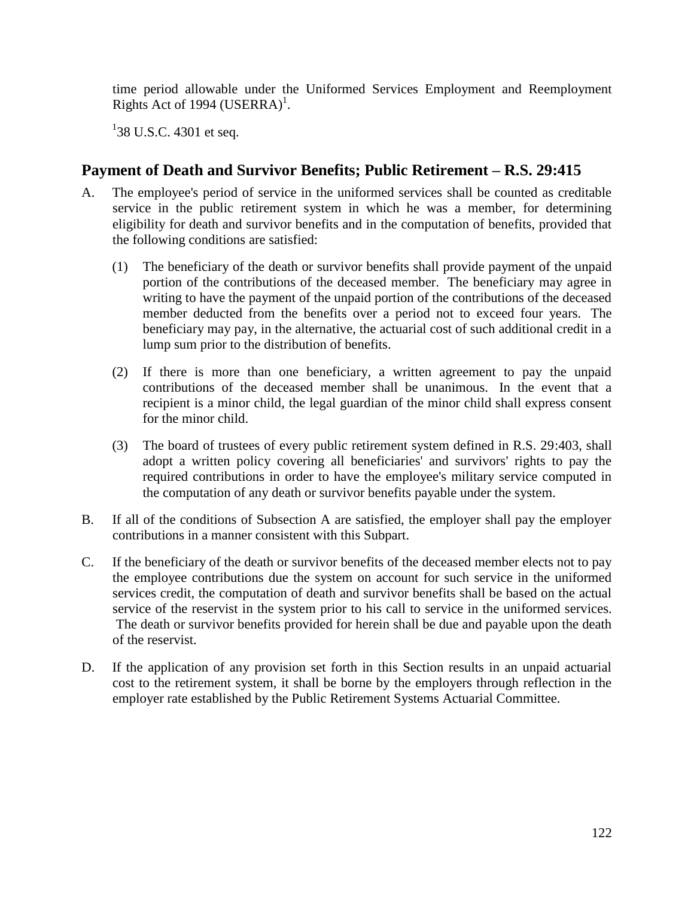time period allowable under the Uniformed Services Employment and Reemployment Rights Act of 1994 (USERRA)[1].

[1]38 U.S.C. 4301 et seq.

## Payment of Death and Survivor Benefits; Public Retirement – R.S. 29:415

A. The employee's period of service in the uniformed services shall be counted as creditable service in the public retirement system in which he was a member, for determining eligibility for death and survivor benefits and in the computation of benefits, provided that the following conditions are satisfied:

   (1) The beneficiary of the death or survivor benefits shall provide payment of the unpaid portion of the contributions of the deceased member. The beneficiary may agree in writing to have the payment of the unpaid portion of the contributions of the deceased member deducted from the benefits over a period not to exceed four years. The beneficiary may pay, in the alternative, the actuarial cost of such additional credit in a lump sum prior to the distribution of benefits.

   (2) If there is more than one beneficiary, a written agreement to pay the unpaid contributions of the deceased member shall be unanimous. In the event that a recipient is a minor child, the legal guardian of the minor child shall express consent for the minor child.

   (3) The board of trustees of every public retirement system defined in R.S. 29:403, shall adopt a written policy covering all beneficiaries' and survivors' rights to pay the required contributions in order to have the employee's military service computed in the computation of any death or survivor benefits payable under the system.

B. If all of the conditions of Subsection A are satisfied, the employer shall pay the employer contributions in a manner consistent with this Subpart.

C. If the beneficiary of the death or survivor benefits of the deceased member elects not to pay the employee contributions due the system on account for such service in the uniformed services credit, the computation of death and survivor benefits shall be based on the actual service of the reservist in the system prior to his call to service in the uniformed services. The death or survivor benefits provided for herein shall be due and payable upon the death of the reservist.

D. If the application of any provision set forth in this Section results in an unpaid actuarial cost to the retirement system, it shall be borne by the employers through reflection in the employer rate established by the Public Retirement Systems Actuarial Committee.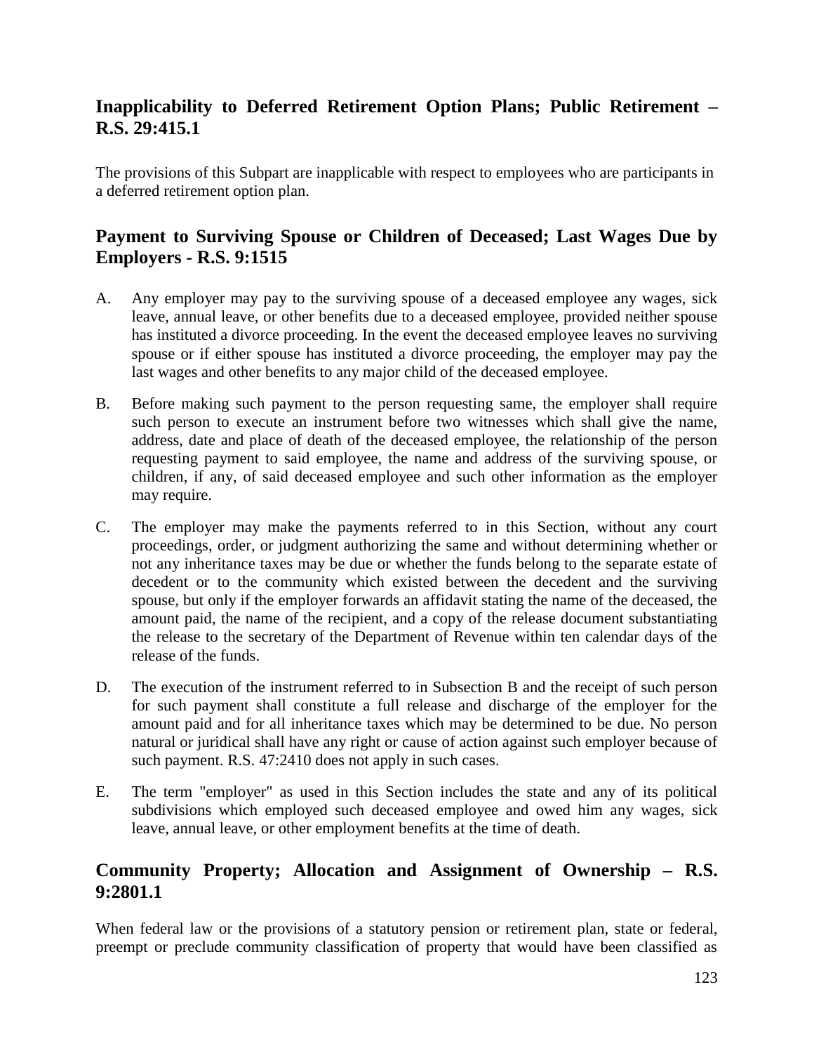## Inapplicability to Deferred Retirement Option Plans; Public Retirement – R.S. 29:415.1

The provisions of this Subpart are inapplicable with respect to employees who are participants in a deferred retirement option plan.

## Payment to Surviving Spouse or Children of Deceased; Last Wages Due by Employers - R.S. 9:1515

A. Any employer may pay to the surviving spouse of a deceased employee any wages, sick leave, annual leave, or other benefits due to a deceased employee, provided neither spouse has instituted a divorce proceeding. In the event the deceased employee leaves no surviving spouse or if either spouse has instituted a divorce proceeding, the employer may pay the last wages and other benefits to any major child of the deceased employee.

B. Before making such payment to the person requesting same, the employer shall require such person to execute an instrument before two witnesses which shall give the name, address, date and place of death of the deceased employee, the relationship of the person requesting payment to said employee, the name and address of the surviving spouse, or children, if any, of said deceased employee and such other information as the employer may require.

C. The employer may make the payments referred to in this Section, without any court proceedings, order, or judgment authorizing the same and without determining whether or not any inheritance taxes may be due or whether the funds belong to the separate estate of decedent or to the community which existed between the decedent and the surviving spouse, but only if the employer forwards an affidavit stating the name of the deceased, the amount paid, the name of the recipient, and a copy of the release document substantiating the release to the secretary of the Department of Revenue within ten calendar days of the release of the funds.

D. The execution of the instrument referred to in Subsection B and the receipt of such person for such payment shall constitute a full release and discharge of the employer for the amount paid and for all inheritance taxes which may be determined to be due. No person natural or juridical shall have any right or cause of action against such employer because of such payment. R.S. 47:2410 does not apply in such cases.

E. The term "employer" as used in this Section includes the state and any of its political subdivisions which employed such deceased employee and owed him any wages, sick leave, annual leave, or other employment benefits at the time of death.

## Community Property; Allocation and Assignment of Ownership – R.S. 9:2801.1

When federal law or the provisions of a statutory pension or retirement plan, state or federal, preempt or preclude community classification of property that would have been classified as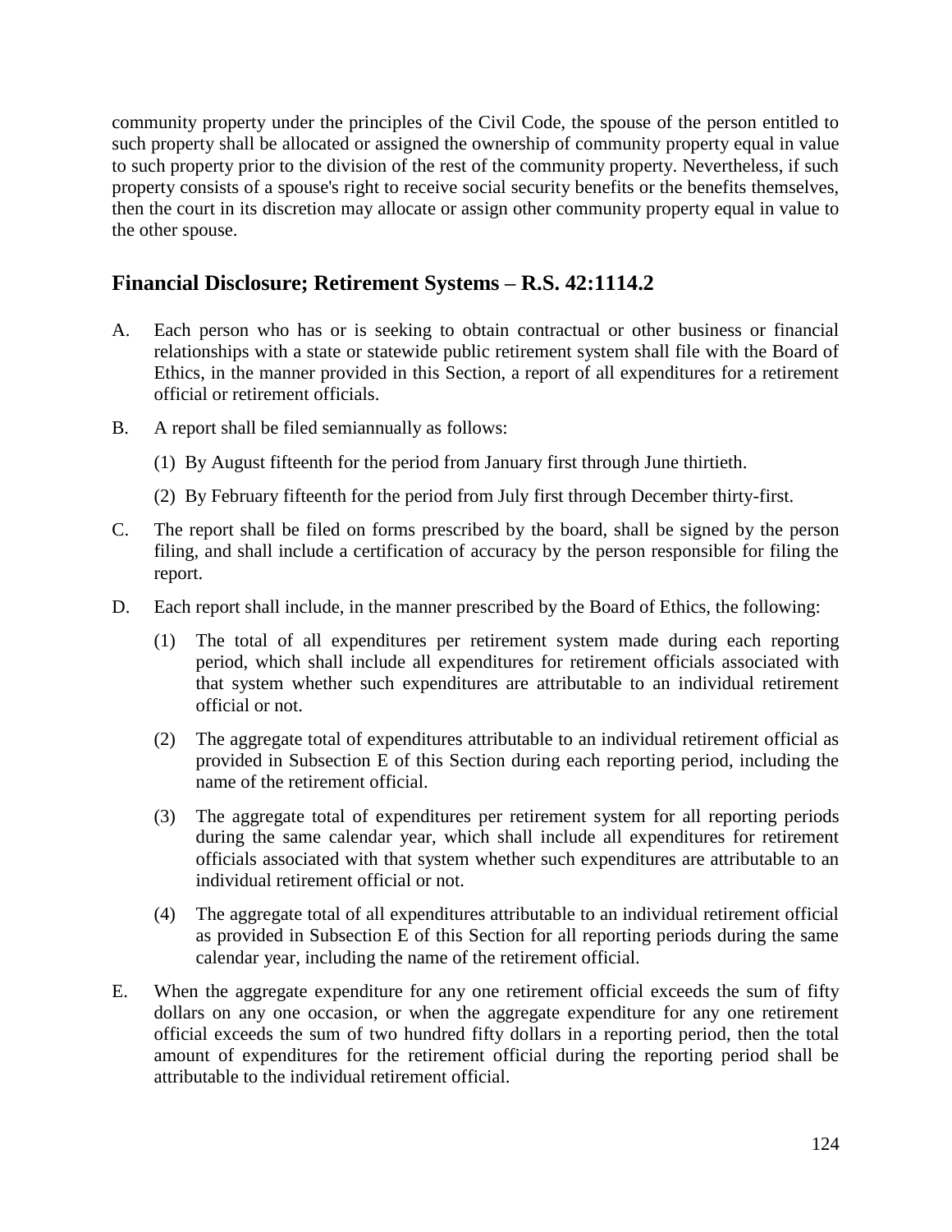community property under the principles of the Civil Code, the spouse of the person entitled to such property shall be allocated or assigned the ownership of community property equal in value to such property prior to the division of the rest of the community property. Nevertheless, if such property consists of a spouse's right to receive social security benefits or the benefits themselves, then the court in its discretion may allocate or assign other community property equal in value to the other spouse.

## Financial Disclosure; Retirement Systems – R.S. 42:1114.2

A. Each person who has or is seeking to obtain contractual or other business or financial relationships with a state or statewide public retirement system shall file with the Board of Ethics, in the manner provided in this Section, a report of all expenditures for a retirement official or retirement officials.

B. A report shall be filed semiannually as follows:

   (1) By August fifteenth for the period from January first through June thirtieth.

   (2) By February fifteenth for the period from July first through December thirty-first.

C. The report shall be filed on forms prescribed by the board, shall be signed by the person filing, and shall include a certification of accuracy by the person responsible for filing the report.

D. Each report shall include, in the manner prescribed by the Board of Ethics, the following:

   (1) The total of all expenditures per retirement system made during each reporting period, which shall include all expenditures for retirement officials associated with that system whether such expenditures are attributable to an individual retirement official or not.

   (2) The aggregate total of expenditures attributable to an individual retirement official as provided in Subsection E of this Section during each reporting period, including the name of the retirement official.

   (3) The aggregate total of expenditures per retirement system for all reporting periods during the same calendar year, which shall include all expenditures for retirement officials associated with that system whether such expenditures are attributable to an individual retirement official or not.

   (4) The aggregate total of all expenditures attributable to an individual retirement official as provided in Subsection E of this Section for all reporting periods during the same calendar year, including the name of the retirement official.

E. When the aggregate expenditure for any one retirement official exceeds the sum of fifty dollars on any one occasion, or when the aggregate expenditure for any one retirement official exceeds the sum of two hundred fifty dollars in a reporting period, then the total amount of expenditures for the retirement official during the reporting period shall be attributable to the individual retirement official.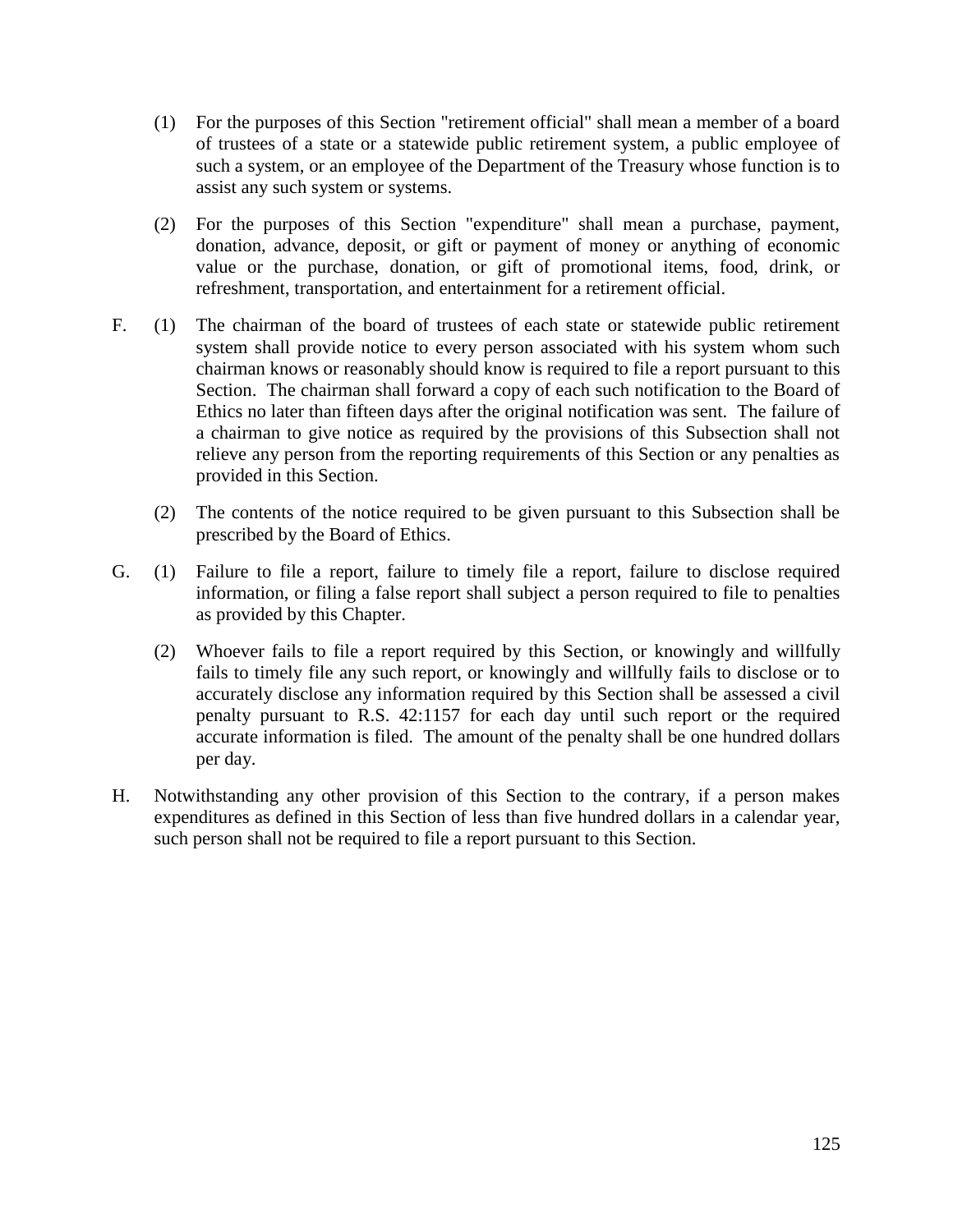(1) For the purposes of this Section "retirement official" shall mean a member of a board of trustees of a state or a statewide public retirement system, a public employee of such a system, or an employee of the Department of the Treasury whose function is to assist any such system or systems.

(2) For the purposes of this Section "expenditure" shall mean a purchase, payment, donation, advance, deposit, or gift or payment of money or anything of economic value or the purchase, donation, or gift of promotional items, food, drink, or refreshment, transportation, and entertainment for a retirement official.

F. (1) The chairman of the board of trustees of each state or statewide public retirement system shall provide notice to every person associated with his system whom such chairman knows or reasonably should know is required to file a report pursuant to this Section. The chairman shall forward a copy of each such notification to the Board of Ethics no later than fifteen days after the original notification was sent. The failure of a chairman to give notice as required by the provisions of this Subsection shall not relieve any person from the reporting requirements of this Section or any penalties as provided in this Section.

(2) The contents of the notice required to be given pursuant to this Subsection shall be prescribed by the Board of Ethics.

G. (1) Failure to file a report, failure to timely file a report, failure to disclose required information, or filing a false report shall subject a person required to file to penalties as provided by this Chapter.

(2) Whoever fails to file a report required by this Section, or knowingly and willfully fails to timely file any such report, or knowingly and willfully fails to disclose or to accurately disclose any information required by this Section shall be assessed a civil penalty pursuant to R.S. 42:1157 for each day until such report or the required accurate information is filed. The amount of the penalty shall be one hundred dollars per day.

H. Notwithstanding any other provision of this Section to the contrary, if a person makes expenditures as defined in this Section of less than five hundred dollars in a calendar year, such person shall not be required to file a report pursuant to this Section.